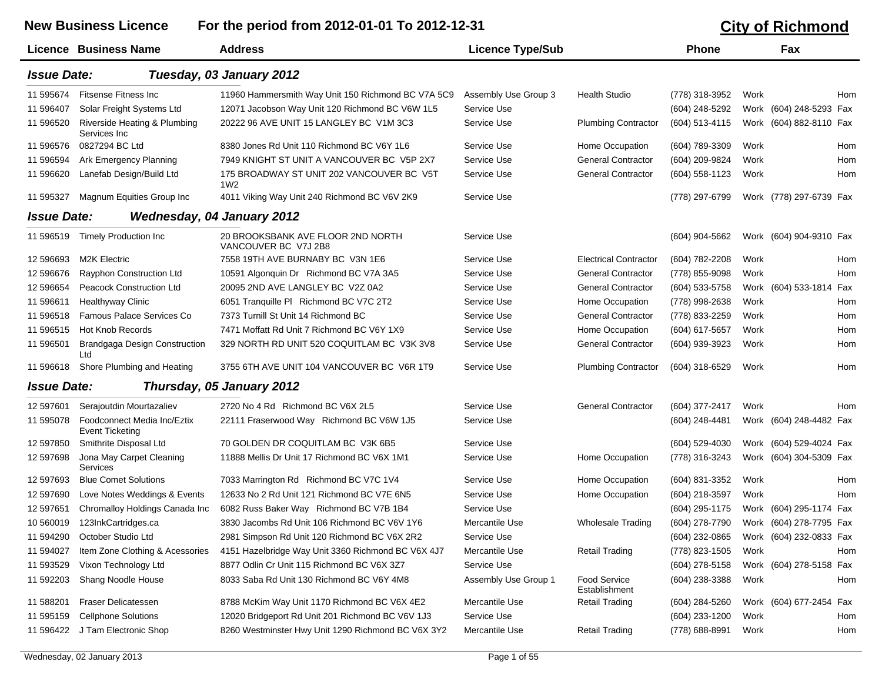# New Business Licence — For the period from 2012-01-01 To 2012-12-31

## City of Richmond

### Issue Date: Tuesday, 03 January 2012

| Licence | Business Name | Address | Licence Type/Sub | | Phone | | Fax | |
|---|---|---|---|---|---|---|---|---|
| 11 595674 | Fitsense Fitness Inc | 11960 Hammersmith Way Unit 150 Richmond BC V7A 5C9 | Assembly Use Group 3 | Health Studio | (778) 318-3952 | Work | | Hom |
| 11 596407 | Solar Freight Systems Ltd | 12071 Jacobson Way Unit 120 Richmond BC V6W 1L5 | Service Use | | (604) 248-5292 | Work | (604) 248-5293 | Fax |
| 11 596520 | Riverside Heating & Plumbing Services Inc | 20222 96 AVE UNIT 15 LANGLEY BC V1M 3C3 | Service Use | Plumbing Contractor | (604) 513-4115 | Work | (604) 882-8110 | Fax |
| 11 596576 | 0827294 BC Ltd | 8380 Jones Rd Unit 110 Richmond BC V6Y 1L6 | Service Use | Home Occupation | (604) 789-3309 | Work | | Hom |
| 11 596594 | Ark Emergency Planning | 7949 KNIGHT ST UNIT A VANCOUVER BC V5P 2X7 | Service Use | General Contractor | (604) 209-9824 | Work | | Hom |
| 11 596620 | Lanefab Design/Build Ltd | 175 BROADWAY ST UNIT 202 VANCOUVER BC V5T 1W2 | Service Use | General Contractor | (604) 558-1123 | Work | | Hom |
| 11 595327 | Magnum Equities Group Inc | 4011 Viking Way Unit 240 Richmond BC V6V 2K9 | Service Use | | (778) 297-6799 | Work | (778) 297-6739 | Fax |

### Issue Date: Wednesday, 04 January 2012

| Licence | Business Name | Address | Licence Type/Sub | | Phone | | Fax | |
|---|---|---|---|---|---|---|---|---|
| 11 596519 | Timely Production Inc | 20 BROOKSBANK AVE FLOOR 2ND NORTH VANCOUVER BC V7J 2B8 | Service Use | | (604) 904-5662 | Work | (604) 904-9310 | Fax |
| 12 596693 | M2K Electric | 7558 19TH AVE BURNABY BC V3N 1E6 | Service Use | Electrical Contractor | (604) 782-2208 | Work | | Hom |
| 12 596676 | Rayphon Construction Ltd | 10591 Algonquin Dr Richmond BC V7A 3A5 | Service Use | General Contractor | (778) 855-9098 | Work | | Hom |
| 12 596654 | Peacock Construction Ltd | 20095 2ND AVE LANGLEY BC V2Z 0A2 | Service Use | General Contractor | (604) 533-5758 | Work | (604) 533-1814 | Fax |
| 11 596611 | Healthyway Clinic | 6051 Tranquille Pl Richmond BC V7C 2T2 | Service Use | Home Occupation | (778) 998-2638 | Work | | Hom |
| 11 596518 | Famous Palace Services Co | 7373 Turnill St Unit 14 Richmond BC | Service Use | General Contractor | (778) 833-2259 | Work | | Hom |
| 11 596515 | Hot Knob Records | 7471 Moffatt Rd Unit 7 Richmond BC V6Y 1X9 | Service Use | Home Occupation | (604) 617-5657 | Work | | Hom |
| 11 596501 | Brandgaga Design Construction Ltd | 329 NORTH RD UNIT 520 COQUITLAM BC V3K 3V8 | Service Use | General Contractor | (604) 939-3923 | Work | | Hom |
| 11 596618 | Shore Plumbing and Heating | 3755 6TH AVE UNIT 104 VANCOUVER BC V6R 1T9 | Service Use | Plumbing Contractor | (604) 318-6529 | Work | | Hom |

### Issue Date: Thursday, 05 January 2012

| Licence | Business Name | Address | Licence Type/Sub | | Phone | | Fax | |
|---|---|---|---|---|---|---|---|---|
| 12 597601 | Serajoutdin Mourtazaliev | 2720 No 4 Rd Richmond BC V6X 2L5 | Service Use | General Contractor | (604) 377-2417 | Work | | Hom |
| 11 595078 | Foodconnect Media Inc/Eztix Event Ticketing | 22111 Fraserwood Way Richmond BC V6W 1J5 | Service Use | | (604) 248-4481 | Work | (604) 248-4482 | Fax |
| 12 597850 | Smithrite Disposal Ltd | 70 GOLDEN DR COQUITLAM BC V3K 6B5 | Service Use | | (604) 529-4030 | Work | (604) 529-4024 | Fax |
| 12 597698 | Jona May Carpet Cleaning Services | 11888 Mellis Dr Unit 17 Richmond BC V6X 1M1 | Service Use | Home Occupation | (778) 316-3243 | Work | (604) 304-5309 | Fax |
| 12 597693 | Blue Comet Solutions | 7033 Marrington Rd Richmond BC V7C 1V4 | Service Use | Home Occupation | (604) 831-3352 | Work | | Hom |
| 12 597690 | Love Notes Weddings & Events | 12633 No 2 Rd Unit 121 Richmond BC V7E 6N5 | Service Use | Home Occupation | (604) 218-3597 | Work | | Hom |
| 12 597651 | Chromalloy Holdings Canada Inc | 6082 Russ Baker Way Richmond BC V7B 1B4 | Service Use | | (604) 295-1175 | Work | (604) 295-1174 | Fax |
| 10 560019 | 123InkCartridges.ca | 3830 Jacombs Rd Unit 106 Richmond BC V6V 1Y6 | Mercantile Use | Wholesale Trading | (604) 278-7790 | Work | (604) 278-7795 | Fax |
| 11 594290 | October Studio Ltd | 2981 Simpson Rd Unit 120 Richmond BC V6X 2R2 | Service Use | | (604) 232-0865 | Work | (604) 232-0833 | Fax |
| 11 594027 | Item Zone Clothing & Acessories | 4151 Hazelbridge Way Unit 3360 Richmond BC V6X 4J7 | Mercantile Use | Retail Trading | (778) 823-1505 | Work | | Hom |
| 11 593529 | Vixon Technology Ltd | 8877 Odlin Cr Unit 115 Richmond BC V6X 3Z7 | Service Use | | (604) 278-5158 | Work | (604) 278-5158 | Fax |
| 11 592203 | Shang Noodle House | 8033 Saba Rd Unit 130 Richmond BC V6Y 4M8 | Assembly Use Group 1 | Food Service Establishment | (604) 238-3388 | Work | | Hom |
| 11 588201 | Fraser Delicatessen | 8788 McKim Way Unit 1170 Richmond BC V6X 4E2 | Mercantile Use | Retail Trading | (604) 284-5260 | Work | (604) 677-2454 | Fax |
| 11 595159 | Cellphone Solutions | 12020 Bridgeport Rd Unit 201 Richmond BC V6V 1J3 | Service Use | | (604) 233-1200 | Work | | Hom |
| 11 596422 | J Tam Electronic Shop | 8260 Westminster Hwy Unit 1290 Richmond BC V6X 3Y2 | Mercantile Use | Retail Trading | (778) 688-8991 | Work | | Hom |

Wednesday, 02 January 2013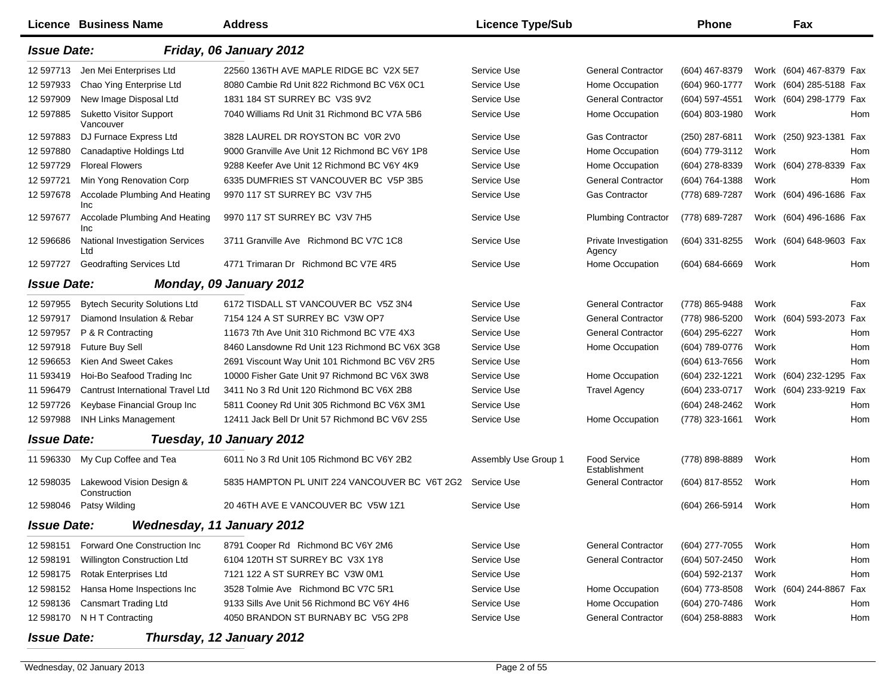| Licence | Business Name | Address | Licence Type/Sub | | Phone | | Fax | |
|---|---|---|---|---|---|---|---|---|
| ***Issue Date:*** | ***Friday, 06 January 2012*** | | | | | | | |
| 12 597713 | Jen Mei Enterprises Ltd | 22560 136TH AVE MAPLE RIDGE BC V2X 5E7 | Service Use | General Contractor | (604) 467-8379 | Work | (604) 467-8379 | Fax |
| 12 597933 | Chao Ying Enterprise Ltd | 8080 Cambie Rd Unit 822 Richmond BC V6X 0C1 | Service Use | Home Occupation | (604) 960-1777 | Work | (604) 285-5188 | Fax |
| 12 597909 | New Image Disposal Ltd | 1831 184 ST SURREY BC V3S 9V2 | Service Use | General Contractor | (604) 597-4551 | Work | (604) 298-1779 | Fax |
| 12 597885 | Suketto Visitor Support Vancouver | 7040 Williams Rd Unit 31 Richmond BC V7A 5B6 | Service Use | Home Occupation | (604) 803-1980 | Work | | Hom |
| 12 597883 | DJ Furnace Express Ltd | 3828 LAUREL DR ROYSTON BC V0R 2V0 | Service Use | Gas Contractor | (250) 287-6811 | Work | (250) 923-1381 | Fax |
| 12 597880 | Canadaptive Holdings Ltd | 9000 Granville Ave Unit 12 Richmond BC V6Y 1P8 | Service Use | Home Occupation | (604) 779-3112 | Work | | Hom |
| 12 597729 | Floreal Flowers | 9288 Keefer Ave Unit 12 Richmond BC V6Y 4K9 | Service Use | Home Occupation | (604) 278-8339 | Work | (604) 278-8339 | Fax |
| 12 597721 | Min Yong Renovation Corp | 6335 DUMFRIES ST VANCOUVER BC V5P 3B5 | Service Use | General Contractor | (604) 764-1388 | Work | | Hom |
| 12 597678 | Accolade Plumbing And Heating Inc | 9970 117 ST SURREY BC V3V 7H5 | Service Use | Gas Contractor | (778) 689-7287 | Work | (604) 496-1686 | Fax |
| 12 597677 | Accolade Plumbing And Heating Inc | 9970 117 ST SURREY BC V3V 7H5 | Service Use | Plumbing Contractor | (778) 689-7287 | Work | (604) 496-1686 | Fax |
| 12 596686 | National Investigation Services Ltd | 3711 Granville Ave Richmond BC V7C 1C8 | Service Use | Private Investigation Agency | (604) 331-8255 | Work | (604) 648-9603 | Fax |
| 12 597727 | Geodrafting Services Ltd | 4771 Trimaran Dr Richmond BC V7E 4R5 | Service Use | Home Occupation | (604) 684-6669 | Work | | Hom |
| ***Issue Date:*** | ***Monday, 09 January 2012*** | | | | | | | |
| 12 597955 | Bytech Security Solutions Ltd | 6172 TISDALL ST VANCOUVER BC V5Z 3N4 | Service Use | General Contractor | (778) 865-9488 | Work | | Fax |
| 12 597917 | Diamond Insulation & Rebar | 7154 124 A ST SURREY BC V3W OP7 | Service Use | General Contractor | (778) 986-5200 | Work | (604) 593-2073 | Fax |
| 12 597957 | P & R Contracting | 11673 7th Ave Unit 310 Richmond BC V7E 4X3 | Service Use | General Contractor | (604) 295-6227 | Work | | Hom |
| 12 597918 | Future Buy Sell | 8460 Lansdowne Rd Unit 123 Richmond BC V6X 3G8 | Service Use | Home Occupation | (604) 789-0776 | Work | | Hom |
| 12 596653 | Kien And Sweet Cakes | 2691 Viscount Way Unit 101 Richmond BC V6V 2R5 | Service Use | | (604) 613-7656 | Work | | Hom |
| 11 593419 | Hoi-Bo Seafood Trading Inc | 10000 Fisher Gate Unit 97 Richmond BC V6X 3W8 | Service Use | Home Occupation | (604) 232-1221 | Work | (604) 232-1295 | Fax |
| 11 596479 | Cantrust International Travel Ltd | 3411 No 3 Rd Unit 120 Richmond BC V6X 2B8 | Service Use | Travel Agency | (604) 233-0717 | Work | (604) 233-9219 | Fax |
| 12 597726 | Keybase Financial Group Inc | 5811 Cooney Rd Unit 305 Richmond BC V6X 3M1 | Service Use | | (604) 248-2462 | Work | | Hom |
| 12 597988 | INH Links Management | 12411 Jack Bell Dr Unit 57 Richmond BC V6V 2S5 | Service Use | Home Occupation | (778) 323-1661 | Work | | Hom |
| ***Issue Date:*** | ***Tuesday, 10 January 2012*** | | | | | | | |
| 11 596330 | My Cup Coffee and Tea | 6011 No 3 Rd Unit 105 Richmond BC V6Y 2B2 | Assembly Use Group 1 | Food Service Establishment | (778) 898-8889 | Work | | Hom |
| 12 598035 | Lakewood Vision Design & Construction | 5835 HAMPTON PL UNIT 224 VANCOUVER BC V6T 2G2 | Service Use | General Contractor | (604) 817-8552 | Work | | Hom |
| 12 598046 | Patsy Wilding | 20 46TH AVE E VANCOUVER BC V5W 1Z1 | Service Use | | (604) 266-5914 | Work | | Hom |
| ***Issue Date:*** | ***Wednesday, 11 January 2012*** | | | | | | | |
| 12 598151 | Forward One Construction Inc | 8791 Cooper Rd Richmond BC V6Y 2M6 | Service Use | General Contractor | (604) 277-7055 | Work | | Hom |
| 12 598191 | Willington Construction Ltd | 6104 120TH ST SURREY BC V3X 1Y8 | Service Use | General Contractor | (604) 507-2450 | Work | | Hom |
| 12 598175 | Rotak Enterprises Ltd | 7121 122 A ST SURREY BC V3W 0M1 | Service Use | | (604) 592-2137 | Work | | Hom |
| 12 598152 | Hansa Home Inspections Inc | 3528 Tolmie Ave Richmond BC V7C 5R1 | Service Use | Home Occupation | (604) 773-8508 | Work | (604) 244-8867 | Fax |
| 12 598136 | Cansmart Trading Ltd | 9133 Sills Ave Unit 56 Richmond BC V6Y 4H6 | Service Use | Home Occupation | (604) 270-7486 | Work | | Hom |
| 12 598170 | N H T Contracting | 4050 BRANDON ST BURNABY BC V5G 2P8 | Service Use | General Contractor | (604) 258-8883 | Work | | Hom |
| ***Issue Date:*** | ***Thursday, 12 January 2012*** | | | | | | | |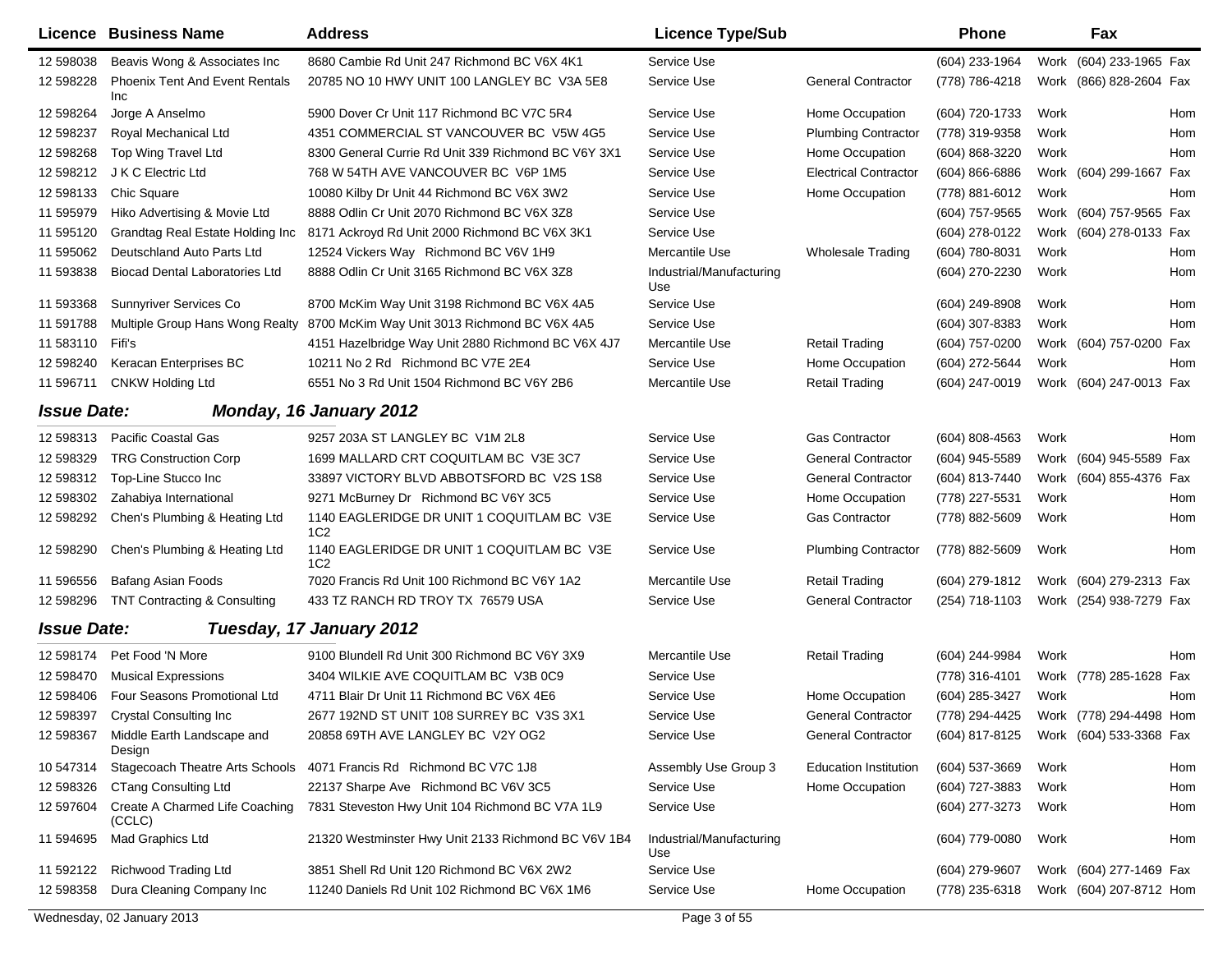| Licence | Business Name | Address | Licence Type/Sub | | Phone | | Fax | |
|---|---|---|---|---|---|---|---|---|
| 12 598038 | Beavis Wong & Associates Inc | 8680 Cambie Rd Unit 247 Richmond BC V6X 4K1 | Service Use | | (604) 233-1964 | Work | (604) 233-1965 | Fax |
| 12 598228 | Phoenix Tent And Event Rentals Inc | 20785 NO 10 HWY UNIT 100 LANGLEY BC V3A 5E8 | Service Use | General Contractor | (778) 786-4218 | Work | (866) 828-2604 | Fax |
| 12 598264 | Jorge A Anselmo | 5900 Dover Cr Unit 117 Richmond BC V7C 5R4 | Service Use | Home Occupation | (604) 720-1733 | Work | | Hom |
| 12 598237 | Royal Mechanical Ltd | 4351 COMMERCIAL ST VANCOUVER BC V5W 4G5 | Service Use | Plumbing Contractor | (778) 319-9358 | Work | | Hom |
| 12 598268 | Top Wing Travel Ltd | 8300 General Currie Rd Unit 339 Richmond BC V6Y 3X1 | Service Use | Home Occupation | (604) 868-3220 | Work | | Hom |
| 12 598212 | J K C Electric Ltd | 768 W 54TH AVE VANCOUVER BC V6P 1M5 | Service Use | Electrical Contractor | (604) 866-6886 | Work | (604) 299-1667 | Fax |
| 12 598133 | Chic Square | 10080 Kilby Dr Unit 44 Richmond BC V6X 3W2 | Service Use | Home Occupation | (778) 881-6012 | Work | | Hom |
| 11 595979 | Hiko Advertising & Movie Ltd | 8888 Odlin Cr Unit 2070 Richmond BC V6X 3Z8 | Service Use | | (604) 757-9565 | Work | (604) 757-9565 | Fax |
| 11 595120 | Grandtag Real Estate Holding Inc | 8171 Ackroyd Rd Unit 2000 Richmond BC V6X 3K1 | Service Use | | (604) 278-0122 | Work | (604) 278-0133 | Fax |
| 11 595062 | Deutschland Auto Parts Ltd | 12524 Vickers Way Richmond BC V6V 1H9 | Mercantile Use | Wholesale Trading | (604) 780-8031 | Work | | Hom |
| 11 593838 | Biocad Dental Laboratories Ltd | 8888 Odlin Cr Unit 3165 Richmond BC V6X 3Z8 | Industrial/Manufacturing Use | | (604) 270-2230 | Work | | Hom |
| 11 593368 | Sunnyriver Services Co | 8700 McKim Way Unit 3198 Richmond BC V6X 4A5 | Service Use | | (604) 249-8908 | Work | | Hom |
| 11 591788 | Multiple Group Hans Wong Realty | 8700 McKim Way Unit 3013 Richmond BC V6X 4A5 | Service Use | | (604) 307-8383 | Work | | Hom |
| 11 583110 | Fifi's | 4151 Hazelbridge Way Unit 2880 Richmond BC V6X 4J7 | Mercantile Use | Retail Trading | (604) 757-0200 | Work | (604) 757-0200 | Fax |
| 12 598240 | Keracan Enterprises BC | 10211 No 2 Rd Richmond BC V7E 2E4 | Service Use | Home Occupation | (604) 272-5644 | Work | | Hom |
| 11 596711 | CNKW Holding Ltd | 6551 No 3 Rd Unit 1504 Richmond BC V6Y 2B6 | Mercantile Use | Retail Trading | (604) 247-0019 | Work | (604) 247-0013 | Fax |

***Issue Date: Monday, 16 January 2012***

| Licence | Business Name | Address | Licence Type/Sub | | Phone | | Fax | |
|---|---|---|---|---|---|---|---|---|
| 12 598313 | Pacific Coastal Gas | 9257 203A ST LANGLEY BC V1M 2L8 | Service Use | Gas Contractor | (604) 808-4563 | Work | | Hom |
| 12 598329 | TRG Construction Corp | 1699 MALLARD CRT COQUITLAM BC V3E 3C7 | Service Use | General Contractor | (604) 945-5589 | Work | (604) 945-5589 | Fax |
| 12 598312 | Top-Line Stucco Inc | 33897 VICTORY BLVD ABBOTSFORD BC V2S 1S8 | Service Use | General Contractor | (604) 813-7440 | Work | (604) 855-4376 | Fax |
| 12 598302 | Zahabiya International | 9271 McBurney Dr Richmond BC V6Y 3C5 | Service Use | Home Occupation | (778) 227-5531 | Work | | Hom |
| 12 598292 | Chen's Plumbing & Heating Ltd | 1140 EAGLERIDGE DR UNIT 1 COQUITLAM BC V3E 1C2 | Service Use | Gas Contractor | (778) 882-5609 | Work | | Hom |
| 12 598290 | Chen's Plumbing & Heating Ltd | 1140 EAGLERIDGE DR UNIT 1 COQUITLAM BC V3E 1C2 | Service Use | Plumbing Contractor | (778) 882-5609 | Work | | Hom |
| 11 596556 | Bafang Asian Foods | 7020 Francis Rd Unit 100 Richmond BC V6Y 1A2 | Mercantile Use | Retail Trading | (604) 279-1812 | Work | (604) 279-2313 | Fax |
| 12 598296 | TNT Contracting & Consulting | 433 TZ RANCH RD TROY TX 76579 USA | Service Use | General Contractor | (254) 718-1103 | Work | (254) 938-7279 | Fax |

***Issue Date: Tuesday, 17 January 2012***

| Licence | Business Name | Address | Licence Type/Sub | | Phone | | Fax | |
|---|---|---|---|---|---|---|---|---|
| 12 598174 | Pet Food 'N More | 9100 Blundell Rd Unit 300 Richmond BC V6Y 3X9 | Mercantile Use | Retail Trading | (604) 244-9984 | Work | | Hom |
| 12 598470 | Musical Expressions | 3404 WILKIE AVE COQUITLAM BC V3B 0C9 | Service Use | | (778) 316-4101 | Work | (778) 285-1628 | Fax |
| 12 598406 | Four Seasons Promotional Ltd | 4711 Blair Dr Unit 11 Richmond BC V6X 4E6 | Service Use | Home Occupation | (604) 285-3427 | Work | | Hom |
| 12 598397 | Crystal Consulting Inc | 2677 192ND ST UNIT 108 SURREY BC V3S 3X1 | Service Use | General Contractor | (778) 294-4425 | Work | (778) 294-4498 | Hom |
| 12 598367 | Middle Earth Landscape and Design | 20858 69TH AVE LANGLEY BC V2Y OG2 | Service Use | General Contractor | (604) 817-8125 | Work | (604) 533-3368 | Fax |
| 10 547314 | Stagecoach Theatre Arts Schools | 4071 Francis Rd Richmond BC V7C 1J8 | Assembly Use Group 3 | Education Institution | (604) 537-3669 | Work | | Hom |
| 12 598326 | CTang Consulting Ltd | 22137 Sharpe Ave Richmond BC V6V 3C5 | Service Use | Home Occupation | (604) 727-3883 | Work | | Hom |
| 12 597604 | Create A Charmed Life Coaching (CCLC) | 7831 Steveston Hwy Unit 104 Richmond BC V7A 1L9 | Service Use | | (604) 277-3273 | Work | | Hom |
| 11 594695 | Mad Graphics Ltd | 21320 Westminster Hwy Unit 2133 Richmond BC V6V 1B4 | Industrial/Manufacturing Use | | (604) 779-0080 | Work | | Hom |
| 11 592122 | Richwood Trading Ltd | 3851 Shell Rd Unit 120 Richmond BC V6X 2W2 | Service Use | | (604) 279-9607 | Work | (604) 277-1469 | Fax |
| 12 598358 | Dura Cleaning Company Inc | 11240 Daniels Rd Unit 102 Richmond BC V6X 1M6 | Service Use | Home Occupation | (778) 235-6318 | Work | (604) 207-8712 | Hom |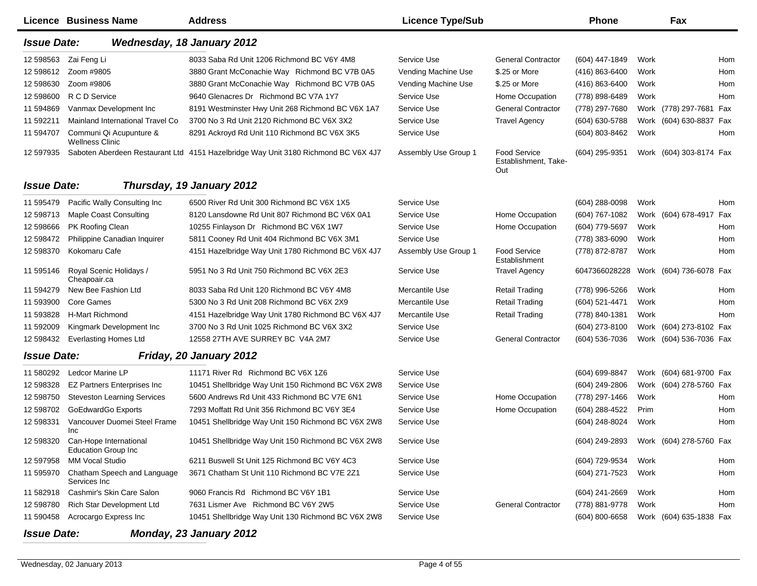| Licence | Business Name | Address | Licence Type/Sub | | Phone | | Fax | |
|---|---|---|---|---|---|---|---|---|

## *Issue Date: Wednesday, 18 January 2012*

| Licence | Business Name | Address | Licence Type/Sub | | Phone | | Fax | |
|---|---|---|---|---|---|---|---|---|
| 12 598563 | Zai Feng Li | 8033 Saba Rd Unit 1206 Richmond BC V6Y 4M8 | Service Use | General Contractor | (604) 447-1849 | Work | | Hom |
| 12 598612 | Zoom #9805 | 3880 Grant McConachie Way Richmond BC V7B 0A5 | Vending Machine Use | $.25 or More | (416) 863-6400 | Work | | Hom |
| 12 598630 | Zoom #9806 | 3880 Grant McConachie Way Richmond BC V7B 0A5 | Vending Machine Use | $.25 or More | (416) 863-6400 | Work | | Hom |
| 12 598600 | R C D Service | 9640 Glenacres Dr Richmond BC V7A 1Y7 | Service Use | Home Occupation | (778) 898-6489 | Work | | Hom |
| 11 594869 | Vanmax Development Inc | 8191 Westminster Hwy Unit 268 Richmond BC V6X 1A7 | Service Use | General Contractor | (778) 297-7680 | Work | (778) 297-7681 | Fax |
| 11 592211 | Mainland International Travel Co | 3700 No 3 Rd Unit 2120 Richmond BC V6X 3X2 | Service Use | Travel Agency | (604) 630-5788 | Work | (604) 630-8837 | Fax |
| 11 594707 | Communi Qi Acupunture & Wellness Clinic | 8291 Ackroyd Rd Unit 110 Richmond BC V6X 3K5 | Service Use | | (604) 803-8462 | Work | | Hom |
| 12 597935 | Saboten Aberdeen Restaurant Ltd | 4151 Hazelbridge Way Unit 3180 Richmond BC V6X 4J7 | Assembly Use Group 1 | Food Service Establishment, Take-Out | (604) 295-9351 | Work | (604) 303-8174 | Fax |

## *Issue Date: Thursday, 19 January 2012*

| Licence | Business Name | Address | Licence Type/Sub | | Phone | | Fax | |
|---|---|---|---|---|---|---|---|---|
| 11 595479 | Pacific Wally Consulting Inc | 6500 River Rd Unit 300 Richmond BC V6X 1X5 | Service Use | | (604) 288-0098 | Work | | Hom |
| 12 598713 | Maple Coast Consulting | 8120 Lansdowne Rd Unit 807 Richmond BC V6X 0A1 | Service Use | Home Occupation | (604) 767-1082 | Work | (604) 678-4917 | Fax |
| 12 598666 | PK Roofing Clean | 10255 Finlayson Dr Richmond BC V6X 1W7 | Service Use | Home Occupation | (604) 779-5697 | Work | | Hom |
| 12 598472 | Philippine Canadian Inquirer | 5811 Cooney Rd Unit 404 Richmond BC V6X 3M1 | Service Use | | (778) 383-6090 | Work | | Hom |
| 12 598370 | Kokomaru Cafe | 4151 Hazelbridge Way Unit 1780 Richmond BC V6X 4J7 | Assembly Use Group 1 | Food Service Establishment | (778) 872-8787 | Work | | Hom |
| 11 595146 | Royal Scenic Holidays / Cheapoair.ca | 5951 No 3 Rd Unit 750 Richmond BC V6X 2E3 | Service Use | Travel Agency | 6047366028228 | Work | (604) 736-6078 | Fax |
| 11 594279 | New Bee Fashion Ltd | 8033 Saba Rd Unit 120 Richmond BC V6Y 4M8 | Mercantile Use | Retail Trading | (778) 996-5266 | Work | | Hom |
| 11 593900 | Core Games | 5300 No 3 Rd Unit 208 Richmond BC V6X 2X9 | Mercantile Use | Retail Trading | (604) 521-4471 | Work | | Hom |
| 11 593828 | H-Mart Richmond | 4151 Hazelbridge Way Unit 1780 Richmond BC V6X 4J7 | Mercantile Use | Retail Trading | (778) 840-1381 | Work | | Hom |
| 11 592009 | Kingmark Development Inc | 3700 No 3 Rd Unit 1025 Richmond BC V6X 3X2 | Service Use | | (604) 273-8100 | Work | (604) 273-8102 | Fax |
| 12 598432 | Everlasting Homes Ltd | 12558 27TH AVE SURREY BC V4A 2M7 | Service Use | General Contractor | (604) 536-7036 | Work | (604) 536-7036 | Fax |

## *Issue Date: Friday, 20 January 2012*

| Licence | Business Name | Address | Licence Type/Sub | | Phone | | Fax | |
|---|---|---|---|---|---|---|---|---|
| 11 580292 | Ledcor Marine LP | 11171 River Rd Richmond BC V6X 1Z6 | Service Use | | (604) 699-8847 | Work | (604) 681-9700 | Fax |
| 12 598328 | EZ Partners Enterprises Inc | 10451 Shellbridge Way Unit 150 Richmond BC V6X 2W8 | Service Use | | (604) 249-2806 | Work | (604) 278-5760 | Fax |
| 12 598750 | Steveston Learning Services | 5600 Andrews Rd Unit 433 Richmond BC V7E 6N1 | Service Use | Home Occupation | (778) 297-1466 | Work | | Hom |
| 12 598702 | GoEdwardGo Exports | 7293 Moffatt Rd Unit 356 Richmond BC V6Y 3E4 | Service Use | Home Occupation | (604) 288-4522 | Prim | | Hom |
| 12 598331 | Vancouver Duomei Steel Frame Inc | 10451 Shellbridge Way Unit 150 Richmond BC V6X 2W8 | Service Use | | (604) 248-8024 | Work | | Hom |
| 12 598320 | Can-Hope International Education Group Inc | 10451 Shellbridge Way Unit 150 Richmond BC V6X 2W8 | Service Use | | (604) 249-2893 | Work | (604) 278-5760 | Fax |
| 12 597958 | MM Vocal Studio | 6211 Buswell St Unit 125 Richmond BC V6Y 4C3 | Service Use | | (604) 729-9534 | Work | | Hom |
| 11 595970 | Chatham Speech and Language Services Inc | 3671 Chatham St Unit 110 Richmond BC V7E 2Z1 | Service Use | | (604) 271-7523 | Work | | Hom |
| 11 582918 | Cashmir's Skin Care Salon | 9060 Francis Rd Richmond BC V6Y 1B1 | Service Use | | (604) 241-2669 | Work | | Hom |
| 12 598780 | Rich Star Development Ltd | 7631 Lismer Ave Richmond BC V6Y 2W5 | Service Use | General Contractor | (778) 881-9778 | Work | | Hom |
| 11 590458 | Acrocargo Express Inc | 10451 Shellbridge Way Unit 130 Richmond BC V6X 2W8 | Service Use | | (604) 800-6658 | Work | (604) 635-1838 | Fax |

## *Issue Date: Monday, 23 January 2012*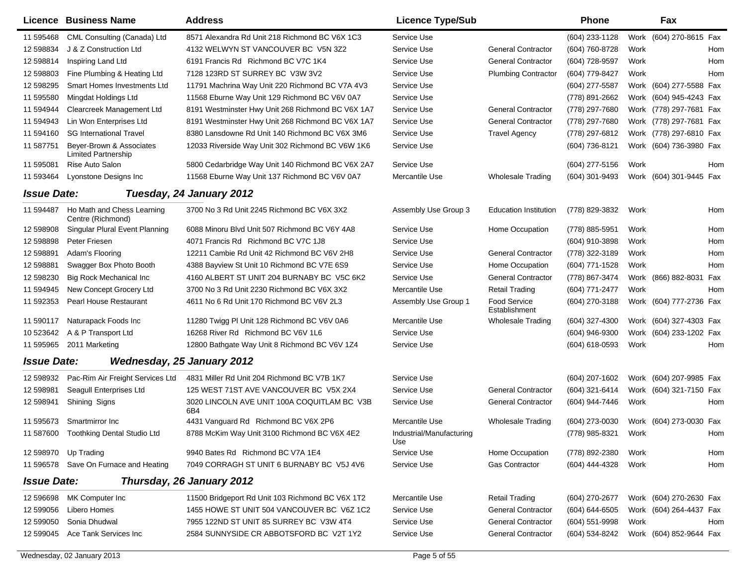| Licence | Business Name | Address | Licence Type/Sub | | Phone | | Fax | |
|---|---|---|---|---|---|---|---|---|
| 11 595468 | CML Consulting (Canada) Ltd | 8571 Alexandra Rd Unit 218 Richmond BC V6X 1C3 | Service Use | | (604) 233-1128 | Work | (604) 270-8615 | Fax |
| 12 598834 | J & Z Construction Ltd | 4132 WELWYN ST VANCOUVER BC V5N 3Z2 | Service Use | General Contractor | (604) 760-8728 | Work | | Hom |
| 12 598814 | Inspiring Land Ltd | 6191 Francis Rd Richmond BC V7C 1K4 | Service Use | General Contractor | (604) 728-9597 | Work | | Hom |
| 12 598803 | Fine Plumbing & Heating Ltd | 7128 123RD ST SURREY BC V3W 3V2 | Service Use | Plumbing Contractor | (604) 779-8427 | Work | | Hom |
| 12 598295 | Smart Homes Investments Ltd | 11791 Machrina Way Unit 220 Richmond BC V7A 4V3 | Service Use | | (604) 277-5587 | Work | (604) 277-5588 | Fax |
| 11 595580 | Mingdat Holdings Ltd | 11568 Eburne Way Unit 129 Richmond BC V6V 0A7 | Service Use | | (778) 891-2662 | Work | (604) 945-4243 | Fax |
| 11 594944 | Clearcreek Management Ltd | 8191 Westminster Hwy Unit 268 Richmond BC V6X 1A7 | Service Use | General Contractor | (778) 297-7680 | Work | (778) 297-7681 | Fax |
| 11 594943 | Lin Won Enterprises Ltd | 8191 Westminster Hwy Unit 268 Richmond BC V6X 1A7 | Service Use | General Contractor | (778) 297-7680 | Work | (778) 297-7681 | Fax |
| 11 594160 | SG International Travel | 8380 Lansdowne Rd Unit 140 Richmond BC V6X 3M6 | Service Use | Travel Agency | (778) 297-6812 | Work | (778) 297-6810 | Fax |
| 11 587751 | Beyer-Brown & Associates Limited Partnership | 12033 Riverside Way Unit 302 Richmond BC V6W 1K6 | Service Use | | (604) 736-8121 | Work | (604) 736-3980 | Fax |
| 11 595081 | Rise Auto Salon | 5800 Cedarbridge Way Unit 140 Richmond BC V6X 2A7 | Service Use | | (604) 277-5156 | Work | | Hom |
| 11 593464 | Lyonstone Designs Inc | 11568 Eburne Way Unit 137 Richmond BC V6V 0A7 | Mercantile Use | Wholesale Trading | (604) 301-9493 | Work | (604) 301-9445 | Fax |

***Issue Date: Tuesday, 24 January 2012***

| Licence | Business Name | Address | Licence Type/Sub | | Phone | | Fax | |
|---|---|---|---|---|---|---|---|---|
| 11 594487 | Ho Math and Chess Learning Centre (Richmond) | 3700 No 3 Rd Unit 2245 Richmond BC V6X 3X2 | Assembly Use Group 3 | Education Institution | (778) 829-3832 | Work | | Hom |
| 12 598908 | Singular Plural Event Planning | 6088 Minoru Blvd Unit 507 Richmond BC V6Y 4A8 | Service Use | Home Occupation | (778) 885-5951 | Work | | Hom |
| 12 598898 | Peter Friesen | 4071 Francis Rd Richmond BC V7C 1J8 | Service Use | | (604) 910-3898 | Work | | Hom |
| 12 598891 | Adam's Flooring | 12211 Cambie Rd Unit 42 Richmond BC V6V 2H8 | Service Use | General Contractor | (778) 322-3189 | Work | | Hom |
| 12 598881 | Swagger Box Photo Booth | 4388 Bayview St Unit 10 Richmond BC V7E 6S9 | Service Use | Home Occupation | (604) 771-1528 | Work | | Hom |
| 12 598230 | Big Rock Mechanical Inc | 4160 ALBERT ST UNIT 204 BURNABY BC V5C 6K2 | Service Use | General Contractor | (778) 867-3474 | Work | (866) 882-8031 | Fax |
| 11 594945 | New Concept Grocery Ltd | 3700 No 3 Rd Unit 2230 Richmond BC V6X 3X2 | Mercantile Use | Retail Trading | (604) 771-2477 | Work | | Hom |
| 11 592353 | Pearl House Restaurant | 4611 No 6 Rd Unit 170 Richmond BC V6V 2L3 | Assembly Use Group 1 | Food Service Establishment | (604) 270-3188 | Work | (604) 777-2736 | Fax |
| 11 590117 | Naturapack Foods Inc | 11280 Twigg Pl Unit 128 Richmond BC V6V 0A6 | Mercantile Use | Wholesale Trading | (604) 327-4300 | Work | (604) 327-4303 | Fax |
| 10 523642 | A & P Transport Ltd | 16268 River Rd Richmond BC V6V 1L6 | Service Use | | (604) 946-9300 | Work | (604) 233-1202 | Fax |
| 11 595965 | 2011 Marketing | 12800 Bathgate Way Unit 8 Richmond BC V6V 1Z4 | Service Use | | (604) 618-0593 | Work | | Hom |

***Issue Date: Wednesday, 25 January 2012***

| Licence | Business Name | Address | Licence Type/Sub | | Phone | | Fax | |
|---|---|---|---|---|---|---|---|---|
| 12 598932 | Pac-Rim Air Freight Services Ltd | 4831 Miller Rd Unit 204 Richmond BC V7B 1K7 | Service Use | | (604) 207-1602 | Work | (604) 207-9985 | Fax |
| 12 598981 | Seagull Enterprises Ltd | 125 WEST 71ST AVE VANCOUVER BC V5X 2X4 | Service Use | General Contractor | (604) 321-6414 | Work | (604) 321-7150 | Fax |
| 12 598941 | Shining Signs | 3020 LINCOLN AVE UNIT 100A COQUITLAM BC V3B 6B4 | Service Use | General Contractor | (604) 944-7446 | Work | | Hom |
| 11 595673 | Smartmirror Inc | 4431 Vanguard Rd Richmond BC V6X 2P6 | Mercantile Use | Wholesale Trading | (604) 273-0030 | Work | (604) 273-0030 | Fax |
| 11 587600 | Toothking Dental Studio Ltd | 8788 McKim Way Unit 3100 Richmond BC V6X 4E2 | Industrial/Manufacturing Use | | (778) 985-8321 | Work | | Hom |
| 12 598970 | Up Trading | 9940 Bates Rd Richmond BC V7A 1E4 | Service Use | Home Occupation | (778) 892-2380 | Work | | Hom |
| 11 596578 | Save On Furnace and Heating | 7049 CORRAGH ST UNIT 6 BURNABY BC V5J 4V6 | Service Use | Gas Contractor | (604) 444-4328 | Work | | Hom |

***Issue Date: Thursday, 26 January 2012***

| Licence | Business Name | Address | Licence Type/Sub | | Phone | | Fax | |
|---|---|---|---|---|---|---|---|---|
| 12 596698 | MK Computer Inc | 11500 Bridgeport Rd Unit 103 Richmond BC V6X 1T2 | Mercantile Use | Retail Trading | (604) 270-2677 | Work | (604) 270-2630 | Fax |
| 12 599056 | Libero Homes | 1455 HOWE ST UNIT 504 VANCOUVER BC V6Z 1C2 | Service Use | General Contractor | (604) 644-6505 | Work | (604) 264-4437 | Fax |
| 12 599050 | Sonia Dhudwal | 7955 122ND ST UNIT 85 SURREY BC V3W 4T4 | Service Use | General Contractor | (604) 551-9998 | Work | | Hom |
| 12 599045 | Ace Tank Services Inc | 2584 SUNNYSIDE CR ABBOTSFORD BC V2T 1Y2 | Service Use | General Contractor | (604) 534-8242 | Work | (604) 852-9644 | Fax |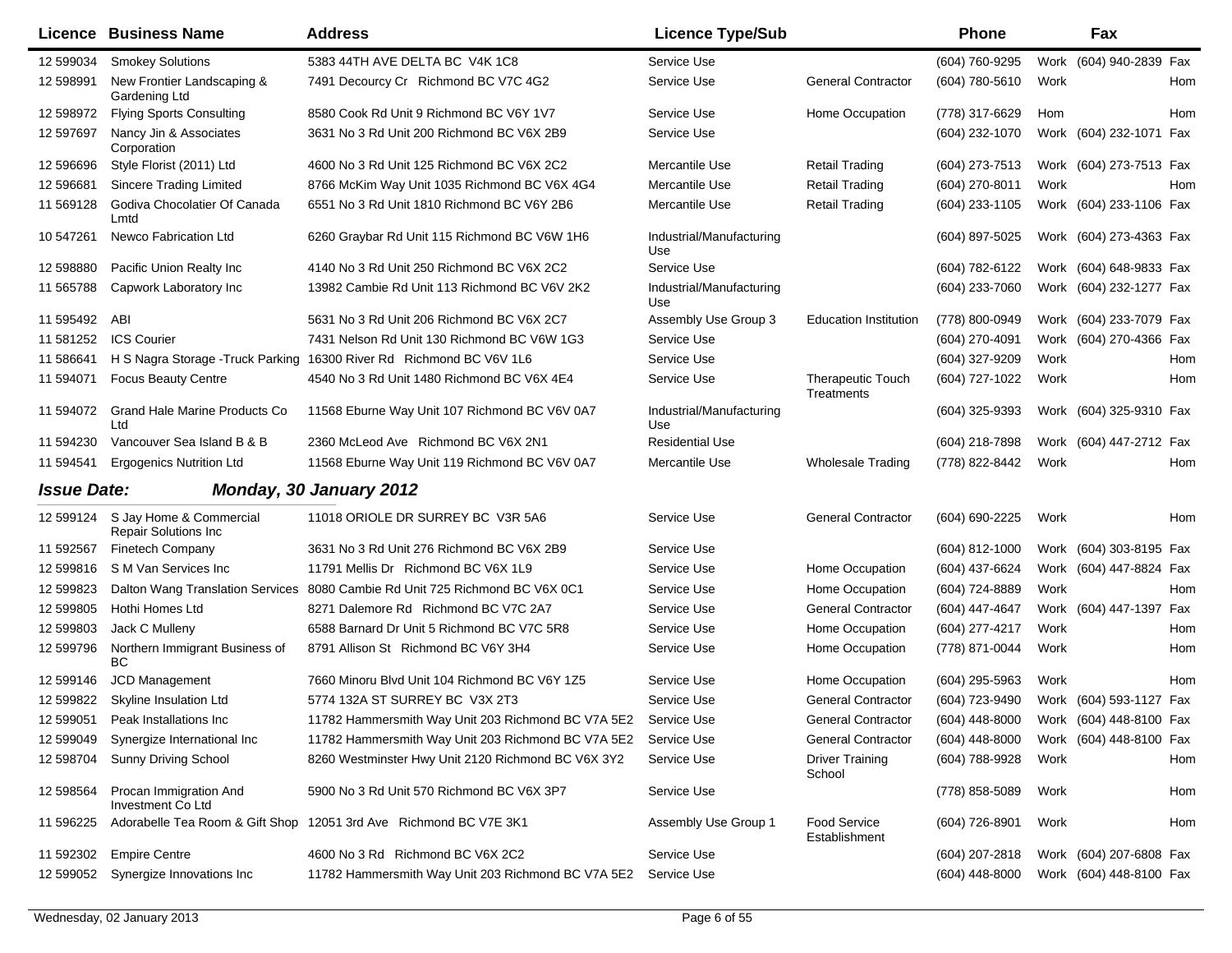| Licence | Business Name | Address | Licence Type/Sub | | Phone | | Fax | |
|---|---|---|---|---|---|---|---|---|
| 12 599034 | Smokey Solutions | 5383 44TH AVE DELTA BC V4K 1C8 | Service Use | | (604) 760-9295 | Work | (604) 940-2839 | Fax |
| 12 598991 | New Frontier Landscaping & Gardening Ltd | 7491 Decourcy Cr Richmond BC V7C 4G2 | Service Use | General Contractor | (604) 780-5610 | Work | | Hom |
| 12 598972 | Flying Sports Consulting | 8580 Cook Rd Unit 9 Richmond BC V6Y 1V7 | Service Use | Home Occupation | (778) 317-6629 | Hom | | Hom |
| 12 597697 | Nancy Jin & Associates Corporation | 3631 No 3 Rd Unit 200 Richmond BC V6X 2B9 | Service Use | | (604) 232-1070 | Work | (604) 232-1071 | Fax |
| 12 596696 | Style Florist (2011) Ltd | 4600 No 3 Rd Unit 125 Richmond BC V6X 2C2 | Mercantile Use | Retail Trading | (604) 273-7513 | Work | (604) 273-7513 | Fax |
| 12 596681 | Sincere Trading Limited | 8766 McKim Way Unit 1035 Richmond BC V6X 4G4 | Mercantile Use | Retail Trading | (604) 270-8011 | Work | | Hom |
| 11 569128 | Godiva Chocolatier Of Canada Lmtd | 6551 No 3 Rd Unit 1810 Richmond BC V6Y 2B6 | Mercantile Use | Retail Trading | (604) 233-1105 | Work | (604) 233-1106 | Fax |
| 10 547261 | Newco Fabrication Ltd | 6260 Graybar Rd Unit 115 Richmond BC V6W 1H6 | Industrial/Manufacturing Use | | (604) 897-5025 | Work | (604) 273-4363 | Fax |
| 12 598880 | Pacific Union Realty Inc | 4140 No 3 Rd Unit 250 Richmond BC V6X 2C2 | Service Use | | (604) 782-6122 | Work | (604) 648-9833 | Fax |
| 11 565788 | Capwork Laboratory Inc | 13982 Cambie Rd Unit 113 Richmond BC V6V 2K2 | Industrial/Manufacturing Use | | (604) 233-7060 | Work | (604) 232-1277 | Fax |
| 11 595492 | ABI | 5631 No 3 Rd Unit 206 Richmond BC V6X 2C7 | Assembly Use Group 3 | Education Institution | (778) 800-0949 | Work | (604) 233-7079 | Fax |
| 11 581252 | ICS Courier | 7431 Nelson Rd Unit 130 Richmond BC V6W 1G3 | Service Use | | (604) 270-4091 | Work | (604) 270-4366 | Fax |
| 11 586641 | H S Nagra Storage -Truck Parking | 16300 River Rd Richmond BC V6V 1L6 | Service Use | | (604) 327-9209 | Work | | Hom |
| 11 594071 | Focus Beauty Centre | 4540 No 3 Rd Unit 1480 Richmond BC V6X 4E4 | Service Use | Therapeutic Touch Treatments | (604) 727-1022 | Work | | Hom |
| 11 594072 | Grand Hale Marine Products Co Ltd | 11568 Eburne Way Unit 107 Richmond BC V6V 0A7 | Industrial/Manufacturing Use | | (604) 325-9393 | Work | (604) 325-9310 | Fax |
| 11 594230 | Vancouver Sea Island B & B | 2360 McLeod Ave Richmond BC V6X 2N1 | Residential Use | | (604) 218-7898 | Work | (604) 447-2712 | Fax |
| 11 594541 | Ergogenics Nutrition Ltd | 11568 Eburne Way Unit 119 Richmond BC V6V 0A7 | Mercantile Use | Wholesale Trading | (778) 822-8442 | Work | | Hom |

## *Issue Date: Monday, 30 January 2012*

| Licence | Business Name | Address | Licence Type/Sub | | Phone | | Fax | |
|---|---|---|---|---|---|---|---|---|
| 12 599124 | S Jay Home & Commercial Repair Solutions Inc | 11018 ORIOLE DR SURREY BC V3R 5A6 | Service Use | General Contractor | (604) 690-2225 | Work | | Hom |
| 11 592567 | Finetech Company | 3631 No 3 Rd Unit 276 Richmond BC V6X 2B9 | Service Use | | (604) 812-1000 | Work | (604) 303-8195 | Fax |
| 12 599816 | S M Van Services Inc | 11791 Mellis Dr Richmond BC V6X 1L9 | Service Use | Home Occupation | (604) 437-6624 | Work | (604) 447-8824 | Fax |
| 12 599823 | Dalton Wang Translation Services | 8080 Cambie Rd Unit 725 Richmond BC V6X 0C1 | Service Use | Home Occupation | (604) 724-8889 | Work | | Hom |
| 12 599805 | Hothi Homes Ltd | 8271 Dalemore Rd Richmond BC V7C 2A7 | Service Use | General Contractor | (604) 447-4647 | Work | (604) 447-1397 | Fax |
| 12 599803 | Jack C Mulleny | 6588 Barnard Dr Unit 5 Richmond BC V7C 5R8 | Service Use | Home Occupation | (604) 277-4217 | Work | | Hom |
| 12 599796 | Northern Immigrant Business of BC | 8791 Allison St Richmond BC V6Y 3H4 | Service Use | Home Occupation | (778) 871-0044 | Work | | Hom |
| 12 599146 | JCD Management | 7660 Minoru Blvd Unit 104 Richmond BC V6Y 1Z5 | Service Use | Home Occupation | (604) 295-5963 | Work | | Hom |
| 12 599822 | Skyline Insulation Ltd | 5774 132A ST SURREY BC V3X 2T3 | Service Use | General Contractor | (604) 723-9490 | Work | (604) 593-1127 | Fax |
| 12 599051 | Peak Installations Inc | 11782 Hammersmith Way Unit 203 Richmond BC V7A 5E2 | Service Use | General Contractor | (604) 448-8000 | Work | (604) 448-8100 | Fax |
| 12 599049 | Synergize International Inc | 11782 Hammersmith Way Unit 203 Richmond BC V7A 5E2 | Service Use | General Contractor | (604) 448-8000 | Work | (604) 448-8100 | Fax |
| 12 598704 | Sunny Driving School | 8260 Westminster Hwy Unit 2120 Richmond BC V6X 3Y2 | Service Use | Driver Training School | (604) 788-9928 | Work | | Hom |
| 12 598564 | Procan Immigration And Investment Co Ltd | 5900 No 3 Rd Unit 570 Richmond BC V6X 3P7 | Service Use | | (778) 858-5089 | Work | | Hom |
| 11 596225 | Adorabelle Tea Room & Gift Shop | 12051 3rd Ave Richmond BC V7E 3K1 | Assembly Use Group 1 | Food Service Establishment | (604) 726-8901 | Work | | Hom |
| 11 592302 | Empire Centre | 4600 No 3 Rd Richmond BC V6X 2C2 | Service Use | | (604) 207-2818 | Work | (604) 207-6808 | Fax |
| 12 599052 | Synergize Innovations Inc | 11782 Hammersmith Way Unit 203 Richmond BC V7A 5E2 | Service Use | | (604) 448-8000 | Work | (604) 448-8100 | Fax |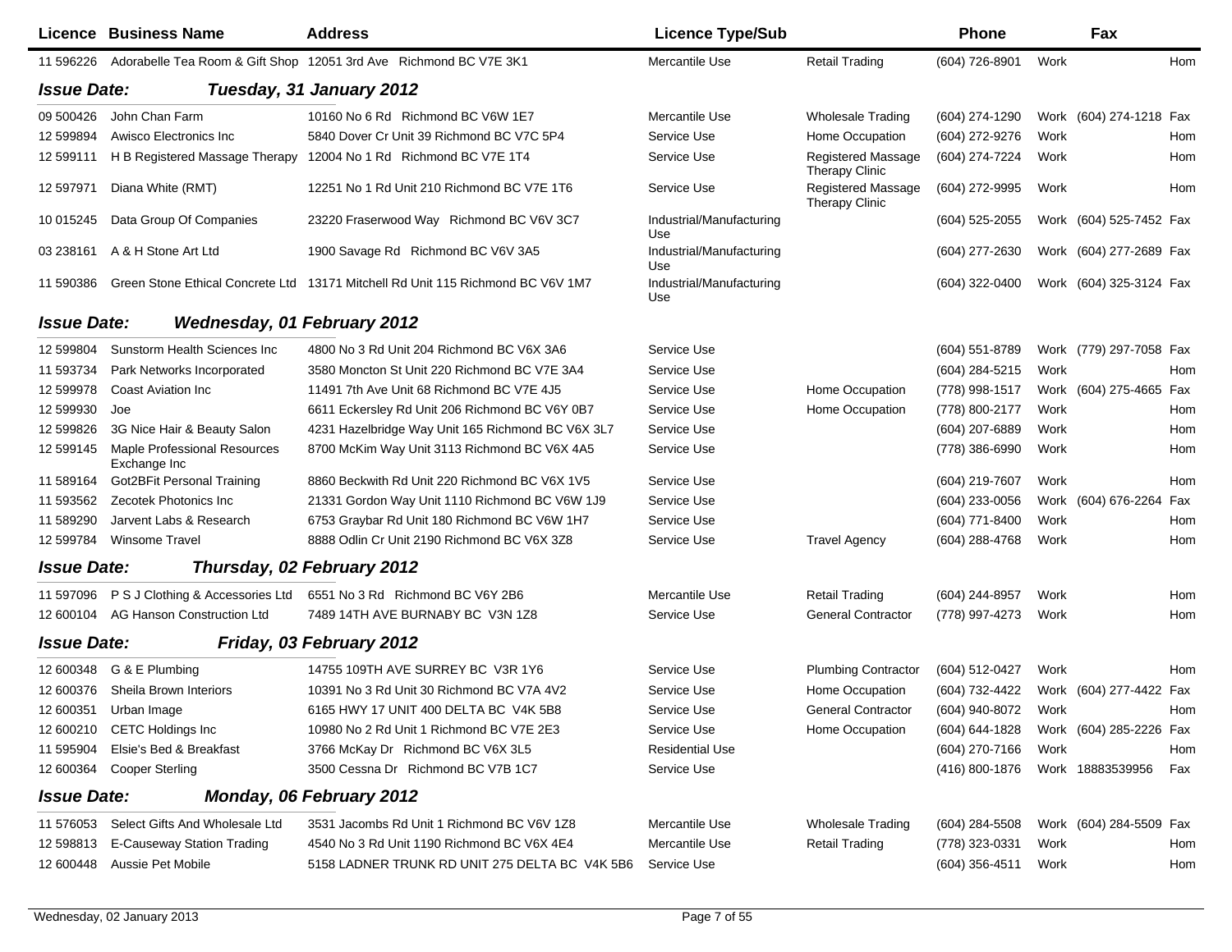| Licence | Business Name | Address | Licence Type/Sub | | Phone | | Fax | |
|---|---|---|---|---|---|---|---|---|
| 11 596226 | Adorabelle Tea Room & Gift Shop | 12051 3rd Ave Richmond BC V7E 3K1 | Mercantile Use | Retail Trading | (604) 726-8901 | Work | | Hom |

### *Issue Date: Tuesday, 31 January 2012*

| Licence | Business Name | Address | Licence Type/Sub | | Phone | | Fax | |
|---|---|---|---|---|---|---|---|---|
| 09 500426 | John Chan Farm | 10160 No 6 Rd Richmond BC V6W 1E7 | Mercantile Use | Wholesale Trading | (604) 274-1290 | Work | (604) 274-1218 | Fax |
| 12 599894 | Awisco Electronics Inc | 5840 Dover Cr Unit 39 Richmond BC V7C 5P4 | Service Use | Home Occupation | (604) 272-9276 | Work | | Hom |
| 12 599111 | H B Registered Massage Therapy | 12004 No 1 Rd Richmond BC V7E 1T4 | Service Use | Registered Massage Therapy Clinic | (604) 274-7224 | Work | | Hom |
| 12 597971 | Diana White (RMT) | 12251 No 1 Rd Unit 210 Richmond BC V7E 1T6 | Service Use | Registered Massage Therapy Clinic | (604) 272-9995 | Work | | Hom |
| 10 015245 | Data Group Of Companies | 23220 Fraserwood Way Richmond BC V6V 3C7 | Industrial/Manufacturing Use | | (604) 525-2055 | Work | (604) 525-7452 | Fax |
| 03 238161 | A & H Stone Art Ltd | 1900 Savage Rd Richmond BC V6V 3A5 | Industrial/Manufacturing Use | | (604) 277-2630 | Work | (604) 277-2689 | Fax |
| 11 590386 | Green Stone Ethical Concrete Ltd | 13171 Mitchell Rd Unit 115 Richmond BC V6V 1M7 | Industrial/Manufacturing Use | | (604) 322-0400 | Work | (604) 325-3124 | Fax |

### *Issue Date: Wednesday, 01 February 2012*

| Licence | Business Name | Address | Licence Type/Sub | | Phone | | Fax | |
|---|---|---|---|---|---|---|---|---|
| 12 599804 | Sunstorm Health Sciences Inc | 4800 No 3 Rd Unit 204 Richmond BC V6X 3A6 | Service Use | | (604) 551-8789 | Work | (779) 297-7058 | Fax |
| 11 593734 | Park Networks Incorporated | 3580 Moncton St Unit 220 Richmond BC V7E 3A4 | Service Use | | (604) 284-5215 | Work | | Hom |
| 12 599978 | Coast Aviation Inc | 11491 7th Ave Unit 68 Richmond BC V7E 4J5 | Service Use | Home Occupation | (778) 998-1517 | Work | (604) 275-4665 | Fax |
| 12 599930 | Joe | 6611 Eckersley Rd Unit 206 Richmond BC V6Y 0B7 | Service Use | Home Occupation | (778) 800-2177 | Work | | Hom |
| 12 599826 | 3G Nice Hair & Beauty Salon | 4231 Hazelbridge Way Unit 165 Richmond BC V6X 3L7 | Service Use | | (604) 207-6889 | Work | | Hom |
| 12 599145 | Maple Professional Resources Exchange Inc | 8700 McKim Way Unit 3113 Richmond BC V6X 4A5 | Service Use | | (778) 386-6990 | Work | | Hom |
| 11 589164 | Got2BFit Personal Training | 8860 Beckwith Rd Unit 220 Richmond BC V6X 1V5 | Service Use | | (604) 219-7607 | Work | | Hom |
| 11 593562 | Zecotek Photonics Inc | 21331 Gordon Way Unit 1110 Richmond BC V6W 1J9 | Service Use | | (604) 233-0056 | Work | (604) 676-2264 | Fax |
| 11 589290 | Jarvent Labs & Research | 6753 Graybar Rd Unit 180 Richmond BC V6W 1H7 | Service Use | | (604) 771-8400 | Work | | Hom |
| 12 599784 | Winsome Travel | 8888 Odlin Cr Unit 2190 Richmond BC V6X 3Z8 | Service Use | Travel Agency | (604) 288-4768 | Work | | Hom |

### *Issue Date: Thursday, 02 February 2012*

| Licence | Business Name | Address | Licence Type/Sub | | Phone | | Fax | |
|---|---|---|---|---|---|---|---|---|
| 11 597096 | P S J Clothing & Accessories Ltd | 6551 No 3 Rd Richmond BC V6Y 2B6 | Mercantile Use | Retail Trading | (604) 244-8957 | Work | | Hom |
| 12 600104 | AG Hanson Construction Ltd | 7489 14TH AVE BURNABY BC V3N 1Z8 | Service Use | General Contractor | (778) 997-4273 | Work | | Hom |

### *Issue Date: Friday, 03 February 2012*

| Licence | Business Name | Address | Licence Type/Sub | | Phone | | Fax | |
|---|---|---|---|---|---|---|---|---|
| 12 600348 | G & E Plumbing | 14755 109TH AVE SURREY BC V3R 1Y6 | Service Use | Plumbing Contractor | (604) 512-0427 | Work | | Hom |
| 12 600376 | Sheila Brown Interiors | 10391 No 3 Rd Unit 30 Richmond BC V7A 4V2 | Service Use | Home Occupation | (604) 732-4422 | Work | (604) 277-4422 | Fax |
| 12 600351 | Urban Image | 6165 HWY 17 UNIT 400 DELTA BC V4K 5B8 | Service Use | General Contractor | (604) 940-8072 | Work | | Hom |
| 12 600210 | CETC Holdings Inc | 10980 No 2 Rd Unit 1 Richmond BC V7E 2E3 | Service Use | Home Occupation | (604) 644-1828 | Work | (604) 285-2226 | Fax |
| 11 595904 | Elsie's Bed & Breakfast | 3766 McKay Dr Richmond BC V6X 3L5 | Residential Use | | (604) 270-7166 | Work | | Hom |
| 12 600364 | Cooper Sterling | 3500 Cessna Dr Richmond BC V7B 1C7 | Service Use | | (416) 800-1876 | Work | 18883539956 | Fax |

### *Issue Date: Monday, 06 February 2012*

| Licence | Business Name | Address | Licence Type/Sub | | Phone | | Fax | |
|---|---|---|---|---|---|---|---|---|
| 11 576053 | Select Gifts And Wholesale Ltd | 3531 Jacombs Rd Unit 1 Richmond BC V6V 1Z8 | Mercantile Use | Wholesale Trading | (604) 284-5508 | Work | (604) 284-5509 | Fax |
| 12 598813 | E-Causeway Station Trading | 4540 No 3 Rd Unit 1190 Richmond BC V6X 4E4 | Mercantile Use | Retail Trading | (778) 323-0331 | Work | | Hom |
| 12 600448 | Aussie Pet Mobile | 5158 LADNER TRUNK RD UNIT 275 DELTA BC V4K 5B6 | Service Use | | (604) 356-4511 | Work | | Hom |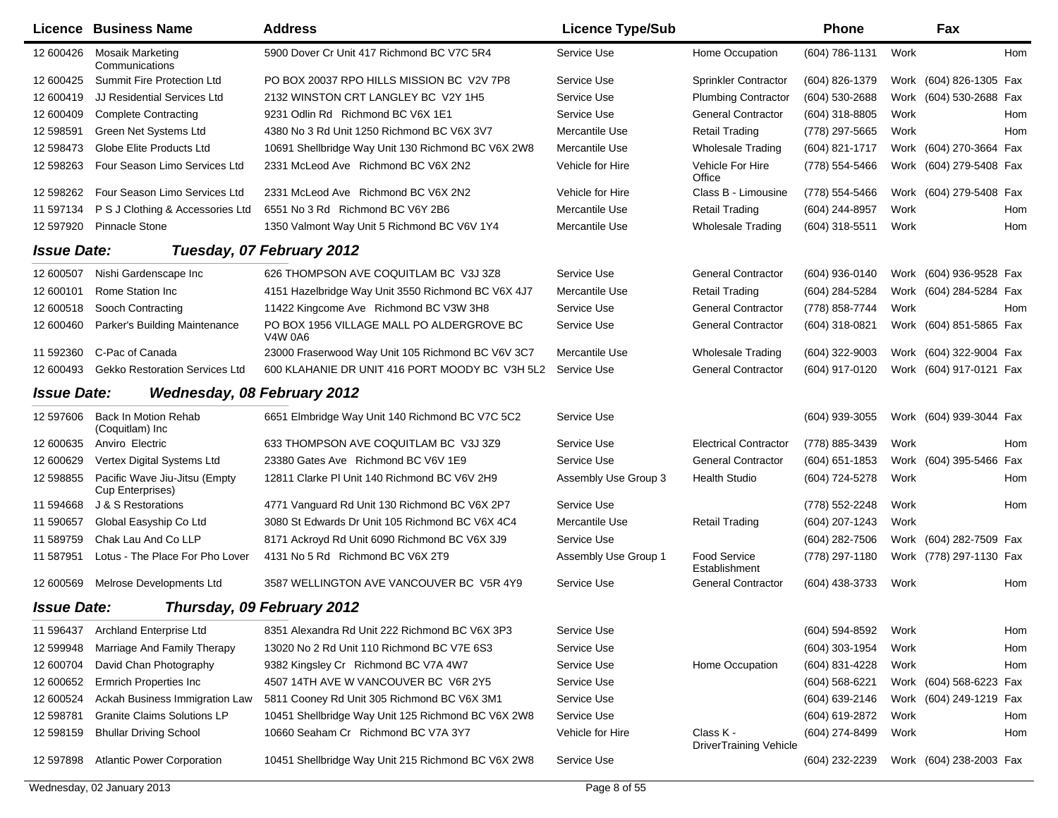| Licence | Business Name | Address | Licence Type/Sub | | Phone | | Fax | |
|---|---|---|---|---|---|---|---|---|
| 12 600426 | Mosaik Marketing Communications | 5900 Dover Cr Unit 417 Richmond BC V7C 5R4 | Service Use | Home Occupation | (604) 786-1131 | Work | | Hom |
| 12 600425 | Summit Fire Protection Ltd | PO BOX 20037 RPO HILLS MISSION BC V2V 7P8 | Service Use | Sprinkler Contractor | (604) 826-1379 | Work | (604) 826-1305 | Fax |
| 12 600419 | JJ Residential Services Ltd | 2132 WINSTON CRT LANGLEY BC V2Y 1H5 | Service Use | Plumbing Contractor | (604) 530-2688 | Work | (604) 530-2688 | Fax |
| 12 600409 | Complete Contracting | 9231 Odlin Rd Richmond BC V6X 1E1 | Service Use | General Contractor | (604) 318-8805 | Work | | Hom |
| 12 598591 | Green Net Systems Ltd | 4380 No 3 Rd Unit 1250 Richmond BC V6X 3V7 | Mercantile Use | Retail Trading | (778) 297-5665 | Work | | Hom |
| 12 598473 | Globe Elite Products Ltd | 10691 Shellbridge Way Unit 130 Richmond BC V6X 2W8 | Mercantile Use | Wholesale Trading | (604) 821-1717 | Work | (604) 270-3664 | Fax |
| 12 598263 | Four Season Limo Services Ltd | 2331 McLeod Ave Richmond BC V6X 2N2 | Vehicle for Hire | Vehicle For Hire Office | (778) 554-5466 | Work | (604) 279-5408 | Fax |
| 12 598262 | Four Season Limo Services Ltd | 2331 McLeod Ave Richmond BC V6X 2N2 | Vehicle for Hire | Class B - Limousine | (778) 554-5466 | Work | (604) 279-5408 | Fax |
| 11 597134 | P S J Clothing & Accessories Ltd | 6551 No 3 Rd Richmond BC V6Y 2B6 | Mercantile Use | Retail Trading | (604) 244-8957 | Work | | Hom |
| 12 597920 | Pinnacle Stone | 1350 Valmont Way Unit 5 Richmond BC V6V 1Y4 | Mercantile Use | Wholesale Trading | (604) 318-5511 | Work | | Hom |

## *Issue Date: Tuesday, 07 February 2012*

| Licence | Business Name | Address | Licence Type/Sub | | Phone | | Fax | |
|---|---|---|---|---|---|---|---|---|
| 12 600507 | Nishi Gardenscape Inc | 626 THOMPSON AVE COQUITLAM BC V3J 3Z8 | Service Use | General Contractor | (604) 936-0140 | Work | (604) 936-9528 | Fax |
| 12 600101 | Rome Station Inc | 4151 Hazelbridge Way Unit 3550 Richmond BC V6X 4J7 | Mercantile Use | Retail Trading | (604) 284-5284 | Work | (604) 284-5284 | Fax |
| 12 600518 | Sooch Contracting | 11422 Kingcome Ave Richmond BC V3W 3H8 | Service Use | General Contractor | (778) 858-7744 | Work | | Hom |
| 12 600460 | Parker's Building Maintenance | PO BOX 1956 VILLAGE MALL PO ALDERGROVE BC V4W 0A6 | Service Use | General Contractor | (604) 318-0821 | Work | (604) 851-5865 | Fax |
| 11 592360 | C-Pac of Canada | 23000 Fraserwood Way Unit 105 Richmond BC V6V 3C7 | Mercantile Use | Wholesale Trading | (604) 322-9003 | Work | (604) 322-9004 | Fax |
| 12 600493 | Gekko Restoration Services Ltd | 600 KLAHANIE DR UNIT 416 PORT MOODY BC V3H 5L2 | Service Use | General Contractor | (604) 917-0120 | Work | (604) 917-0121 | Fax |

## *Issue Date: Wednesday, 08 February 2012*

| Licence | Business Name | Address | Licence Type/Sub | | Phone | | Fax | |
|---|---|---|---|---|---|---|---|---|
| 12 597606 | Back In Motion Rehab (Coquitlam) Inc | 6651 Elmbridge Way Unit 140 Richmond BC V7C 5C2 | Service Use | | (604) 939-3055 | Work | (604) 939-3044 | Fax |
| 12 600635 | Anviro Electric | 633 THOMPSON AVE COQUITLAM BC V3J 3Z9 | Service Use | Electrical Contractor | (778) 885-3439 | Work | | Hom |
| 12 600629 | Vertex Digital Systems Ltd | 23380 Gates Ave Richmond BC V6V 1E9 | Service Use | General Contractor | (604) 651-1853 | Work | (604) 395-5466 | Fax |
| 12 598855 | Pacific Wave Jiu-Jitsu (Empty Cup Enterprises) | 12811 Clarke Pl Unit 140 Richmond BC V6V 2H9 | Assembly Use Group 3 | Health Studio | (604) 724-5278 | Work | | Hom |
| 11 594668 | J & S Restorations | 4771 Vanguard Rd Unit 130 Richmond BC V6X 2P7 | Service Use | | (778) 552-2248 | Work | | Hom |
| 11 590657 | Global Easyship Co Ltd | 3080 St Edwards Dr Unit 105 Richmond BC V6X 4C4 | Mercantile Use | Retail Trading | (604) 207-1243 | Work | | |
| 11 589759 | Chak Lau And Co LLP | 8171 Ackroyd Rd Unit 6090 Richmond BC V6X 3J9 | Service Use | | (604) 282-7506 | Work | (604) 282-7509 | Fax |
| 11 587951 | Lotus - The Place For Pho Lover | 4131 No 5 Rd Richmond BC V6X 2T9 | Assembly Use Group 1 | Food Service Establishment | (778) 297-1180 | Work | (778) 297-1130 | Fax |
| 12 600569 | Melrose Developments Ltd | 3587 WELLINGTON AVE VANCOUVER BC V5R 4Y9 | Service Use | General Contractor | (604) 438-3733 | Work | | Hom |

## *Issue Date: Thursday, 09 February 2012*

| Licence | Business Name | Address | Licence Type/Sub | | Phone | | Fax | |
|---|---|---|---|---|---|---|---|---|
| 11 596437 | Archland Enterprise Ltd | 8351 Alexandra Rd Unit 222 Richmond BC V6X 3P3 | Service Use | | (604) 594-8592 | Work | | Hom |
| 12 599948 | Marriage And Family Therapy | 13020 No 2 Rd Unit 110 Richmond BC V7E 6S3 | Service Use | | (604) 303-1954 | Work | | Hom |
| 12 600704 | David Chan Photography | 9382 Kingsley Cr Richmond BC V7A 4W7 | Service Use | Home Occupation | (604) 831-4228 | Work | | Hom |
| 12 600652 | Ermrich Properties Inc | 4507 14TH AVE W VANCOUVER BC V6R 2Y5 | Service Use | | (604) 568-6221 | Work | (604) 568-6223 | Fax |
| 12 600524 | Ackah Business Immigration Law | 5811 Cooney Rd Unit 305 Richmond BC V6X 3M1 | Service Use | | (604) 639-2146 | Work | (604) 249-1219 | Fax |
| 12 598781 | Granite Claims Solutions LP | 10451 Shellbridge Way Unit 125 Richmond BC V6X 2W8 | Service Use | | (604) 619-2872 | Work | | Hom |
| 12 598159 | Bhullar Driving School | 10660 Seaham Cr Richmond BC V7A 3Y7 | Vehicle for Hire | Class K - DriverTraining Vehicle | (604) 274-8499 | Work | | Hom |
| 12 597898 | Atlantic Power Corporation | 10451 Shellbridge Way Unit 215 Richmond BC V6X 2W8 | Service Use | | (604) 232-2239 | Work | (604) 238-2003 | Fax |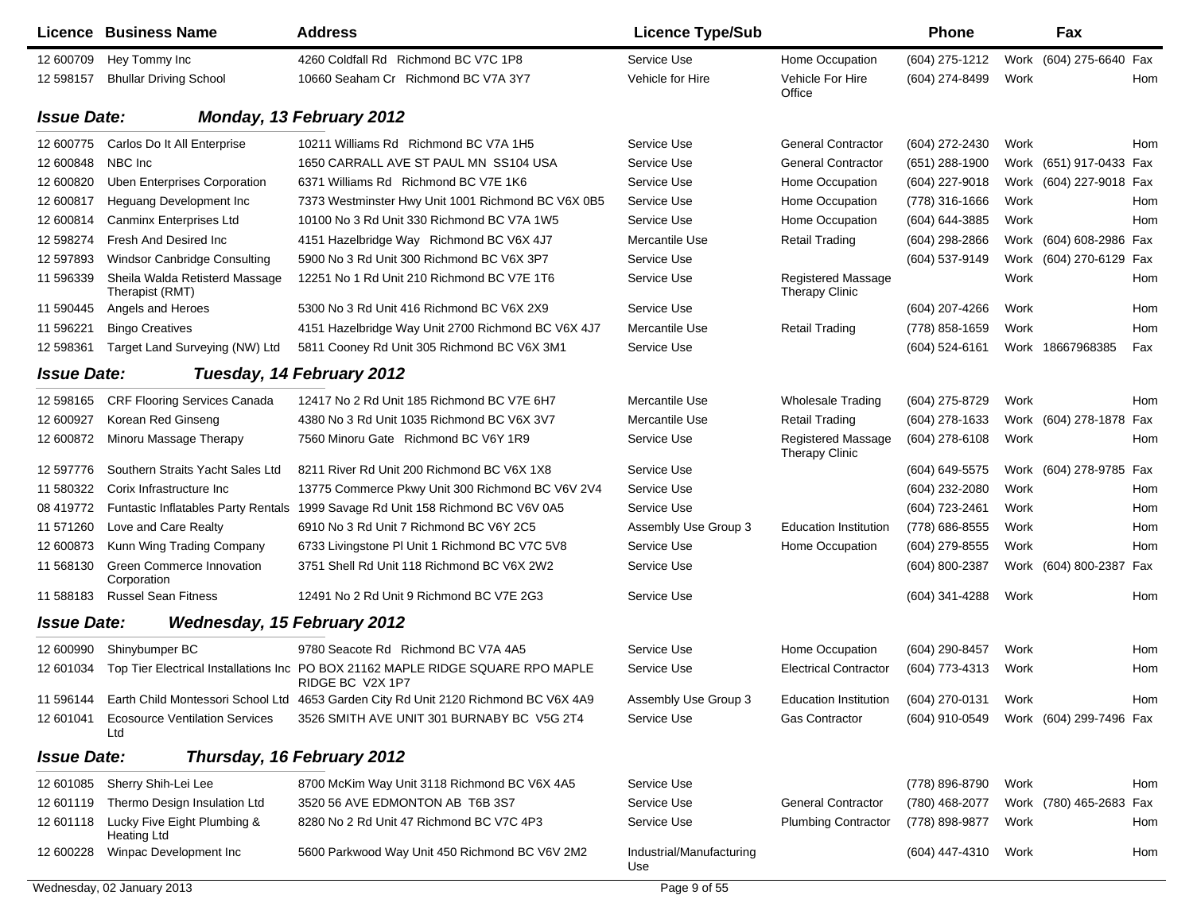| Licence | Business Name | Address | Licence Type/Sub | | Phone | | Fax | |
|---|---|---|---|---|---|---|---|---|
| 12 600709 | Hey Tommy Inc | 4260 Coldfall Rd Richmond BC V7C 1P8 | Service Use | Home Occupation | (604) 275-1212 | Work | (604) 275-6640 | Fax |
| 12 598157 | Bhullar Driving School | 10660 Seaham Cr Richmond BC V7A 3Y7 | Vehicle for Hire | Vehicle For Hire Office | (604) 274-8499 | Work | | Hom |

**Issue Date: Monday, 13 February 2012**

| Licence | Business Name | Address | Licence Type/Sub | | Phone | | Fax | |
|---|---|---|---|---|---|---|---|---|
| 12 600775 | Carlos Do It All Enterprise | 10211 Williams Rd Richmond BC V7A 1H5 | Service Use | General Contractor | (604) 272-2430 | Work | | Hom |
| 12 600848 | NBC Inc | 1650 CARRALL AVE ST PAUL MN SS104 USA | Service Use | General Contractor | (651) 288-1900 | Work | (651) 917-0433 | Fax |
| 12 600820 | Uben Enterprises Corporation | 6371 Williams Rd Richmond BC V7E 1K6 | Service Use | Home Occupation | (604) 227-9018 | Work | (604) 227-9018 | Fax |
| 12 600817 | Heguang Development Inc | 7373 Westminster Hwy Unit 1001 Richmond BC V6X 0B5 | Service Use | Home Occupation | (778) 316-1666 | Work | | Hom |
| 12 600814 | Canminx Enterprises Ltd | 10100 No 3 Rd Unit 330 Richmond BC V7A 1W5 | Service Use | Home Occupation | (604) 644-3885 | Work | | Hom |
| 12 598274 | Fresh And Desired Inc | 4151 Hazelbridge Way Richmond BC V6X 4J7 | Mercantile Use | Retail Trading | (604) 298-2866 | Work | (604) 608-2986 | Fax |
| 12 597893 | Windsor Canbridge Consulting | 5900 No 3 Rd Unit 300 Richmond BC V6X 3P7 | Service Use | | (604) 537-9149 | Work | (604) 270-6129 | Fax |
| 11 596339 | Sheila Walda Retisterd Massage Therapist (RMT) | 12251 No 1 Rd Unit 210 Richmond BC V7E 1T6 | Service Use | Registered Massage Therapy Clinic | | Work | | Hom |
| 11 590445 | Angels and Heroes | 5300 No 3 Rd Unit 416 Richmond BC V6X 2X9 | Service Use | | (604) 207-4266 | Work | | Hom |
| 11 596221 | Bingo Creatives | 4151 Hazelbridge Way Unit 2700 Richmond BC V6X 4J7 | Mercantile Use | Retail Trading | (778) 858-1659 | Work | | Hom |
| 12 598361 | Target Land Surveying (NW) Ltd | 5811 Cooney Rd Unit 305 Richmond BC V6X 3M1 | Service Use | | (604) 524-6161 | Work | 18667968385 | Fax |

**Issue Date: Tuesday, 14 February 2012**

| Licence | Business Name | Address | Licence Type/Sub | | Phone | | Fax | |
|---|---|---|---|---|---|---|---|---|
| 12 598165 | CRF Flooring Services Canada | 12417 No 2 Rd Unit 185 Richmond BC V7E 6H7 | Mercantile Use | Wholesale Trading | (604) 275-8729 | Work | | Hom |
| 12 600927 | Korean Red Ginseng | 4380 No 3 Rd Unit 1035 Richmond BC V6X 3V7 | Mercantile Use | Retail Trading | (604) 278-1633 | Work | (604) 278-1878 | Fax |
| 12 600872 | Minoru Massage Therapy | 7560 Minoru Gate Richmond BC V6Y 1R9 | Service Use | Registered Massage Therapy Clinic | (604) 278-6108 | Work | | Hom |
| 12 597776 | Southern Straits Yacht Sales Ltd | 8211 River Rd Unit 200 Richmond BC V6X 1X8 | Service Use | | (604) 649-5575 | Work | (604) 278-9785 | Fax |
| 11 580322 | Corix Infrastructure Inc | 13775 Commerce Pkwy Unit 300 Richmond BC V6V 2V4 | Service Use | | (604) 232-2080 | Work | | Hom |
| 08 419772 | Funtastic Inflatables Party Rentals | 1999 Savage Rd Unit 158 Richmond BC V6V 0A5 | Service Use | | (604) 723-2461 | Work | | Hom |
| 11 571260 | Love and Care Realty | 6910 No 3 Rd Unit 7 Richmond BC V6Y 2C5 | Assembly Use Group 3 | Education Institution | (778) 686-8555 | Work | | Hom |
| 12 600873 | Kunn Wing Trading Company | 6733 Livingstone Pl Unit 1 Richmond BC V7C 5V8 | Service Use | Home Occupation | (604) 279-8555 | Work | | Hom |
| 11 568130 | Green Commerce Innovation Corporation | 3751 Shell Rd Unit 118 Richmond BC V6X 2W2 | Service Use | | (604) 800-2387 | Work | (604) 800-2387 | Fax |
| 11 588183 | Russel Sean Fitness | 12491 No 2 Rd Unit 9 Richmond BC V7E 2G3 | Service Use | | (604) 341-4288 | Work | | Hom |

**Issue Date: Wednesday, 15 February 2012**

| Licence | Business Name | Address | Licence Type/Sub | | Phone | | Fax | |
|---|---|---|---|---|---|---|---|---|
| 12 600990 | Shinybumper BC | 9780 Seacote Rd Richmond BC V7A 4A5 | Service Use | Home Occupation | (604) 290-8457 | Work | | Hom |
| 12 601034 | Top Tier Electrical Installations Inc | PO BOX 21162 MAPLE RIDGE SQUARE RPO MAPLE RIDGE BC V2X 1P7 | Service Use | Electrical Contractor | (604) 773-4313 | Work | | Hom |
| 11 596144 | Earth Child Montessori School Ltd | 4653 Garden City Rd Unit 2120 Richmond BC V6X 4A9 | Assembly Use Group 3 | Education Institution | (604) 270-0131 | Work | | Hom |
| 12 601041 | Ecosource Ventilation Services Ltd | 3526 SMITH AVE UNIT 301 BURNABY BC V5G 2T4 | Service Use | Gas Contractor | (604) 910-0549 | Work | (604) 299-7496 | Fax |

**Issue Date: Thursday, 16 February 2012**

| Licence | Business Name | Address | Licence Type/Sub | | Phone | | Fax | |
|---|---|---|---|---|---|---|---|---|
| 12 601085 | Sherry Shih-Lei Lee | 8700 McKim Way Unit 3118 Richmond BC V6X 4A5 | Service Use | | (778) 896-8790 | Work | | Hom |
| 12 601119 | Thermo Design Insulation Ltd | 3520 56 AVE EDMONTON AB T6B 3S7 | Service Use | General Contractor | (780) 468-2077 | Work | (780) 465-2683 | Fax |
| 12 601118 | Lucky Five Eight Plumbing & Heating Ltd | 8280 No 2 Rd Unit 47 Richmond BC V7C 4P3 | Service Use | Plumbing Contractor | (778) 898-9877 | Work | | Hom |
| 12 600228 | Winpac Development Inc | 5600 Parkwood Way Unit 450 Richmond BC V6V 2M2 | Industrial/Manufacturing Use | | (604) 447-4310 | Work | | Hom |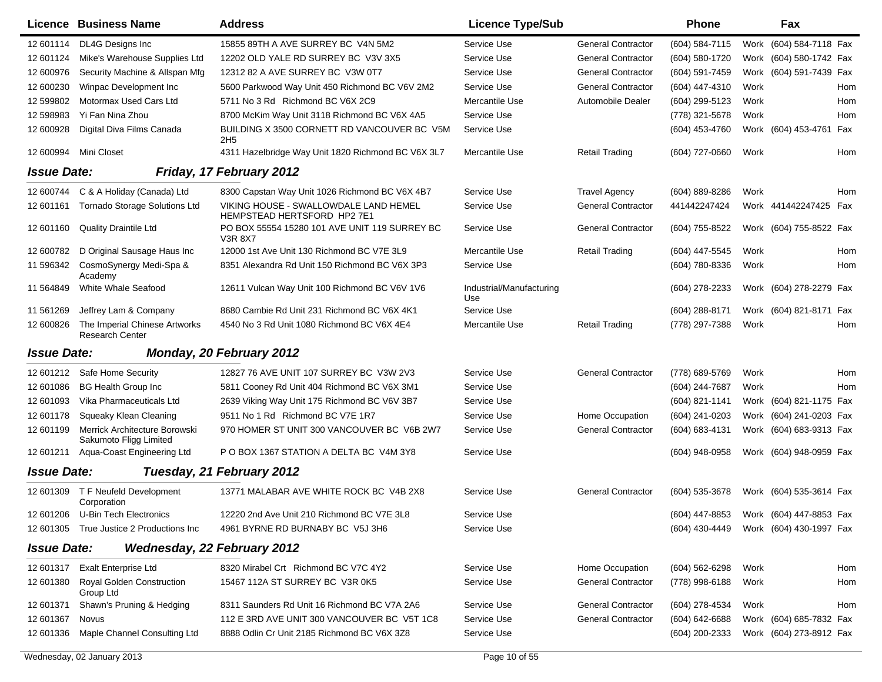| Licence | Business Name | Address | Licence Type/Sub | | Phone | | Fax | |
|---|---|---|---|---|---|---|---|---|
| 12 601114 | DL4G Designs Inc | 15855 89TH A AVE SURREY BC V4N 5M2 | Service Use | General Contractor | (604) 584-7115 | Work | (604) 584-7118 | Fax |
| 12 601124 | Mike's Warehouse Supplies Ltd | 12202 OLD YALE RD SURREY BC V3V 3X5 | Service Use | General Contractor | (604) 580-1720 | Work | (604) 580-1742 | Fax |
| 12 600976 | Security Machine & Allspan Mfg | 12312 82 A AVE SURREY BC V3W 0T7 | Service Use | General Contractor | (604) 591-7459 | Work | (604) 591-7439 | Fax |
| 12 600230 | Winpac Development Inc | 5600 Parkwood Way Unit 450 Richmond BC V6V 2M2 | Service Use | General Contractor | (604) 447-4310 | Work | | Hom |
| 12 599802 | Motormax Used Cars Ltd | 5711 No 3 Rd Richmond BC V6X 2C9 | Mercantile Use | Automobile Dealer | (604) 299-5123 | Work | | Hom |
| 12 598983 | Yi Fan Nina Zhou | 8700 McKim Way Unit 3118 Richmond BC V6X 4A5 | Service Use | | (778) 321-5678 | Work | | Hom |
| 12 600928 | Digital Diva Films Canada | BUILDING X 3500 CORNETT RD VANCOUVER BC V5M 2H5 | Service Use | | (604) 453-4760 | Work | (604) 453-4761 | Fax |
| 12 600994 | Mini Closet | 4311 Hazelbridge Way Unit 1820 Richmond BC V6X 3L7 | Mercantile Use | Retail Trading | (604) 727-0660 | Work | | Hom |
| ***Issue Date:*** | ***Friday, 17 February 2012*** | | | | | | | |
| 12 600744 | C & A Holiday (Canada) Ltd | 8300 Capstan Way Unit 1026 Richmond BC V6X 4B7 | Service Use | Travel Agency | (604) 889-8286 | Work | | Hom |
| 12 601161 | Tornado Storage Solutions Ltd | VIKING HOUSE - SWALLOWDALE LAND HEMEL HEMPSTEAD HERTSFORD HP2 7E1 | Service Use | General Contractor | 441442247424 | Work | 441442247425 | Fax |
| 12 601160 | Quality Draintile Ltd | PO BOX 55554 15280 101 AVE UNIT 119 SURREY BC V3R 8X7 | Service Use | General Contractor | (604) 755-8522 | Work | (604) 755-8522 | Fax |
| 12 600782 | D Original Sausage Haus Inc | 12000 1st Ave Unit 130 Richmond BC V7E 3L9 | Mercantile Use | Retail Trading | (604) 447-5545 | Work | | Hom |
| 11 596342 | CosmoSynergy Medi-Spa & Academy | 8351 Alexandra Rd Unit 150 Richmond BC V6X 3P3 | Service Use | | (604) 780-8336 | Work | | Hom |
| 11 564849 | White Whale Seafood | 12611 Vulcan Way Unit 100 Richmond BC V6V 1V6 | Industrial/Manufacturing Use | | (604) 278-2233 | Work | (604) 278-2279 | Fax |
| 11 561269 | Jeffrey Lam & Company | 8680 Cambie Rd Unit 231 Richmond BC V6X 4K1 | Service Use | | (604) 288-8171 | Work | (604) 821-8171 | Fax |
| 12 600826 | The Imperial Chinese Artworks Research Center | 4540 No 3 Rd Unit 1080 Richmond BC V6X 4E4 | Mercantile Use | Retail Trading | (778) 297-7388 | Work | | Hom |
| ***Issue Date:*** | ***Monday, 20 February 2012*** | | | | | | | |
| 12 601212 | Safe Home Security | 12827 76 AVE UNIT 107 SURREY BC V3W 2V3 | Service Use | General Contractor | (778) 689-5769 | Work | | Hom |
| 12 601086 | BG Health Group Inc | 5811 Cooney Rd Unit 404 Richmond BC V6X 3M1 | Service Use | | (604) 244-7687 | Work | | Hom |
| 12 601093 | Vika Pharmaceuticals Ltd | 2639 Viking Way Unit 175 Richmond BC V6V 3B7 | Service Use | | (604) 821-1141 | Work | (604) 821-1175 | Fax |
| 12 601178 | Squeaky Klean Cleaning | 9511 No 1 Rd Richmond BC V7E 1R7 | Service Use | Home Occupation | (604) 241-0203 | Work | (604) 241-0203 | Fax |
| 12 601199 | Merrick Architecture Borowski Sakumoto Fligg Limited | 970 HOMER ST UNIT 300 VANCOUVER BC V6B 2W7 | Service Use | General Contractor | (604) 683-4131 | Work | (604) 683-9313 | Fax |
| 12 601211 | Aqua-Coast Engineering Ltd | P O BOX 1367 STATION A DELTA BC V4M 3Y8 | Service Use | | (604) 948-0958 | Work | (604) 948-0959 | Fax |
| ***Issue Date:*** | ***Tuesday, 21 February 2012*** | | | | | | | |
| 12 601309 | T F Neufeld Development Corporation | 13771 MALABAR AVE WHITE ROCK BC V4B 2X8 | Service Use | General Contractor | (604) 535-3678 | Work | (604) 535-3614 | Fax |
| 12 601206 | U-Bin Tech Electronics | 12220 2nd Ave Unit 210 Richmond BC V7E 3L8 | Service Use | | (604) 447-8853 | Work | (604) 447-8853 | Fax |
| 12 601305 | True Justice 2 Productions Inc | 4961 BYRNE RD BURNABY BC V5J 3H6 | Service Use | | (604) 430-4449 | Work | (604) 430-1997 | Fax |
| ***Issue Date:*** | ***Wednesday, 22 February 2012*** | | | | | | | |
| 12 601317 | Exalt Enterprise Ltd | 8320 Mirabel Crt Richmond BC V7C 4Y2 | Service Use | Home Occupation | (604) 562-6298 | Work | | Hom |
| 12 601380 | Royal Golden Construction Group Ltd | 15467 112A ST SURREY BC V3R 0K5 | Service Use | General Contractor | (778) 998-6188 | Work | | Hom |
| 12 601371 | Shawn's Pruning & Hedging | 8311 Saunders Rd Unit 16 Richmond BC V7A 2A6 | Service Use | General Contractor | (604) 278-4534 | Work | | Hom |
| 12 601367 | Novus | 112 E 3RD AVE UNIT 300 VANCOUVER BC V5T 1C8 | Service Use | General Contractor | (604) 642-6688 | Work | (604) 685-7832 | Fax |
| 12 601336 | Maple Channel Consulting Ltd | 8888 Odlin Cr Unit 2185 Richmond BC V6X 3Z8 | Service Use | | (604) 200-2333 | Work | (604) 273-8912 | Fax |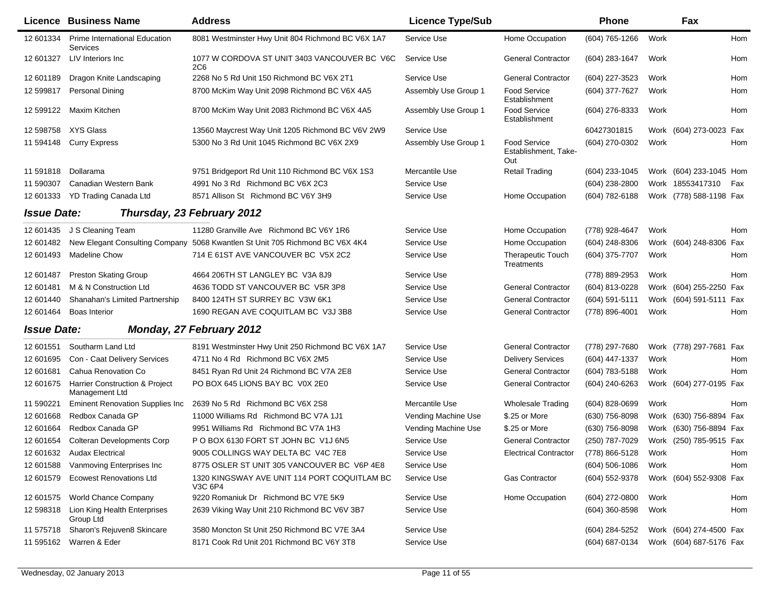| Licence | Business Name | Address | Licence Type/Sub | | Phone | | Fax | |
|---|---|---|---|---|---|---|---|---|
| 12 601334 | Prime International Education Services | 8081 Westminster Hwy Unit 804 Richmond BC V6X 1A7 | Service Use | Home Occupation | (604) 765-1266 | Work | | Hom |
| 12 601327 | LIV Interiors Inc | 1077 W CORDOVA ST UNIT 3403 VANCOUVER BC V6C 2C6 | Service Use | General Contractor | (604) 283-1647 | Work | | Hom |
| 12 601189 | Dragon Knite Landscaping | 2268 No 5 Rd Unit 150 Richmond BC V6X 2T1 | Service Use | General Contractor | (604) 227-3523 | Work | | Hom |
| 12 599817 | Personal Dining | 8700 McKim Way Unit 2098 Richmond BC V6X 4A5 | Assembly Use Group 1 | Food Service Establishment | (604) 377-7627 | Work | | Hom |
| 12 599122 | Maxim Kitchen | 8700 McKim Way Unit 2083 Richmond BC V6X 4A5 | Assembly Use Group 1 | Food Service Establishment | (604) 276-8333 | Work | | Hom |
| 12 598758 | XYS Glass | 13560 Maycrest Way Unit 1205 Richmond BC V6V 2W9 | Service Use | | 60427301815 | Work | (604) 273-0023 | Fax |
| 11 594148 | Curry Express | 5300 No 3 Rd Unit 1045 Richmond BC V6X 2X9 | Assembly Use Group 1 | Food Service Establishment, Take-Out | (604) 270-0302 | Work | | Hom |
| 11 591818 | Dollarama | 9751 Bridgeport Rd Unit 110 Richmond BC V6X 1S3 | Mercantile Use | Retail Trading | (604) 233-1045 | Work | (604) 233-1045 | Hom |
| 11 590307 | Canadian Western Bank | 4991 No 3 Rd Richmond BC V6X 2C3 | Service Use | | (604) 238-2800 | Work | 18553417310 | Fax |
| 12 601333 | YD Trading Canada Ltd | 8571 Allison St Richmond BC V6Y 3H9 | Service Use | Home Occupation | (604) 782-6188 | Work | (778) 588-1198 | Fax |

## *Issue Date: Thursday, 23 February 2012*

| Licence | Business Name | Address | Licence Type/Sub | | Phone | | Fax | |
|---|---|---|---|---|---|---|---|---|
| 12 601435 | J S Cleaning Team | 11280 Granville Ave Richmond BC V6Y 1R6 | Service Use | Home Occupation | (778) 928-4647 | Work | | Hom |
| 12 601482 | New Elegant Consulting Company | 5068 Kwantlen St Unit 705 Richmond BC V6X 4K4 | Service Use | Home Occupation | (604) 248-8306 | Work | (604) 248-8306 | Fax |
| 12 601493 | Madeline Chow | 714 E 61ST AVE VANCOUVER BC V5X 2C2 | Service Use | Therapeutic Touch Treatments | (604) 375-7707 | Work | | Hom |
| 12 601487 | Preston Skating Group | 4664 206TH ST LANGLEY BC V3A 8J9 | Service Use | | (778) 889-2953 | Work | | Hom |
| 12 601481 | M & N Construction Ltd | 4636 TODD ST VANCOUVER BC V5R 3P8 | Service Use | General Contractor | (604) 813-0228 | Work | (604) 255-2250 | Fax |
| 12 601440 | Shanahan's Limited Partnership | 8400 124TH ST SURREY BC V3W 6K1 | Service Use | General Contractor | (604) 591-5111 | Work | (604) 591-5111 | Fax |
| 12 601464 | Boas Interior | 1690 REGAN AVE COQUITLAM BC V3J 3B8 | Service Use | General Contractor | (778) 896-4001 | Work | | Hom |

## *Issue Date: Monday, 27 February 2012*

| Licence | Business Name | Address | Licence Type/Sub | | Phone | | Fax | |
|---|---|---|---|---|---|---|---|---|
| 12 601551 | Southarm Land Ltd | 8191 Westminster Hwy Unit 250 Richmond BC V6X 1A7 | Service Use | General Contractor | (778) 297-7680 | Work | (778) 297-7681 | Fax |
| 12 601695 | Con - Caat Delivery Services | 4711 No 4 Rd Richmond BC V6X 2M5 | Service Use | Delivery Services | (604) 447-1337 | Work | | Hom |
| 12 601681 | Cahua Renovation Co | 8451 Ryan Rd Unit 24 Richmond BC V7A 2E8 | Service Use | General Contractor | (604) 783-5188 | Work | | Hom |
| 12 601675 | Harrier Construction & Project Management Ltd | PO BOX 645 LIONS BAY BC V0X 2E0 | Service Use | General Contractor | (604) 240-6263 | Work | (604) 277-0195 | Fax |
| 11 590221 | Eminent Renovation Supplies Inc | 2639 No 5 Rd Richmond BC V6X 2S8 | Mercantile Use | Wholesale Trading | (604) 828-0699 | Work | | Hom |
| 12 601668 | Redbox Canada GP | 11000 Williams Rd Richmond BC V7A 1J1 | Vending Machine Use | $.25 or More | (630) 756-8098 | Work | (630) 756-8894 | Fax |
| 12 601664 | Redbox Canada GP | 9951 Williams Rd Richmond BC V7A 1H3 | Vending Machine Use | $.25 or More | (630) 756-8098 | Work | (630) 756-8894 | Fax |
| 12 601654 | Colteran Developments Corp | P O BOX 6130 FORT ST JOHN BC V1J 6N5 | Service Use | General Contractor | (250) 787-7029 | Work | (250) 785-9515 | Fax |
| 12 601632 | Audax Electrical | 9005 COLLINGS WAY DELTA BC V4C 7E8 | Service Use | Electrical Contractor | (778) 866-5128 | Work | | Hom |
| 12 601588 | Vanmoving Enterprises Inc | 8775 OSLER ST UNIT 305 VANCOUVER BC V6P 4E8 | Service Use | | (604) 506-1086 | Work | | Hom |
| 12 601579 | Ecowest Renovations Ltd | 1320 KINGSWAY AVE UNIT 114 PORT COQUITLAM BC V3C 6P4 | Service Use | Gas Contractor | (604) 552-9378 | Work | (604) 552-9308 | Fax |
| 12 601575 | World Chance Company | 9220 Romaniuk Dr Richmond BC V7E 5K9 | Service Use | Home Occupation | (604) 272-0800 | Work | | Hom |
| 12 598318 | Lion King Health Enterprises Group Ltd | 2639 Viking Way Unit 210 Richmond BC V6V 3B7 | Service Use | | (604) 360-8598 | Work | | Hom |
| 11 575718 | Sharon's Rejuven8 Skincare | 3580 Moncton St Unit 250 Richmond BC V7E 3A4 | Service Use | | (604) 284-5252 | Work | (604) 274-4500 | Fax |
| 11 595162 | Warren & Eder | 8171 Cook Rd Unit 201 Richmond BC V6Y 3T8 | Service Use | | (604) 687-0134 | Work | (604) 687-5176 | Fax |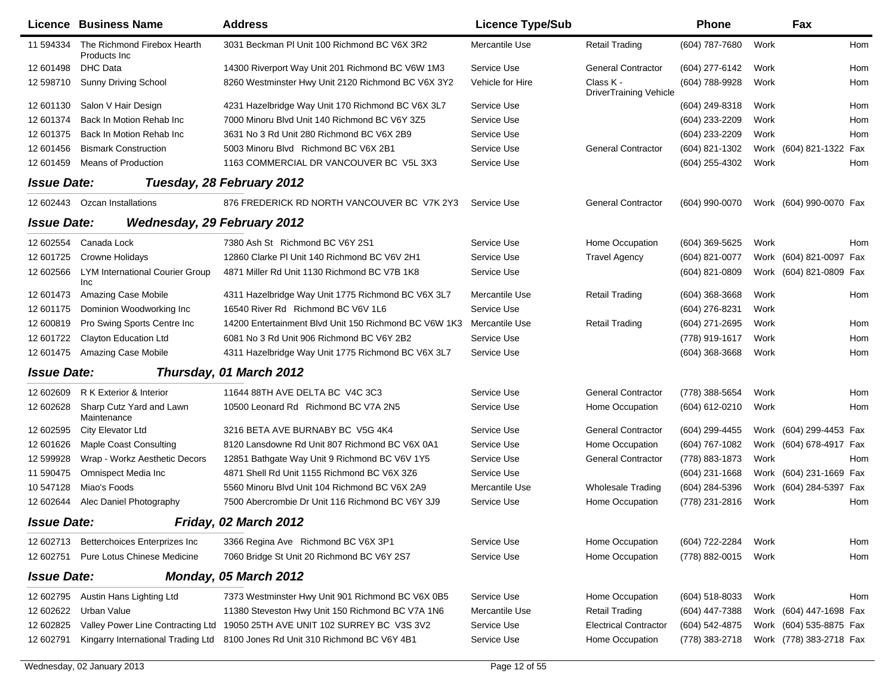| Licence | Business Name | Address | Licence Type/Sub | | Phone | | Fax | |
|---|---|---|---|---|---|---|---|---|
| 11 594334 | The Richmond Firebox Hearth Products Inc | 3031 Beckman Pl Unit 100 Richmond BC V6X 3R2 | Mercantile Use | Retail Trading | (604) 787-7680 | Work | | Hom |
| 12 601498 | DHC Data | 14300 Riverport Way Unit 201 Richmond BC V6W 1M3 | Service Use | General Contractor | (604) 277-6142 | Work | | Hom |
| 12 598710 | Sunny Driving School | 8260 Westminster Hwy Unit 2120 Richmond BC V6X 3Y2 | Vehicle for Hire | Class K - DriverTraining Vehicle | (604) 788-9928 | Work | | Hom |
| 12 601130 | Salon V Hair Design | 4231 Hazelbridge Way Unit 170 Richmond BC V6X 3L7 | Service Use | | (604) 249-8318 | Work | | Hom |
| 12 601374 | Back In Motion Rehab Inc | 7000 Minoru Blvd Unit 140 Richmond BC V6Y 3Z5 | Service Use | | (604) 233-2209 | Work | | Hom |
| 12 601375 | Back In Motion Rehab Inc | 3631 No 3 Rd Unit 280 Richmond BC V6X 2B9 | Service Use | | (604) 233-2209 | Work | | Hom |
| 12 601456 | Bismark Construction | 5003 Minoru Blvd Richmond BC V6X 2B1 | Service Use | General Contractor | (604) 821-1302 | Work | (604) 821-1322 | Fax |
| 12 601459 | Means of Production | 1163 COMMERCIAL DR VANCOUVER BC V5L 3X3 | Service Use | | (604) 255-4302 | Work | | Hom |

**Issue Date:** ***Tuesday, 28 February 2012***

| Licence | Business Name | Address | Licence Type/Sub | | Phone | | Fax | |
|---|---|---|---|---|---|---|---|---|
| 12 602443 | Ozcan Installations | 876 FREDERICK RD NORTH VANCOUVER BC V7K 2Y3 | Service Use | General Contractor | (604) 990-0070 | Work | (604) 990-0070 | Fax |

**Issue Date:** ***Wednesday, 29 February 2012***

| Licence | Business Name | Address | Licence Type/Sub | | Phone | | Fax | |
|---|---|---|---|---|---|---|---|---|
| 12 602554 | Canada Lock | 7380 Ash St Richmond BC V6Y 2S1 | Service Use | Home Occupation | (604) 369-5625 | Work | | Hom |
| 12 601725 | Crowne Holidays | 12860 Clarke Pl Unit 140 Richmond BC V6V 2H1 | Service Use | Travel Agency | (604) 821-0077 | Work | (604) 821-0097 | Fax |
| 12 602566 | LYM International Courier Group Inc | 4871 Miller Rd Unit 1130 Richmond BC V7B 1K8 | Service Use | | (604) 821-0809 | Work | (604) 821-0809 | Fax |
| 12 601473 | Amazing Case Mobile | 4311 Hazelbridge Way Unit 1775 Richmond BC V6X 3L7 | Mercantile Use | Retail Trading | (604) 368-3668 | Work | | Hom |
| 12 601175 | Dominion Woodworking Inc | 16540 River Rd Richmond BC V6V 1L6 | Service Use | | (604) 276-8231 | Work | | |
| 12 600819 | Pro Swing Sports Centre Inc | 14200 Entertainment Blvd Unit 150 Richmond BC V6W 1K3 | Mercantile Use | Retail Trading | (604) 271-2695 | Work | | Hom |
| 12 601722 | Clayton Education Ltd | 6081 No 3 Rd Unit 906 Richmond BC V6Y 2B2 | Service Use | | (778) 919-1617 | Work | | Hom |
| 12 601475 | Amazing Case Mobile | 4311 Hazelbridge Way Unit 1775 Richmond BC V6X 3L7 | Service Use | | (604) 368-3668 | Work | | Hom |

**Issue Date:** ***Thursday, 01 March 2012***

| Licence | Business Name | Address | Licence Type/Sub | | Phone | | Fax | |
|---|---|---|---|---|---|---|---|---|
| 12 602609 | R K Exterior & Interior | 11644 88TH AVE DELTA BC V4C 3C3 | Service Use | General Contractor | (778) 388-5654 | Work | | Hom |
| 12 602628 | Sharp Cutz Yard and Lawn Maintenance | 10500 Leonard Rd Richmond BC V7A 2N5 | Service Use | Home Occupation | (604) 612-0210 | Work | | Hom |
| 12 602595 | City Elevator Ltd | 3216 BETA AVE BURNABY BC V5G 4K4 | Service Use | General Contractor | (604) 299-4455 | Work | (604) 299-4453 | Fax |
| 12 601626 | Maple Coast Consulting | 8120 Lansdowne Rd Unit 807 Richmond BC V6X 0A1 | Service Use | Home Occupation | (604) 767-1082 | Work | (604) 678-4917 | Fax |
| 12 599928 | Wrap - Workz Aesthetic Decors | 12851 Bathgate Way Unit 9 Richmond BC V6V 1Y5 | Service Use | General Contractor | (778) 883-1873 | Work | | Hom |
| 11 590475 | Omnispect Media Inc | 4871 Shell Rd Unit 1155 Richmond BC V6X 3Z6 | Service Use | | (604) 231-1668 | Work | (604) 231-1669 | Fax |
| 10 547128 | Miao's Foods | 5560 Minoru Blvd Unit 104 Richmond BC V6X 2A9 | Mercantile Use | Wholesale Trading | (604) 284-5396 | Work | (604) 284-5397 | Fax |
| 12 602644 | Alec Daniel Photography | 7500 Abercrombie Dr Unit 116 Richmond BC V6Y 3J9 | Service Use | Home Occupation | (778) 231-2816 | Work | | Hom |

**Issue Date:** ***Friday, 02 March 2012***

| Licence | Business Name | Address | Licence Type/Sub | | Phone | | Fax | |
|---|---|---|---|---|---|---|---|---|
| 12 602713 | Betterchoices Enterprizes Inc | 3366 Regina Ave Richmond BC V6X 3P1 | Service Use | Home Occupation | (604) 722-2284 | Work | | Hom |
| 12 602751 | Pure Lotus Chinese Medicine | 7060 Bridge St Unit 20 Richmond BC V6Y 2S7 | Service Use | Home Occupation | (778) 882-0015 | Work | | Hom |

**Issue Date:** ***Monday, 05 March 2012***

| Licence | Business Name | Address | Licence Type/Sub | | Phone | | Fax | |
|---|---|---|---|---|---|---|---|---|
| 12 602795 | Austin Hans Lighting Ltd | 7373 Westminster Hwy Unit 901 Richmond BC V6X 0B5 | Service Use | Home Occupation | (604) 518-8033 | Work | | Hom |
| 12 602622 | Urban Value | 11380 Steveston Hwy Unit 150 Richmond BC V7A 1N6 | Mercantile Use | Retail Trading | (604) 447-7388 | Work | (604) 447-1698 | Fax |
| 12 602825 | Valley Power Line Contracting Ltd | 19050 25TH AVE UNIT 102 SURREY BC V3S 3V2 | Service Use | Electrical Contractor | (604) 542-4875 | Work | (604) 535-8875 | Fax |
| 12 602791 | Kingarry International Trading Ltd | 8100 Jones Rd Unit 310 Richmond BC V6Y 4B1 | Service Use | Home Occupation | (778) 383-2718 | Work | (778) 383-2718 | Fax |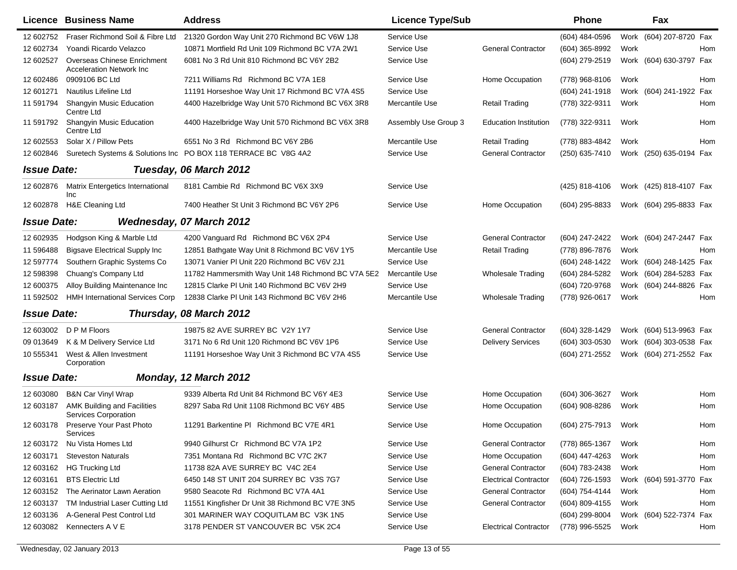| Licence | Business Name | Address | Licence Type/Sub | | Phone | | Fax | |
|---|---|---|---|---|---|---|---|---|
| 12 602752 | Fraser Richmond Soil & Fibre Ltd | 21320 Gordon Way Unit 270 Richmond BC V6W 1J8 | Service Use | | (604) 484-0596 | Work | (604) 207-8720 | Fax |
| 12 602734 | Yoandi Ricardo Velazco | 10871 Mortfield Rd Unit 109 Richmond BC V7A 2W1 | Service Use | General Contractor | (604) 365-8992 | Work | | Hom |
| 12 602527 | Overseas Chinese Enrichment Acceleration Network Inc | 6081 No 3 Rd Unit 810 Richmond BC V6Y 2B2 | Service Use | | (604) 279-2519 | Work | (604) 630-3797 | Fax |
| 12 602486 | 0909106 BC Ltd | 7211 Williams Rd Richmond BC V7A 1E8 | Service Use | Home Occupation | (778) 968-8106 | Work | | Hom |
| 12 601271 | Nautilus Lifeline Ltd | 11191 Horseshoe Way Unit 17 Richmond BC V7A 4S5 | Service Use | | (604) 241-1918 | Work | (604) 241-1922 | Fax |
| 11 591794 | Shangyin Music Education Centre Ltd | 4400 Hazelbridge Way Unit 570 Richmond BC V6X 3R8 | Mercantile Use | Retail Trading | (778) 322-9311 | Work | | Hom |
| 11 591792 | Shangyin Music Education Centre Ltd | 4400 Hazelbridge Way Unit 570 Richmond BC V6X 3R8 | Assembly Use Group 3 | Education Institution | (778) 322-9311 | Work | | Hom |
| 12 602553 | Solar X / Pillow Pets | 6551 No 3 Rd Richmond BC V6Y 2B6 | Mercantile Use | Retail Trading | (778) 883-4842 | Work | | Hom |
| 12 602846 | Suretech Systems & Solutions Inc | PO BOX 118 TERRACE BC V8G 4A2 | Service Use | General Contractor | (250) 635-7410 | Work | (250) 635-0194 | Fax |
| ***Issue Date:*** | ***Tuesday, 06 March 2012*** | | | | | | | |
| 12 602876 | Matrix Entergetics International Inc | 8181 Cambie Rd Richmond BC V6X 3X9 | Service Use | | (425) 818-4106 | Work | (425) 818-4107 | Fax |
| 12 602878 | H&E Cleaning Ltd | 7400 Heather St Unit 3 Richmond BC V6Y 2P6 | Service Use | Home Occupation | (604) 295-8833 | Work | (604) 295-8833 | Fax |
| ***Issue Date:*** | ***Wednesday, 07 March 2012*** | | | | | | | |
| 12 602935 | Hodgson King & Marble Ltd | 4200 Vanguard Rd Richmond BC V6X 2P4 | Service Use | General Contractor | (604) 247-2422 | Work | (604) 247-2447 | Fax |
| 11 596488 | Bigsave Electrical Supply Inc | 12851 Bathgate Way Unit 8 Richmond BC V6V 1Y5 | Mercantile Use | Retail Trading | (778) 896-7876 | Work | | Hom |
| 12 597774 | Southern Graphic Systems Co | 13071 Vanier Pl Unit 220 Richmond BC V6V 2J1 | Service Use | | (604) 248-1422 | Work | (604) 248-1425 | Fax |
| 12 598398 | Chuang's Company Ltd | 11782 Hammersmith Way Unit 148 Richmond BC V7A 5E2 | Mercantile Use | Wholesale Trading | (604) 284-5282 | Work | (604) 284-5283 | Fax |
| 12 600375 | Alloy Building Maintenance Inc | 12815 Clarke Pl Unit 140 Richmond BC V6V 2H9 | Service Use | | (604) 720-9768 | Work | (604) 244-8826 | Fax |
| 11 592502 | HMH International Services Corp | 12838 Clarke Pl Unit 143 Richmond BC V6V 2H6 | Mercantile Use | Wholesale Trading | (778) 926-0617 | Work | | Hom |
| ***Issue Date:*** | ***Thursday, 08 March 2012*** | | | | | | | |
| 12 603002 | D P M Floors | 19875 82 AVE SURREY BC V2Y 1Y7 | Service Use | General Contractor | (604) 328-1429 | Work | (604) 513-9963 | Fax |
| 09 013649 | K & M Delivery Service Ltd | 3171 No 6 Rd Unit 120 Richmond BC V6V 1P6 | Service Use | Delivery Services | (604) 303-0530 | Work | (604) 303-0538 | Fax |
| 10 555341 | West & Allen Investment Corporation | 11191 Horseshoe Way Unit 3 Richmond BC V7A 4S5 | Service Use | | (604) 271-2552 | Work | (604) 271-2552 | Fax |
| ***Issue Date:*** | ***Monday, 12 March 2012*** | | | | | | | |
| 12 603080 | B&N Car Vinyl Wrap | 9339 Alberta Rd Unit 84 Richmond BC V6Y 4E3 | Service Use | Home Occupation | (604) 306-3627 | Work | | Hom |
| 12 603187 | AMK Building and Facilities Services Corporation | 8297 Saba Rd Unit 1108 Richmond BC V6Y 4B5 | Service Use | Home Occupation | (604) 908-8286 | Work | | Hom |
| 12 603178 | Preserve Your Past Photo Services | 11291 Barkentine Pl Richmond BC V7E 4R1 | Service Use | Home Occupation | (604) 275-7913 | Work | | Hom |
| 12 603172 | Nu Vista Homes Ltd | 9940 Gilhurst Cr Richmond BC V7A 1P2 | Service Use | General Contractor | (778) 865-1367 | Work | | Hom |
| 12 603171 | Steveston Naturals | 7351 Montana Rd Richmond BC V7C 2K7 | Service Use | Home Occupation | (604) 447-4263 | Work | | Hom |
| 12 603162 | HG Trucking Ltd | 11738 82A AVE SURREY BC V4C 2E4 | Service Use | General Contractor | (604) 783-2438 | Work | | Hom |
| 12 603161 | BTS Electric Ltd | 6450 148 ST UNIT 204 SURREY BC V3S 7G7 | Service Use | Electrical Contractor | (604) 726-1593 | Work | (604) 591-3770 | Fax |
| 12 603152 | The Aerinator Lawn Aeration | 9580 Seacote Rd Richmond BC V7A 4A1 | Service Use | General Contractor | (604) 754-4144 | Work | | Hom |
| 12 603137 | TM Industrial Laser Cutting Ltd | 11551 Kingfisher Dr Unit 38 Richmond BC V7E 3N5 | Service Use | General Contractor | (604) 809-4155 | Work | | Hom |
| 12 603136 | A-General Pest Control Ltd | 301 MARINER WAY COQUITLAM BC V3K 1N5 | Service Use | | (604) 299-8004 | Work | (604) 522-7374 | Fax |
| 12 603082 | Kennecters A V E | 3178 PENDER ST VANCOUVER BC V5K 2C4 | Service Use | Electrical Contractor | (778) 996-5525 | Work | | Hom |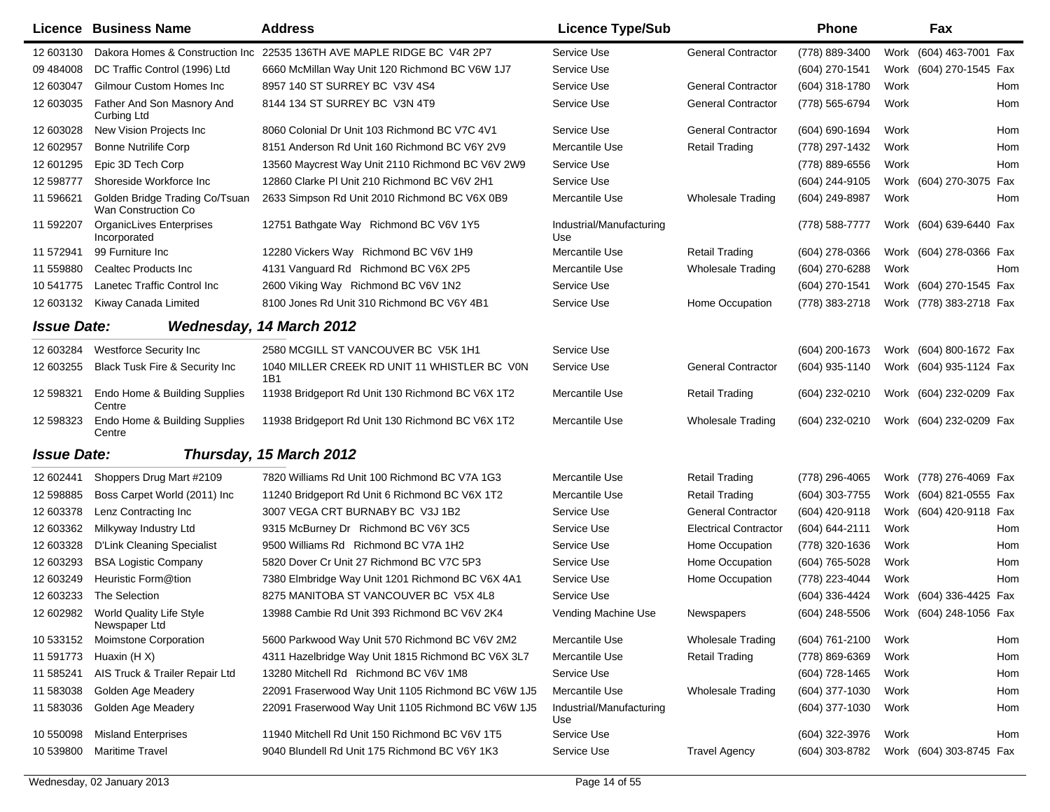| Licence | Business Name | Address | Licence Type/Sub | | Phone | | Fax | |
|---|---|---|---|---|---|---|---|---|
| 12 603130 | Dakora Homes & Construction Inc | 22535 136TH AVE MAPLE RIDGE BC V4R 2P7 | Service Use | General Contractor | (778) 889-3400 | Work | (604) 463-7001 | Fax |
| 09 484008 | DC Traffic Control (1996) Ltd | 6660 McMillan Way Unit 120 Richmond BC V6W 1J7 | Service Use | | (604) 270-1541 | Work | (604) 270-1545 | Fax |
| 12 603047 | Gilmour Custom Homes Inc | 8957 140 ST SURREY BC V3V 4S4 | Service Use | General Contractor | (604) 318-1780 | Work | | Hom |
| 12 603035 | Father And Son Masnory And Curbing Ltd | 8144 134 ST SURREY BC V3N 4T9 | Service Use | General Contractor | (778) 565-6794 | Work | | Hom |
| 12 603028 | New Vision Projects Inc | 8060 Colonial Dr Unit 103 Richmond BC V7C 4V1 | Service Use | General Contractor | (604) 690-1694 | Work | | Hom |
| 12 602957 | Bonne Nutrilife Corp | 8151 Anderson Rd Unit 160 Richmond BC V6Y 2V9 | Mercantile Use | Retail Trading | (778) 297-1432 | Work | | Hom |
| 12 601295 | Epic 3D Tech Corp | 13560 Maycrest Way Unit 2110 Richmond BC V6V 2W9 | Service Use | | (778) 889-6556 | Work | | Hom |
| 12 598777 | Shoreside Workforce Inc | 12860 Clarke Pl Unit 210 Richmond BC V6V 2H1 | Service Use | | (604) 244-9105 | Work | (604) 270-3075 | Fax |
| 11 596621 | Golden Bridge Trading Co/Tsuan Wan Construction Co | 2633 Simpson Rd Unit 2010 Richmond BC V6X 0B9 | Mercantile Use | Wholesale Trading | (604) 249-8987 | Work | | Hom |
| 11 592207 | OrganicLives Enterprises Incorporated | 12751 Bathgate Way Richmond BC V6V 1Y5 | Industrial/Manufacturing Use | | (778) 588-7777 | Work | (604) 639-6440 | Fax |
| 11 572941 | 99 Furniture Inc | 12280 Vickers Way Richmond BC V6V 1H9 | Mercantile Use | Retail Trading | (604) 278-0366 | Work | (604) 278-0366 | Fax |
| 11 559880 | Cealtec Products Inc | 4131 Vanguard Rd Richmond BC V6X 2P5 | Mercantile Use | Wholesale Trading | (604) 270-6288 | Work | | Hom |
| 10 541775 | Lanetec Traffic Control Inc | 2600 Viking Way Richmond BC V6V 1N2 | Service Use | | (604) 270-1541 | Work | (604) 270-1545 | Fax |
| 12 603132 | Kiway Canada Limited | 8100 Jones Rd Unit 310 Richmond BC V6Y 4B1 | Service Use | Home Occupation | (778) 383-2718 | Work | (778) 383-2718 | Fax |

***Issue Date: Wednesday, 14 March 2012***

| Licence | Business Name | Address | Licence Type/Sub | | Phone | | Fax | |
|---|---|---|---|---|---|---|---|---|
| 12 603284 | Westforce Security Inc | 2580 MCGILL ST VANCOUVER BC V5K 1H1 | Service Use | | (604) 200-1673 | Work | (604) 800-1672 | Fax |
| 12 603255 | Black Tusk Fire & Security Inc | 1040 MILLER CREEK RD UNIT 11 WHISTLER BC V0N 1B1 | Service Use | General Contractor | (604) 935-1140 | Work | (604) 935-1124 | Fax |
| 12 598321 | Endo Home & Building Supplies Centre | 11938 Bridgeport Rd Unit 130 Richmond BC V6X 1T2 | Mercantile Use | Retail Trading | (604) 232-0210 | Work | (604) 232-0209 | Fax |
| 12 598323 | Endo Home & Building Supplies Centre | 11938 Bridgeport Rd Unit 130 Richmond BC V6X 1T2 | Mercantile Use | Wholesale Trading | (604) 232-0210 | Work | (604) 232-0209 | Fax |

***Issue Date: Thursday, 15 March 2012***

| Licence | Business Name | Address | Licence Type/Sub | | Phone | | Fax | |
|---|---|---|---|---|---|---|---|---|
| 12 602441 | Shoppers Drug Mart #2109 | 7820 Williams Rd Unit 100 Richmond BC V7A 1G3 | Mercantile Use | Retail Trading | (778) 296-4065 | Work | (778) 276-4069 | Fax |
| 12 598885 | Boss Carpet World (2011) Inc | 11240 Bridgeport Rd Unit 6 Richmond BC V6X 1T2 | Mercantile Use | Retail Trading | (604) 303-7755 | Work | (604) 821-0555 | Fax |
| 12 603378 | Lenz Contracting Inc | 3007 VEGA CRT BURNABY BC V3J 1B2 | Service Use | General Contractor | (604) 420-9118 | Work | (604) 420-9118 | Fax |
| 12 603362 | Milkyway Industry Ltd | 9315 McBurney Dr Richmond BC V6Y 3C5 | Service Use | Electrical Contractor | (604) 644-2111 | Work | | Hom |
| 12 603328 | D'Link Cleaning Specialist | 9500 Williams Rd Richmond BC V7A 1H2 | Service Use | Home Occupation | (778) 320-1636 | Work | | Hom |
| 12 603293 | BSA Logistic Company | 5820 Dover Cr Unit 27 Richmond BC V7C 5P3 | Service Use | Home Occupation | (604) 765-5028 | Work | | Hom |
| 12 603249 | Heuristic Form@tion | 7380 Elmbridge Way Unit 1201 Richmond BC V6X 4A1 | Service Use | Home Occupation | (778) 223-4044 | Work | | Hom |
| 12 603233 | The Selection | 8275 MANITOBA ST VANCOUVER BC V5X 4L8 | Service Use | | (604) 336-4424 | Work | (604) 336-4425 | Fax |
| 12 602982 | World Quality Life Style Newspaper Ltd | 13988 Cambie Rd Unit 393 Richmond BC V6V 2K4 | Vending Machine Use | Newspapers | (604) 248-5506 | Work | (604) 248-1056 | Fax |
| 10 533152 | Moimstone Corporation | 5600 Parkwood Way Unit 570 Richmond BC V6V 2M2 | Mercantile Use | Wholesale Trading | (604) 761-2100 | Work | | Hom |
| 11 591773 | Huaxin (H X) | 4311 Hazelbridge Way Unit 1815 Richmond BC V6X 3L7 | Mercantile Use | Retail Trading | (778) 869-6369 | Work | | Hom |
| 11 585241 | AIS Truck & Trailer Repair Ltd | 13280 Mitchell Rd Richmond BC V6V 1M8 | Service Use | | (604) 728-1465 | Work | | Hom |
| 11 583038 | Golden Age Meadery | 22091 Fraserwood Way Unit 1105 Richmond BC V6W 1J5 | Mercantile Use | Wholesale Trading | (604) 377-1030 | Work | | Hom |
| 11 583036 | Golden Age Meadery | 22091 Fraserwood Way Unit 1105 Richmond BC V6W 1J5 | Industrial/Manufacturing Use | | (604) 377-1030 | Work | | Hom |
| 10 550098 | Misland Enterprises | 11940 Mitchell Rd Unit 150 Richmond BC V6V 1T5 | Service Use | | (604) 322-3976 | Work | | Hom |
| 10 539800 | Maritime Travel | 9040 Blundell Rd Unit 175 Richmond BC V6Y 1K3 | Service Use | Travel Agency | (604) 303-8782 | Work | (604) 303-8745 | Fax |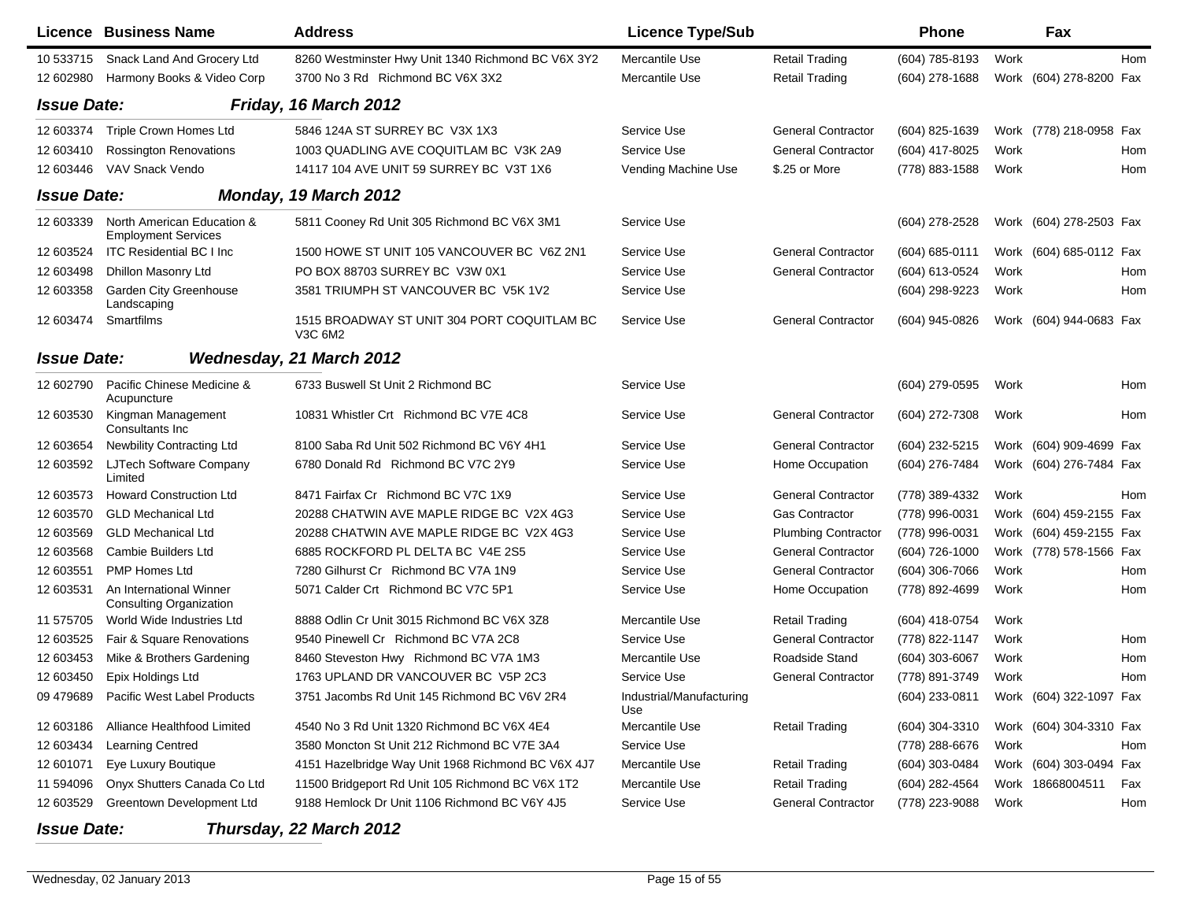| Licence | Business Name | Address | Licence Type/Sub | | Phone | | Fax | |
|---|---|---|---|---|---|---|---|---|
| 10 533715 | Snack Land And Grocery Ltd | 8260 Westminster Hwy Unit 1340 Richmond BC V6X 3Y2 | Mercantile Use | Retail Trading | (604) 785-8193 | Work | | Hom |
| 12 602980 | Harmony Books & Video Corp | 3700 No 3 Rd Richmond BC V6X 3X2 | Mercantile Use | Retail Trading | (604) 278-1688 | Work | (604) 278-8200 | Fax |
| ***Issue Date:*** | | ***Friday, 16 March 2012*** | | | | | | |
| 12 603374 | Triple Crown Homes Ltd | 5846 124A ST SURREY BC V3X 1X3 | Service Use | General Contractor | (604) 825-1639 | Work | (778) 218-0958 | Fax |
| 12 603410 | Rossington Renovations | 1003 QUADLING AVE COQUITLAM BC V3K 2A9 | Service Use | General Contractor | (604) 417-8025 | Work | | Hom |
| 12 603446 | VAV Snack Vendo | 14117 104 AVE UNIT 59 SURREY BC V3T 1X6 | Vending Machine Use | $.25 or More | (778) 883-1588 | Work | | Hom |
| ***Issue Date:*** | | ***Monday, 19 March 2012*** | | | | | | |
| 12 603339 | North American Education & Employment Services | 5811 Cooney Rd Unit 305 Richmond BC V6X 3M1 | Service Use | | (604) 278-2528 | Work | (604) 278-2503 | Fax |
| 12 603524 | ITC Residential BC I Inc | 1500 HOWE ST UNIT 105 VANCOUVER BC V6Z 2N1 | Service Use | General Contractor | (604) 685-0111 | Work | (604) 685-0112 | Fax |
| 12 603498 | Dhillon Masonry Ltd | PO BOX 88703 SURREY BC V3W 0X1 | Service Use | General Contractor | (604) 613-0524 | Work | | Hom |
| 12 603358 | Garden City Greenhouse Landscaping | 3581 TRIUMPH ST VANCOUVER BC V5K 1V2 | Service Use | | (604) 298-9223 | Work | | Hom |
| 12 603474 | Smartfilms | 1515 BROADWAY ST UNIT 304 PORT COQUITLAM BC V3C 6M2 | Service Use | General Contractor | (604) 945-0826 | Work | (604) 944-0683 | Fax |
| ***Issue Date:*** | | ***Wednesday, 21 March 2012*** | | | | | | |
| 12 602790 | Pacific Chinese Medicine & Acupuncture | 6733 Buswell St Unit 2 Richmond BC | Service Use | | (604) 279-0595 | Work | | Hom |
| 12 603530 | Kingman Management Consultants Inc | 10831 Whistler Crt Richmond BC V7E 4C8 | Service Use | General Contractor | (604) 272-7308 | Work | | Hom |
| 12 603654 | Newbility Contracting Ltd | 8100 Saba Rd Unit 502 Richmond BC V6Y 4H1 | Service Use | General Contractor | (604) 232-5215 | Work | (604) 909-4699 | Fax |
| 12 603592 | LJTech Software Company Limited | 6780 Donald Rd Richmond BC V7C 2Y9 | Service Use | Home Occupation | (604) 276-7484 | Work | (604) 276-7484 | Fax |
| 12 603573 | Howard Construction Ltd | 8471 Fairfax Cr Richmond BC V7C 1X9 | Service Use | General Contractor | (778) 389-4332 | Work | | Hom |
| 12 603570 | GLD Mechanical Ltd | 20288 CHATWIN AVE MAPLE RIDGE BC V2X 4G3 | Service Use | Gas Contractor | (778) 996-0031 | Work | (604) 459-2155 | Fax |
| 12 603569 | GLD Mechanical Ltd | 20288 CHATWIN AVE MAPLE RIDGE BC V2X 4G3 | Service Use | Plumbing Contractor | (778) 996-0031 | Work | (604) 459-2155 | Fax |
| 12 603568 | Cambie Builders Ltd | 6885 ROCKFORD PL DELTA BC V4E 2S5 | Service Use | General Contractor | (604) 726-1000 | Work | (778) 578-1566 | Fax |
| 12 603551 | PMP Homes Ltd | 7280 Gilhurst Cr Richmond BC V7A 1N9 | Service Use | General Contractor | (604) 306-7066 | Work | | Hom |
| 12 603531 | An International Winner Consulting Organization | 5071 Calder Crt Richmond BC V7C 5P1 | Service Use | Home Occupation | (778) 892-4699 | Work | | Hom |
| 11 575705 | World Wide Industries Ltd | 8888 Odlin Cr Unit 3015 Richmond BC V6X 3Z8 | Mercantile Use | Retail Trading | (604) 418-0754 | Work | | |
| 12 603525 | Fair & Square Renovations | 9540 Pinewell Cr Richmond BC V7A 2C8 | Service Use | General Contractor | (778) 822-1147 | Work | | Hom |
| 12 603453 | Mike & Brothers Gardening | 8460 Steveston Hwy Richmond BC V7A 1M3 | Mercantile Use | Roadside Stand | (604) 303-6067 | Work | | Hom |
| 12 603450 | Epix Holdings Ltd | 1763 UPLAND DR VANCOUVER BC V5P 2C3 | Service Use | General Contractor | (778) 891-3749 | Work | | Hom |
| 09 479689 | Pacific West Label Products | 3751 Jacombs Rd Unit 145 Richmond BC V6V 2R4 | Industrial/Manufacturing Use | | (604) 233-0811 | Work | (604) 322-1097 | Fax |
| 12 603186 | Alliance Healthfood Limited | 4540 No 3 Rd Unit 1320 Richmond BC V6X 4E4 | Mercantile Use | Retail Trading | (604) 304-3310 | Work | (604) 304-3310 | Fax |
| 12 603434 | Learning Centred | 3580 Moncton St Unit 212 Richmond BC V7E 3A4 | Service Use | | (778) 288-6676 | Work | | Hom |
| 12 601071 | Eye Luxury Boutique | 4151 Hazelbridge Way Unit 1968 Richmond BC V6X 4J7 | Mercantile Use | Retail Trading | (604) 303-0484 | Work | (604) 303-0494 | Fax |
| 11 594096 | Onyx Shutters Canada Co Ltd | 11500 Bridgeport Rd Unit 105 Richmond BC V6X 1T2 | Mercantile Use | Retail Trading | (604) 282-4564 | Work | 18668004511 | Fax |
| 12 603529 | Greentown Development Ltd | 9188 Hemlock Dr Unit 1106 Richmond BC V6Y 4J5 | Service Use | General Contractor | (778) 223-9088 | Work | | Hom |
| ***Issue Date:*** | | ***Thursday, 22 March 2012*** | | | | | | |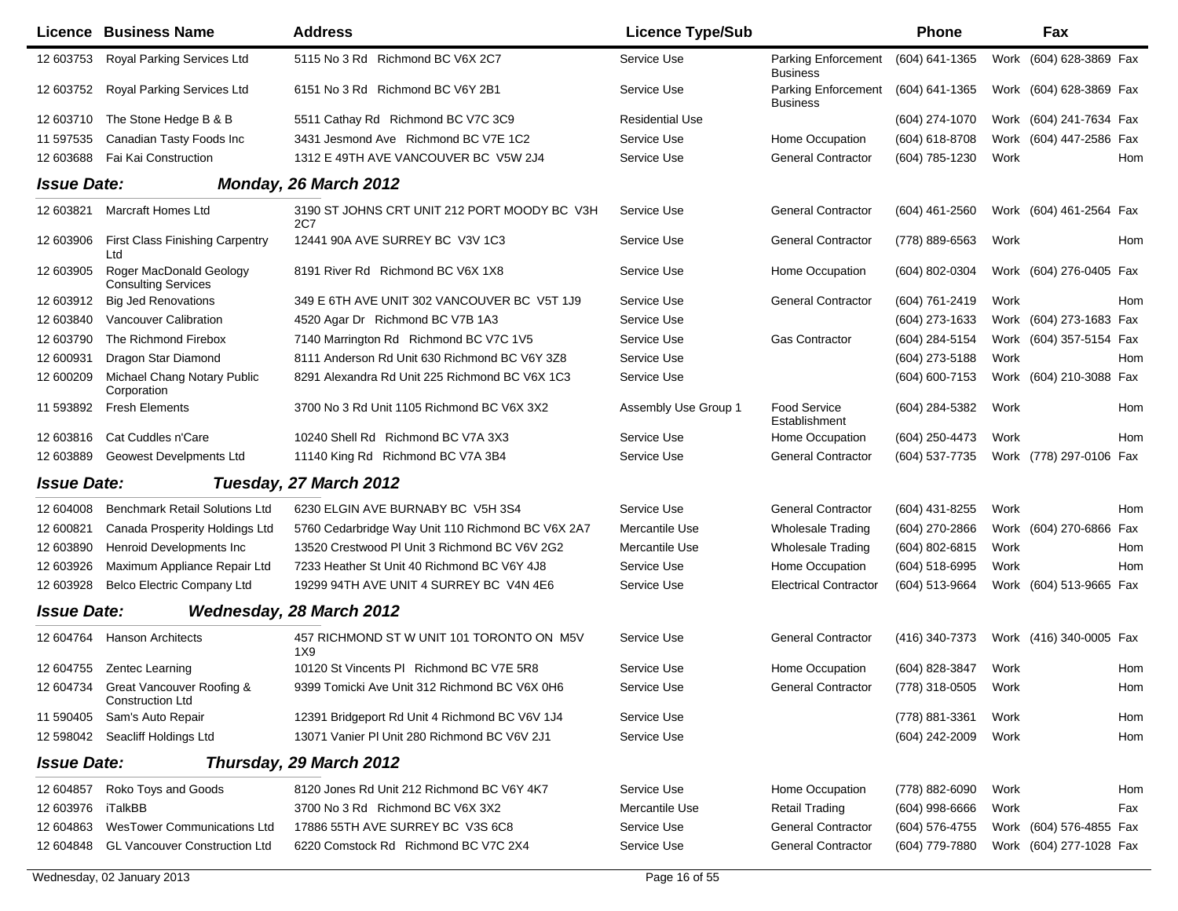| Licence | Business Name | Address | Licence Type/Sub | | Phone | | Fax | |
|---|---|---|---|---|---|---|---|---|
| 12 603753 | Royal Parking Services Ltd | 5115 No 3 Rd Richmond BC V6X 2C7 | Service Use | Parking Enforcement Business | (604) 641-1365 | Work | (604) 628-3869 | Fax |
| 12 603752 | Royal Parking Services Ltd | 6151 No 3 Rd Richmond BC V6Y 2B1 | Service Use | Parking Enforcement Business | (604) 641-1365 | Work | (604) 628-3869 | Fax |
| 12 603710 | The Stone Hedge B & B | 5511 Cathay Rd Richmond BC V7C 3C9 | Residential Use | | (604) 274-1070 | Work | (604) 241-7634 | Fax |
| 11 597535 | Canadian Tasty Foods Inc | 3431 Jesmond Ave Richmond BC V7E 1C2 | Service Use | Home Occupation | (604) 618-8708 | Work | (604) 447-2586 | Fax |
| 12 603688 | Fai Kai Construction | 1312 E 49TH AVE VANCOUVER BC V5W 2J4 | Service Use | General Contractor | (604) 785-1230 | Work | | Hom |

**Issue Date:** ***Monday, 26 March 2012***

| Licence | Business Name | Address | Licence Type/Sub | | Phone | | Fax | |
|---|---|---|---|---|---|---|---|---|
| 12 603821 | Marcraft Homes Ltd | 3190 ST JOHNS CRT UNIT 212 PORT MOODY BC V3H 2C7 | Service Use | General Contractor | (604) 461-2560 | Work | (604) 461-2564 | Fax |
| 12 603906 | First Class Finishing Carpentry Ltd | 12441 90A AVE SURREY BC V3V 1C3 | Service Use | General Contractor | (778) 889-6563 | Work | | Hom |
| 12 603905 | Roger MacDonald Geology Consulting Services | 8191 River Rd Richmond BC V6X 1X8 | Service Use | Home Occupation | (604) 802-0304 | Work | (604) 276-0405 | Fax |
| 12 603912 | Big Jed Renovations | 349 E 6TH AVE UNIT 302 VANCOUVER BC V5T 1J9 | Service Use | General Contractor | (604) 761-2419 | Work | | Hom |
| 12 603840 | Vancouver Calibration | 4520 Agar Dr Richmond BC V7B 1A3 | Service Use | | (604) 273-1633 | Work | (604) 273-1683 | Fax |
| 12 603790 | The Richmond Firebox | 7140 Marrington Rd Richmond BC V7C 1V5 | Service Use | Gas Contractor | (604) 284-5154 | Work | (604) 357-5154 | Fax |
| 12 600931 | Dragon Star Diamond | 8111 Anderson Rd Unit 630 Richmond BC V6Y 3Z8 | Service Use | | (604) 273-5188 | Work | | Hom |
| 12 600209 | Michael Chang Notary Public Corporation | 8291 Alexandra Rd Unit 225 Richmond BC V6X 1C3 | Service Use | | (604) 600-7153 | Work | (604) 210-3088 | Fax |
| 11 593892 | Fresh Elements | 3700 No 3 Rd Unit 1105 Richmond BC V6X 3X2 | Assembly Use Group 1 | Food Service Establishment | (604) 284-5382 | Work | | Hom |
| 12 603816 | Cat Cuddles n'Care | 10240 Shell Rd Richmond BC V7A 3X3 | Service Use | Home Occupation | (604) 250-4473 | Work | | Hom |
| 12 603889 | Geowest Develpments Ltd | 11140 King Rd Richmond BC V7A 3B4 | Service Use | General Contractor | (604) 537-7735 | Work | (778) 297-0106 | Fax |

**Issue Date:** ***Tuesday, 27 March 2012***

| Licence | Business Name | Address | Licence Type/Sub | | Phone | | Fax | |
|---|---|---|---|---|---|---|---|---|
| 12 604008 | Benchmark Retail Solutions Ltd | 6230 ELGIN AVE BURNABY BC V5H 3S4 | Service Use | General Contractor | (604) 431-8255 | Work | | Hom |
| 12 600821 | Canada Prosperity Holdings Ltd | 5760 Cedarbridge Way Unit 110 Richmond BC V6X 2A7 | Mercantile Use | Wholesale Trading | (604) 270-2866 | Work | (604) 270-6866 | Fax |
| 12 603890 | Henroid Developments Inc | 13520 Crestwood Pl Unit 3 Richmond BC V6V 2G2 | Mercantile Use | Wholesale Trading | (604) 802-6815 | Work | | Hom |
| 12 603926 | Maximum Appliance Repair Ltd | 7233 Heather St Unit 40 Richmond BC V6Y 4J8 | Service Use | Home Occupation | (604) 518-6995 | Work | | Hom |
| 12 603928 | Belco Electric Company Ltd | 19299 94TH AVE UNIT 4 SURREY BC V4N 4E6 | Service Use | Electrical Contractor | (604) 513-9664 | Work | (604) 513-9665 | Fax |

**Issue Date:** ***Wednesday, 28 March 2012***

| Licence | Business Name | Address | Licence Type/Sub | | Phone | | Fax | |
|---|---|---|---|---|---|---|---|---|
| 12 604764 | Hanson Architects | 457 RICHMOND ST W UNIT 101 TORONTO ON M5V 1X9 | Service Use | General Contractor | (416) 340-7373 | Work | (416) 340-0005 | Fax |
| 12 604755 | Zentec Learning | 10120 St Vincents Pl Richmond BC V7E 5R8 | Service Use | Home Occupation | (604) 828-3847 | Work | | Hom |
| 12 604734 | Great Vancouver Roofing & Construction Ltd | 9399 Tomicki Ave Unit 312 Richmond BC V6X 0H6 | Service Use | General Contractor | (778) 318-0505 | Work | | Hom |
| 11 590405 | Sam's Auto Repair | 12391 Bridgeport Rd Unit 4 Richmond BC V6V 1J4 | Service Use | | (778) 881-3361 | Work | | Hom |
| 12 598042 | Seacliff Holdings Ltd | 13071 Vanier Pl Unit 280 Richmond BC V6V 2J1 | Service Use | | (604) 242-2009 | Work | | Hom |

**Issue Date:** ***Thursday, 29 March 2012***

| Licence | Business Name | Address | Licence Type/Sub | | Phone | | Fax | |
|---|---|---|---|---|---|---|---|---|
| 12 604857 | Roko Toys and Goods | 8120 Jones Rd Unit 212 Richmond BC V6Y 4K7 | Service Use | Home Occupation | (778) 882-6090 | Work | | Hom |
| 12 603976 | iTalkBB | 3700 No 3 Rd Richmond BC V6X 3X2 | Mercantile Use | Retail Trading | (604) 998-6666 | Work | | Fax |
| 12 604863 | WesTower Communications Ltd | 17886 55TH AVE SURREY BC V3S 6C8 | Service Use | General Contractor | (604) 576-4755 | Work | (604) 576-4855 | Fax |
| 12 604848 | GL Vancouver Construction Ltd | 6220 Comstock Rd Richmond BC V7C 2X4 | Service Use | General Contractor | (604) 779-7880 | Work | (604) 277-1028 | Fax |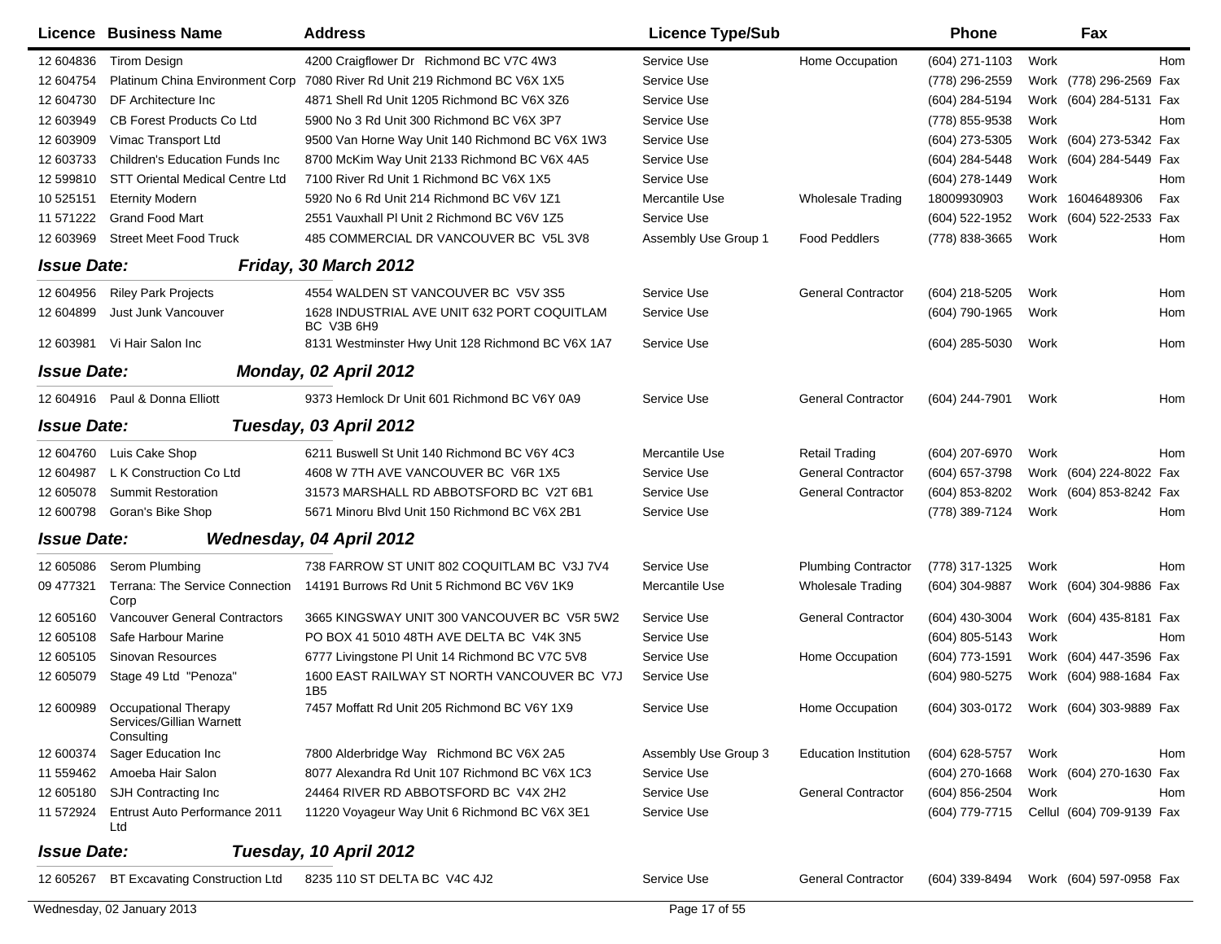| Licence | Business Name | Address | Licence Type/Sub | | Phone | | Fax | |
|---|---|---|---|---|---|---|---|---|
| 12 604836 | Tirom Design | 4200 Craigflower Dr Richmond BC V7C 4W3 | Service Use | Home Occupation | (604) 271-1103 | Work | | Hom |
| 12 604754 | Platinum China Environment Corp | 7080 River Rd Unit 219 Richmond BC V6X 1X5 | Service Use | | (778) 296-2559 | Work | (778) 296-2569 | Fax |
| 12 604730 | DF Architecture Inc | 4871 Shell Rd Unit 1205 Richmond BC V6X 3Z6 | Service Use | | (604) 284-5194 | Work | (604) 284-5131 | Fax |
| 12 603949 | CB Forest Products Co Ltd | 5900 No 3 Rd Unit 300 Richmond BC V6X 3P7 | Service Use | | (778) 855-9538 | Work | | Hom |
| 12 603909 | Vimac Transport Ltd | 9500 Van Horne Way Unit 140 Richmond BC V6X 1W3 | Service Use | | (604) 273-5305 | Work | (604) 273-5342 | Fax |
| 12 603733 | Children's Education Funds Inc | 8700 McKim Way Unit 2133 Richmond BC V6X 4A5 | Service Use | | (604) 284-5448 | Work | (604) 284-5449 | Fax |
| 12 599810 | STT Oriental Medical Centre Ltd | 7100 River Rd Unit 1 Richmond BC V6X 1X5 | Service Use | | (604) 278-1449 | Work | | Hom |
| 10 525151 | Eternity Modern | 5920 No 6 Rd Unit 214 Richmond BC V6V 1Z1 | Mercantile Use | Wholesale Trading | 18009930903 | Work | 16046489306 | Fax |
| 11 571222 | Grand Food Mart | 2551 Vauxhall Pl Unit 2 Richmond BC V6V 1Z5 | Service Use | | (604) 522-1952 | Work | (604) 522-2533 | Fax |
| 12 603969 | Street Meet Food Truck | 485 COMMERCIAL DR VANCOUVER BC V5L 3V8 | Assembly Use Group 1 | Food Peddlers | (778) 838-3665 | Work | | Hom |
| **Issue Date:** | ***Friday, 30 March 2012*** | | | | | | | |
| 12 604956 | Riley Park Projects | 4554 WALDEN ST VANCOUVER BC V5V 3S5 | Service Use | General Contractor | (604) 218-5205 | Work | | Hom |
| 12 604899 | Just Junk Vancouver | 1628 INDUSTRIAL AVE UNIT 632 PORT COQUITLAM BC V3B 6H9 | Service Use | | (604) 790-1965 | Work | | Hom |
| 12 603981 | Vi Hair Salon Inc | 8131 Westminster Hwy Unit 128 Richmond BC V6X 1A7 | Service Use | | (604) 285-5030 | Work | | Hom |
| **Issue Date:** | ***Monday, 02 April 2012*** | | | | | | | |
| 12 604916 | Paul & Donna Elliott | 9373 Hemlock Dr Unit 601 Richmond BC V6Y 0A9 | Service Use | General Contractor | (604) 244-7901 | Work | | Hom |
| **Issue Date:** | ***Tuesday, 03 April 2012*** | | | | | | | |
| 12 604760 | Luis Cake Shop | 6211 Buswell St Unit 140 Richmond BC V6Y 4C3 | Mercantile Use | Retail Trading | (604) 207-6970 | Work | | Hom |
| 12 604987 | L K Construction Co Ltd | 4608 W 7TH AVE VANCOUVER BC V6R 1X5 | Service Use | General Contractor | (604) 657-3798 | Work | (604) 224-8022 | Fax |
| 12 605078 | Summit Restoration | 31573 MARSHALL RD ABBOTSFORD BC V2T 6B1 | Service Use | General Contractor | (604) 853-8202 | Work | (604) 853-8242 | Fax |
| 12 600798 | Goran's Bike Shop | 5671 Minoru Blvd Unit 150 Richmond BC V6X 2B1 | Service Use | | (778) 389-7124 | Work | | Hom |
| **Issue Date:** | ***Wednesday, 04 April 2012*** | | | | | | | |
| 12 605086 | Serom Plumbing | 738 FARROW ST UNIT 802 COQUITLAM BC V3J 7V4 | Service Use | Plumbing Contractor | (778) 317-1325 | Work | | Hom |
| 09 477321 | Terrana: The Service Connection Corp | 14191 Burrows Rd Unit 5 Richmond BC V6V 1K9 | Mercantile Use | Wholesale Trading | (604) 304-9887 | Work | (604) 304-9886 | Fax |
| 12 605160 | Vancouver General Contractors | 3665 KINGSWAY UNIT 300 VANCOUVER BC V5R 5W2 | Service Use | General Contractor | (604) 430-3004 | Work | (604) 435-8181 | Fax |
| 12 605108 | Safe Harbour Marine | PO BOX 41 5010 48TH AVE DELTA BC V4K 3N5 | Service Use | | (604) 805-5143 | Work | | Hom |
| 12 605105 | Sinovan Resources | 6777 Livingstone Pl Unit 14 Richmond BC V7C 5V8 | Service Use | Home Occupation | (604) 773-1591 | Work | (604) 447-3596 | Fax |
| 12 605079 | Stage 49 Ltd "Penoza" | 1600 EAST RAILWAY ST NORTH VANCOUVER BC V7J 1B5 | Service Use | | (604) 980-5275 | Work | (604) 988-1684 | Fax |
| 12 600989 | Occupational Therapy Services/Gillian Warnett Consulting | 7457 Moffatt Rd Unit 205 Richmond BC V6Y 1X9 | Service Use | Home Occupation | (604) 303-0172 | Work | (604) 303-9889 | Fax |
| 12 600374 | Sager Education Inc | 7800 Alderbridge Way Richmond BC V6X 2A5 | Assembly Use Group 3 | Education Institution | (604) 628-5757 | Work | | Hom |
| 11 559462 | Amoeba Hair Salon | 8077 Alexandra Rd Unit 107 Richmond BC V6X 1C3 | Service Use | | (604) 270-1668 | Work | (604) 270-1630 | Fax |
| 12 605180 | SJH Contracting Inc | 24464 RIVER RD ABBOTSFORD BC V4X 2H2 | Service Use | General Contractor | (604) 856-2504 | Work | | Hom |
| 11 572924 | Entrust Auto Performance 2011 Ltd | 11220 Voyageur Way Unit 6 Richmond BC V6X 3E1 | Service Use | | (604) 779-7715 | Cellul | (604) 709-9139 | Fax |
| **Issue Date:** | ***Tuesday, 10 April 2012*** | | | | | | | |
| 12 605267 | BT Excavating Construction Ltd | 8235 110 ST DELTA BC V4C 4J2 | Service Use | General Contractor | (604) 339-8494 | Work | (604) 597-0958 | Fax |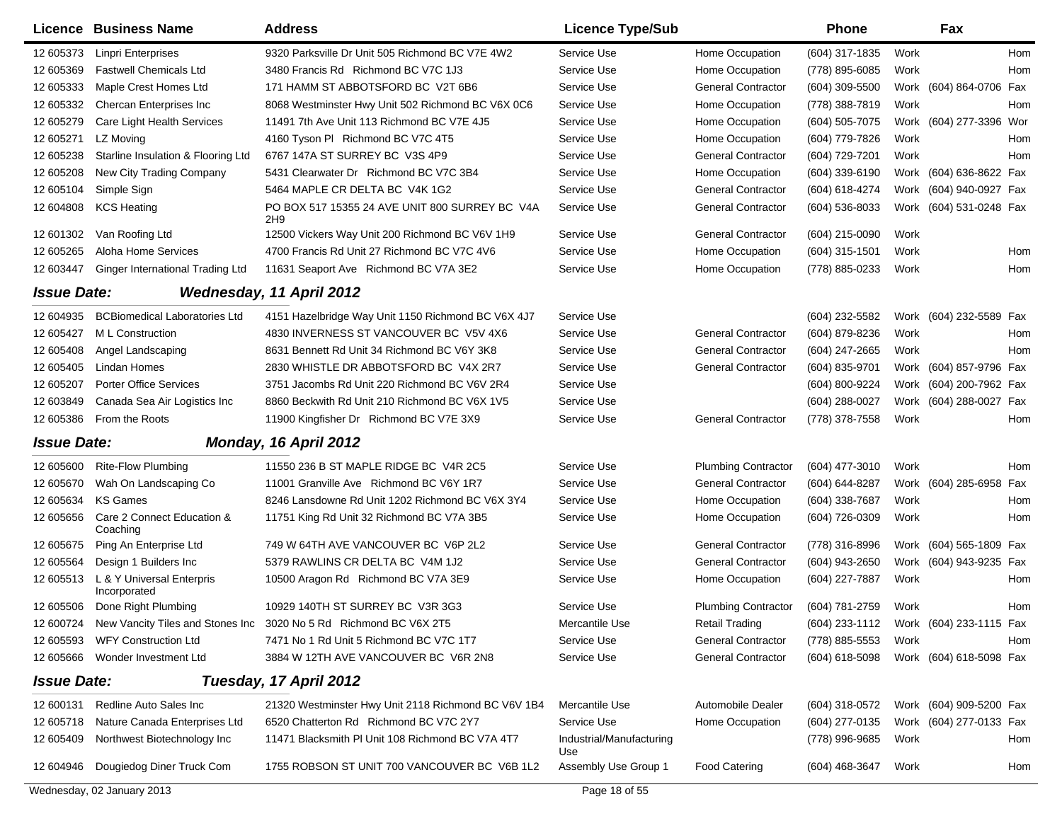| Licence | Business Name | Address | Licence Type/Sub | | Phone | | Fax | |
|---|---|---|---|---|---|---|---|---|
| 12 605373 | Linpri Enterprises | 9320 Parksville Dr Unit 505 Richmond BC V7E 4W2 | Service Use | Home Occupation | (604) 317-1835 | Work | | Hom |
| 12 605369 | Fastwell Chemicals Ltd | 3480 Francis Rd Richmond BC V7C 1J3 | Service Use | Home Occupation | (778) 895-6085 | Work | | Hom |
| 12 605333 | Maple Crest Homes Ltd | 171 HAMM ST ABBOTSFORD BC V2T 6B6 | Service Use | General Contractor | (604) 309-5500 | Work | (604) 864-0706 | Fax |
| 12 605332 | Chercan Enterprises Inc | 8068 Westminster Hwy Unit 502 Richmond BC V6X 0C6 | Service Use | Home Occupation | (778) 388-7819 | Work | | Hom |
| 12 605279 | Care Light Health Services | 11491 7th Ave Unit 113 Richmond BC V7E 4J5 | Service Use | Home Occupation | (604) 505-7075 | Work | (604) 277-3396 | Wor |
| 12 605271 | LZ Moving | 4160 Tyson Pl Richmond BC V7C 4T5 | Service Use | Home Occupation | (604) 779-7826 | Work | | Hom |
| 12 605238 | Starline Insulation & Flooring Ltd | 6767 147A ST SURREY BC V3S 4P9 | Service Use | General Contractor | (604) 729-7201 | Work | | Hom |
| 12 605208 | New City Trading Company | 5431 Clearwater Dr Richmond BC V7C 3B4 | Service Use | Home Occupation | (604) 339-6190 | Work | (604) 636-8622 | Fax |
| 12 605104 | Simple Sign | 5464 MAPLE CR DELTA BC V4K 1G2 | Service Use | General Contractor | (604) 618-4274 | Work | (604) 940-0927 | Fax |
| 12 604808 | KCS Heating | PO BOX 517 15355 24 AVE UNIT 800 SURREY BC V4A 2H9 | Service Use | General Contractor | (604) 536-8033 | Work | (604) 531-0248 | Fax |
| 12 601302 | Van Roofing Ltd | 12500 Vickers Way Unit 200 Richmond BC V6V 1H9 | Service Use | General Contractor | (604) 215-0090 | Work | | |
| 12 605265 | Aloha Home Services | 4700 Francis Rd Unit 27 Richmond BC V7C 4V6 | Service Use | Home Occupation | (604) 315-1501 | Work | | Hom |
| 12 603447 | Ginger International Trading Ltd | 11631 Seaport Ave Richmond BC V7A 3E2 | Service Use | Home Occupation | (778) 885-0233 | Work | | Hom |
| ***Issue Date:*** | ***Wednesday, 11 April 2012*** | | | | | | | |
| 12 604935 | BCBiomedical Laboratories Ltd | 4151 Hazelbridge Way Unit 1150 Richmond BC V6X 4J7 | Service Use | | (604) 232-5582 | Work | (604) 232-5589 | Fax |
| 12 605427 | M L Construction | 4830 INVERNESS ST VANCOUVER BC V5V 4X6 | Service Use | General Contractor | (604) 879-8236 | Work | | Hom |
| 12 605408 | Angel Landscaping | 8631 Bennett Rd Unit 34 Richmond BC V6Y 3K8 | Service Use | General Contractor | (604) 247-2665 | Work | | Hom |
| 12 605405 | Lindan Homes | 2830 WHISTLE DR ABBOTSFORD BC V4X 2R7 | Service Use | General Contractor | (604) 835-9701 | Work | (604) 857-9796 | Fax |
| 12 605207 | Porter Office Services | 3751 Jacombs Rd Unit 220 Richmond BC V6V 2R4 | Service Use | | (604) 800-9224 | Work | (604) 200-7962 | Fax |
| 12 603849 | Canada Sea Air Logistics Inc | 8860 Beckwith Rd Unit 210 Richmond BC V6X 1V5 | Service Use | | (604) 288-0027 | Work | (604) 288-0027 | Fax |
| 12 605386 | From the Roots | 11900 Kingfisher Dr Richmond BC V7E 3X9 | Service Use | General Contractor | (778) 378-7558 | Work | | Hom |
| ***Issue Date:*** | ***Monday, 16 April 2012*** | | | | | | | |
| 12 605600 | Rite-Flow Plumbing | 11550 236 B ST MAPLE RIDGE BC V4R 2C5 | Service Use | Plumbing Contractor | (604) 477-3010 | Work | | Hom |
| 12 605670 | Wah On Landscaping Co | 11001 Granville Ave Richmond BC V6Y 1R7 | Service Use | General Contractor | (604) 644-8287 | Work | (604) 285-6958 | Fax |
| 12 605634 | KS Games | 8246 Lansdowne Rd Unit 1202 Richmond BC V6X 3Y4 | Service Use | Home Occupation | (604) 338-7687 | Work | | Hom |
| 12 605656 | Care 2 Connect Education & Coaching | 11751 King Rd Unit 32 Richmond BC V7A 3B5 | Service Use | Home Occupation | (604) 726-0309 | Work | | Hom |
| 12 605675 | Ping An Enterprise Ltd | 749 W 64TH AVE VANCOUVER BC V6P 2L2 | Service Use | General Contractor | (778) 316-8996 | Work | (604) 565-1809 | Fax |
| 12 605564 | Design 1 Builders Inc | 5379 RAWLINS CR DELTA BC V4M 1J2 | Service Use | General Contractor | (604) 943-2650 | Work | (604) 943-9235 | Fax |
| 12 605513 | L & Y Universal Enterpris Incorporated | 10500 Aragon Rd Richmond BC V7A 3E9 | Service Use | Home Occupation | (604) 227-7887 | Work | | Hom |
| 12 605506 | Done Right Plumbing | 10929 140TH ST SURREY BC V3R 3G3 | Service Use | Plumbing Contractor | (604) 781-2759 | Work | | Hom |
| 12 600724 | New Vancity Tiles and Stones Inc | 3020 No 5 Rd Richmond BC V6X 2T5 | Mercantile Use | Retail Trading | (604) 233-1112 | Work | (604) 233-1115 | Fax |
| 12 605593 | WFY Construction Ltd | 7471 No 1 Rd Unit 5 Richmond BC V7C 1T7 | Service Use | General Contractor | (778) 885-5553 | Work | | Hom |
| 12 605666 | Wonder Investment Ltd | 3884 W 12TH AVE VANCOUVER BC V6R 2N8 | Service Use | General Contractor | (604) 618-5098 | Work | (604) 618-5098 | Fax |
| ***Issue Date:*** | ***Tuesday, 17 April 2012*** | | | | | | | |
| 12 600131 | Redline Auto Sales Inc | 21320 Westminster Hwy Unit 2118 Richmond BC V6V 1B4 | Mercantile Use | Automobile Dealer | (604) 318-0572 | Work | (604) 909-5200 | Fax |
| 12 605718 | Nature Canada Enterprises Ltd | 6520 Chatterton Rd Richmond BC V7C 2Y7 | Service Use | Home Occupation | (604) 277-0135 | Work | (604) 277-0133 | Fax |
| 12 605409 | Northwest Biotechnology Inc | 11471 Blacksmith Pl Unit 108 Richmond BC V7A 4T7 | Industrial/Manufacturing Use | | (778) 996-9685 | Work | | Hom |
| 12 604946 | Dougiedog Diner Truck Com | 1755 ROBSON ST UNIT 700 VANCOUVER BC V6B 1L2 | Assembly Use Group 1 | Food Catering | (604) 468-3647 | Work | | Hom |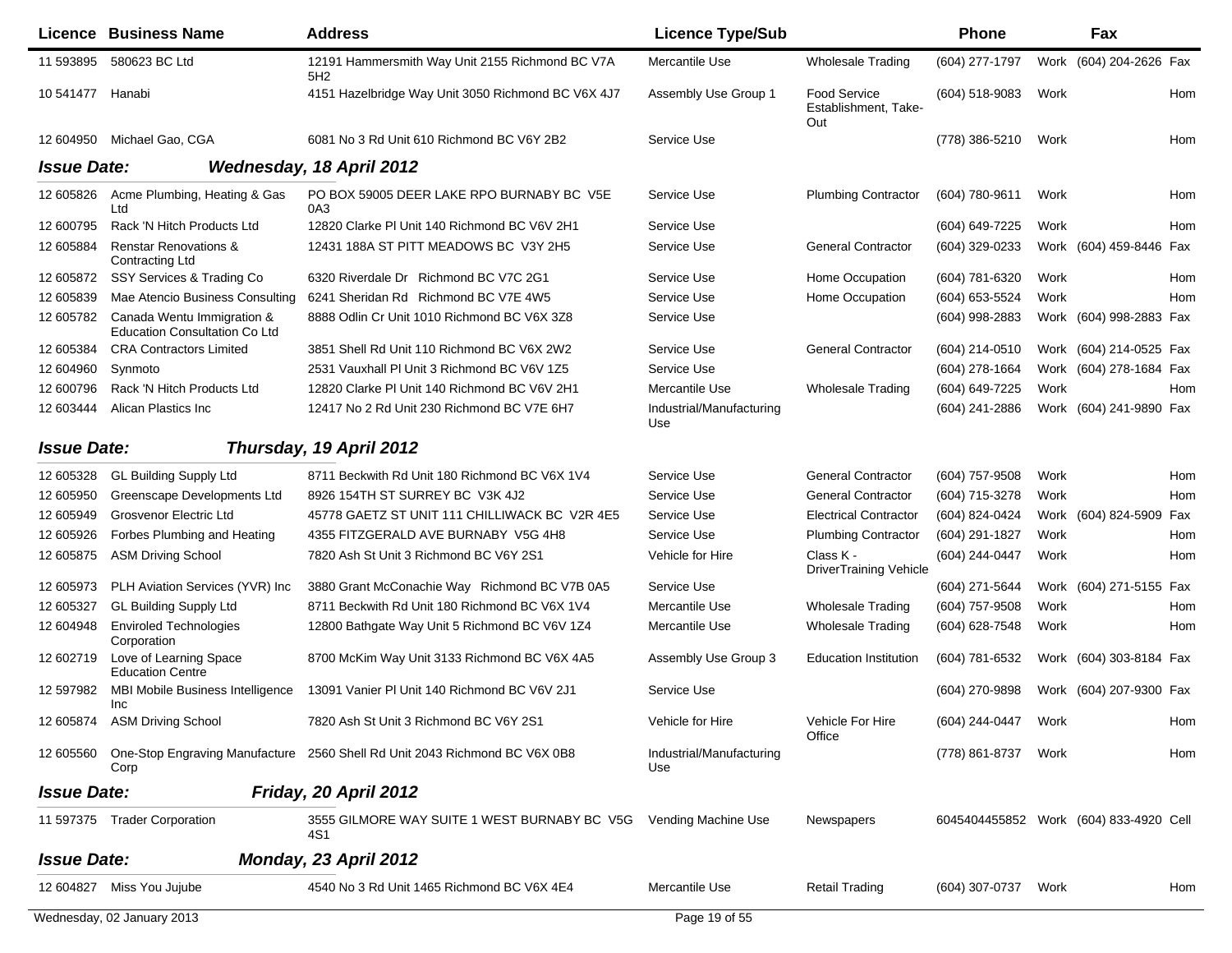| Licence | Business Name | Address | Licence Type/Sub | | Phone | | Fax | |
|---|---|---|---|---|---|---|---|---|
| 11 593895 | 580623 BC Ltd | 12191 Hammersmith Way Unit 2155 Richmond BC V7A 5H2 | Mercantile Use | Wholesale Trading | (604) 277-1797 | Work | (604) 204-2626 | Fax |
| 10 541477 | Hanabi | 4151 Hazelbridge Way Unit 3050 Richmond BC V6X 4J7 | Assembly Use Group 1 | Food Service Establishment, Take-Out | (604) 518-9083 | Work | | Hom |
| 12 604950 | Michael Gao, CGA | 6081 No 3 Rd Unit 610 Richmond BC V6Y 2B2 | Service Use | | (778) 386-5210 | Work | | Hom |

## *Issue Date: Wednesday, 18 April 2012*

| Licence | Business Name | Address | Licence Type/Sub | | Phone | | Fax | |
|---|---|---|---|---|---|---|---|---|
| 12 605826 | Acme Plumbing, Heating & Gas Ltd | PO BOX 59005 DEER LAKE RPO BURNABY BC V5E 0A3 | Service Use | Plumbing Contractor | (604) 780-9611 | Work | | Hom |
| 12 600795 | Rack 'N Hitch Products Ltd | 12820 Clarke Pl Unit 140 Richmond BC V6V 2H1 | Service Use | | (604) 649-7225 | Work | | Hom |
| 12 605884 | Renstar Renovations & Contracting Ltd | 12431 188A ST PITT MEADOWS BC V3Y 2H5 | Service Use | General Contractor | (604) 329-0233 | Work | (604) 459-8446 | Fax |
| 12 605872 | SSY Services & Trading Co | 6320 Riverdale Dr Richmond BC V7C 2G1 | Service Use | Home Occupation | (604) 781-6320 | Work | | Hom |
| 12 605839 | Mae Atencio Business Consulting | 6241 Sheridan Rd Richmond BC V7E 4W5 | Service Use | Home Occupation | (604) 653-5524 | Work | | Hom |
| 12 605782 | Canada Wentu Immigration & Education Consultation Co Ltd | 8888 Odlin Cr Unit 1010 Richmond BC V6X 3Z8 | Service Use | | (604) 998-2883 | Work | (604) 998-2883 | Fax |
| 12 605384 | CRA Contractors Limited | 3851 Shell Rd Unit 110 Richmond BC V6X 2W2 | Service Use | General Contractor | (604) 214-0510 | Work | (604) 214-0525 | Fax |
| 12 604960 | Synmoto | 2531 Vauxhall Pl Unit 3 Richmond BC V6V 1Z5 | Service Use | | (604) 278-1664 | Work | (604) 278-1684 | Fax |
| 12 600796 | Rack 'N Hitch Products Ltd | 12820 Clarke Pl Unit 140 Richmond BC V6V 2H1 | Mercantile Use | Wholesale Trading | (604) 649-7225 | Work | | Hom |
| 12 603444 | Alican Plastics Inc | 12417 No 2 Rd Unit 230 Richmond BC V7E 6H7 | Industrial/Manufacturing Use | | (604) 241-2886 | Work | (604) 241-9890 | Fax |

## *Issue Date: Thursday, 19 April 2012*

| Licence | Business Name | Address | Licence Type/Sub | | Phone | | Fax | |
|---|---|---|---|---|---|---|---|---|
| 12 605328 | GL Building Supply Ltd | 8711 Beckwith Rd Unit 180 Richmond BC V6X 1V4 | Service Use | General Contractor | (604) 757-9508 | Work | | Hom |
| 12 605950 | Greenscape Developments Ltd | 8926 154TH ST SURREY BC V3K 4J2 | Service Use | General Contractor | (604) 715-3278 | Work | | Hom |
| 12 605949 | Grosvenor Electric Ltd | 45778 GAETZ ST UNIT 111 CHILLIWACK BC V2R 4E5 | Service Use | Electrical Contractor | (604) 824-0424 | Work | (604) 824-5909 | Fax |
| 12 605926 | Forbes Plumbing and Heating | 4355 FITZGERALD AVE BURNABY V5G 4H8 | Service Use | Plumbing Contractor | (604) 291-1827 | Work | | Hom |
| 12 605875 | ASM Driving School | 7820 Ash St Unit 3 Richmond BC V6Y 2S1 | Vehicle for Hire | Class K - DriverTraining Vehicle | (604) 244-0447 | Work | | Hom |
| 12 605973 | PLH Aviation Services (YVR) Inc | 3880 Grant McConachie Way Richmond BC V7B 0A5 | Service Use | | (604) 271-5644 | Work | (604) 271-5155 | Fax |
| 12 605327 | GL Building Supply Ltd | 8711 Beckwith Rd Unit 180 Richmond BC V6X 1V4 | Mercantile Use | Wholesale Trading | (604) 757-9508 | Work | | Hom |
| 12 604948 | Enviroled Technologies Corporation | 12800 Bathgate Way Unit 5 Richmond BC V6V 1Z4 | Mercantile Use | Wholesale Trading | (604) 628-7548 | Work | | Hom |
| 12 602719 | Love of Learning Space Education Centre | 8700 McKim Way Unit 3133 Richmond BC V6X 4A5 | Assembly Use Group 3 | Education Institution | (604) 781-6532 | Work | (604) 303-8184 | Fax |
| 12 597982 | MBI Mobile Business Intelligence Inc | 13091 Vanier Pl Unit 140 Richmond BC V6V 2J1 | Service Use | | (604) 270-9898 | Work | (604) 207-9300 | Fax |
| 12 605874 | ASM Driving School | 7820 Ash St Unit 3 Richmond BC V6Y 2S1 | Vehicle for Hire | Vehicle For Hire Office | (604) 244-0447 | Work | | Hom |
| 12 605560 | One-Stop Engraving Manufacture Corp | 2560 Shell Rd Unit 2043 Richmond BC V6X 0B8 | Industrial/Manufacturing Use | | (778) 861-8737 | Work | | Hom |

## *Issue Date: Friday, 20 April 2012*

| Licence | Business Name | Address | Licence Type/Sub | | Phone | | Fax | |
|---|---|---|---|---|---|---|---|---|
| 11 597375 | Trader Corporation | 3555 GILMORE WAY SUITE 1 WEST BURNABY BC V5G 4S1 | Vending Machine Use | Newspapers | 6045404455852 | Work | (604) 833-4920 | Cell |

## *Issue Date: Monday, 23 April 2012*

| Licence | Business Name | Address | Licence Type/Sub | | Phone | | Fax | |
|---|---|---|---|---|---|---|---|---|
| 12 604827 | Miss You Jujube | 4540 No 3 Rd Unit 1465 Richmond BC V6X 4E4 | Mercantile Use | Retail Trading | (604) 307-0737 | Work | | Hom |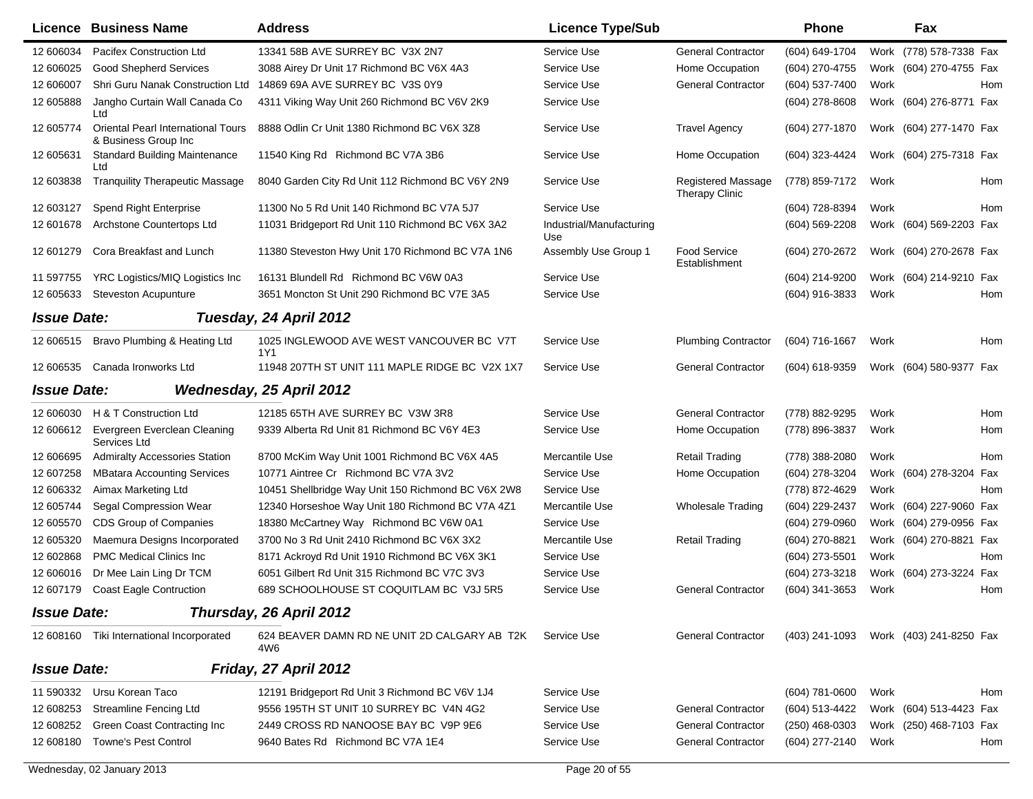| Licence | Business Name | Address | Licence Type/Sub | | Phone | | Fax | |
|---|---|---|---|---|---|---|---|---|
| 12 606034 | Pacifex Construction Ltd | 13341 58B AVE SURREY BC V3X 2N7 | Service Use | General Contractor | (604) 649-1704 | Work | (778) 578-7338 | Fax |
| 12 606025 | Good Shepherd Services | 3088 Airey Dr Unit 17 Richmond BC V6X 4A3 | Service Use | Home Occupation | (604) 270-4755 | Work | (604) 270-4755 | Fax |
| 12 606007 | Shri Guru Nanak Construction Ltd | 14869 69A AVE SURREY BC V3S 0Y9 | Service Use | General Contractor | (604) 537-7400 | Work | | Hom |
| 12 605888 | Jangho Curtain Wall Canada Co Ltd | 4311 Viking Way Unit 260 Richmond BC V6V 2K9 | Service Use | | (604) 278-8608 | Work | (604) 276-8771 | Fax |
| 12 605774 | Oriental Pearl International Tours & Business Group Inc | 8888 Odlin Cr Unit 1380 Richmond BC V6X 3Z8 | Service Use | Travel Agency | (604) 277-1870 | Work | (604) 277-1470 | Fax |
| 12 605631 | Standard Building Maintenance Ltd | 11540 King Rd Richmond BC V7A 3B6 | Service Use | Home Occupation | (604) 323-4424 | Work | (604) 275-7318 | Fax |
| 12 603838 | Tranquility Therapeutic Massage | 8040 Garden City Rd Unit 112 Richmond BC V6Y 2N9 | Service Use | Registered Massage Therapy Clinic | (778) 859-7172 | Work | | Hom |
| 12 603127 | Spend Right Enterprise | 11300 No 5 Rd Unit 140 Richmond BC V7A 5J7 | Service Use | | (604) 728-8394 | Work | | Hom |
| 12 601678 | Archstone Countertops Ltd | 11031 Bridgeport Rd Unit 110 Richmond BC V6X 3A2 | Industrial/Manufacturing Use | | (604) 569-2208 | Work | (604) 569-2203 | Fax |
| 12 601279 | Cora Breakfast and Lunch | 11380 Steveston Hwy Unit 170 Richmond BC V7A 1N6 | Assembly Use Group 1 | Food Service Establishment | (604) 270-2672 | Work | (604) 270-2678 | Fax |
| 11 597755 | YRC Logistics/MIQ Logistics Inc | 16131 Blundell Rd Richmond BC V6W 0A3 | Service Use | | (604) 214-9200 | Work | (604) 214-9210 | Fax |
| 12 605633 | Steveston Acupunture | 3651 Moncton St Unit 290 Richmond BC V7E 3A5 | Service Use | | (604) 916-3833 | Work | | Hom |

**Issue Date: Tuesday, 24 April 2012**

| Licence | Business Name | Address | Licence Type/Sub | | Phone | | Fax | |
|---|---|---|---|---|---|---|---|---|
| 12 606515 | Bravo Plumbing & Heating Ltd | 1025 INGLEWOOD AVE WEST VANCOUVER BC V7T 1Y1 | Service Use | Plumbing Contractor | (604) 716-1667 | Work | | Hom |
| 12 606535 | Canada Ironworks Ltd | 11948 207TH ST UNIT 111 MAPLE RIDGE BC V2X 1X7 | Service Use | General Contractor | (604) 618-9359 | Work | (604) 580-9377 | Fax |

**Issue Date: Wednesday, 25 April 2012**

| Licence | Business Name | Address | Licence Type/Sub | | Phone | | Fax | |
|---|---|---|---|---|---|---|---|---|
| 12 606030 | H & T Construction Ltd | 12185 65TH AVE SURREY BC V3W 3R8 | Service Use | General Contractor | (778) 882-9295 | Work | | Hom |
| 12 606612 | Evergreen Everclean Cleaning Services Ltd | 9339 Alberta Rd Unit 81 Richmond BC V6Y 4E3 | Service Use | Home Occupation | (778) 896-3837 | Work | | Hom |
| 12 606695 | Admiralty Accessories Station | 8700 McKim Way Unit 1001 Richmond BC V6X 4A5 | Mercantile Use | Retail Trading | (778) 388-2080 | Work | | Hom |
| 12 607258 | MBatara Accounting Services | 10771 Aintree Cr Richmond BC V7A 3V2 | Service Use | Home Occupation | (604) 278-3204 | Work | (604) 278-3204 | Fax |
| 12 606332 | Aimax Marketing Ltd | 10451 Shellbridge Way Unit 150 Richmond BC V6X 2W8 | Service Use | | (778) 872-4629 | Work | | Hom |
| 12 605744 | Segal Compression Wear | 12340 Horseshoe Way Unit 180 Richmond BC V7A 4Z1 | Mercantile Use | Wholesale Trading | (604) 229-2437 | Work | (604) 227-9060 | Fax |
| 12 605570 | CDS Group of Companies | 18380 McCartney Way Richmond BC V6W 0A1 | Service Use | | (604) 279-0960 | Work | (604) 279-0956 | Fax |
| 12 605320 | Maemura Designs Incorporated | 3700 No 3 Rd Unit 2410 Richmond BC V6X 3X2 | Mercantile Use | Retail Trading | (604) 270-8821 | Work | (604) 270-8821 | Fax |
| 12 602868 | PMC Medical Clinics Inc | 8171 Ackroyd Rd Unit 1910 Richmond BC V6X 3K1 | Service Use | | (604) 273-5501 | Work | | Hom |
| 12 606016 | Dr Mee Lain Ling Dr TCM | 6051 Gilbert Rd Unit 315 Richmond BC V7C 3V3 | Service Use | | (604) 273-3218 | Work | (604) 273-3224 | Fax |
| 12 607179 | Coast Eagle Contruction | 689 SCHOOLHOUSE ST COQUITLAM BC V3J 5R5 | Service Use | General Contractor | (604) 341-3653 | Work | | Hom |

**Issue Date: Thursday, 26 April 2012**

| Licence | Business Name | Address | Licence Type/Sub | | Phone | | Fax | |
|---|---|---|---|---|---|---|---|---|
| 12 608160 | Tiki International Incorporated | 624 BEAVER DAMN RD NE UNIT 2D CALGARY AB T2K 4W6 | Service Use | General Contractor | (403) 241-1093 | Work | (403) 241-8250 | Fax |

**Issue Date: Friday, 27 April 2012**

| Licence | Business Name | Address | Licence Type/Sub | | Phone | | Fax | |
|---|---|---|---|---|---|---|---|---|
| 11 590332 | Ursu Korean Taco | 12191 Bridgeport Rd Unit 3 Richmond BC V6V 1J4 | Service Use | | (604) 781-0600 | Work | | Hom |
| 12 608253 | Streamline Fencing Ltd | 9556 195TH ST UNIT 10 SURREY BC V4N 4G2 | Service Use | General Contractor | (604) 513-4422 | Work | (604) 513-4423 | Fax |
| 12 608252 | Green Coast Contracting Inc | 2449 CROSS RD NANOOSE BAY BC V9P 9E6 | Service Use | General Contractor | (250) 468-0303 | Work | (250) 468-7103 | Fax |
| 12 608180 | Towne's Pest Control | 9640 Bates Rd Richmond BC V7A 1E4 | Service Use | General Contractor | (604) 277-2140 | Work | | Hom |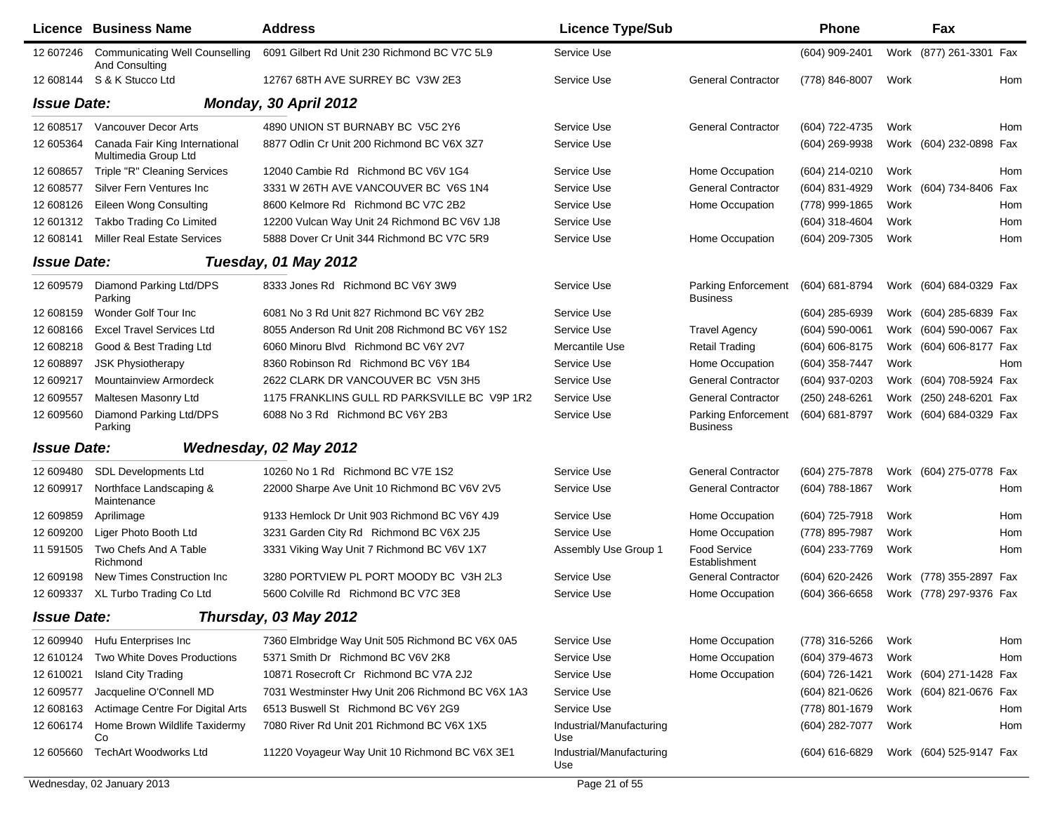| Licence | Business Name | Address | Licence Type/Sub | | Phone | | Fax | |
|---|---|---|---|---|---|---|---|---|
| 12 607246 | Communicating Well Counselling And Consulting | 6091 Gilbert Rd Unit 230 Richmond BC V7C 5L9 | Service Use | | (604) 909-2401 | Work | (877) 261-3301 | Fax |
| 12 608144 | S & K Stucco Ltd | 12767 68TH AVE SURREY BC V3W 2E3 | Service Use | General Contractor | (778) 846-8007 | Work | | Hom |

**Issue Date:** ***Monday, 30 April 2012***

| Licence | Business Name | Address | Licence Type/Sub | | Phone | | Fax | |
|---|---|---|---|---|---|---|---|---|
| 12 608517 | Vancouver Decor Arts | 4890 UNION ST BURNABY BC V5C 2Y6 | Service Use | General Contractor | (604) 722-4735 | Work | | Hom |
| 12 605364 | Canada Fair King International Multimedia Group Ltd | 8877 Odlin Cr Unit 200 Richmond BC V6X 3Z7 | Service Use | | (604) 269-9938 | Work | (604) 232-0898 | Fax |
| 12 608657 | Triple "R" Cleaning Services | 12040 Cambie Rd Richmond BC V6V 1G4 | Service Use | Home Occupation | (604) 214-0210 | Work | | Hom |
| 12 608577 | Silver Fern Ventures Inc | 3331 W 26TH AVE VANCOUVER BC V6S 1N4 | Service Use | General Contractor | (604) 831-4929 | Work | (604) 734-8406 | Fax |
| 12 608126 | Eileen Wong Consulting | 8600 Kelmore Rd Richmond BC V7C 2B2 | Service Use | Home Occupation | (778) 999-1865 | Work | | Hom |
| 12 601312 | Takbo Trading Co Limited | 12200 Vulcan Way Unit 24 Richmond BC V6V 1J8 | Service Use | | (604) 318-4604 | Work | | Hom |
| 12 608141 | Miller Real Estate Services | 5888 Dover Cr Unit 344 Richmond BC V7C 5R9 | Service Use | Home Occupation | (604) 209-7305 | Work | | Hom |

**Issue Date:** ***Tuesday, 01 May 2012***

| Licence | Business Name | Address | Licence Type/Sub | | Phone | | Fax | |
|---|---|---|---|---|---|---|---|---|
| 12 609579 | Diamond Parking Ltd/DPS Parking | 8333 Jones Rd Richmond BC V6Y 3W9 | Service Use | Parking Enforcement Business | (604) 681-8794 | Work | (604) 684-0329 | Fax |
| 12 608159 | Wonder Golf Tour Inc | 6081 No 3 Rd Unit 827 Richmond BC V6Y 2B2 | Service Use | | (604) 285-6939 | Work | (604) 285-6839 | Fax |
| 12 608166 | Excel Travel Services Ltd | 8055 Anderson Rd Unit 208 Richmond BC V6Y 1S2 | Service Use | Travel Agency | (604) 590-0061 | Work | (604) 590-0067 | Fax |
| 12 608218 | Good & Best Trading Ltd | 6060 Minoru Blvd Richmond BC V6Y 2V7 | Mercantile Use | Retail Trading | (604) 606-8175 | Work | (604) 606-8177 | Fax |
| 12 608897 | JSK Physiotherapy | 8360 Robinson Rd Richmond BC V6Y 1B4 | Service Use | Home Occupation | (604) 358-7447 | Work | | Hom |
| 12 609217 | Mountainview Armordeck | 2622 CLARK DR VANCOUVER BC V5N 3H5 | Service Use | General Contractor | (604) 937-0203 | Work | (604) 708-5924 | Fax |
| 12 609557 | Maltesen Masonry Ltd | 1175 FRANKLINS GULL RD PARKSVILLE BC V9P 1R2 | Service Use | General Contractor | (250) 248-6261 | Work | (250) 248-6201 | Fax |
| 12 609560 | Diamond Parking Ltd/DPS Parking | 6088 No 3 Rd Richmond BC V6Y 2B3 | Service Use | Parking Enforcement Business | (604) 681-8797 | Work | (604) 684-0329 | Fax |

**Issue Date:** ***Wednesday, 02 May 2012***

| Licence | Business Name | Address | Licence Type/Sub | | Phone | | Fax | |
|---|---|---|---|---|---|---|---|---|
| 12 609480 | SDL Developments Ltd | 10260 No 1 Rd Richmond BC V7E 1S2 | Service Use | General Contractor | (604) 275-7878 | Work | (604) 275-0778 | Fax |
| 12 609917 | Northface Landscaping & Maintenance | 22000 Sharpe Ave Unit 10 Richmond BC V6V 2V5 | Service Use | General Contractor | (604) 788-1867 | Work | | Hom |
| 12 609859 | Aprilimage | 9133 Hemlock Dr Unit 903 Richmond BC V6Y 4J9 | Service Use | Home Occupation | (604) 725-7918 | Work | | Hom |
| 12 609200 | Liger Photo Booth Ltd | 3231 Garden City Rd Richmond BC V6X 2J5 | Service Use | Home Occupation | (778) 895-7987 | Work | | Hom |
| 11 591505 | Two Chefs And A Table Richmond | 3331 Viking Way Unit 7 Richmond BC V6V 1X7 | Assembly Use Group 1 | Food Service Establishment | (604) 233-7769 | Work | | Hom |
| 12 609198 | New Times Construction Inc | 3280 PORTVIEW PL PORT MOODY BC V3H 2L3 | Service Use | General Contractor | (604) 620-2426 | Work | (778) 355-2897 | Fax |
| 12 609337 | XL Turbo Trading Co Ltd | 5600 Colville Rd Richmond BC V7C 3E8 | Service Use | Home Occupation | (604) 366-6658 | Work | (778) 297-9376 | Fax |

**Issue Date:** ***Thursday, 03 May 2012***

| Licence | Business Name | Address | Licence Type/Sub | | Phone | | Fax | |
|---|---|---|---|---|---|---|---|---|
| 12 609940 | Hufu Enterprises Inc | 7360 Elmbridge Way Unit 505 Richmond BC V6X 0A5 | Service Use | Home Occupation | (778) 316-5266 | Work | | Hom |
| 12 610124 | Two White Doves Productions | 5371 Smith Dr Richmond BC V6V 2K8 | Service Use | Home Occupation | (604) 379-4673 | Work | | Hom |
| 12 610021 | Island City Trading | 10871 Rosecroft Cr Richmond BC V7A 2J2 | Service Use | Home Occupation | (604) 726-1421 | Work | (604) 271-1428 | Fax |
| 12 609577 | Jacqueline O'Connell MD | 7031 Westminster Hwy Unit 206 Richmond BC V6X 1A3 | Service Use | | (604) 821-0626 | Work | (604) 821-0676 | Fax |
| 12 608163 | Actimage Centre For Digital Arts | 6513 Buswell St Richmond BC V6Y 2G9 | Service Use | | (778) 801-1679 | Work | | Hom |
| 12 606174 | Home Brown Wildlife Taxidermy Co | 7080 River Rd Unit 201 Richmond BC V6X 1X5 | Industrial/Manufacturing Use | | (604) 282-7077 | Work | | Hom |
| 12 605660 | TechArt Woodworks Ltd | 11220 Voyageur Way Unit 10 Richmond BC V6X 3E1 | Industrial/Manufacturing Use | | (604) 616-6829 | Work | (604) 525-9147 | Fax |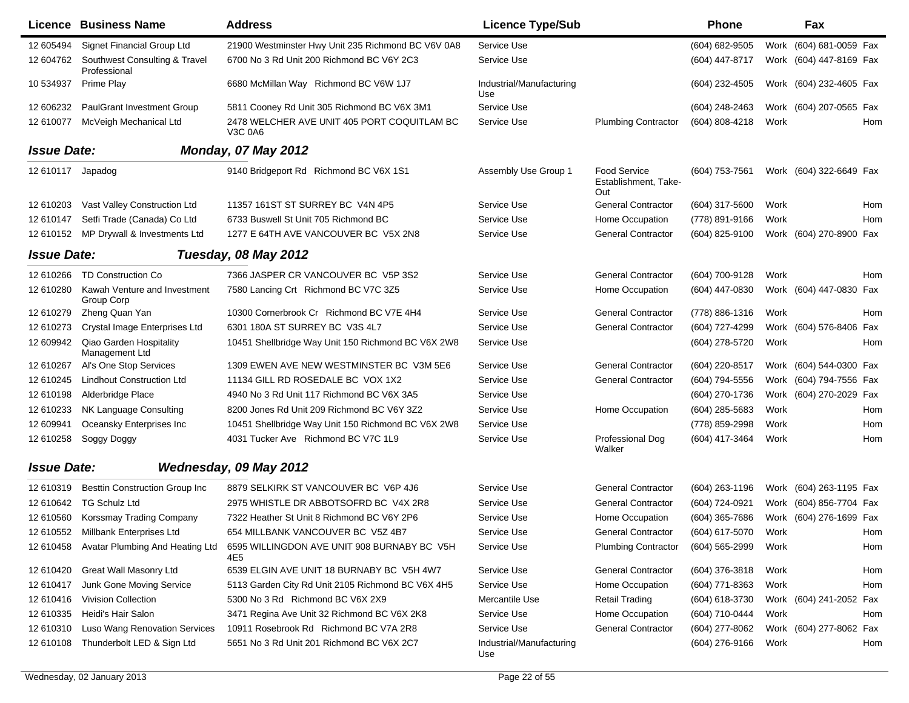| Licence | Business Name | Address | Licence Type/Sub | | Phone | | Fax | |
|---|---|---|---|---|---|---|---|---|
| 12 605494 | Signet Financial Group Ltd | 21900 Westminster Hwy Unit 235 Richmond BC V6V 0A8 | Service Use | | (604) 682-9505 | Work | (604) 681-0059 | Fax |
| 12 604762 | Southwest Consulting & Travel Professional | 6700 No 3 Rd Unit 200 Richmond BC V6Y 2C3 | Service Use | | (604) 447-8717 | Work | (604) 447-8169 | Fax |
| 10 534937 | Prime Play | 6680 McMillan Way Richmond BC V6W 1J7 | Industrial/Manufacturing Use | | (604) 232-4505 | Work | (604) 232-4605 | Fax |
| 12 606232 | PaulGrant Investment Group | 5811 Cooney Rd Unit 305 Richmond BC V6X 3M1 | Service Use | | (604) 248-2463 | Work | (604) 207-0565 | Fax |
| 12 610077 | McVeigh Mechanical Ltd | 2478 WELCHER AVE UNIT 405 PORT COQUITLAM BC V3C 0A6 | Service Use | Plumbing Contractor | (604) 808-4218 | Work | | Hom |

**Issue Date:** ***Monday, 07 May 2012***

| Licence | Business Name | Address | Licence Type/Sub | | Phone | | Fax | |
|---|---|---|---|---|---|---|---|---|
| 12 610117 | Japadog | 9140 Bridgeport Rd Richmond BC V6X 1S1 | Assembly Use Group 1 | Food Service Establishment, Take-Out | (604) 753-7561 | Work | (604) 322-6649 | Fax |
| 12 610203 | Vast Valley Construction Ltd | 11357 161ST ST SURREY BC V4N 4P5 | Service Use | General Contractor | (604) 317-5600 | Work | | Hom |
| 12 610147 | Setfi Trade (Canada) Co Ltd | 6733 Buswell St Unit 705 Richmond BC | Service Use | Home Occupation | (778) 891-9166 | Work | | Hom |
| 12 610152 | MP Drywall & Investments Ltd | 1277 E 64TH AVE VANCOUVER BC V5X 2N8 | Service Use | General Contractor | (604) 825-9100 | Work | (604) 270-8900 | Fax |

**Issue Date:** ***Tuesday, 08 May 2012***

| Licence | Business Name | Address | Licence Type/Sub | | Phone | | Fax | |
|---|---|---|---|---|---|---|---|---|
| 12 610266 | TD Construction Co | 7366 JASPER CR VANCOUVER BC V5P 3S2 | Service Use | General Contractor | (604) 700-9128 | Work | | Hom |
| 12 610280 | Kawah Venture and Investment Group Corp | 7580 Lancing Crt Richmond BC V7C 3Z5 | Service Use | Home Occupation | (604) 447-0830 | Work | (604) 447-0830 | Fax |
| 12 610279 | Zheng Quan Yan | 10300 Cornerbrook Cr Richmond BC V7E 4H4 | Service Use | General Contractor | (778) 886-1316 | Work | | Hom |
| 12 610273 | Crystal Image Enterprises Ltd | 6301 180A ST SURREY BC V3S 4L7 | Service Use | General Contractor | (604) 727-4299 | Work | (604) 576-8406 | Fax |
| 12 609942 | Qiao Garden Hospitality Management Ltd | 10451 Shellbridge Way Unit 150 Richmond BC V6X 2W8 | Service Use | | (604) 278-5720 | Work | | Hom |
| 12 610267 | Al's One Stop Services | 1309 EWEN AVE NEW WESTMINSTER BC V3M 5E6 | Service Use | General Contractor | (604) 220-8517 | Work | (604) 544-0300 | Fax |
| 12 610245 | Lindhout Construction Ltd | 11134 GILL RD ROSEDALE BC VOX 1X2 | Service Use | General Contractor | (604) 794-5556 | Work | (604) 794-7556 | Fax |
| 12 610198 | Alderbridge Place | 4940 No 3 Rd Unit 117 Richmond BC V6X 3A5 | Service Use | | (604) 270-1736 | Work | (604) 270-2029 | Fax |
| 12 610233 | NK Language Consulting | 8200 Jones Rd Unit 209 Richmond BC V6Y 3Z2 | Service Use | Home Occupation | (604) 285-5683 | Work | | Hom |
| 12 609941 | Oceansky Enterprises Inc | 10451 Shellbridge Way Unit 150 Richmond BC V6X 2W8 | Service Use | | (778) 859-2998 | Work | | Hom |
| 12 610258 | Soggy Doggy | 4031 Tucker Ave Richmond BC V7C 1L9 | Service Use | Professional Dog Walker | (604) 417-3464 | Work | | Hom |

**Issue Date:** ***Wednesday, 09 May 2012***

| Licence | Business Name | Address | Licence Type/Sub | | Phone | | Fax | |
|---|---|---|---|---|---|---|---|---|
| 12 610319 | Besttin Construction Group Inc | 8879 SELKIRK ST VANCOUVER BC V6P 4J6 | Service Use | General Contractor | (604) 263-1196 | Work | (604) 263-1195 | Fax |
| 12 610642 | TG Schulz Ltd | 2975 WHISTLE DR ABBOTSOFRD BC V4X 2R8 | Service Use | General Contractor | (604) 724-0921 | Work | (604) 856-7704 | Fax |
| 12 610560 | Korssmay Trading Company | 7322 Heather St Unit 8 Richmond BC V6Y 2P6 | Service Use | Home Occupation | (604) 365-7686 | Work | (604) 276-1699 | Fax |
| 12 610552 | Millbank Enterprises Ltd | 654 MILLBANK VANCOUVER BC V5Z 4B7 | Service Use | General Contractor | (604) 617-5070 | Work | | Hom |
| 12 610458 | Avatar Plumbing And Heating Ltd | 6595 WILLINGDON AVE UNIT 908 BURNABY BC V5H 4E5 | Service Use | Plumbing Contractor | (604) 565-2999 | Work | | Hom |
| 12 610420 | Great Wall Masonry Ltd | 6539 ELGIN AVE UNIT 18 BURNABY BC V5H 4W7 | Service Use | General Contractor | (604) 376-3818 | Work | | Hom |
| 12 610417 | Junk Gone Moving Service | 5113 Garden City Rd Unit 2105 Richmond BC V6X 4H5 | Service Use | Home Occupation | (604) 771-8363 | Work | | Hom |
| 12 610416 | Vivision Collection | 5300 No 3 Rd Richmond BC V6X 2X9 | Mercantile Use | Retail Trading | (604) 618-3730 | Work | (604) 241-2052 | Fax |
| 12 610335 | Heidi's Hair Salon | 3471 Regina Ave Unit 32 Richmond BC V6X 2K8 | Service Use | Home Occupation | (604) 710-0444 | Work | | Hom |
| 12 610310 | Luso Wang Renovation Services | 10911 Rosebrook Rd Richmond BC V7A 2R8 | Service Use | General Contractor | (604) 277-8062 | Work | (604) 277-8062 | Fax |
| 12 610108 | Thunderbolt LED & Sign Ltd | 5651 No 3 Rd Unit 201 Richmond BC V6X 2C7 | Industrial/Manufacturing Use | | (604) 276-9166 | Work | | Hom |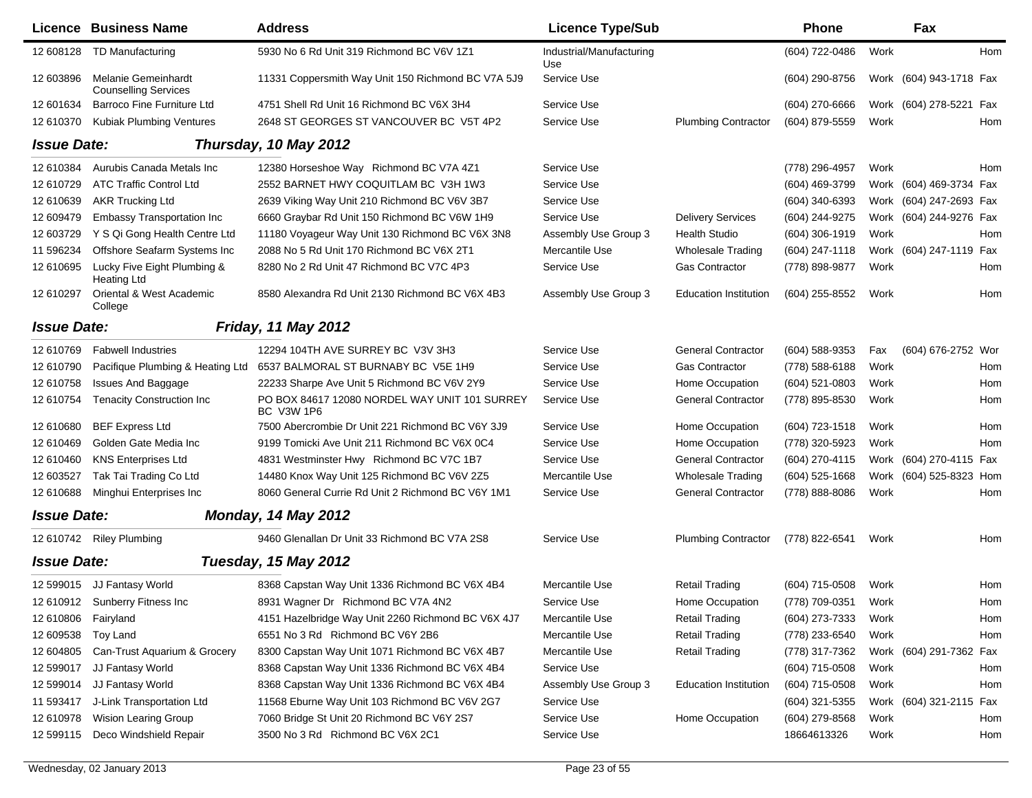| Licence | Business Name | Address | Licence Type/Sub | | Phone | | Fax | |
|---|---|---|---|---|---|---|---|---|
| 12 608128 | TD Manufacturing | 5930 No 6 Rd Unit 319 Richmond BC V6V 1Z1 | Industrial/Manufacturing Use | | (604) 722-0486 | Work | | Hom |
| 12 603896 | Melanie Gemeinhardt Counselling Services | 11331 Coppersmith Way Unit 150 Richmond BC V7A 5J9 | Service Use | | (604) 290-8756 | Work | (604) 943-1718 | Fax |
| 12 601634 | Barroco Fine Furniture Ltd | 4751 Shell Rd Unit 16 Richmond BC V6X 3H4 | Service Use | | (604) 270-6666 | Work | (604) 278-5221 | Fax |
| 12 610370 | Kubiak Plumbing Ventures | 2648 ST GEORGES ST VANCOUVER BC V5T 4P2 | Service Use | Plumbing Contractor | (604) 879-5559 | Work | | Hom |
| **Issue Date:** | | ***Thursday, 10 May 2012*** | | | | | | |
| 12 610384 | Aurubis Canada Metals Inc | 12380 Horseshoe Way Richmond BC V7A 4Z1 | Service Use | | (778) 296-4957 | Work | | Hom |
| 12 610729 | ATC Traffic Control Ltd | 2552 BARNET HWY COQUITLAM BC V3H 1W3 | Service Use | | (604) 469-3799 | Work | (604) 469-3734 | Fax |
| 12 610639 | AKR Trucking Ltd | 2639 Viking Way Unit 210 Richmond BC V6V 3B7 | Service Use | | (604) 340-6393 | Work | (604) 247-2693 | Fax |
| 12 609479 | Embassy Transportation Inc | 6660 Graybar Rd Unit 150 Richmond BC V6W 1H9 | Service Use | Delivery Services | (604) 244-9275 | Work | (604) 244-9276 | Fax |
| 12 603729 | Y S Qi Gong Health Centre Ltd | 11180 Voyageur Way Unit 130 Richmond BC V6X 3N8 | Assembly Use Group 3 | Health Studio | (604) 306-1919 | Work | | Hom |
| 11 596234 | Offshore Seafarm Systems Inc | 2088 No 5 Rd Unit 170 Richmond BC V6X 2T1 | Mercantile Use | Wholesale Trading | (604) 247-1118 | Work | (604) 247-1119 | Fax |
| 12 610695 | Lucky Five Eight Plumbing & Heating Ltd | 8280 No 2 Rd Unit 47 Richmond BC V7C 4P3 | Service Use | Gas Contractor | (778) 898-9877 | Work | | Hom |
| 12 610297 | Oriental & West Academic College | 8580 Alexandra Rd Unit 2130 Richmond BC V6X 4B3 | Assembly Use Group 3 | Education Institution | (604) 255-8552 | Work | | Hom |
| **Issue Date:** | | ***Friday, 11 May 2012*** | | | | | | |
| 12 610769 | Fabwell Industries | 12294 104TH AVE SURREY BC V3V 3H3 | Service Use | General Contractor | (604) 588-9353 | Fax | (604) 676-2752 | Wor |
| 12 610790 | Pacifique Plumbing & Heating Ltd | 6537 BALMORAL ST BURNABY BC V5E 1H9 | Service Use | Gas Contractor | (778) 588-6188 | Work | | Hom |
| 12 610758 | Issues And Baggage | 22233 Sharpe Ave Unit 5 Richmond BC V6V 2Y9 | Service Use | Home Occupation | (604) 521-0803 | Work | | Hom |
| 12 610754 | Tenacity Construction Inc | PO BOX 84617 12080 NORDEL WAY UNIT 101 SURREY BC V3W 1P6 | Service Use | General Contractor | (778) 895-8530 | Work | | Hom |
| 12 610680 | BEF Express Ltd | 7500 Abercrombie Dr Unit 221 Richmond BC V6Y 3J9 | Service Use | Home Occupation | (604) 723-1518 | Work | | Hom |
| 12 610469 | Golden Gate Media Inc | 9199 Tomicki Ave Unit 211 Richmond BC V6X 0C4 | Service Use | Home Occupation | (778) 320-5923 | Work | | Hom |
| 12 610460 | KNS Enterprises Ltd | 4831 Westminster Hwy Richmond BC V7C 1B7 | Service Use | General Contractor | (604) 270-4115 | Work | (604) 270-4115 | Fax |
| 12 603527 | Tak Tai Trading Co Ltd | 14480 Knox Way Unit 125 Richmond BC V6V 2Z5 | Mercantile Use | Wholesale Trading | (604) 525-1668 | Work | (604) 525-8323 | Hom |
| 12 610688 | Minghui Enterprises Inc | 8060 General Currie Rd Unit 2 Richmond BC V6Y 1M1 | Service Use | General Contractor | (778) 888-8086 | Work | | Hom |
| **Issue Date:** | | ***Monday, 14 May 2012*** | | | | | | |
| 12 610742 | Riley Plumbing | 9460 Glenallan Dr Unit 33 Richmond BC V7A 2S8 | Service Use | Plumbing Contractor | (778) 822-6541 | Work | | Hom |
| **Issue Date:** | | ***Tuesday, 15 May 2012*** | | | | | | |
| 12 599015 | JJ Fantasy World | 8368 Capstan Way Unit 1336 Richmond BC V6X 4B4 | Mercantile Use | Retail Trading | (604) 715-0508 | Work | | Hom |
| 12 610912 | Sunberry Fitness Inc | 8931 Wagner Dr Richmond BC V7A 4N2 | Service Use | Home Occupation | (778) 709-0351 | Work | | Hom |
| 12 610806 | Fairyland | 4151 Hazelbridge Way Unit 2260 Richmond BC V6X 4J7 | Mercantile Use | Retail Trading | (604) 273-7333 | Work | | Hom |
| 12 609538 | Toy Land | 6551 No 3 Rd Richmond BC V6Y 2B6 | Mercantile Use | Retail Trading | (778) 233-6540 | Work | | Hom |
| 12 604805 | Can-Trust Aquarium & Grocery | 8300 Capstan Way Unit 1071 Richmond BC V6X 4B7 | Mercantile Use | Retail Trading | (778) 317-7362 | Work | (604) 291-7362 | Fax |
| 12 599017 | JJ Fantasy World | 8368 Capstan Way Unit 1336 Richmond BC V6X 4B4 | Service Use | | (604) 715-0508 | Work | | Hom |
| 12 599014 | JJ Fantasy World | 8368 Capstan Way Unit 1336 Richmond BC V6X 4B4 | Assembly Use Group 3 | Education Institution | (604) 715-0508 | Work | | Hom |
| 11 593417 | J-Link Transportation Ltd | 11568 Eburne Way Unit 103 Richmond BC V6V 2G7 | Service Use | | (604) 321-5355 | Work | (604) 321-2115 | Fax |
| 12 610978 | Wision Learing Group | 7060 Bridge St Unit 20 Richmond BC V6Y 2S7 | Service Use | Home Occupation | (604) 279-8568 | Work | | Hom |
| 12 599115 | Deco Windshield Repair | 3500 No 3 Rd Richmond BC V6X 2C1 | Service Use | | 18664613326 | Work | | Hom |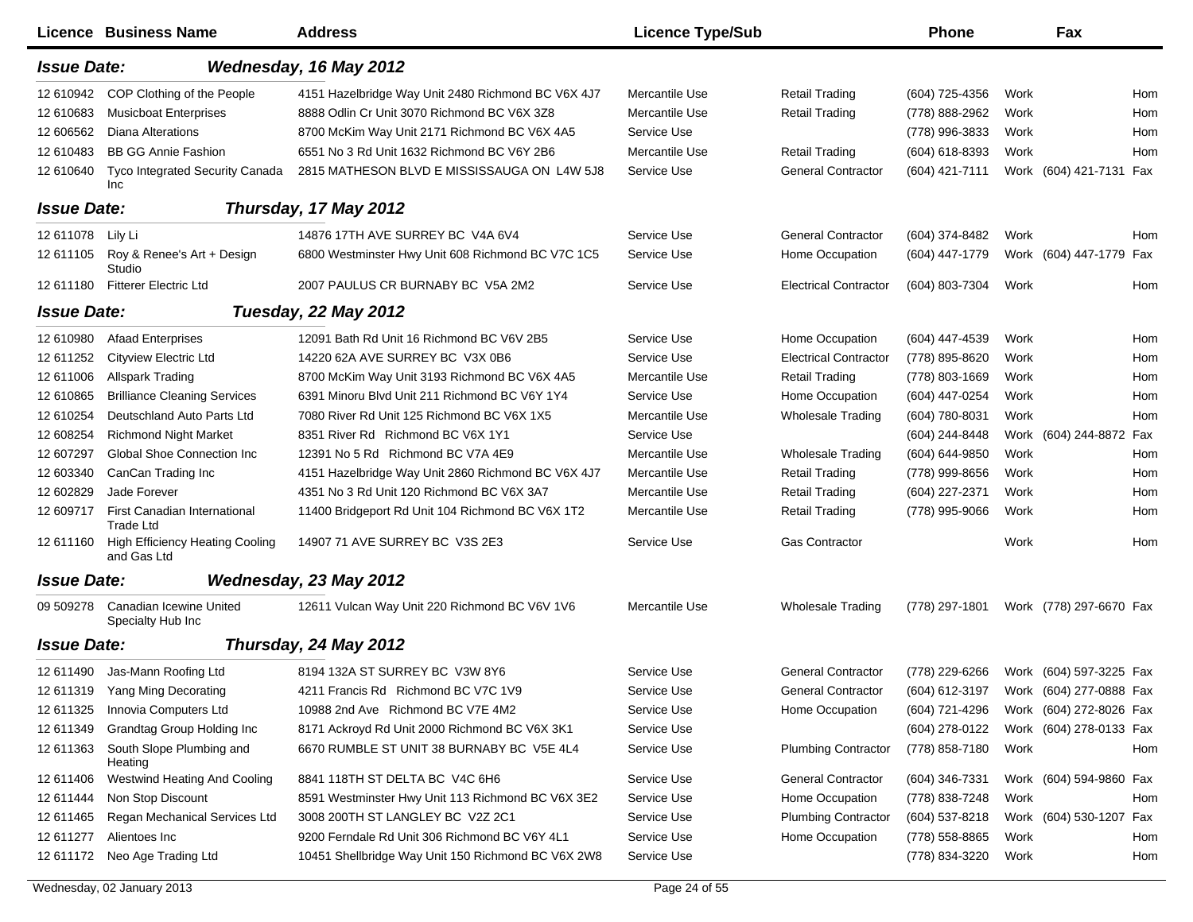| Licence | Business Name | Address | Licence Type/Sub | | Phone | | Fax | |
|---|---|---|---|---|---|---|---|---|
| ***Issue Date:*** | ***Wednesday, 16 May 2012*** | | | | | | | |
| 12 610942 | COP Clothing of the People | 4151 Hazelbridge Way Unit 2480 Richmond BC V6X 4J7 | Mercantile Use | Retail Trading | (604) 725-4356 | Work | | Hom |
| 12 610683 | Musicboat Enterprises | 8888 Odlin Cr Unit 3070 Richmond BC V6X 3Z8 | Mercantile Use | Retail Trading | (778) 888-2962 | Work | | Hom |
| 12 606562 | Diana Alterations | 8700 McKim Way Unit 2171 Richmond BC V6X 4A5 | Service Use | | (778) 996-3833 | Work | | Hom |
| 12 610483 | BB GG Annie Fashion | 6551 No 3 Rd Unit 1632 Richmond BC V6Y 2B6 | Mercantile Use | Retail Trading | (604) 618-8393 | Work | | Hom |
| 12 610640 | Tyco Integrated Security Canada Inc | 2815 MATHESON BLVD E MISSISSAUGA ON L4W 5J8 | Service Use | General Contractor | (604) 421-7111 | Work | (604) 421-7131 | Fax |
| ***Issue Date:*** | ***Thursday, 17 May 2012*** | | | | | | | |
| 12 611078 | Lily Li | 14876 17TH AVE SURREY BC V4A 6V4 | Service Use | General Contractor | (604) 374-8482 | Work | | Hom |
| 12 611105 | Roy & Renee's Art + Design Studio | 6800 Westminster Hwy Unit 608 Richmond BC V7C 1C5 | Service Use | Home Occupation | (604) 447-1779 | Work | (604) 447-1779 | Fax |
| 12 611180 | Fitterer Electric Ltd | 2007 PAULUS CR BURNABY BC V5A 2M2 | Service Use | Electrical Contractor | (604) 803-7304 | Work | | Hom |
| ***Issue Date:*** | ***Tuesday, 22 May 2012*** | | | | | | | |
| 12 610980 | Afaad Enterprises | 12091 Bath Rd Unit 16 Richmond BC V6V 2B5 | Service Use | Home Occupation | (604) 447-4539 | Work | | Hom |
| 12 611252 | Cityview Electric Ltd | 14220 62A AVE SURREY BC V3X 0B6 | Service Use | Electrical Contractor | (778) 895-8620 | Work | | Hom |
| 12 611006 | Allspark Trading | 8700 McKim Way Unit 3193 Richmond BC V6X 4A5 | Mercantile Use | Retail Trading | (778) 803-1669 | Work | | Hom |
| 12 610865 | Brilliance Cleaning Services | 6391 Minoru Blvd Unit 211 Richmond BC V6Y 1Y4 | Service Use | Home Occupation | (604) 447-0254 | Work | | Hom |
| 12 610254 | Deutschland Auto Parts Ltd | 7080 River Rd Unit 125 Richmond BC V6X 1X5 | Mercantile Use | Wholesale Trading | (604) 780-8031 | Work | | Hom |
| 12 608254 | Richmond Night Market | 8351 River Rd Richmond BC V6X 1Y1 | Service Use | | (604) 244-8448 | Work | (604) 244-8872 | Fax |
| 12 607297 | Global Shoe Connection Inc | 12391 No 5 Rd Richmond BC V7A 4E9 | Mercantile Use | Wholesale Trading | (604) 644-9850 | Work | | Hom |
| 12 603340 | CanCan Trading Inc | 4151 Hazelbridge Way Unit 2860 Richmond BC V6X 4J7 | Mercantile Use | Retail Trading | (778) 999-8656 | Work | | Hom |
| 12 602829 | Jade Forever | 4351 No 3 Rd Unit 120 Richmond BC V6X 3A7 | Mercantile Use | Retail Trading | (604) 227-2371 | Work | | Hom |
| 12 609717 | First Canadian International Trade Ltd | 11400 Bridgeport Rd Unit 104 Richmond BC V6X 1T2 | Mercantile Use | Retail Trading | (778) 995-9066 | Work | | Hom |
| 12 611160 | High Efficiency Heating Cooling and Gas Ltd | 14907 71 AVE SURREY BC V3S 2E3 | Service Use | Gas Contractor | | Work | | Hom |
| ***Issue Date:*** | ***Wednesday, 23 May 2012*** | | | | | | | |
| 09 509278 | Canadian Icewine United Specialty Hub Inc | 12611 Vulcan Way Unit 220 Richmond BC V6V 1V6 | Mercantile Use | Wholesale Trading | (778) 297-1801 | Work | (778) 297-6670 | Fax |
| ***Issue Date:*** | ***Thursday, 24 May 2012*** | | | | | | | |
| 12 611490 | Jas-Mann Roofing Ltd | 8194 132A ST SURREY BC V3W 8Y6 | Service Use | General Contractor | (778) 229-6266 | Work | (604) 597-3225 | Fax |
| 12 611319 | Yang Ming Decorating | 4211 Francis Rd Richmond BC V7C 1V9 | Service Use | General Contractor | (604) 612-3197 | Work | (604) 277-0888 | Fax |
| 12 611325 | Innovia Computers Ltd | 10988 2nd Ave Richmond BC V7E 4M2 | Service Use | Home Occupation | (604) 721-4296 | Work | (604) 272-8026 | Fax |
| 12 611349 | Grandtag Group Holding Inc | 8171 Ackroyd Rd Unit 2000 Richmond BC V6X 3K1 | Service Use | | (604) 278-0122 | Work | (604) 278-0133 | Fax |
| 12 611363 | South Slope Plumbing and Heating | 6670 RUMBLE ST UNIT 38 BURNABY BC V5E 4L4 | Service Use | Plumbing Contractor | (778) 858-7180 | Work | | Hom |
| 12 611406 | Westwind Heating And Cooling | 8841 118TH ST DELTA BC V4C 6H6 | Service Use | General Contractor | (604) 346-7331 | Work | (604) 594-9860 | Fax |
| 12 611444 | Non Stop Discount | 8591 Westminster Hwy Unit 113 Richmond BC V6X 3E2 | Service Use | Home Occupation | (778) 838-7248 | Work | | Hom |
| 12 611465 | Regan Mechanical Services Ltd | 3008 200TH ST LANGLEY BC V2Z 2C1 | Service Use | Plumbing Contractor | (604) 537-8218 | Work | (604) 530-1207 | Fax |
| 12 611277 | Alientoes Inc | 9200 Ferndale Rd Unit 306 Richmond BC V6Y 4L1 | Service Use | Home Occupation | (778) 558-8865 | Work | | Hom |
| 12 611172 | Neo Age Trading Ltd | 10451 Shellbridge Way Unit 150 Richmond BC V6X 2W8 | Service Use | | (778) 834-3220 | Work | | Hom |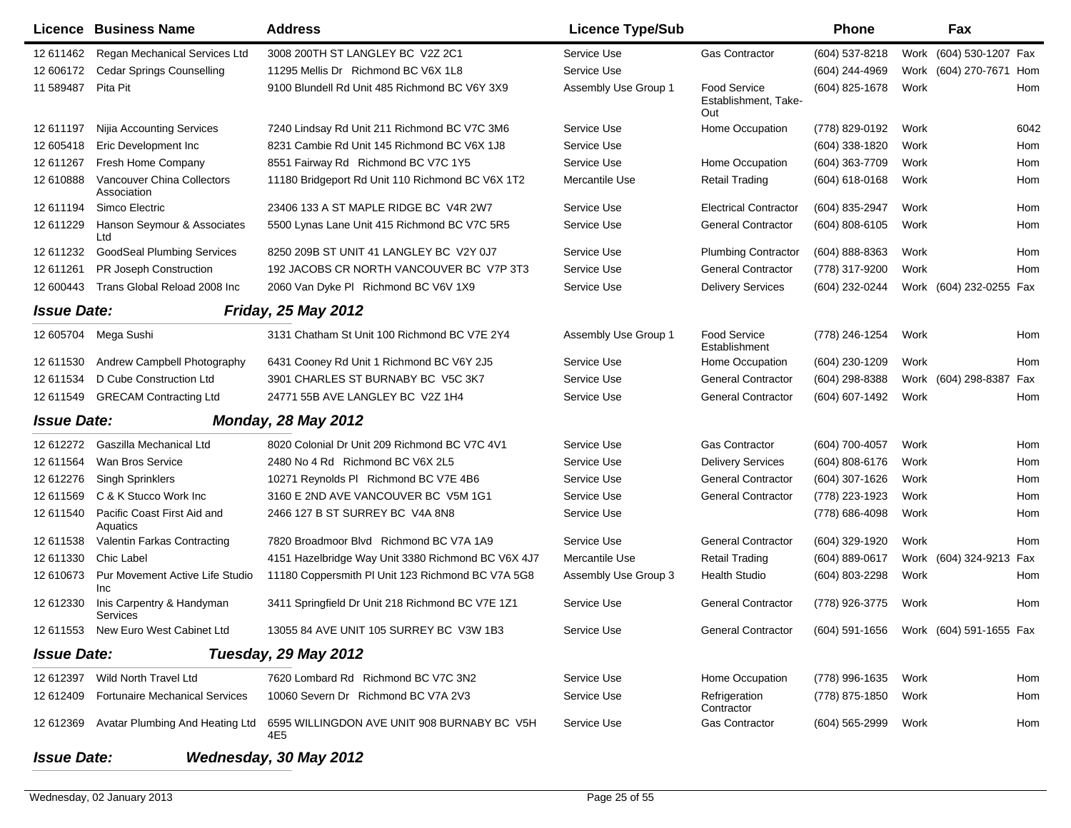| Licence | Business Name | Address | Licence Type/Sub | | Phone | | Fax | |
|---|---|---|---|---|---|---|---|---|
| 12 611462 | Regan Mechanical Services Ltd | 3008 200TH ST LANGLEY BC V2Z 2C1 | Service Use | Gas Contractor | (604) 537-8218 | Work | (604) 530-1207 | Fax |
| 12 606172 | Cedar Springs Counselling | 11295 Mellis Dr Richmond BC V6X 1L8 | Service Use | | (604) 244-4969 | Work | (604) 270-7671 | Hom |
| 11 589487 | Pita Pit | 9100 Blundell Rd Unit 485 Richmond BC V6Y 3X9 | Assembly Use Group 1 | Food Service Establishment, Take-Out | (604) 825-1678 | Work | | Hom |
| 12 611197 | Nijia Accounting Services | 7240 Lindsay Rd Unit 211 Richmond BC V7C 3M6 | Service Use | Home Occupation | (778) 829-0192 | Work | | 6042 |
| 12 605418 | Eric Development Inc | 8231 Cambie Rd Unit 145 Richmond BC V6X 1J8 | Service Use | | (604) 338-1820 | Work | | Hom |
| 12 611267 | Fresh Home Company | 8551 Fairway Rd Richmond BC V7C 1Y5 | Service Use | Home Occupation | (604) 363-7709 | Work | | Hom |
| 12 610888 | Vancouver China Collectors Association | 11180 Bridgeport Rd Unit 110 Richmond BC V6X 1T2 | Mercantile Use | Retail Trading | (604) 618-0168 | Work | | Hom |
| 12 611194 | Simco Electric | 23406 133 A ST MAPLE RIDGE BC V4R 2W7 | Service Use | Electrical Contractor | (604) 835-2947 | Work | | Hom |
| 12 611229 | Hanson Seymour & Associates Ltd | 5500 Lynas Lane Unit 415 Richmond BC V7C 5R5 | Service Use | General Contractor | (604) 808-6105 | Work | | Hom |
| 12 611232 | GoodSeal Plumbing Services | 8250 209B ST UNIT 41 LANGLEY BC V2Y 0J7 | Service Use | Plumbing Contractor | (604) 888-8363 | Work | | Hom |
| 12 611261 | PR Joseph Construction | 192 JACOBS CR NORTH VANCOUVER BC V7P 3T3 | Service Use | General Contractor | (778) 317-9200 | Work | | Hom |
| 12 600443 | Trans Global Reload 2008 Inc | 2060 Van Dyke Pl Richmond BC V6V 1X9 | Service Use | Delivery Services | (604) 232-0244 | Work | (604) 232-0255 | Fax |
| ***Issue Date:*** | | ***Friday, 25 May 2012*** | | | | | | |
| 12 605704 | Mega Sushi | 3131 Chatham St Unit 100 Richmond BC V7E 2Y4 | Assembly Use Group 1 | Food Service Establishment | (778) 246-1254 | Work | | Hom |
| 12 611530 | Andrew Campbell Photography | 6431 Cooney Rd Unit 1 Richmond BC V6Y 2J5 | Service Use | Home Occupation | (604) 230-1209 | Work | | Hom |
| 12 611534 | D Cube Construction Ltd | 3901 CHARLES ST BURNABY BC V5C 3K7 | Service Use | General Contractor | (604) 298-8388 | Work | (604) 298-8387 | Fax |
| 12 611549 | GRECAM Contracting Ltd | 24771 55B AVE LANGLEY BC V2Z 1H4 | Service Use | General Contractor | (604) 607-1492 | Work | | Hom |
| ***Issue Date:*** | | ***Monday, 28 May 2012*** | | | | | | |
| 12 612272 | Gaszilla Mechanical Ltd | 8020 Colonial Dr Unit 209 Richmond BC V7C 4V1 | Service Use | Gas Contractor | (604) 700-4057 | Work | | Hom |
| 12 611564 | Wan Bros Service | 2480 No 4 Rd Richmond BC V6X 2L5 | Service Use | Delivery Services | (604) 808-6176 | Work | | Hom |
| 12 612276 | Singh Sprinklers | 10271 Reynolds Pl Richmond BC V7E 4B6 | Service Use | General Contractor | (604) 307-1626 | Work | | Hom |
| 12 611569 | C & K Stucco Work Inc | 3160 E 2ND AVE VANCOUVER BC V5M 1G1 | Service Use | General Contractor | (778) 223-1923 | Work | | Hom |
| 12 611540 | Pacific Coast First Aid and Aquatics | 2466 127 B ST SURREY BC V4A 8N8 | Service Use | | (778) 686-4098 | Work | | Hom |
| 12 611538 | Valentin Farkas Contracting | 7820 Broadmoor Blvd Richmond BC V7A 1A9 | Service Use | General Contractor | (604) 329-1920 | Work | | Hom |
| 12 611330 | Chic Label | 4151 Hazelbridge Way Unit 3380 Richmond BC V6X 4J7 | Mercantile Use | Retail Trading | (604) 889-0617 | Work | (604) 324-9213 | Fax |
| 12 610673 | Pur Movement Active Life Studio Inc | 11180 Coppersmith Pl Unit 123 Richmond BC V7A 5G8 | Assembly Use Group 3 | Health Studio | (604) 803-2298 | Work | | Hom |
| 12 612330 | Inis Carpentry & Handyman Services | 3411 Springfield Dr Unit 218 Richmond BC V7E 1Z1 | Service Use | General Contractor | (778) 926-3775 | Work | | Hom |
| 12 611553 | New Euro West Cabinet Ltd | 13055 84 AVE UNIT 105 SURREY BC V3W 1B3 | Service Use | General Contractor | (604) 591-1656 | Work | (604) 591-1655 | Fax |
| ***Issue Date:*** | | ***Tuesday, 29 May 2012*** | | | | | | |
| 12 612397 | Wild North Travel Ltd | 7620 Lombard Rd Richmond BC V7C 3N2 | Service Use | Home Occupation | (778) 996-1635 | Work | | Hom |
| 12 612409 | Fortunaire Mechanical Services | 10060 Severn Dr Richmond BC V7A 2V3 | Service Use | Refrigeration Contractor | (778) 875-1850 | Work | | Hom |
| 12 612369 | Avatar Plumbing And Heating Ltd | 6595 WILLINGDON AVE UNIT 908 BURNABY BC V5H 4E5 | Service Use | Gas Contractor | (604) 565-2999 | Work | | Hom |
| ***Issue Date:*** | | ***Wednesday, 30 May 2012*** | | | | | | |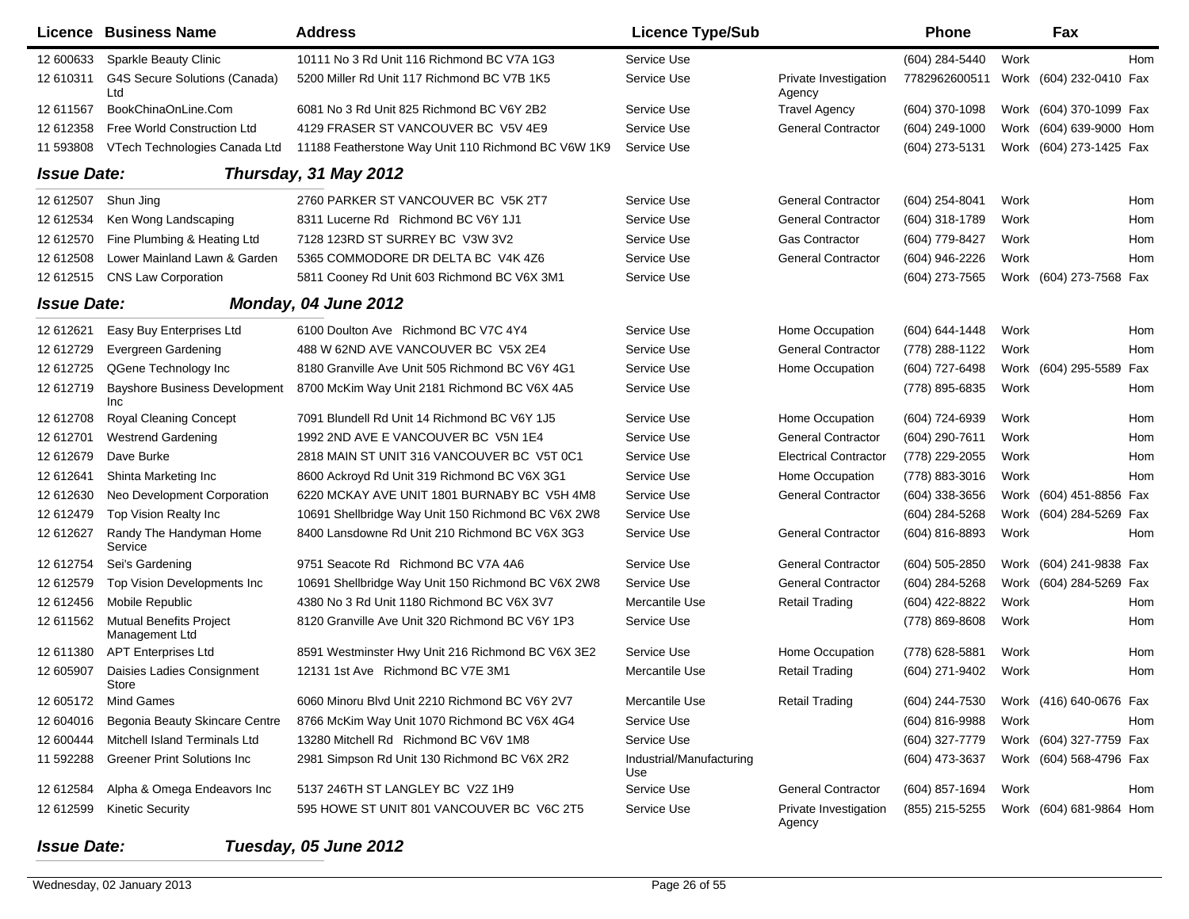| Licence | Business Name | Address | Licence Type/Sub | | Phone | | Fax | |
|---|---|---|---|---|---|---|---|---|
| 12 600633 | Sparkle Beauty Clinic | 10111 No 3 Rd Unit 116 Richmond BC V7A 1G3 | Service Use | | (604) 284-5440 | Work | | Hom |
| 12 610311 | G4S Secure Solutions (Canada) Ltd | 5200 Miller Rd Unit 117 Richmond BC V7B 1K5 | Service Use | Private Investigation Agency | 7782962600511 | Work | (604) 232-0410 | Fax |
| 12 611567 | BookChinaOnLine.Com | 6081 No 3 Rd Unit 825 Richmond BC V6Y 2B2 | Service Use | Travel Agency | (604) 370-1098 | Work | (604) 370-1099 | Fax |
| 12 612358 | Free World Construction Ltd | 4129 FRASER ST VANCOUVER BC V5V 4E9 | Service Use | General Contractor | (604) 249-1000 | Work | (604) 639-9000 | Hom |
| 11 593808 | VTech Technologies Canada Ltd | 11188 Featherstone Way Unit 110 Richmond BC V6W 1K9 | Service Use | | (604) 273-5131 | Work | (604) 273-1425 | Fax |

***Issue Date:*** ***Thursday, 31 May 2012***

| Licence | Business Name | Address | Licence Type/Sub | | Phone | | Fax | |
|---|---|---|---|---|---|---|---|---|
| 12 612507 | Shun Jing | 2760 PARKER ST VANCOUVER BC V5K 2T7 | Service Use | General Contractor | (604) 254-8041 | Work | | Hom |
| 12 612534 | Ken Wong Landscaping | 8311 Lucerne Rd Richmond BC V6Y 1J1 | Service Use | General Contractor | (604) 318-1789 | Work | | Hom |
| 12 612570 | Fine Plumbing & Heating Ltd | 7128 123RD ST SURREY BC V3W 3V2 | Service Use | Gas Contractor | (604) 779-8427 | Work | | Hom |
| 12 612508 | Lower Mainland Lawn & Garden | 5365 COMMODORE DR DELTA BC V4K 4Z6 | Service Use | General Contractor | (604) 946-2226 | Work | | Hom |
| 12 612515 | CNS Law Corporation | 5811 Cooney Rd Unit 603 Richmond BC V6X 3M1 | Service Use | | (604) 273-7565 | Work | (604) 273-7568 | Fax |

***Issue Date:*** ***Monday, 04 June 2012***

| Licence | Business Name | Address | Licence Type/Sub | | Phone | | Fax | |
|---|---|---|---|---|---|---|---|---|
| 12 612621 | Easy Buy Enterprises Ltd | 6100 Doulton Ave Richmond BC V7C 4Y4 | Service Use | Home Occupation | (604) 644-1448 | Work | | Hom |
| 12 612729 | Evergreen Gardening | 488 W 62ND AVE VANCOUVER BC V5X 2E4 | Service Use | General Contractor | (778) 288-1122 | Work | | Hom |
| 12 612725 | QGene Technology Inc | 8180 Granville Ave Unit 505 Richmond BC V6Y 4G1 | Service Use | Home Occupation | (604) 727-6498 | Work | (604) 295-5589 | Fax |
| 12 612719 | Bayshore Business Development Inc | 8700 McKim Way Unit 2181 Richmond BC V6X 4A5 | Service Use | | (778) 895-6835 | Work | | Hom |
| 12 612708 | Royal Cleaning Concept | 7091 Blundell Rd Unit 14 Richmond BC V6Y 1J5 | Service Use | Home Occupation | (604) 724-6939 | Work | | Hom |
| 12 612701 | Westrend Gardening | 1992 2ND AVE E VANCOUVER BC V5N 1E4 | Service Use | General Contractor | (604) 290-7611 | Work | | Hom |
| 12 612679 | Dave Burke | 2818 MAIN ST UNIT 316 VANCOUVER BC V5T 0C1 | Service Use | Electrical Contractor | (778) 229-2055 | Work | | Hom |
| 12 612641 | Shinta Marketing Inc | 8600 Ackroyd Rd Unit 319 Richmond BC V6X 3G1 | Service Use | Home Occupation | (778) 883-3016 | Work | | Hom |
| 12 612630 | Neo Development Corporation | 6220 MCKAY AVE UNIT 1801 BURNABY BC V5H 4M8 | Service Use | General Contractor | (604) 338-3656 | Work | (604) 451-8856 | Fax |
| 12 612479 | Top Vision Realty Inc | 10691 Shellbridge Way Unit 150 Richmond BC V6X 2W8 | Service Use | | (604) 284-5268 | Work | (604) 284-5269 | Fax |
| 12 612627 | Randy The Handyman Home Service | 8400 Lansdowne Rd Unit 210 Richmond BC V6X 3G3 | Service Use | General Contractor | (604) 816-8893 | Work | | Hom |
| 12 612754 | Sei's Gardening | 9751 Seacote Rd Richmond BC V7A 4A6 | Service Use | General Contractor | (604) 505-2850 | Work | (604) 241-9838 | Fax |
| 12 612579 | Top Vision Developments Inc | 10691 Shellbridge Way Unit 150 Richmond BC V6X 2W8 | Service Use | General Contractor | (604) 284-5268 | Work | (604) 284-5269 | Fax |
| 12 612456 | Mobile Republic | 4380 No 3 Rd Unit 1180 Richmond BC V6X 3V7 | Mercantile Use | Retail Trading | (604) 422-8822 | Work | | Hom |
| 12 611562 | Mutual Benefits Project Management Ltd | 8120 Granville Ave Unit 320 Richmond BC V6Y 1P3 | Service Use | | (778) 869-8608 | Work | | Hom |
| 12 611380 | APT Enterprises Ltd | 8591 Westminster Hwy Unit 216 Richmond BC V6X 3E2 | Service Use | Home Occupation | (778) 628-5881 | Work | | Hom |
| 12 605907 | Daisies Ladies Consignment Store | 12131 1st Ave Richmond BC V7E 3M1 | Mercantile Use | Retail Trading | (604) 271-9402 | Work | | Hom |
| 12 605172 | Mind Games | 6060 Minoru Blvd Unit 2210 Richmond BC V6Y 2V7 | Mercantile Use | Retail Trading | (604) 244-7530 | Work | (416) 640-0676 | Fax |
| 12 604016 | Begonia Beauty Skincare Centre | 8766 McKim Way Unit 1070 Richmond BC V6X 4G4 | Service Use | | (604) 816-9988 | Work | | Hom |
| 12 600444 | Mitchell Island Terminals Ltd | 13280 Mitchell Rd Richmond BC V6V 1M8 | Service Use | | (604) 327-7779 | Work | (604) 327-7759 | Fax |
| 11 592288 | Greener Print Solutions Inc | 2981 Simpson Rd Unit 130 Richmond BC V6X 2R2 | Industrial/Manufacturing Use | | (604) 473-3637 | Work | (604) 568-4796 | Fax |
| 12 612584 | Alpha & Omega Endeavors Inc | 5137 246TH ST LANGLEY BC V2Z 1H9 | Service Use | General Contractor | (604) 857-1694 | Work | | Hom |
| 12 612599 | Kinetic Security | 595 HOWE ST UNIT 801 VANCOUVER BC V6C 2T5 | Service Use | Private Investigation Agency | (855) 215-5255 | Work | (604) 681-9864 | Hom |

***Issue Date:*** ***Tuesday, 05 June 2012***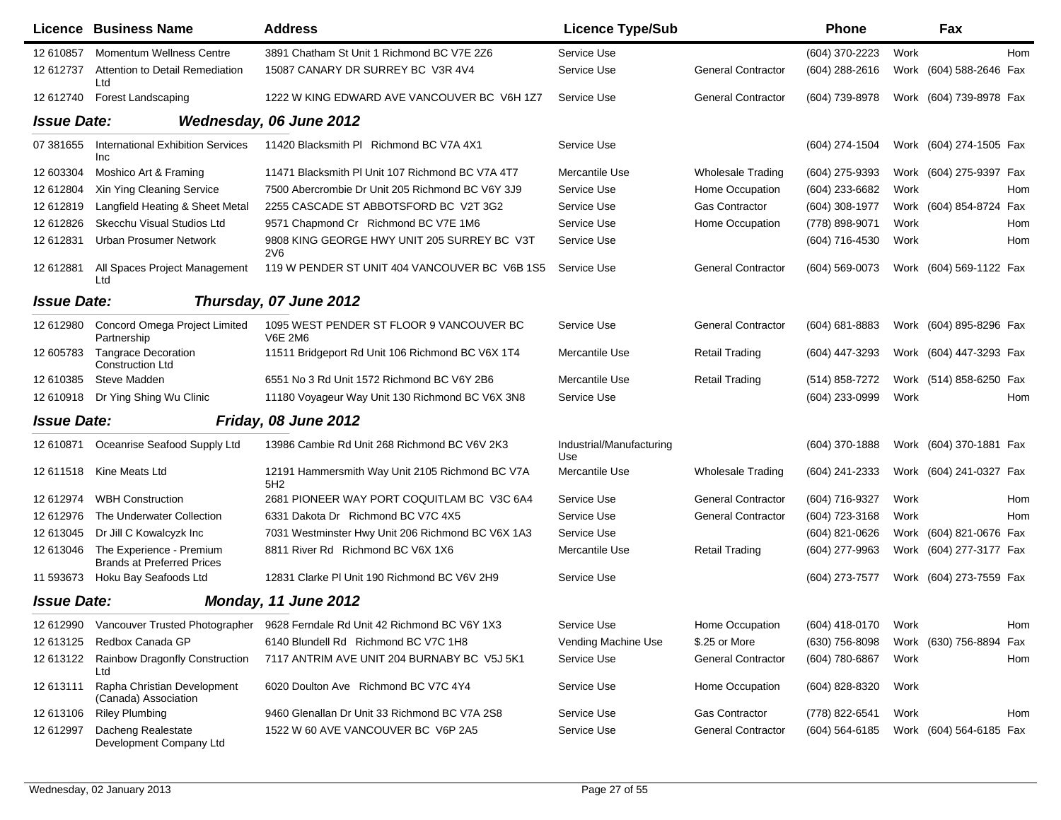| Licence | Business Name | Address | Licence Type/Sub | | Phone | | Fax | |
|---|---|---|---|---|---|---|---|---|
| 12 610857 | Momentum Wellness Centre | 3891 Chatham St Unit 1 Richmond BC V7E 2Z6 | Service Use | | (604) 370-2223 | Work | | Hom |
| 12 612737 | Attention to Detail Remediation Ltd | 15087 CANARY DR SURREY BC V3R 4V4 | Service Use | General Contractor | (604) 288-2616 | Work | (604) 588-2646 | Fax |
| 12 612740 | Forest Landscaping | 1222 W KING EDWARD AVE VANCOUVER BC V6H 1Z7 | Service Use | General Contractor | (604) 739-8978 | Work | (604) 739-8978 | Fax |
| ***Issue Date:*** | ***Wednesday, 06 June 2012*** | | | | | | | |
| 07 381655 | International Exhibition Services Inc | 11420 Blacksmith Pl Richmond BC V7A 4X1 | Service Use | | (604) 274-1504 | Work | (604) 274-1505 | Fax |
| 12 603304 | Moshico Art & Framing | 11471 Blacksmith Pl Unit 107 Richmond BC V7A 4T7 | Mercantile Use | Wholesale Trading | (604) 275-9393 | Work | (604) 275-9397 | Fax |
| 12 612804 | Xin Ying Cleaning Service | 7500 Abercrombie Dr Unit 205 Richmond BC V6Y 3J9 | Service Use | Home Occupation | (604) 233-6682 | Work | | Hom |
| 12 612819 | Langfield Heating & Sheet Metal | 2255 CASCADE ST ABBOTSFORD BC V2T 3G2 | Service Use | Gas Contractor | (604) 308-1977 | Work | (604) 854-8724 | Fax |
| 12 612826 | Skecchu Visual Studios Ltd | 9571 Chapmond Cr Richmond BC V7E 1M6 | Service Use | Home Occupation | (778) 898-9071 | Work | | Hom |
| 12 612831 | Urban Prosumer Network | 9808 KING GEORGE HWY UNIT 205 SURREY BC V3T 2V6 | Service Use | | (604) 716-4530 | Work | | Hom |
| 12 612881 | All Spaces Project Management Ltd | 119 W PENDER ST UNIT 404 VANCOUVER BC V6B 1S5 | Service Use | General Contractor | (604) 569-0073 | Work | (604) 569-1122 | Fax |
| ***Issue Date:*** | ***Thursday, 07 June 2012*** | | | | | | | |
| 12 612980 | Concord Omega Project Limited Partnership | 1095 WEST PENDER ST FLOOR 9 VANCOUVER BC V6E 2M6 | Service Use | General Contractor | (604) 681-8883 | Work | (604) 895-8296 | Fax |
| 12 605783 | Tangrace Decoration Construction Ltd | 11511 Bridgeport Rd Unit 106 Richmond BC V6X 1T4 | Mercantile Use | Retail Trading | (604) 447-3293 | Work | (604) 447-3293 | Fax |
| 12 610385 | Steve Madden | 6551 No 3 Rd Unit 1572 Richmond BC V6Y 2B6 | Mercantile Use | Retail Trading | (514) 858-7272 | Work | (514) 858-6250 | Fax |
| 12 610918 | Dr Ying Shing Wu Clinic | 11180 Voyageur Way Unit 130 Richmond BC V6X 3N8 | Service Use | | (604) 233-0999 | Work | | Hom |
| ***Issue Date:*** | ***Friday, 08 June 2012*** | | | | | | | |
| 12 610871 | Oceanrise Seafood Supply Ltd | 13986 Cambie Rd Unit 268 Richmond BC V6V 2K3 | Industrial/Manufacturing Use | | (604) 370-1888 | Work | (604) 370-1881 | Fax |
| 12 611518 | Kine Meats Ltd | 12191 Hammersmith Way Unit 2105 Richmond BC V7A 5H2 | Mercantile Use | Wholesale Trading | (604) 241-2333 | Work | (604) 241-0327 | Fax |
| 12 612974 | WBH Construction | 2681 PIONEER WAY PORT COQUITLAM BC V3C 6A4 | Service Use | General Contractor | (604) 716-9327 | Work | | Hom |
| 12 612976 | The Underwater Collection | 6331 Dakota Dr Richmond BC V7C 4X5 | Service Use | General Contractor | (604) 723-3168 | Work | | Hom |
| 12 613045 | Dr Jill C Kowalcyzk Inc | 7031 Westminster Hwy Unit 206 Richmond BC V6X 1A3 | Service Use | | (604) 821-0626 | Work | (604) 821-0676 | Fax |
| 12 613046 | The Experience - Premium Brands at Preferred Prices | 8811 River Rd Richmond BC V6X 1X6 | Mercantile Use | Retail Trading | (604) 277-9963 | Work | (604) 277-3177 | Fax |
| 11 593673 | Hoku Bay Seafoods Ltd | 12831 Clarke Pl Unit 190 Richmond BC V6V 2H9 | Service Use | | (604) 273-7577 | Work | (604) 273-7559 | Fax |
| ***Issue Date:*** | ***Monday, 11 June 2012*** | | | | | | | |
| 12 612990 | Vancouver Trusted Photographer | 9628 Ferndale Rd Unit 42 Richmond BC V6Y 1X3 | Service Use | Home Occupation | (604) 418-0170 | Work | | Hom |
| 12 613125 | Redbox Canada GP | 6140 Blundell Rd Richmond BC V7C 1H8 | Vending Machine Use | $.25 or More | (630) 756-8098 | Work | (630) 756-8894 | Fax |
| 12 613122 | Rainbow Dragonfly Construction Ltd | 7117 ANTRIM AVE UNIT 204 BURNABY BC V5J 5K1 | Service Use | General Contractor | (604) 780-6867 | Work | | Hom |
| 12 613111 | Rapha Christian Development (Canada) Association | 6020 Doulton Ave Richmond BC V7C 4Y4 | Service Use | Home Occupation | (604) 828-8320 | Work | | |
| 12 613106 | Riley Plumbing | 9460 Glenallan Dr Unit 33 Richmond BC V7A 2S8 | Service Use | Gas Contractor | (778) 822-6541 | Work | | Hom |
| 12 612997 | Dacheng Realestate Development Company Ltd | 1522 W 60 AVE VANCOUVER BC V6P 2A5 | Service Use | General Contractor | (604) 564-6185 | Work | (604) 564-6185 | Fax |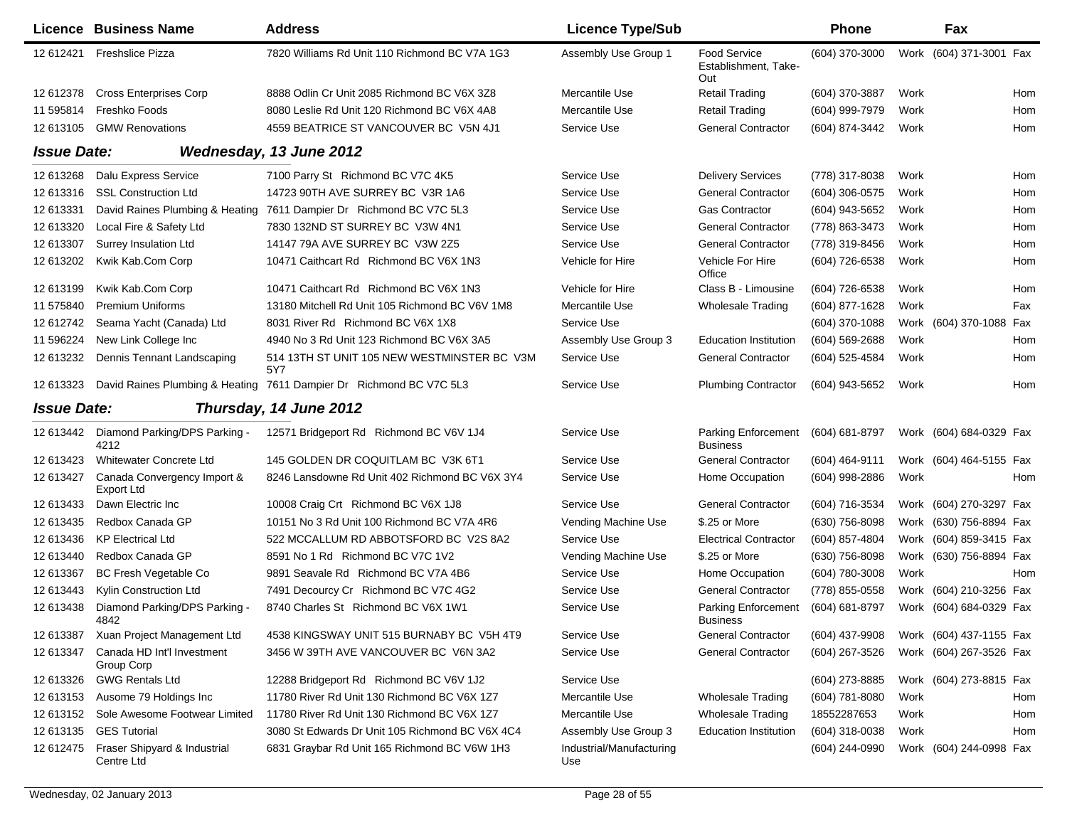| Licence | Business Name | Address | Licence Type/Sub | | Phone | | Fax | |
|---|---|---|---|---|---|---|---|---|
| 12 612421 | Freshslice Pizza | 7820 Williams Rd Unit 110 Richmond BC V7A 1G3 | Assembly Use Group 1 | Food Service Establishment, Take-Out | (604) 370-3000 | Work | (604) 371-3001 | Fax |
| 12 612378 | Cross Enterprises Corp | 8888 Odlin Cr Unit 2085 Richmond BC V6X 3Z8 | Mercantile Use | Retail Trading | (604) 370-3887 | Work | | Hom |
| 11 595814 | Freshko Foods | 8080 Leslie Rd Unit 120 Richmond BC V6X 4A8 | Mercantile Use | Retail Trading | (604) 999-7979 | Work | | Hom |
| 12 613105 | GMW Renovations | 4559 BEATRICE ST VANCOUVER BC V5N 4J1 | Service Use | General Contractor | (604) 874-3442 | Work | | Hom |
| ***Issue Date:*** | ***Wednesday, 13 June 2012*** | | | | | | | |
| 12 613268 | Dalu Express Service | 7100 Parry St Richmond BC V7C 4K5 | Service Use | Delivery Services | (778) 317-8038 | Work | | Hom |
| 12 613316 | SSL Construction Ltd | 14723 90TH AVE SURREY BC V3R 1A6 | Service Use | General Contractor | (604) 306-0575 | Work | | Hom |
| 12 613331 | David Raines Plumbing & Heating | 7611 Dampier Dr Richmond BC V7C 5L3 | Service Use | Gas Contractor | (604) 943-5652 | Work | | Hom |
| 12 613320 | Local Fire & Safety Ltd | 7830 132ND ST SURREY BC V3W 4N1 | Service Use | General Contractor | (778) 863-3473 | Work | | Hom |
| 12 613307 | Surrey Insulation Ltd | 14147 79A AVE SURREY BC V3W 2Z5 | Service Use | General Contractor | (778) 319-8456 | Work | | Hom |
| 12 613202 | Kwik Kab.Com Corp | 10471 Caithcart Rd Richmond BC V6X 1N3 | Vehicle for Hire | Vehicle For Hire Office | (604) 726-6538 | Work | | Hom |
| 12 613199 | Kwik Kab.Com Corp | 10471 Caithcart Rd Richmond BC V6X 1N3 | Vehicle for Hire | Class B - Limousine | (604) 726-6538 | Work | | Hom |
| 11 575840 | Premium Uniforms | 13180 Mitchell Rd Unit 105 Richmond BC V6V 1M8 | Mercantile Use | Wholesale Trading | (604) 877-1628 | Work | | Fax |
| 12 612742 | Seama Yacht (Canada) Ltd | 8031 River Rd Richmond BC V6X 1X8 | Service Use | | (604) 370-1088 | Work | (604) 370-1088 | Fax |
| 11 596224 | New Link College Inc | 4940 No 3 Rd Unit 123 Richmond BC V6X 3A5 | Assembly Use Group 3 | Education Institution | (604) 569-2688 | Work | | Hom |
| 12 613232 | Dennis Tennant Landscaping | 514 13TH ST UNIT 105 NEW WESTMINSTER BC V3M 5Y7 | Service Use | General Contractor | (604) 525-4584 | Work | | Hom |
| 12 613323 | David Raines Plumbing & Heating | 7611 Dampier Dr Richmond BC V7C 5L3 | Service Use | Plumbing Contractor | (604) 943-5652 | Work | | Hom |
| ***Issue Date:*** | ***Thursday, 14 June 2012*** | | | | | | | |
| 12 613442 | Diamond Parking/DPS Parking - 4212 | 12571 Bridgeport Rd Richmond BC V6V 1J4 | Service Use | Parking Enforcement Business | (604) 681-8797 | Work | (604) 684-0329 | Fax |
| 12 613423 | Whitewater Concrete Ltd | 145 GOLDEN DR COQUITLAM BC V3K 6T1 | Service Use | General Contractor | (604) 464-9111 | Work | (604) 464-5155 | Fax |
| 12 613427 | Canada Convergency Import & Export Ltd | 8246 Lansdowne Rd Unit 402 Richmond BC V6X 3Y4 | Service Use | Home Occupation | (604) 998-2886 | Work | | Hom |
| 12 613433 | Dawn Electric Inc | 10008 Craig Crt Richmond BC V6X 1J8 | Service Use | General Contractor | (604) 716-3534 | Work | (604) 270-3297 | Fax |
| 12 613435 | Redbox Canada GP | 10151 No 3 Rd Unit 100 Richmond BC V7A 4R6 | Vending Machine Use | $.25 or More | (630) 756-8098 | Work | (630) 756-8894 | Fax |
| 12 613436 | KP Electrical Ltd | 522 MCCALLUM RD ABBOTSFORD BC V2S 8A2 | Service Use | Electrical Contractor | (604) 857-4804 | Work | (604) 859-3415 | Fax |
| 12 613440 | Redbox Canada GP | 8591 No 1 Rd Richmond BC V7C 1V2 | Vending Machine Use | $.25 or More | (630) 756-8098 | Work | (630) 756-8894 | Fax |
| 12 613367 | BC Fresh Vegetable Co | 9891 Seavale Rd Richmond BC V7A 4B6 | Service Use | Home Occupation | (604) 780-3008 | Work | | Hom |
| 12 613443 | Kylin Construction Ltd | 7491 Decourcy Cr Richmond BC V7C 4G2 | Service Use | General Contractor | (778) 855-0558 | Work | (604) 210-3256 | Fax |
| 12 613438 | Diamond Parking/DPS Parking - 4842 | 8740 Charles St Richmond BC V6X 1W1 | Service Use | Parking Enforcement Business | (604) 681-8797 | Work | (604) 684-0329 | Fax |
| 12 613387 | Xuan Project Management Ltd | 4538 KINGSWAY UNIT 515 BURNABY BC V5H 4T9 | Service Use | General Contractor | (604) 437-9908 | Work | (604) 437-1155 | Fax |
| 12 613347 | Canada HD Int'l Investment Group Corp | 3456 W 39TH AVE VANCOUVER BC V6N 3A2 | Service Use | General Contractor | (604) 267-3526 | Work | (604) 267-3526 | Fax |
| 12 613326 | GWG Rentals Ltd | 12288 Bridgeport Rd Richmond BC V6V 1J2 | Service Use | | (604) 273-8885 | Work | (604) 273-8815 | Fax |
| 12 613153 | Ausome 79 Holdings Inc | 11780 River Rd Unit 130 Richmond BC V6X 1Z7 | Mercantile Use | Wholesale Trading | (604) 781-8080 | Work | | Hom |
| 12 613152 | Sole Awesome Footwear Limited | 11780 River Rd Unit 130 Richmond BC V6X 1Z7 | Mercantile Use | Wholesale Trading | 18552287653 | Work | | Hom |
| 12 613135 | GES Tutorial | 3080 St Edwards Dr Unit 105 Richmond BC V6X 4C4 | Assembly Use Group 3 | Education Institution | (604) 318-0038 | Work | | Hom |
| 12 612475 | Fraser Shipyard & Industrial Centre Ltd | 6831 Graybar Rd Unit 165 Richmond BC V6W 1H3 | Industrial/Manufacturing Use | | (604) 244-0990 | Work | (604) 244-0998 | Fax |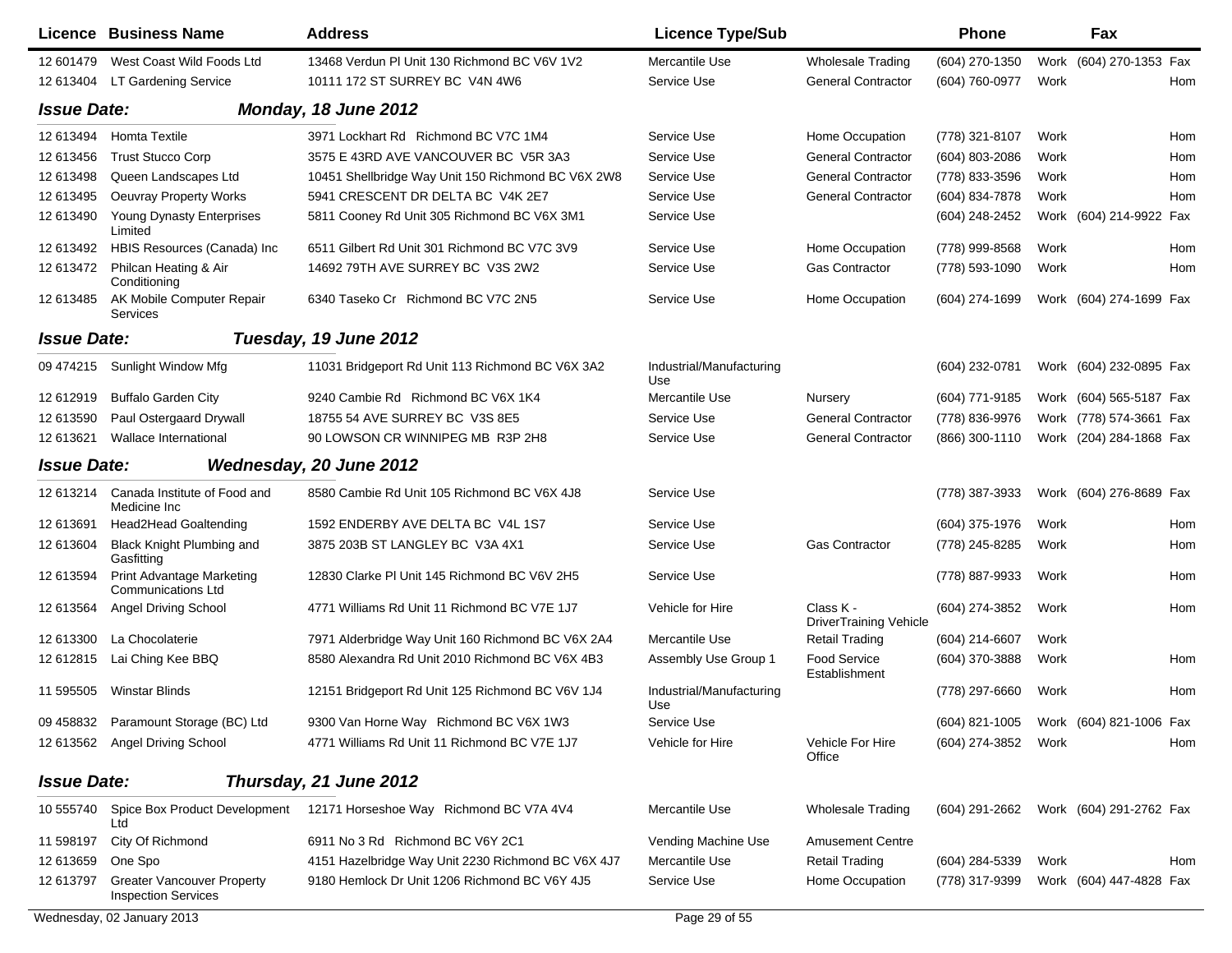| Licence | Business Name | Address | Licence Type/Sub | | Phone | | Fax | |
|---|---|---|---|---|---|---|---|---|
| 12 601479 | West Coast Wild Foods Ltd | 13468 Verdun Pl Unit 130 Richmond BC V6V 1V2 | Mercantile Use | Wholesale Trading | (604) 270-1350 | Work | (604) 270-1353 | Fax |
| 12 613404 | LT Gardening Service | 10111 172 ST SURREY BC V4N 4W6 | Service Use | General Contractor | (604) 760-0977 | Work | | Hom |

**Issue Date:** ***Monday, 18 June 2012***

| Licence | Business Name | Address | Licence Type/Sub | | Phone | | Fax | |
|---|---|---|---|---|---|---|---|---|
| 12 613494 | Homta Textile | 3971 Lockhart Rd Richmond BC V7C 1M4 | Service Use | Home Occupation | (778) 321-8107 | Work | | Hom |
| 12 613456 | Trust Stucco Corp | 3575 E 43RD AVE VANCOUVER BC V5R 3A3 | Service Use | General Contractor | (604) 803-2086 | Work | | Hom |
| 12 613498 | Queen Landscapes Ltd | 10451 Shellbridge Way Unit 150 Richmond BC V6X 2W8 | Service Use | General Contractor | (778) 833-3596 | Work | | Hom |
| 12 613495 | Oeuvray Property Works | 5941 CRESCENT DR DELTA BC V4K 2E7 | Service Use | General Contractor | (604) 834-7878 | Work | | Hom |
| 12 613490 | Young Dynasty Enterprises Limited | 5811 Cooney Rd Unit 305 Richmond BC V6X 3M1 | Service Use | | (604) 248-2452 | Work | (604) 214-9922 | Fax |
| 12 613492 | HBIS Resources (Canada) Inc | 6511 Gilbert Rd Unit 301 Richmond BC V7C 3V9 | Service Use | Home Occupation | (778) 999-8568 | Work | | Hom |
| 12 613472 | Philcan Heating & Air Conditioning | 14692 79TH AVE SURREY BC V3S 2W2 | Service Use | Gas Contractor | (778) 593-1090 | Work | | Hom |
| 12 613485 | AK Mobile Computer Repair Services | 6340 Taseko Cr Richmond BC V7C 2N5 | Service Use | Home Occupation | (604) 274-1699 | Work | (604) 274-1699 | Fax |

**Issue Date:** ***Tuesday, 19 June 2012***

| Licence | Business Name | Address | Licence Type/Sub | | Phone | | Fax | |
|---|---|---|---|---|---|---|---|---|
| 09 474215 | Sunlight Window Mfg | 11031 Bridgeport Rd Unit 113 Richmond BC V6X 3A2 | Industrial/Manufacturing Use | | (604) 232-0781 | Work | (604) 232-0895 | Fax |
| 12 612919 | Buffalo Garden City | 9240 Cambie Rd Richmond BC V6X 1K4 | Mercantile Use | Nursery | (604) 771-9185 | Work | (604) 565-5187 | Fax |
| 12 613590 | Paul Ostergaard Drywall | 18755 54 AVE SURREY BC V3S 8E5 | Service Use | General Contractor | (778) 836-9976 | Work | (778) 574-3661 | Fax |
| 12 613621 | Wallace International | 90 LOWSON CR WINNIPEG MB R3P 2H8 | Service Use | General Contractor | (866) 300-1110 | Work | (204) 284-1868 | Fax |

**Issue Date:** ***Wednesday, 20 June 2012***

| Licence | Business Name | Address | Licence Type/Sub | | Phone | | Fax | |
|---|---|---|---|---|---|---|---|---|
| 12 613214 | Canada Institute of Food and Medicine Inc | 8580 Cambie Rd Unit 105 Richmond BC V6X 4J8 | Service Use | | (778) 387-3933 | Work | (604) 276-8689 | Fax |
| 12 613691 | Head2Head Goaltending | 1592 ENDERBY AVE DELTA BC V4L 1S7 | Service Use | | (604) 375-1976 | Work | | Hom |
| 12 613604 | Black Knight Plumbing and Gasfitting | 3875 203B ST LANGLEY BC V3A 4X1 | Service Use | Gas Contractor | (778) 245-8285 | Work | | Hom |
| 12 613594 | Print Advantage Marketing Communications Ltd | 12830 Clarke Pl Unit 145 Richmond BC V6V 2H5 | Service Use | | (778) 887-9933 | Work | | Hom |
| 12 613564 | Angel Driving School | 4771 Williams Rd Unit 11 Richmond BC V7E 1J7 | Vehicle for Hire | Class K - DriverTraining Vehicle | (604) 274-3852 | Work | | Hom |
| 12 613300 | La Chocolaterie | 7971 Alderbridge Way Unit 160 Richmond BC V6X 2A4 | Mercantile Use | Retail Trading | (604) 214-6607 | Work | | |
| 12 612815 | Lai Ching Kee BBQ | 8580 Alexandra Rd Unit 2010 Richmond BC V6X 4B3 | Assembly Use Group 1 | Food Service Establishment | (604) 370-3888 | Work | | Hom |
| 11 595505 | Winstar Blinds | 12151 Bridgeport Rd Unit 125 Richmond BC V6V 1J4 | Industrial/Manufacturing Use | | (778) 297-6660 | Work | | Hom |
| 09 458832 | Paramount Storage (BC) Ltd | 9300 Van Horne Way Richmond BC V6X 1W3 | Service Use | | (604) 821-1005 | Work | (604) 821-1006 | Fax |
| 12 613562 | Angel Driving School | 4771 Williams Rd Unit 11 Richmond BC V7E 1J7 | Vehicle for Hire | Vehicle For Hire Office | (604) 274-3852 | Work | | Hom |

**Issue Date:** ***Thursday, 21 June 2012***

| Licence | Business Name | Address | Licence Type/Sub | | Phone | | Fax | |
|---|---|---|---|---|---|---|---|---|
| 10 555740 | Spice Box Product Development Ltd | 12171 Horseshoe Way Richmond BC V7A 4V4 | Mercantile Use | Wholesale Trading | (604) 291-2662 | Work | (604) 291-2762 | Fax |
| 11 598197 | City Of Richmond | 6911 No 3 Rd Richmond BC V6Y 2C1 | Vending Machine Use | Amusement Centre | | | | |
| 12 613659 | One Spo | 4151 Hazelbridge Way Unit 2230 Richmond BC V6X 4J7 | Mercantile Use | Retail Trading | (604) 284-5339 | Work | | Hom |
| 12 613797 | Greater Vancouver Property Inspection Services | 9180 Hemlock Dr Unit 1206 Richmond BC V6Y 4J5 | Service Use | Home Occupation | (778) 317-9399 | Work | (604) 447-4828 | Fax |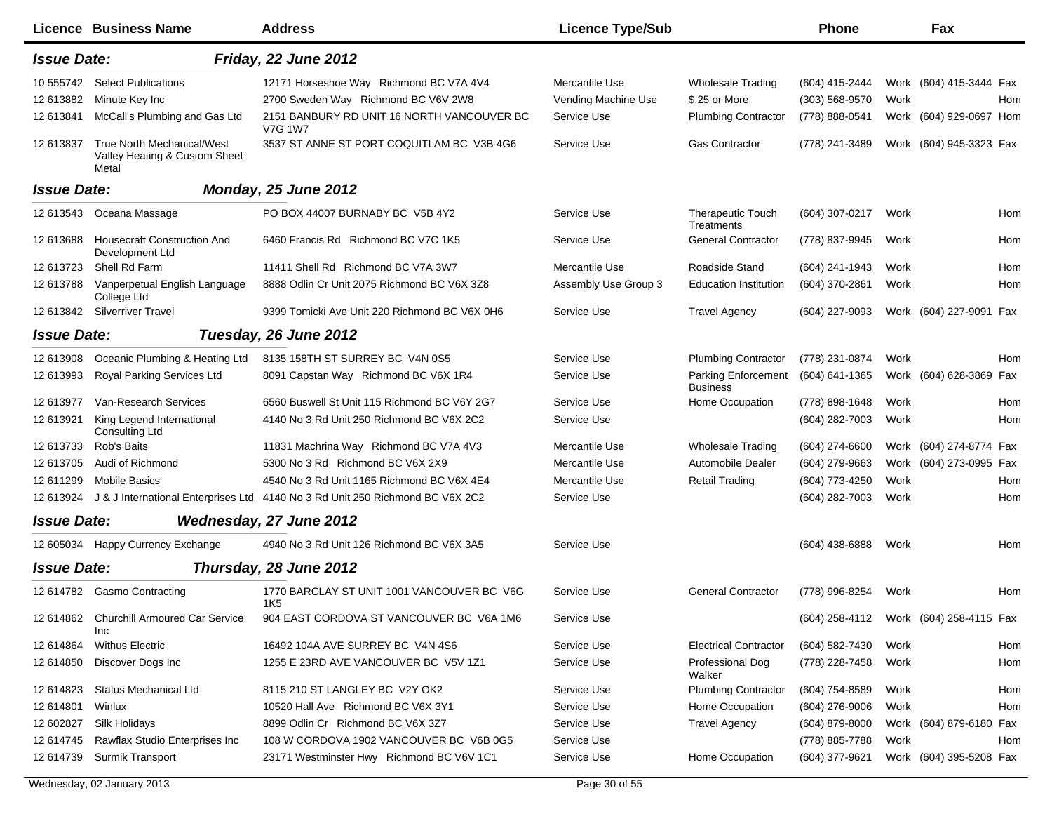| Licence | Business Name | Address | Licence Type/Sub | | Phone | | Fax | |
|---|---|---|---|---|---|---|---|---|
| ***Issue Date:*** | | ***Friday, 22 June 2012*** | | | | | | |
| 10 555742 | Select Publications | 12171 Horseshoe Way Richmond BC V7A 4V4 | Mercantile Use | Wholesale Trading | (604) 415-2444 | Work | (604) 415-3444 | Fax |
| 12 613882 | Minute Key Inc | 2700 Sweden Way Richmond BC V6V 2W8 | Vending Machine Use | $.25 or More | (303) 568-9570 | Work | | Hom |
| 12 613841 | McCall's Plumbing and Gas Ltd | 2151 BANBURY RD UNIT 16 NORTH VANCOUVER BC V7G 1W7 | Service Use | Plumbing Contractor | (778) 888-0541 | Work | (604) 929-0697 | Hom |
| 12 613837 | True North Mechanical/West Valley Heating & Custom Sheet Metal | 3537 ST ANNE ST PORT COQUITLAM BC V3B 4G6 | Service Use | Gas Contractor | (778) 241-3489 | Work | (604) 945-3323 | Fax |
| ***Issue Date:*** | | ***Monday, 25 June 2012*** | | | | | | |
| 12 613543 | Oceana Massage | PO BOX 44007 BURNABY BC V5B 4Y2 | Service Use | Therapeutic Touch Treatments | (604) 307-0217 | Work | | Hom |
| 12 613688 | Housecraft Construction And Development Ltd | 6460 Francis Rd Richmond BC V7C 1K5 | Service Use | General Contractor | (778) 837-9945 | Work | | Hom |
| 12 613723 | Shell Rd Farm | 11411 Shell Rd Richmond BC V7A 3W7 | Mercantile Use | Roadside Stand | (604) 241-1943 | Work | | Hom |
| 12 613788 | Vanperpetual English Language College Ltd | 8888 Odlin Cr Unit 2075 Richmond BC V6X 3Z8 | Assembly Use Group 3 | Education Institution | (604) 370-2861 | Work | | Hom |
| 12 613842 | Silverriver Travel | 9399 Tomicki Ave Unit 220 Richmond BC V6X 0H6 | Service Use | Travel Agency | (604) 227-9093 | Work | (604) 227-9091 | Fax |
| ***Issue Date:*** | | ***Tuesday, 26 June 2012*** | | | | | | |
| 12 613908 | Oceanic Plumbing & Heating Ltd | 8135 158TH ST SURREY BC V4N 0S5 | Service Use | Plumbing Contractor | (778) 231-0874 | Work | | Hom |
| 12 613993 | Royal Parking Services Ltd | 8091 Capstan Way Richmond BC V6X 1R4 | Service Use | Parking Enforcement Business | (604) 641-1365 | Work | (604) 628-3869 | Fax |
| 12 613977 | Van-Research Services | 6560 Buswell St Unit 115 Richmond BC V6Y 2G7 | Service Use | Home Occupation | (778) 898-1648 | Work | | Hom |
| 12 613921 | King Legend International Consulting Ltd | 4140 No 3 Rd Unit 250 Richmond BC V6X 2C2 | Service Use | | (604) 282-7003 | Work | | Hom |
| 12 613733 | Rob's Baits | 11831 Machrina Way Richmond BC V7A 4V3 | Mercantile Use | Wholesale Trading | (604) 274-6600 | Work | (604) 274-8774 | Fax |
| 12 613705 | Audi of Richmond | 5300 No 3 Rd Richmond BC V6X 2X9 | Mercantile Use | Automobile Dealer | (604) 279-9663 | Work | (604) 273-0995 | Fax |
| 12 611299 | Mobile Basics | 4540 No 3 Rd Unit 1165 Richmond BC V6X 4E4 | Mercantile Use | Retail Trading | (604) 773-4250 | Work | | Hom |
| 12 613924 | J & J International Enterprises Ltd | 4140 No 3 Rd Unit 250 Richmond BC V6X 2C2 | Service Use | | (604) 282-7003 | Work | | Hom |
| ***Issue Date:*** | | ***Wednesday, 27 June 2012*** | | | | | | |
| 12 605034 | Happy Currency Exchange | 4940 No 3 Rd Unit 126 Richmond BC V6X 3A5 | Service Use | | (604) 438-6888 | Work | | Hom |
| ***Issue Date:*** | | ***Thursday, 28 June 2012*** | | | | | | |
| 12 614782 | Gasmo Contracting | 1770 BARCLAY ST UNIT 1001 VANCOUVER BC V6G 1K5 | Service Use | General Contractor | (778) 996-8254 | Work | | Hom |
| 12 614862 | Churchill Armoured Car Service Inc | 904 EAST CORDOVA ST VANCOUVER BC V6A 1M6 | Service Use | | (604) 258-4112 | Work | (604) 258-4115 | Fax |
| 12 614864 | Withus Electric | 16492 104A AVE SURREY BC V4N 4S6 | Service Use | Electrical Contractor | (604) 582-7430 | Work | | Hom |
| 12 614850 | Discover Dogs Inc | 1255 E 23RD AVE VANCOUVER BC V5V 1Z1 | Service Use | Professional Dog Walker | (778) 228-7458 | Work | | Hom |
| 12 614823 | Status Mechanical Ltd | 8115 210 ST LANGLEY BC V2Y OK2 | Service Use | Plumbing Contractor | (604) 754-8589 | Work | | Hom |
| 12 614801 | Winlux | 10520 Hall Ave Richmond BC V6X 3Y1 | Service Use | Home Occupation | (604) 276-9006 | Work | | Hom |
| 12 602827 | Silk Holidays | 8899 Odlin Cr Richmond BC V6X 3Z7 | Service Use | Travel Agency | (604) 879-8000 | Work | (604) 879-6180 | Fax |
| 12 614745 | Rawflax Studio Enterprises Inc | 108 W CORDOVA 1902 VANCOUVER BC V6B 0G5 | Service Use | | (778) 885-7788 | Work | | Hom |
| 12 614739 | Surmik Transport | 23171 Westminster Hwy Richmond BC V6V 1C1 | Service Use | Home Occupation | (604) 377-9621 | Work | (604) 395-5208 | Fax |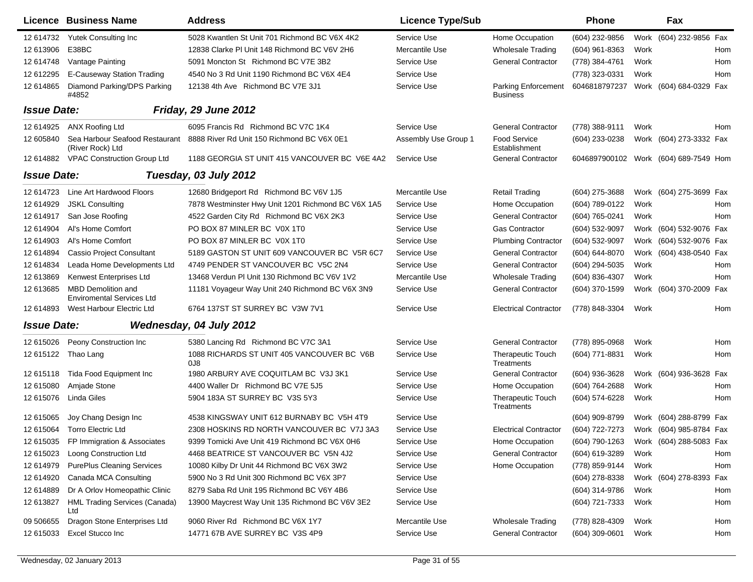| Licence | Business Name | Address | Licence Type/Sub | | Phone | | Fax | |
|---|---|---|---|---|---|---|---|---|
| 12 614732 | Yutek Consulting Inc | 5028 Kwantlen St Unit 701 Richmond BC V6X 4K2 | Service Use | Home Occupation | (604) 232-9856 | Work | (604) 232-9856 | Fax |
| 12 613906 | E38BC | 12838 Clarke Pl Unit 148 Richmond BC V6V 2H6 | Mercantile Use | Wholesale Trading | (604) 961-8363 | Work | | Hom |
| 12 614748 | Vantage Painting | 5091 Moncton St Richmond BC V7E 3B2 | Service Use | General Contractor | (778) 384-4761 | Work | | Hom |
| 12 612295 | E-Causeway Station Trading | 4540 No 3 Rd Unit 1190 Richmond BC V6X 4E4 | Service Use | | (778) 323-0331 | Work | | Hom |
| 12 614865 | Diamond Parking/DPS Parking #4852 | 12138 4th Ave Richmond BC V7E 3J1 | Service Use | Parking Enforcement Business | 6046818797237 | Work | (604) 684-0329 | Fax |
| ***Issue Date:*** | ***Friday, 29 June 2012*** | | | | | | | |
| 12 614925 | ANX Roofing Ltd | 6095 Francis Rd Richmond BC V7C 1K4 | Service Use | General Contractor | (778) 388-9111 | Work | | Hom |
| 12 605840 | Sea Harbour Seafood Restaurant (River Rock) Ltd | 8888 River Rd Unit 150 Richmond BC V6X 0E1 | Assembly Use Group 1 | Food Service Establishment | (604) 233-0238 | Work | (604) 273-3332 | Fax |
| 12 614882 | VPAC Construction Group Ltd | 1188 GEORGIA ST UNIT 415 VANCOUVER BC V6E 4A2 | Service Use | General Contractor | 6046897900102 | Work | (604) 689-7549 | Hom |
| ***Issue Date:*** | ***Tuesday, 03 July 2012*** | | | | | | | |
| 12 614723 | Line Art Hardwood Floors | 12680 Bridgeport Rd Richmond BC V6V 1J5 | Mercantile Use | Retail Trading | (604) 275-3688 | Work | (604) 275-3699 | Fax |
| 12 614929 | JSKL Consulting | 7878 Westminster Hwy Unit 1201 Richmond BC V6X 1A5 | Service Use | Home Occupation | (604) 789-0122 | Work | | Hom |
| 12 614917 | San Jose Roofing | 4522 Garden City Rd Richmond BC V6X 2K3 | Service Use | General Contractor | (604) 765-0241 | Work | | Hom |
| 12 614904 | Al's Home Comfort | PO BOX 87 MINLER BC V0X 1T0 | Service Use | Gas Contractor | (604) 532-9097 | Work | (604) 532-9076 | Fax |
| 12 614903 | Al's Home Comfort | PO BOX 87 MINLER BC V0X 1T0 | Service Use | Plumbing Contractor | (604) 532-9097 | Work | (604) 532-9076 | Fax |
| 12 614894 | Cassio Project Consultant | 5189 GASTON ST UNIT 609 VANCOUVER BC V5R 6C7 | Service Use | General Contractor | (604) 644-8070 | Work | (604) 438-0540 | Fax |
| 12 614834 | Leada Home Developments Ltd | 4749 PENDER ST VANCOUVER BC V5C 2N4 | Service Use | General Contractor | (604) 294-5035 | Work | | Hom |
| 12 613869 | Kenwest Enterprises Ltd | 13468 Verdun Pl Unit 130 Richmond BC V6V 1V2 | Mercantile Use | Wholesale Trading | (604) 836-4307 | Work | | Hom |
| 12 613685 | MBD Demolition and Enviromental Services Ltd | 11181 Voyageur Way Unit 240 Richmond BC V6X 3N9 | Service Use | General Contractor | (604) 370-1599 | Work | (604) 370-2009 | Fax |
| 12 614893 | West Harbour Electric Ltd | 6764 137ST ST SURREY BC V3W 7V1 | Service Use | Electrical Contractor | (778) 848-3304 | Work | | Hom |
| ***Issue Date:*** | ***Wednesday, 04 July 2012*** | | | | | | | |
| 12 615026 | Peony Construction Inc | 5380 Lancing Rd Richmond BC V7C 3A1 | Service Use | General Contractor | (778) 895-0968 | Work | | Hom |
| 12 615122 | Thao Lang | 1088 RICHARDS ST UNIT 405 VANCOUVER BC V6B 0J8 | Service Use | Therapeutic Touch Treatments | (604) 771-8831 | Work | | Hom |
| 12 615118 | Tida Food Equipment Inc | 1980 ARBURY AVE COQUITLAM BC V3J 3K1 | Service Use | General Contractor | (604) 936-3628 | Work | (604) 936-3628 | Fax |
| 12 615080 | Amjade Stone | 4400 Waller Dr Richmond BC V7E 5J5 | Service Use | Home Occupation | (604) 764-2688 | Work | | Hom |
| 12 615076 | Linda Giles | 5904 183A ST SURREY BC V3S 5Y3 | Service Use | Therapeutic Touch Treatments | (604) 574-6228 | Work | | Hom |
| 12 615065 | Joy Chang Design Inc | 4538 KINGSWAY UNIT 612 BURNABY BC V5H 4T9 | Service Use | | (604) 909-8799 | Work | (604) 288-8799 | Fax |
| 12 615064 | Torro Electric Ltd | 2308 HOSKINS RD NORTH VANCOUVER BC V7J 3A3 | Service Use | Electrical Contractor | (604) 722-7273 | Work | (604) 985-8784 | Fax |
| 12 615035 | FP Immigration & Associates | 9399 Tomicki Ave Unit 419 Richmond BC V6X 0H6 | Service Use | Home Occupation | (604) 790-1263 | Work | (604) 288-5083 | Fax |
| 12 615023 | Loong Construction Ltd | 4468 BEATRICE ST VANCOUVER BC V5N 4J2 | Service Use | General Contractor | (604) 619-3289 | Work | | Hom |
| 12 614979 | PurePlus Cleaning Services | 10080 Kilby Dr Unit 44 Richmond BC V6X 3W2 | Service Use | Home Occupation | (778) 859-9144 | Work | | Hom |
| 12 614920 | Canada MCA Consulting | 5900 No 3 Rd Unit 300 Richmond BC V6X 3P7 | Service Use | | (604) 278-8338 | Work | (604) 278-8393 | Fax |
| 12 614889 | Dr A Orlov Homeopathic Clinic | 8279 Saba Rd Unit 195 Richmond BC V6Y 4B6 | Service Use | | (604) 314-9786 | Work | | Hom |
| 12 613827 | HML Trading Services (Canada) Ltd | 13900 Maycrest Way Unit 135 Richmond BC V6V 3E2 | Service Use | | (604) 721-7333 | Work | | Hom |
| 09 506655 | Dragon Stone Enterprises Ltd | 9060 River Rd Richmond BC V6X 1Y7 | Mercantile Use | Wholesale Trading | (778) 828-4309 | Work | | Hom |
| 12 615033 | Excel Stucco Inc | 14771 67B AVE SURREY BC V3S 4P9 | Service Use | General Contractor | (604) 309-0601 | Work | | Hom |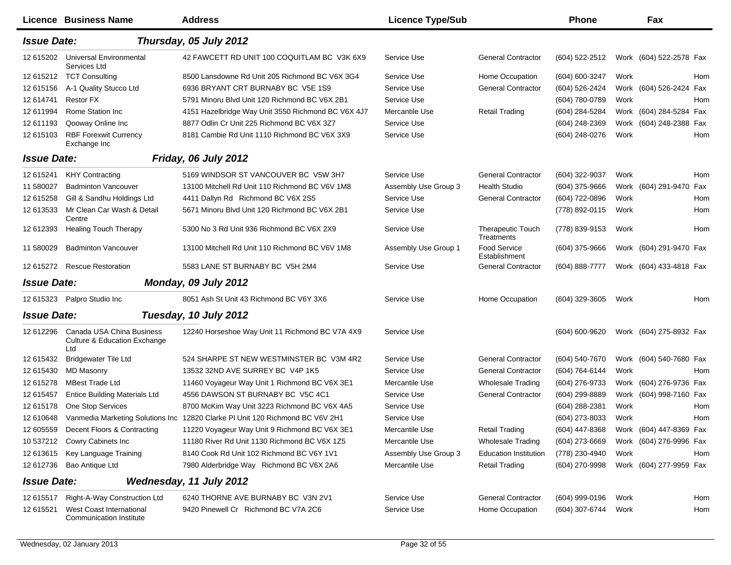| Licence | Business Name | Address | Licence Type/Sub | | Phone | | Fax | |
|---|---|---|---|---|---|---|---|---|
| ***Issue Date:*** | | ***Thursday, 05 July 2012*** | | | | | | |
| 12 615202 | Universal Environmental Services Ltd | 42 FAWCETT RD UNIT 100 COQUITLAM BC V3K 6X9 | Service Use | General Contractor | (604) 522-2512 | Work | (604) 522-2578 | Fax |
| 12 615212 | TCT Consulting | 8500 Lansdowne Rd Unit 205 Richmond BC V6X 3G4 | Service Use | Home Occupation | (604) 600-3247 | Work | | Hom |
| 12 615156 | A-1 Quality Stucco Ltd | 6936 BRYANT CRT BURNABY BC V5E 1S9 | Service Use | General Contractor | (604) 526-2424 | Work | (604) 526-2424 | Fax |
| 12 614741 | Restor FX | 5791 Minoru Blvd Unit 120 Richmond BC V6X 2B1 | Service Use | | (604) 780-0789 | Work | | Hom |
| 12 611994 | Rome Station Inc | 4151 Hazelbridge Way Unit 3550 Richmond BC V6X 4J7 | Mercantile Use | Retail Trading | (604) 284-5284 | Work | (604) 284-5284 | Fax |
| 12 611193 | Qooway Online Inc | 8877 Odlin Cr Unit 225 Richmond BC V6X 3Z7 | Service Use | | (604) 248-2369 | Work | (604) 248-2388 | Fax |
| 12 615103 | RBF Forexwit Currency Exchange Inc | 8181 Cambie Rd Unit 1110 Richmond BC V6X 3X9 | Service Use | | (604) 248-0276 | Work | | Hom |
| ***Issue Date:*** | | ***Friday, 06 July 2012*** | | | | | | |
| 12 615241 | KHY Contracting | 5169 WINDSOR ST VANCOUVER BC V5W 3H7 | Service Use | General Contractor | (604) 322-9037 | Work | | Hom |
| 11 580027 | Badminton Vancouver | 13100 Mitchell Rd Unit 110 Richmond BC V6V 1M8 | Assembly Use Group 3 | Health Studio | (604) 375-9666 | Work | (604) 291-9470 | Fax |
| 12 615258 | Gill & Sandhu Holdings Ltd | 4411 Dallyn Rd Richmond BC V6X 2S5 | Service Use | General Contractor | (604) 722-0896 | Work | | Hom |
| 12 613533 | Mr Clean Car Wash & Detail Centre | 5671 Minoru Blvd Unit 120 Richmond BC V6X 2B1 | Service Use | | (778) 892-0115 | Work | | Hom |
| 12 612393 | Healing Touch Therapy | 5300 No 3 Rd Unit 936 Richmond BC V6X 2X9 | Service Use | Therapeutic Touch Treatments | (778) 839-9153 | Work | | Hom |
| 11 580029 | Badminton Vancouver | 13100 Mitchell Rd Unit 110 Richmond BC V6V 1M8 | Assembly Use Group 1 | Food Service Establishment | (604) 375-9666 | Work | (604) 291-9470 | Fax |
| 12 615272 | Rescue Restoration | 5583 LANE ST BURNABY BC V5H 2M4 | Service Use | General Contractor | (604) 888-7777 | Work | (604) 433-4818 | Fax |
| ***Issue Date:*** | | ***Monday, 09 July 2012*** | | | | | | |
| 12 615323 | Palpro Studio Inc | 8051 Ash St Unit 43 Richmond BC V6Y 3X6 | Service Use | Home Occupation | (604) 329-3605 | Work | | Hom |
| ***Issue Date:*** | | ***Tuesday, 10 July 2012*** | | | | | | |
| 12 612296 | Canada USA China Business Culture & Education Exchange Ltd | 12240 Horseshoe Way Unit 11 Richmond BC V7A 4X9 | Service Use | | (604) 600-9620 | Work | (604) 275-8932 | Fax |
| 12 615432 | Bridgewater Tile Ltd | 524 SHARPE ST NEW WESTMINSTER BC V3M 4R2 | Service Use | General Contractor | (604) 540-7670 | Work | (604) 540-7680 | Fax |
| 12 615430 | MD Masonry | 13532 32ND AVE SURREY BC V4P 1K5 | Service Use | General Contractor | (604) 764-6144 | Work | | Hom |
| 12 615278 | MBest Trade Ltd | 11460 Voyageur Way Unit 1 Richmond BC V6X 3E1 | Mercantile Use | Wholesale Trading | (604) 276-9733 | Work | (604) 276-9736 | Fax |
| 12 615457 | Entice Building Materials Ltd | 4556 DAWSON ST BURNABY BC V5C 4C1 | Service Use | General Contractor | (604) 299-8889 | Work | (604) 998-7160 | Fax |
| 12 615178 | One Stop Services | 8700 McKim Way Unit 3223 Richmond BC V6X 4A5 | Service Use | | (604) 288-2381 | Work | | Hom |
| 12 610648 | Vanmedia Marketing Solutions Inc | 12820 Clarke Pl Unit 120 Richmond BC V6V 2H1 | Service Use | | (604) 273-8033 | Work | | Hom |
| 12 605559 | Decent Floors & Contracting | 11220 Voyageur Way Unit 9 Richmond BC V6X 3E1 | Mercantile Use | Retail Trading | (604) 447-8368 | Work | (604) 447-8369 | Fax |
| 10 537212 | Cowry Cabinets Inc | 11180 River Rd Unit 1130 Richmond BC V6X 1Z5 | Mercantile Use | Wholesale Trading | (604) 273-6669 | Work | (604) 276-9996 | Fax |
| 12 613615 | Key Language Training | 8140 Cook Rd Unit 102 Richmond BC V6Y 1V1 | Assembly Use Group 3 | Education Institution | (778) 230-4940 | Work | | Hom |
| 12 612736 | Bao Antique Ltd | 7980 Alderbridge Way Richmond BC V6X 2A6 | Mercantile Use | Retail Trading | (604) 270-9998 | Work | (604) 277-9959 | Fax |
| ***Issue Date:*** | | ***Wednesday, 11 July 2012*** | | | | | | |
| 12 615517 | Right-A-Way Construction Ltd | 6240 THORNE AVE BURNABY BC V3N 2V1 | Service Use | General Contractor | (604) 999-0196 | Work | | Hom |
| 12 615521 | West Coast International Communication Institute | 9420 Pinewell Cr Richmond BC V7A 2C6 | Service Use | Home Occupation | (604) 307-6744 | Work | | Hom |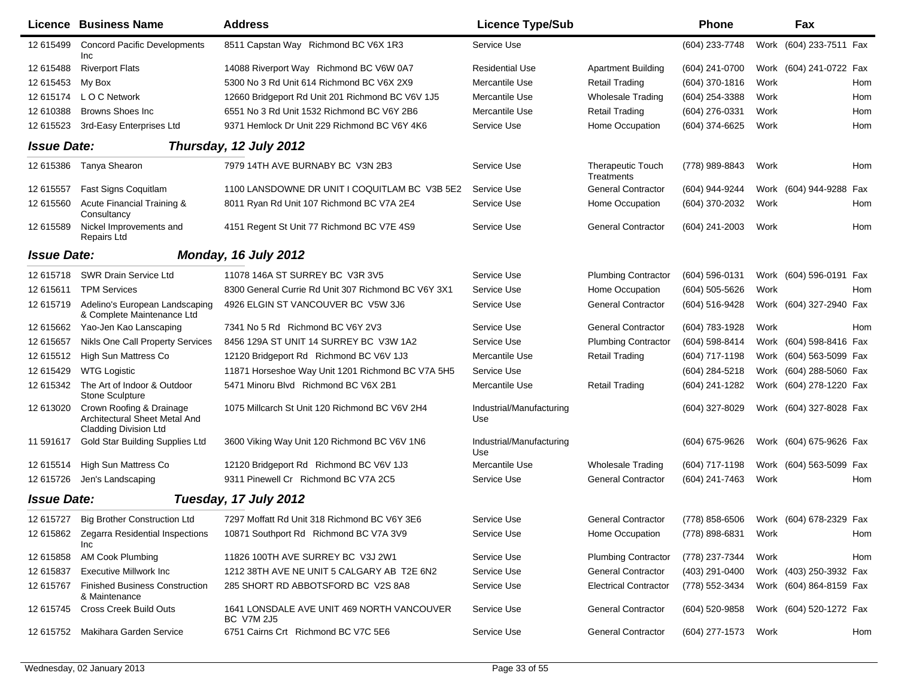| Licence | Business Name | Address | Licence Type/Sub | | Phone | | Fax | |
|---|---|---|---|---|---|---|---|---|
| 12 615499 | Concord Pacific Developments Inc | 8511 Capstan Way Richmond BC V6X 1R3 | Service Use | | (604) 233-7748 | Work | (604) 233-7511 | Fax |
| 12 615488 | Riverport Flats | 14088 Riverport Way Richmond BC V6W 0A7 | Residential Use | Apartment Building | (604) 241-0700 | Work | (604) 241-0722 | Fax |
| 12 615453 | My Box | 5300 No 3 Rd Unit 614 Richmond BC V6X 2X9 | Mercantile Use | Retail Trading | (604) 370-1816 | Work | | Hom |
| 12 615174 | L O C Network | 12660 Bridgeport Rd Unit 201 Richmond BC V6V 1J5 | Mercantile Use | Wholesale Trading | (604) 254-3388 | Work | | Hom |
| 12 610388 | Browns Shoes Inc | 6551 No 3 Rd Unit 1532 Richmond BC V6Y 2B6 | Mercantile Use | Retail Trading | (604) 276-0331 | Work | | Hom |
| 12 615523 | 3rd-Easy Enterprises Ltd | 9371 Hemlock Dr Unit 229 Richmond BC V6Y 4K6 | Service Use | Home Occupation | (604) 374-6625 | Work | | Hom |
| ***Issue Date:*** | ***Thursday, 12 July 2012*** | | | | | | | |
| 12 615386 | Tanya Shearon | 7979 14TH AVE BURNABY BC V3N 2B3 | Service Use | Therapeutic Touch Treatments | (778) 989-8843 | Work | | Hom |
| 12 615557 | Fast Signs Coquitlam | 1100 LANSDOWNE DR UNIT I COQUITLAM BC V3B 5E2 | Service Use | General Contractor | (604) 944-9244 | Work | (604) 944-9288 | Fax |
| 12 615560 | Acute Financial Training & Consultancy | 8011 Ryan Rd Unit 107 Richmond BC V7A 2E4 | Service Use | Home Occupation | (604) 370-2032 | Work | | Hom |
| 12 615589 | Nickel Improvements and Repairs Ltd | 4151 Regent St Unit 77 Richmond BC V7E 4S9 | Service Use | General Contractor | (604) 241-2003 | Work | | Hom |
| ***Issue Date:*** | ***Monday, 16 July 2012*** | | | | | | | |
| 12 615718 | SWR Drain Service Ltd | 11078 146A ST SURREY BC V3R 3V5 | Service Use | Plumbing Contractor | (604) 596-0131 | Work | (604) 596-0191 | Fax |
| 12 615611 | TPM Services | 8300 General Currie Rd Unit 307 Richmond BC V6Y 3X1 | Service Use | Home Occupation | (604) 505-5626 | Work | | Hom |
| 12 615719 | Adelino's European Landscaping & Complete Maintenance Ltd | 4926 ELGIN ST VANCOUVER BC V5W 3J6 | Service Use | General Contractor | (604) 516-9428 | Work | (604) 327-2940 | Fax |
| 12 615662 | Yao-Jen Kao Lanscaping | 7341 No 5 Rd Richmond BC V6Y 2V3 | Service Use | General Contractor | (604) 783-1928 | Work | | Hom |
| 12 615657 | Nikls One Call Property Services | 8456 129A ST UNIT 14 SURREY BC V3W 1A2 | Service Use | Plumbing Contractor | (604) 598-8414 | Work | (604) 598-8416 | Fax |
| 12 615512 | High Sun Mattress Co | 12120 Bridgeport Rd Richmond BC V6V 1J3 | Mercantile Use | Retail Trading | (604) 717-1198 | Work | (604) 563-5099 | Fax |
| 12 615429 | WTG Logistic | 11871 Horseshoe Way Unit 1201 Richmond BC V7A 5H5 | Service Use | | (604) 284-5218 | Work | (604) 288-5060 | Fax |
| 12 615342 | The Art of Indoor & Outdoor Stone Sculpture | 5471 Minoru Blvd Richmond BC V6X 2B1 | Mercantile Use | Retail Trading | (604) 241-1282 | Work | (604) 278-1220 | Fax |
| 12 613020 | Crown Roofing & Drainage Architectural Sheet Metal And Cladding Division Ltd | 1075 Millcarch St Unit 120 Richmond BC V6V 2H4 | Industrial/Manufacturing Use | | (604) 327-8029 | Work | (604) 327-8028 | Fax |
| 11 591617 | Gold Star Building Supplies Ltd | 3600 Viking Way Unit 120 Richmond BC V6V 1N6 | Industrial/Manufacturing Use | | (604) 675-9626 | Work | (604) 675-9626 | Fax |
| 12 615514 | High Sun Mattress Co | 12120 Bridgeport Rd Richmond BC V6V 1J3 | Mercantile Use | Wholesale Trading | (604) 717-1198 | Work | (604) 563-5099 | Fax |
| 12 615726 | Jen's Landscaping | 9311 Pinewell Cr Richmond BC V7A 2C5 | Service Use | General Contractor | (604) 241-7463 | Work | | Hom |
| ***Issue Date:*** | ***Tuesday, 17 July 2012*** | | | | | | | |
| 12 615727 | Big Brother Construction Ltd | 7297 Moffatt Rd Unit 318 Richmond BC V6Y 3E6 | Service Use | General Contractor | (778) 858-6506 | Work | (604) 678-2329 | Fax |
| 12 615862 | Zegarra Residential Inspections Inc | 10871 Southport Rd Richmond BC V7A 3V9 | Service Use | Home Occupation | (778) 898-6831 | Work | | Hom |
| 12 615858 | AM Cook Plumbing | 11826 100TH AVE SURREY BC V3J 2W1 | Service Use | Plumbing Contractor | (778) 237-7344 | Work | | Hom |
| 12 615837 | Executive Millwork Inc | 1212 38TH AVE NE UNIT 5 CALGARY AB T2E 6N2 | Service Use | General Contractor | (403) 291-0400 | Work | (403) 250-3932 | Fax |
| 12 615767 | Finished Business Construction & Maintenance | 285 SHORT RD ABBOTSFORD BC V2S 8A8 | Service Use | Electrical Contractor | (778) 552-3434 | Work | (604) 864-8159 | Fax |
| 12 615745 | Cross Creek Build Outs | 1641 LONSDALE AVE UNIT 469 NORTH VANCOUVER BC V7M 2J5 | Service Use | General Contractor | (604) 520-9858 | Work | (604) 520-1272 | Fax |
| 12 615752 | Makihara Garden Service | 6751 Cairns Crt Richmond BC V7C 5E6 | Service Use | General Contractor | (604) 277-1573 | Work | | Hom |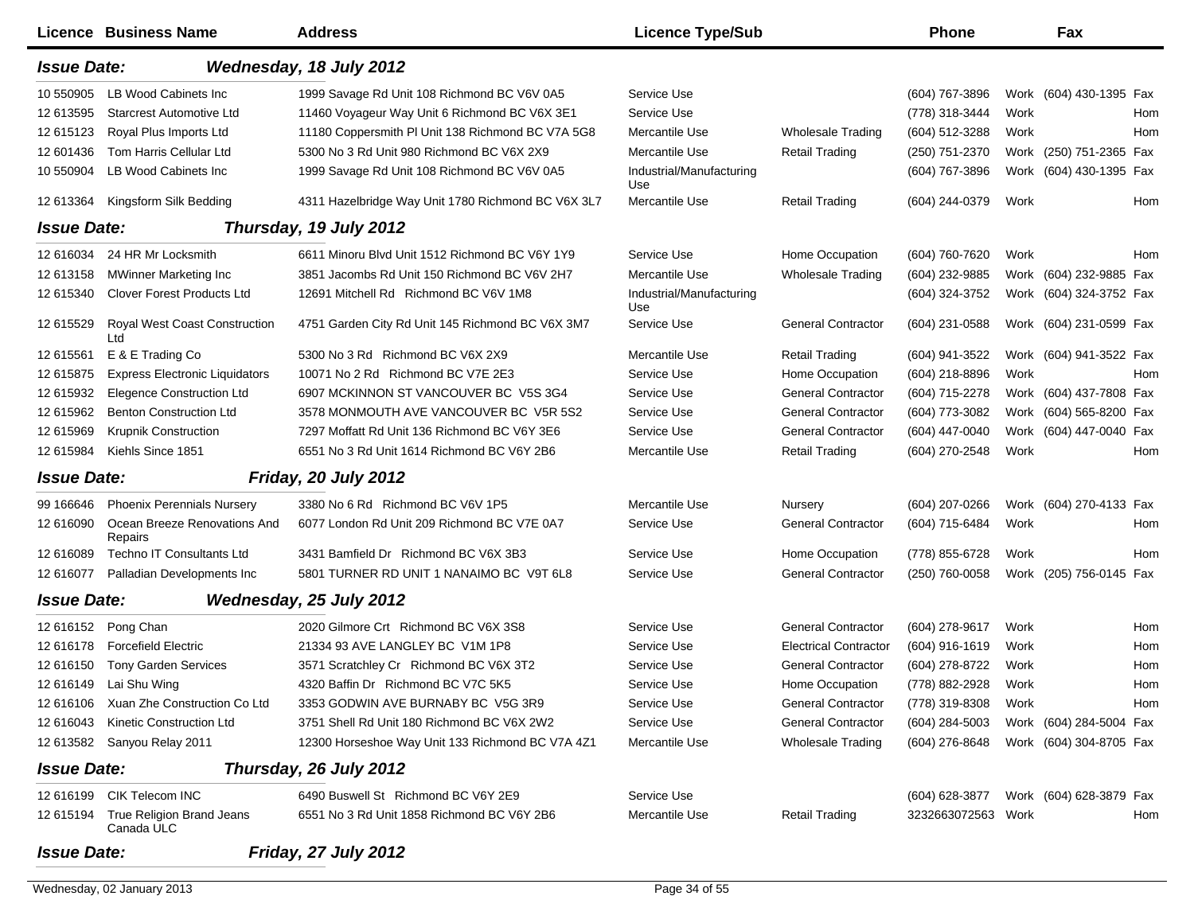| Licence | Business Name | Address | Licence Type/Sub | | Phone | | Fax | |
|---|---|---|---|---|---|---|---|---|
| **Issue Date:** | ***Wednesday, 18 July 2012*** | | | | | | | |
| 10 550905 | LB Wood Cabinets Inc | 1999 Savage Rd Unit 108 Richmond BC V6V 0A5 | Service Use | | (604) 767-3896 | Work | (604) 430-1395 | Fax |
| 12 613595 | Starcrest Automotive Ltd | 11460 Voyageur Way Unit 6 Richmond BC V6X 3E1 | Service Use | | (778) 318-3444 | Work | | Hom |
| 12 615123 | Royal Plus Imports Ltd | 11180 Coppersmith Pl Unit 138 Richmond BC V7A 5G8 | Mercantile Use | Wholesale Trading | (604) 512-3288 | Work | | Hom |
| 12 601436 | Tom Harris Cellular Ltd | 5300 No 3 Rd Unit 980 Richmond BC V6X 2X9 | Mercantile Use | Retail Trading | (250) 751-2370 | Work | (250) 751-2365 | Fax |
| 10 550904 | LB Wood Cabinets Inc | 1999 Savage Rd Unit 108 Richmond BC V6V 0A5 | Industrial/Manufacturing Use | | (604) 767-3896 | Work | (604) 430-1395 | Fax |
| 12 613364 | Kingsform Silk Bedding | 4311 Hazelbridge Way Unit 1780 Richmond BC V6X 3L7 | Mercantile Use | Retail Trading | (604) 244-0379 | Work | | Hom |
| **Issue Date:** | ***Thursday, 19 July 2012*** | | | | | | | |
| 12 616034 | 24 HR Mr Locksmith | 6611 Minoru Blvd Unit 1512 Richmond BC V6Y 1Y9 | Service Use | Home Occupation | (604) 760-7620 | Work | | Hom |
| 12 613158 | MWinner Marketing Inc | 3851 Jacombs Rd Unit 150 Richmond BC V6V 2H7 | Mercantile Use | Wholesale Trading | (604) 232-9885 | Work | (604) 232-9885 | Fax |
| 12 615340 | Clover Forest Products Ltd | 12691 Mitchell Rd Richmond BC V6V 1M8 | Industrial/Manufacturing Use | | (604) 324-3752 | Work | (604) 324-3752 | Fax |
| 12 615529 | Royal West Coast Construction Ltd | 4751 Garden City Rd Unit 145 Richmond BC V6X 3M7 | Service Use | General Contractor | (604) 231-0588 | Work | (604) 231-0599 | Fax |
| 12 615561 | E & E Trading Co | 5300 No 3 Rd Richmond BC V6X 2X9 | Mercantile Use | Retail Trading | (604) 941-3522 | Work | (604) 941-3522 | Fax |
| 12 615875 | Express Electronic Liquidators | 10071 No 2 Rd Richmond BC V7E 2E3 | Service Use | Home Occupation | (604) 218-8896 | Work | | Hom |
| 12 615932 | Elegence Construction Ltd | 6907 MCKINNON ST VANCOUVER BC V5S 3G4 | Service Use | General Contractor | (604) 715-2278 | Work | (604) 437-7808 | Fax |
| 12 615962 | Benton Construction Ltd | 3578 MONMOUTH AVE VANCOUVER BC V5R 5S2 | Service Use | General Contractor | (604) 773-3082 | Work | (604) 565-8200 | Fax |
| 12 615969 | Krupnik Construction | 7297 Moffatt Rd Unit 136 Richmond BC V6Y 3E6 | Service Use | General Contractor | (604) 447-0040 | Work | (604) 447-0040 | Fax |
| 12 615984 | Kiehls Since 1851 | 6551 No 3 Rd Unit 1614 Richmond BC V6Y 2B6 | Mercantile Use | Retail Trading | (604) 270-2548 | Work | | Hom |
| **Issue Date:** | ***Friday, 20 July 2012*** | | | | | | | |
| 99 166646 | Phoenix Perennials Nursery | 3380 No 6 Rd Richmond BC V6V 1P5 | Mercantile Use | Nursery | (604) 207-0266 | Work | (604) 270-4133 | Fax |
| 12 616090 | Ocean Breeze Renovations And Repairs | 6077 London Rd Unit 209 Richmond BC V7E 0A7 | Service Use | General Contractor | (604) 715-6484 | Work | | Hom |
| 12 616089 | Techno IT Consultants Ltd | 3431 Bamfield Dr Richmond BC V6X 3B3 | Service Use | Home Occupation | (778) 855-6728 | Work | | Hom |
| 12 616077 | Palladian Developments Inc | 5801 TURNER RD UNIT 1 NANAIMO BC V9T 6L8 | Service Use | General Contractor | (250) 760-0058 | Work | (205) 756-0145 | Fax |
| **Issue Date:** | ***Wednesday, 25 July 2012*** | | | | | | | |
| 12 616152 | Pong Chan | 2020 Gilmore Crt Richmond BC V6X 3S8 | Service Use | General Contractor | (604) 278-9617 | Work | | Hom |
| 12 616178 | Forcefield Electric | 21334 93 AVE LANGLEY BC V1M 1P8 | Service Use | Electrical Contractor | (604) 916-1619 | Work | | Hom |
| 12 616150 | Tony Garden Services | 3571 Scratchley Cr Richmond BC V6X 3T2 | Service Use | General Contractor | (604) 278-8722 | Work | | Hom |
| 12 616149 | Lai Shu Wing | 4320 Baffin Dr Richmond BC V7C 5K5 | Service Use | Home Occupation | (778) 882-2928 | Work | | Hom |
| 12 616106 | Xuan Zhe Construction Co Ltd | 3353 GODWIN AVE BURNABY BC V5G 3R9 | Service Use | General Contractor | (778) 319-8308 | Work | | Hom |
| 12 616043 | Kinetic Construction Ltd | 3751 Shell Rd Unit 180 Richmond BC V6X 2W2 | Service Use | General Contractor | (604) 284-5003 | Work | (604) 284-5004 | Fax |
| 12 613582 | Sanyou Relay 2011 | 12300 Horseshoe Way Unit 133 Richmond BC V7A 4Z1 | Mercantile Use | Wholesale Trading | (604) 276-8648 | Work | (604) 304-8705 | Fax |
| **Issue Date:** | ***Thursday, 26 July 2012*** | | | | | | | |
| 12 616199 | CIK Telecom INC | 6490 Buswell St Richmond BC V6Y 2E9 | Service Use | | (604) 628-3877 | Work | (604) 628-3879 | Fax |
| 12 615194 | True Religion Brand Jeans Canada ULC | 6551 No 3 Rd Unit 1858 Richmond BC V6Y 2B6 | Mercantile Use | Retail Trading | 3232663072563 | Work | | Hom |
| **Issue Date:** | ***Friday, 27 July 2012*** | | | | | | | |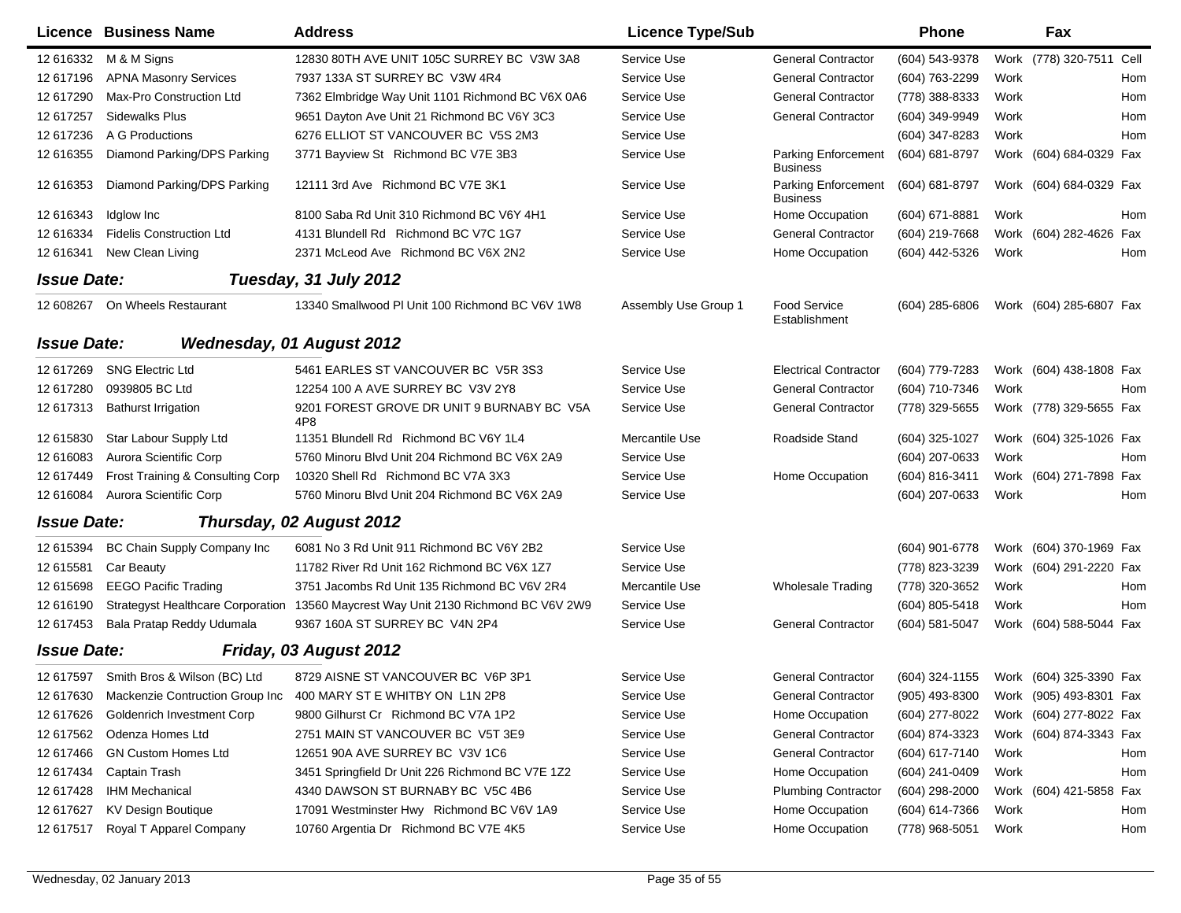| Licence | Business Name | Address | Licence Type/Sub | | Phone | | Fax | |
|---|---|---|---|---|---|---|---|---|
| 12 616332 | M & M Signs | 12830 80TH AVE UNIT 105C SURREY BC V3W 3A8 | Service Use | General Contractor | (604) 543-9378 | Work | (778) 320-7511 | Cell |
| 12 617196 | APNA Masonry Services | 7937 133A ST SURREY BC V3W 4R4 | Service Use | General Contractor | (604) 763-2299 | Work | | Hom |
| 12 617290 | Max-Pro Construction Ltd | 7362 Elmbridge Way Unit 1101 Richmond BC V6X 0A6 | Service Use | General Contractor | (778) 388-8333 | Work | | Hom |
| 12 617257 | Sidewalks Plus | 9651 Dayton Ave Unit 21 Richmond BC V6Y 3C3 | Service Use | General Contractor | (604) 349-9949 | Work | | Hom |
| 12 617236 | A G Productions | 6276 ELLIOT ST VANCOUVER BC V5S 2M3 | Service Use | | (604) 347-8283 | Work | | Hom |
| 12 616355 | Diamond Parking/DPS Parking | 3771 Bayview St Richmond BC V7E 3B3 | Service Use | Parking Enforcement Business | (604) 681-8797 | Work | (604) 684-0329 | Fax |
| 12 616353 | Diamond Parking/DPS Parking | 12111 3rd Ave Richmond BC V7E 3K1 | Service Use | Parking Enforcement Business | (604) 681-8797 | Work | (604) 684-0329 | Fax |
| 12 616343 | Idglow Inc | 8100 Saba Rd Unit 310 Richmond BC V6Y 4H1 | Service Use | Home Occupation | (604) 671-8881 | Work | | Hom |
| 12 616334 | Fidelis Construction Ltd | 4131 Blundell Rd Richmond BC V7C 1G7 | Service Use | General Contractor | (604) 219-7668 | Work | (604) 282-4626 | Fax |
| 12 616341 | New Clean Living | 2371 McLeod Ave Richmond BC V6X 2N2 | Service Use | Home Occupation | (604) 442-5326 | Work | | Hom |

***Issue Date: Tuesday, 31 July 2012***

| Licence | Business Name | Address | Licence Type/Sub | | Phone | | Fax | |
|---|---|---|---|---|---|---|---|---|
| 12 608267 | On Wheels Restaurant | 13340 Smallwood Pl Unit 100 Richmond BC V6V 1W8 | Assembly Use Group 1 | Food Service Establishment | (604) 285-6806 | Work | (604) 285-6807 | Fax |

***Issue Date: Wednesday, 01 August 2012***

| Licence | Business Name | Address | Licence Type/Sub | | Phone | | Fax | |
|---|---|---|---|---|---|---|---|---|
| 12 617269 | SNG Electric Ltd | 5461 EARLES ST VANCOUVER BC V5R 3S3 | Service Use | Electrical Contractor | (604) 779-7283 | Work | (604) 438-1808 | Fax |
| 12 617280 | 0939805 BC Ltd | 12254 100 A AVE SURREY BC V3V 2Y8 | Service Use | General Contractor | (604) 710-7346 | Work | | Hom |
| 12 617313 | Bathurst Irrigation | 9201 FOREST GROVE DR UNIT 9 BURNABY BC V5A 4P8 | Service Use | General Contractor | (778) 329-5655 | Work | (778) 329-5655 | Fax |
| 12 615830 | Star Labour Supply Ltd | 11351 Blundell Rd Richmond BC V6Y 1L4 | Mercantile Use | Roadside Stand | (604) 325-1027 | Work | (604) 325-1026 | Fax |
| 12 616083 | Aurora Scientific Corp | 5760 Minoru Blvd Unit 204 Richmond BC V6X 2A9 | Service Use | | (604) 207-0633 | Work | | Hom |
| 12 617449 | Frost Training & Consulting Corp | 10320 Shell Rd Richmond BC V7A 3X3 | Service Use | Home Occupation | (604) 816-3411 | Work | (604) 271-7898 | Fax |
| 12 616084 | Aurora Scientific Corp | 5760 Minoru Blvd Unit 204 Richmond BC V6X 2A9 | Service Use | | (604) 207-0633 | Work | | Hom |

***Issue Date: Thursday, 02 August 2012***

| Licence | Business Name | Address | Licence Type/Sub | | Phone | | Fax | |
|---|---|---|---|---|---|---|---|---|
| 12 615394 | BC Chain Supply Company Inc | 6081 No 3 Rd Unit 911 Richmond BC V6Y 2B2 | Service Use | | (604) 901-6778 | Work | (604) 370-1969 | Fax |
| 12 615581 | Car Beauty | 11782 River Rd Unit 162 Richmond BC V6X 1Z7 | Service Use | | (778) 823-3239 | Work | (604) 291-2220 | Fax |
| 12 615698 | EEGO Pacific Trading | 3751 Jacombs Rd Unit 135 Richmond BC V6V 2R4 | Mercantile Use | Wholesale Trading | (778) 320-3652 | Work | | Hom |
| 12 616190 | Strategyst Healthcare Corporation | 13560 Maycrest Way Unit 2130 Richmond BC V6V 2W9 | Service Use | | (604) 805-5418 | Work | | Hom |
| 12 617453 | Bala Pratap Reddy Udumala | 9367 160A ST SURREY BC V4N 2P4 | Service Use | General Contractor | (604) 581-5047 | Work | (604) 588-5044 | Fax |

***Issue Date: Friday, 03 August 2012***

| Licence | Business Name | Address | Licence Type/Sub | | Phone | | Fax | |
|---|---|---|---|---|---|---|---|---|
| 12 617597 | Smith Bros & Wilson (BC) Ltd | 8729 AISNE ST VANCOUVER BC V6P 3P1 | Service Use | General Contractor | (604) 324-1155 | Work | (604) 325-3390 | Fax |
| 12 617630 | Mackenzie Contruction Group Inc | 400 MARY ST E WHITBY ON L1N 2P8 | Service Use | General Contractor | (905) 493-8300 | Work | (905) 493-8301 | Fax |
| 12 617626 | Goldenrich Investment Corp | 9800 Gilhurst Cr Richmond BC V7A 1P2 | Service Use | Home Occupation | (604) 277-8022 | Work | (604) 277-8022 | Fax |
| 12 617562 | Odenza Homes Ltd | 2751 MAIN ST VANCOUVER BC V5T 3E9 | Service Use | General Contractor | (604) 874-3323 | Work | (604) 874-3343 | Fax |
| 12 617466 | GN Custom Homes Ltd | 12651 90A AVE SURREY BC V3V 1C6 | Service Use | General Contractor | (604) 617-7140 | Work | | Hom |
| 12 617434 | Captain Trash | 3451 Springfield Dr Unit 226 Richmond BC V7E 1Z2 | Service Use | Home Occupation | (604) 241-0409 | Work | | Hom |
| 12 617428 | IHM Mechanical | 4340 DAWSON ST BURNABY BC V5C 4B6 | Service Use | Plumbing Contractor | (604) 298-2000 | Work | (604) 421-5858 | Fax |
| 12 617627 | KV Design Boutique | 17091 Westminster Hwy Richmond BC V6V 1A9 | Service Use | Home Occupation | (604) 614-7366 | Work | | Hom |
| 12 617517 | Royal T Apparel Company | 10760 Argentia Dr Richmond BC V7E 4K5 | Service Use | Home Occupation | (778) 968-5051 | Work | | Hom |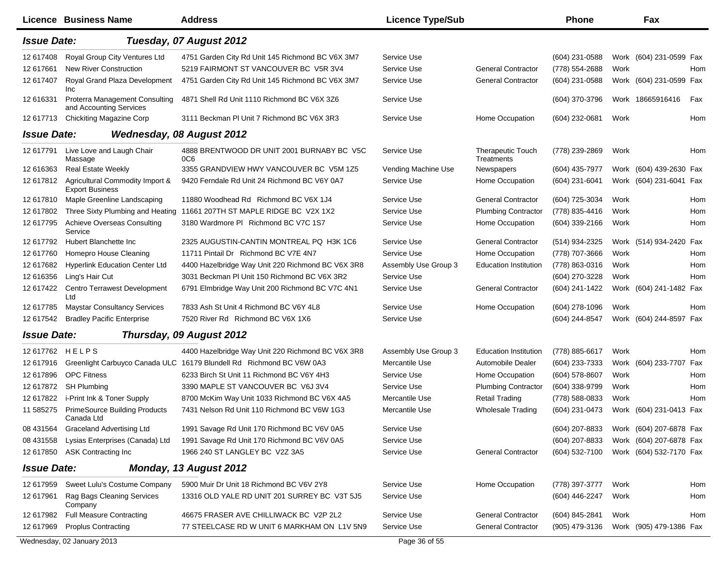| Licence | Business Name | Address | Licence Type/Sub | | Phone | | Fax | |
|---|---|---|---|---|---|---|---|---|
| ***Issue Date:*** | ***Tuesday, 07 August 2012*** | | | | | | | |
| 12 617408 | Royal Group City Ventures Ltd | 4751 Garden City Rd Unit 145 Richmond BC V6X 3M7 | Service Use | | (604) 231-0588 | Work | (604) 231-0599 | Fax |
| 12 617661 | New River Construction | 5219 FAIRMONT ST VANCOUVER BC V5R 3V4 | Service Use | General Contractor | (778) 554-2688 | Work | | Hom |
| 12 617407 | Royal Grand Plaza Development Inc | 4751 Garden City Rd Unit 145 Richmond BC V6X 3M7 | Service Use | General Contractor | (604) 231-0588 | Work | (604) 231-0599 | Fax |
| 12 616331 | Proterra Management Consulting and Accounting Services | 4871 Shell Rd Unit 1110 Richmond BC V6X 3Z6 | Service Use | | (604) 370-3796 | Work | 18665916416 | Fax |
| 12 617713 | Chickiting Magazine Corp | 3111 Beckman Pl Unit 7 Richmond BC V6X 3R3 | Service Use | Home Occupation | (604) 232-0681 | Work | | Hom |
| ***Issue Date:*** | ***Wednesday, 08 August 2012*** | | | | | | | |
| 12 617791 | Live Love and Laugh Chair Massage | 4888 BRENTWOOD DR UNIT 2001 BURNABY BC V5C 0C6 | Service Use | Therapeutic Touch Treatments | (778) 239-2869 | Work | | Hom |
| 12 616363 | Real Estate Weekly | 3355 GRANDVIEW HWY VANCOUVER BC V5M 1Z5 | Vending Machine Use | Newspapers | (604) 435-7977 | Work | (604) 439-2630 | Fax |
| 12 617812 | Agricultural Commodity Import & Export Business | 9420 Ferndale Rd Unit 24 Richmond BC V6Y 0A7 | Service Use | Home Occupation | (604) 231-6041 | Work | (604) 231-6041 | Fax |
| 12 617810 | Maple Greenline Landscaping | 11880 Woodhead Rd Richmond BC V6X 1J4 | Service Use | General Contractor | (604) 725-3034 | Work | | Hom |
| 12 617802 | Three Sixty Plumbing and Heating | 11661 207TH ST MAPLE RIDGE BC V2X 1X2 | Service Use | Plumbing Contractor | (778) 835-4416 | Work | | Hom |
| 12 617795 | Achieve Overseas Consulting Service | 3180 Wardmore Pl Richmond BC V7C 1S7 | Service Use | Home Occupation | (604) 339-2166 | Work | | Hom |
| 12 617792 | Hubert Blanchette Inc | 2325 AUGUSTIN-CANTIN MONTREAL PQ H3K 1C6 | Service Use | General Contractor | (514) 934-2325 | Work | (514) 934-2420 | Fax |
| 12 617760 | Homepro House Cleaning | 11711 Pintail Dr Richmond BC V7E 4N7 | Service Use | Home Occupation | (778) 707-3666 | Work | | Hom |
| 12 617682 | Hyperlink Education Center Ltd | 4400 Hazelbridge Way Unit 220 Richmond BC V6X 3R8 | Assembly Use Group 3 | Education Institution | (778) 863-0316 | Work | | Hom |
| 12 616356 | Ling's Hair Cut | 3031 Beckman Pl Unit 150 Richmond BC V6X 3R2 | Service Use | | (604) 270-3228 | Work | | Hom |
| 12 617422 | Centro Terrawest Development Ltd | 6791 Elmbridge Way Unit 200 Richmond BC V7C 4N1 | Service Use | General Contractor | (604) 241-1422 | Work | (604) 241-1482 | Fax |
| 12 617785 | Maystar Consultancy Services | 7833 Ash St Unit 4 Richmond BC V6Y 4L8 | Service Use | Home Occupation | (604) 278-1096 | Work | | Hom |
| 12 617542 | Bradley Pacific Enterprise | 7520 River Rd Richmond BC V6X 1X6 | Service Use | | (604) 244-8547 | Work | (604) 244-8597 | Fax |
| ***Issue Date:*** | ***Thursday, 09 August 2012*** | | | | | | | |
| 12 617762 | H E L P S | 4400 Hazelbridge Way Unit 220 Richmond BC V6X 3R8 | Assembly Use Group 3 | Education Institution | (778) 885-6617 | Work | | Hom |
| 12 617916 | Greenlight Carbuyco Canada ULC | 16179 Blundell Rd Richmond BC V6W 0A3 | Mercantile Use | Automobile Dealer | (604) 233-7333 | Work | (604) 233-7707 | Fax |
| 12 617896 | OPC Fitness | 6233 Birch St Unit 11 Richmond BC V6Y 4H3 | Service Use | Home Occupation | (604) 578-8607 | Work | | Hom |
| 12 617872 | SH Plumbing | 3390 MAPLE ST VANCOUVER BC V6J 3V4 | Service Use | Plumbing Contractor | (604) 338-9799 | Work | | Hom |
| 12 617822 | i-Print Ink & Toner Supply | 8700 McKim Way Unit 1033 Richmond BC V6X 4A5 | Mercantile Use | Retail Trading | (778) 588-0833 | Work | | Hom |
| 11 585275 | PrimeSource Building Products Canada Ltd | 7431 Nelson Rd Unit 110 Richmond BC V6W 1G3 | Mercantile Use | Wholesale Trading | (604) 231-0473 | Work | (604) 231-0413 | Fax |
| 08 431564 | Graceland Advertising Ltd | 1991 Savage Rd Unit 170 Richmond BC V6V 0A5 | Service Use | | (604) 207-8833 | Work | (604) 207-6878 | Fax |
| 08 431558 | Lysias Enterprises (Canada) Ltd | 1991 Savage Rd Unit 170 Richmond BC V6V 0A5 | Service Use | | (604) 207-8833 | Work | (604) 207-6878 | Fax |
| 12 617850 | ASK Contracting Inc | 1966 240 ST LANGLEY BC V2Z 3A5 | Service Use | General Contractor | (604) 532-7100 | Work | (604) 532-7170 | Fax |
| ***Issue Date:*** | ***Monday, 13 August 2012*** | | | | | | | |
| 12 617959 | Sweet Lulu's Costume Company | 5900 Muir Dr Unit 18 Richmond BC V6V 2Y8 | Service Use | Home Occupation | (778) 397-3777 | Work | | Hom |
| 12 617961 | Rag Bags Cleaning Services Company | 13316 OLD YALE RD UNIT 201 SURREY BC V3T 5J5 | Service Use | | (604) 446-2247 | Work | | Hom |
| 12 617982 | Full Measure Contracting | 46675 FRASER AVE CHILLIWACK BC V2P 2L2 | Service Use | General Contractor | (604) 845-2841 | Work | | Hom |
| 12 617969 | Proplus Contracting | 77 STEELCASE RD W UNIT 6 MARKHAM ON L1V 5N9 | Service Use | General Contractor | (905) 479-3136 | Work | (905) 479-1386 | Fax |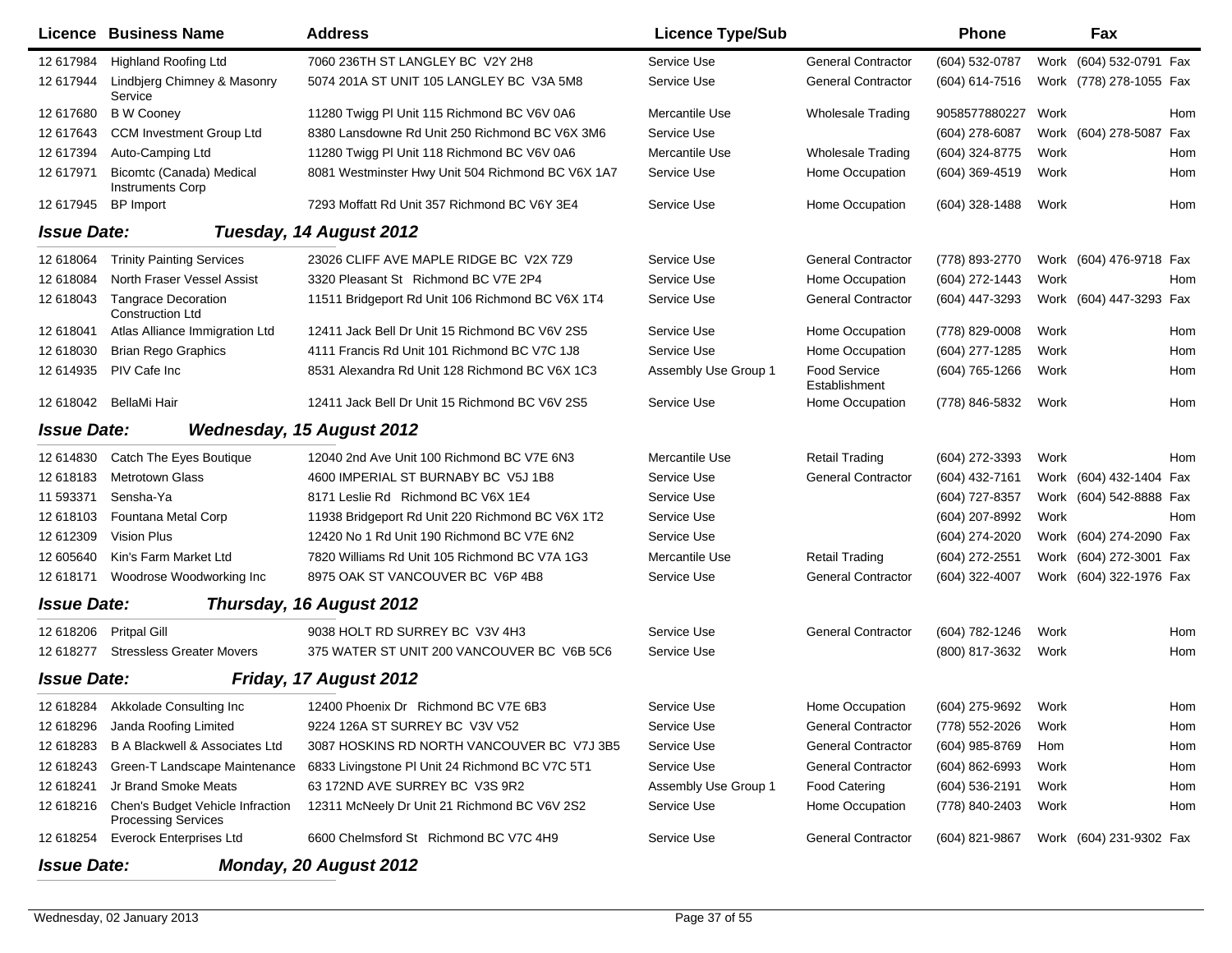| Licence | Business Name | Address | Licence Type/Sub | | Phone | | Fax | |
|---|---|---|---|---|---|---|---|---|
| 12 617984 | Highland Roofing Ltd | 7060 236TH ST LANGLEY BC V2Y 2H8 | Service Use | General Contractor | (604) 532-0787 | Work | (604) 532-0791 | Fax |
| 12 617944 | Lindbjerg Chimney & Masonry Service | 5074 201A ST UNIT 105 LANGLEY BC V3A 5M8 | Service Use | General Contractor | (604) 614-7516 | Work | (778) 278-1055 | Fax |
| 12 617680 | B W Cooney | 11280 Twigg Pl Unit 115 Richmond BC V6V 0A6 | Mercantile Use | Wholesale Trading | 9058577880227 | Work | | Hom |
| 12 617643 | CCM Investment Group Ltd | 8380 Lansdowne Rd Unit 250 Richmond BC V6X 3M6 | Service Use | | (604) 278-6087 | Work | (604) 278-5087 | Fax |
| 12 617394 | Auto-Camping Ltd | 11280 Twigg Pl Unit 118 Richmond BC V6V 0A6 | Mercantile Use | Wholesale Trading | (604) 324-8775 | Work | | Hom |
| 12 617971 | Bicomtc (Canada) Medical Instruments Corp | 8081 Westminster Hwy Unit 504 Richmond BC V6X 1A7 | Service Use | Home Occupation | (604) 369-4519 | Work | | Hom |
| 12 617945 | BP Import | 7293 Moffatt Rd Unit 357 Richmond BC V6Y 3E4 | Service Use | Home Occupation | (604) 328-1488 | Work | | Hom |

***Issue Date:*** ***Tuesday, 14 August 2012***

| Licence | Business Name | Address | Licence Type/Sub | | Phone | | Fax | |
|---|---|---|---|---|---|---|---|---|
| 12 618064 | Trinity Painting Services | 23026 CLIFF AVE MAPLE RIDGE BC V2X 7Z9 | Service Use | General Contractor | (778) 893-2770 | Work | (604) 476-9718 | Fax |
| 12 618084 | North Fraser Vessel Assist | 3320 Pleasant St Richmond BC V7E 2P4 | Service Use | Home Occupation | (604) 272-1443 | Work | | Hom |
| 12 618043 | Tangrace Decoration Construction Ltd | 11511 Bridgeport Rd Unit 106 Richmond BC V6X 1T4 | Service Use | General Contractor | (604) 447-3293 | Work | (604) 447-3293 | Fax |
| 12 618041 | Atlas Alliance Immigration Ltd | 12411 Jack Bell Dr Unit 15 Richmond BC V6V 2S5 | Service Use | Home Occupation | (778) 829-0008 | Work | | Hom |
| 12 618030 | Brian Rego Graphics | 4111 Francis Rd Unit 101 Richmond BC V7C 1J8 | Service Use | Home Occupation | (604) 277-1285 | Work | | Hom |
| 12 614935 | PIV Cafe Inc | 8531 Alexandra Rd Unit 128 Richmond BC V6X 1C3 | Assembly Use Group 1 | Food Service Establishment | (604) 765-1266 | Work | | Hom |
| 12 618042 | BellaMi Hair | 12411 Jack Bell Dr Unit 15 Richmond BC V6V 2S5 | Service Use | Home Occupation | (778) 846-5832 | Work | | Hom |

***Issue Date:*** ***Wednesday, 15 August 2012***

| Licence | Business Name | Address | Licence Type/Sub | | Phone | | Fax | |
|---|---|---|---|---|---|---|---|---|
| 12 614830 | Catch The Eyes Boutique | 12040 2nd Ave Unit 100 Richmond BC V7E 6N3 | Mercantile Use | Retail Trading | (604) 272-3393 | Work | | Hom |
| 12 618183 | Metrotown Glass | 4600 IMPERIAL ST BURNABY BC V5J 1B8 | Service Use | General Contractor | (604) 432-7161 | Work | (604) 432-1404 | Fax |
| 11 593371 | Sensha-Ya | 8171 Leslie Rd Richmond BC V6X 1E4 | Service Use | | (604) 727-8357 | Work | (604) 542-8888 | Fax |
| 12 618103 | Fountana Metal Corp | 11938 Bridgeport Rd Unit 220 Richmond BC V6X 1T2 | Service Use | | (604) 207-8992 | Work | | Hom |
| 12 612309 | Vision Plus | 12420 No 1 Rd Unit 190 Richmond BC V7E 6N2 | Service Use | | (604) 274-2020 | Work | (604) 274-2090 | Fax |
| 12 605640 | Kin's Farm Market Ltd | 7820 Williams Rd Unit 105 Richmond BC V7A 1G3 | Mercantile Use | Retail Trading | (604) 272-2551 | Work | (604) 272-3001 | Fax |
| 12 618171 | Woodrose Woodworking Inc | 8975 OAK ST VANCOUVER BC V6P 4B8 | Service Use | General Contractor | (604) 322-4007 | Work | (604) 322-1976 | Fax |

***Issue Date:*** ***Thursday, 16 August 2012***

| Licence | Business Name | Address | Licence Type/Sub | | Phone | | Fax | |
|---|---|---|---|---|---|---|---|---|
| 12 618206 | Pritpal Gill | 9038 HOLT RD SURREY BC V3V 4H3 | Service Use | General Contractor | (604) 782-1246 | Work | | Hom |
| 12 618277 | Stressless Greater Movers | 375 WATER ST UNIT 200 VANCOUVER BC V6B 5C6 | Service Use | | (800) 817-3632 | Work | | Hom |

***Issue Date:*** ***Friday, 17 August 2012***

| Licence | Business Name | Address | Licence Type/Sub | | Phone | | Fax | |
|---|---|---|---|---|---|---|---|---|
| 12 618284 | Akkolade Consulting Inc | 12400 Phoenix Dr Richmond BC V7E 6B3 | Service Use | Home Occupation | (604) 275-9692 | Work | | Hom |
| 12 618296 | Janda Roofing Limited | 9224 126A ST SURREY BC V3V V52 | Service Use | General Contractor | (778) 552-2026 | Work | | Hom |
| 12 618283 | B A Blackwell & Associates Ltd | 3087 HOSKINS RD NORTH VANCOUVER BC V7J 3B5 | Service Use | General Contractor | (604) 985-8769 | Hom | | Hom |
| 12 618243 | Green-T Landscape Maintenance | 6833 Livingstone Pl Unit 24 Richmond BC V7C 5T1 | Service Use | General Contractor | (604) 862-6993 | Work | | Hom |
| 12 618241 | Jr Brand Smoke Meats | 63 172ND AVE SURREY BC V3S 9R2 | Assembly Use Group 1 | Food Catering | (604) 536-2191 | Work | | Hom |
| 12 618216 | Chen's Budget Vehicle Infraction Processing Services | 12311 McNeely Dr Unit 21 Richmond BC V6V 2S2 | Service Use | Home Occupation | (778) 840-2403 | Work | | Hom |
| 12 618254 | Everock Enterprises Ltd | 6600 Chelmsford St Richmond BC V7C 4H9 | Service Use | General Contractor | (604) 821-9867 | Work | (604) 231-9302 | Fax |

***Issue Date:*** ***Monday, 20 August 2012***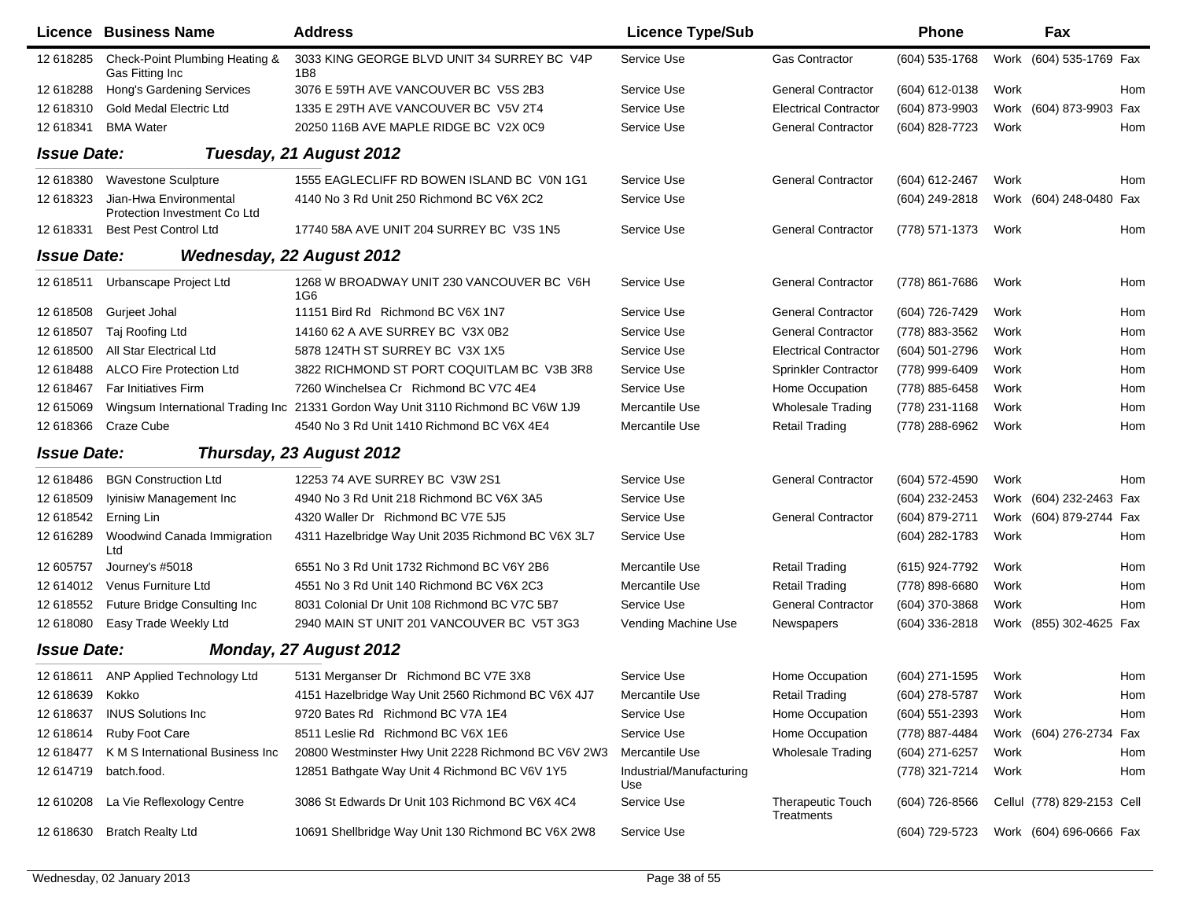| Licence | Business Name | Address | Licence Type/Sub | | Phone | | Fax | |
|---|---|---|---|---|---|---|---|---|
| 12 618285 | Check-Point Plumbing Heating & Gas Fitting Inc | 3033 KING GEORGE BLVD UNIT 34 SURREY BC V4P 1B8 | Service Use | Gas Contractor | (604) 535-1768 | Work | (604) 535-1769 | Fax |
| 12 618288 | Hong's Gardening Services | 3076 E 59TH AVE VANCOUVER BC V5S 2B3 | Service Use | General Contractor | (604) 612-0138 | Work | | Hom |
| 12 618310 | Gold Medal Electric Ltd | 1335 E 29TH AVE VANCOUVER BC V5V 2T4 | Service Use | Electrical Contractor | (604) 873-9903 | Work | (604) 873-9903 | Fax |
| 12 618341 | BMA Water | 20250 116B AVE MAPLE RIDGE BC V2X 0C9 | Service Use | General Contractor | (604) 828-7723 | Work | | Hom |
| ***Issue Date:*** | ***Tuesday, 21 August 2012*** | | | | | | | |
| 12 618380 | Wavestone Sculpture | 1555 EAGLECLIFF RD BOWEN ISLAND BC V0N 1G1 | Service Use | General Contractor | (604) 612-2467 | Work | | Hom |
| 12 618323 | Jian-Hwa Environmental Protection Investment Co Ltd | 4140 No 3 Rd Unit 250 Richmond BC V6X 2C2 | Service Use | | (604) 249-2818 | Work | (604) 248-0480 | Fax |
| 12 618331 | Best Pest Control Ltd | 17740 58A AVE UNIT 204 SURREY BC V3S 1N5 | Service Use | General Contractor | (778) 571-1373 | Work | | Hom |
| ***Issue Date:*** | ***Wednesday, 22 August 2012*** | | | | | | | |
| 12 618511 | Urbanscape Project Ltd | 1268 W BROADWAY UNIT 230 VANCOUVER BC V6H 1G6 | Service Use | General Contractor | (778) 861-7686 | Work | | Hom |
| 12 618508 | Gurjeet Johal | 11151 Bird Rd Richmond BC V6X 1N7 | Service Use | General Contractor | (604) 726-7429 | Work | | Hom |
| 12 618507 | Taj Roofing Ltd | 14160 62 A AVE SURREY BC V3X 0B2 | Service Use | General Contractor | (778) 883-3562 | Work | | Hom |
| 12 618500 | All Star Electrical Ltd | 5878 124TH ST SURREY BC V3X 1X5 | Service Use | Electrical Contractor | (604) 501-2796 | Work | | Hom |
| 12 618488 | ALCO Fire Protection Ltd | 3822 RICHMOND ST PORT COQUITLAM BC V3B 3R8 | Service Use | Sprinkler Contractor | (778) 999-6409 | Work | | Hom |
| 12 618467 | Far Initiatives Firm | 7260 Winchelsea Cr Richmond BC V7C 4E4 | Service Use | Home Occupation | (778) 885-6458 | Work | | Hom |
| 12 615069 | Wingsum International Trading Inc | 21331 Gordon Way Unit 3110 Richmond BC V6W 1J9 | Mercantile Use | Wholesale Trading | (778) 231-1168 | Work | | Hom |
| 12 618366 | Craze Cube | 4540 No 3 Rd Unit 1410 Richmond BC V6X 4E4 | Mercantile Use | Retail Trading | (778) 288-6962 | Work | | Hom |
| ***Issue Date:*** | ***Thursday, 23 August 2012*** | | | | | | | |
| 12 618486 | BGN Construction Ltd | 12253 74 AVE SURREY BC V3W 2S1 | Service Use | General Contractor | (604) 572-4590 | Work | | Hom |
| 12 618509 | Iyinisiw Management Inc | 4940 No 3 Rd Unit 218 Richmond BC V6X 3A5 | Service Use | | (604) 232-2453 | Work | (604) 232-2463 | Fax |
| 12 618542 | Erning Lin | 4320 Waller Dr Richmond BC V7E 5J5 | Service Use | General Contractor | (604) 879-2711 | Work | (604) 879-2744 | Fax |
| 12 616289 | Woodwind Canada Immigration Ltd | 4311 Hazelbridge Way Unit 2035 Richmond BC V6X 3L7 | Service Use | | (604) 282-1783 | Work | | Hom |
| 12 605757 | Journey's #5018 | 6551 No 3 Rd Unit 1732 Richmond BC V6Y 2B6 | Mercantile Use | Retail Trading | (615) 924-7792 | Work | | Hom |
| 12 614012 | Venus Furniture Ltd | 4551 No 3 Rd Unit 140 Richmond BC V6X 2C3 | Mercantile Use | Retail Trading | (778) 898-6680 | Work | | Hom |
| 12 618552 | Future Bridge Consulting Inc | 8031 Colonial Dr Unit 108 Richmond BC V7C 5B7 | Service Use | General Contractor | (604) 370-3868 | Work | | Hom |
| 12 618080 | Easy Trade Weekly Ltd | 2940 MAIN ST UNIT 201 VANCOUVER BC V5T 3G3 | Vending Machine Use | Newspapers | (604) 336-2818 | Work | (855) 302-4625 | Fax |
| ***Issue Date:*** | ***Monday, 27 August 2012*** | | | | | | | |
| 12 618611 | ANP Applied Technology Ltd | 5131 Merganser Dr Richmond BC V7E 3X8 | Service Use | Home Occupation | (604) 271-1595 | Work | | Hom |
| 12 618639 | Kokko | 4151 Hazelbridge Way Unit 2560 Richmond BC V6X 4J7 | Mercantile Use | Retail Trading | (604) 278-5787 | Work | | Hom |
| 12 618637 | INUS Solutions Inc | 9720 Bates Rd Richmond BC V7A 1E4 | Service Use | Home Occupation | (604) 551-2393 | Work | | Hom |
| 12 618614 | Ruby Foot Care | 8511 Leslie Rd Richmond BC V6X 1E6 | Service Use | Home Occupation | (778) 887-4484 | Work | (604) 276-2734 | Fax |
| 12 618477 | K M S International Business Inc | 20800 Westminster Hwy Unit 2228 Richmond BC V6V 2W3 | Mercantile Use | Wholesale Trading | (604) 271-6257 | Work | | Hom |
| 12 614719 | batch.food. | 12851 Bathgate Way Unit 4 Richmond BC V6V 1Y5 | Industrial/Manufacturing Use | | (778) 321-7214 | Work | | Hom |
| 12 610208 | La Vie Reflexology Centre | 3086 St Edwards Dr Unit 103 Richmond BC V6X 4C4 | Service Use | Therapeutic Touch Treatments | (604) 726-8566 | Cellul | (778) 829-2153 | Cell |
| 12 618630 | Bratch Realty Ltd | 10691 Shellbridge Way Unit 130 Richmond BC V6X 2W8 | Service Use | | (604) 729-5723 | Work | (604) 696-0666 | Fax |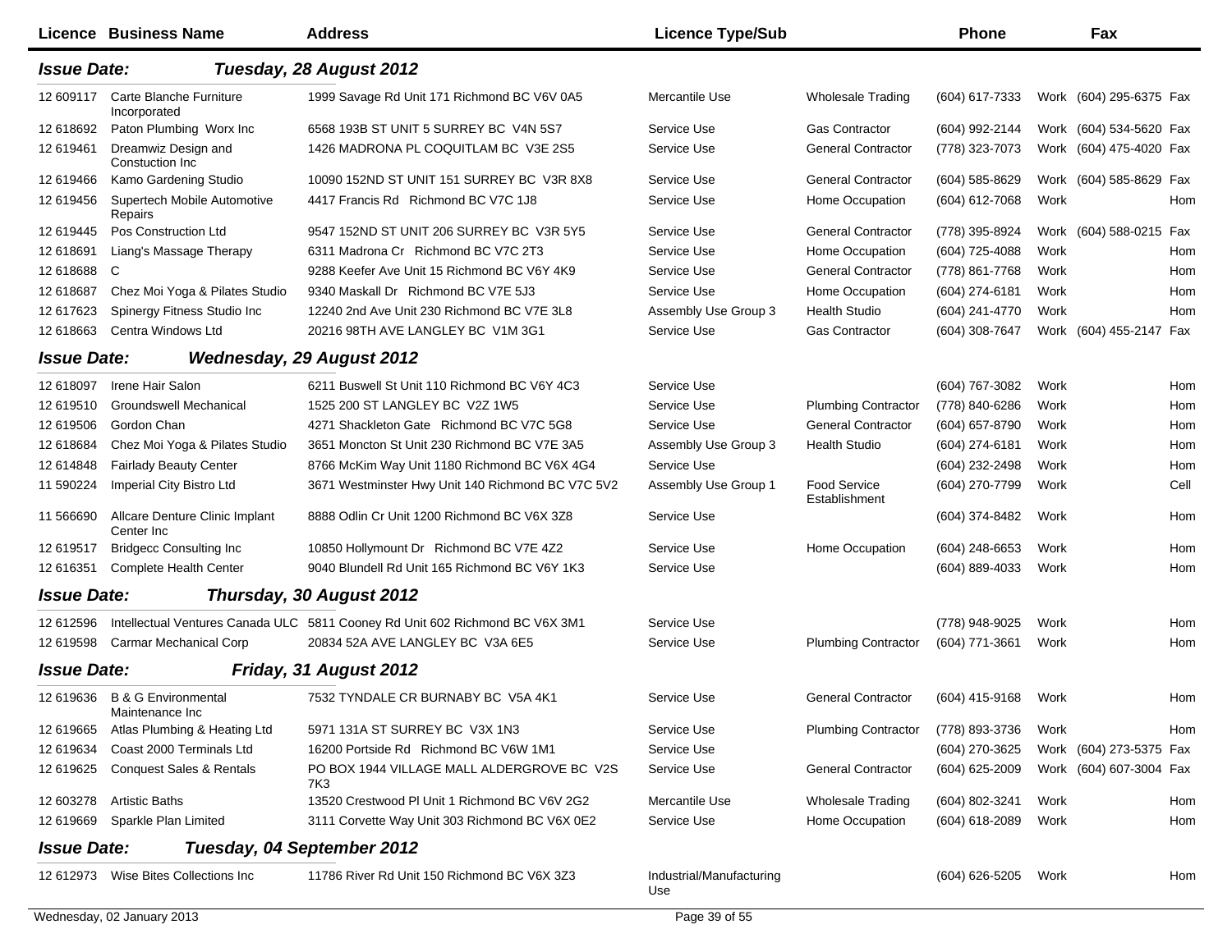| Licence | Business Name | Address | Licence Type/Sub | | Phone | | Fax | |
|---|---|---|---|---|---|---|---|---|
| ***Issue Date:*** | ***Tuesday, 28 August 2012*** | | | | | | | |
| 12 609117 | Carte Blanche Furniture Incorporated | 1999 Savage Rd Unit 171 Richmond BC V6V 0A5 | Mercantile Use | Wholesale Trading | (604) 617-7333 | Work | (604) 295-6375 | Fax |
| 12 618692 | Paton Plumbing Worx Inc | 6568 193B ST UNIT 5 SURREY BC V4N 5S7 | Service Use | Gas Contractor | (604) 992-2144 | Work | (604) 534-5620 | Fax |
| 12 619461 | Dreamwiz Design and Constuction Inc | 1426 MADRONA PL COQUITLAM BC V3E 2S5 | Service Use | General Contractor | (778) 323-7073 | Work | (604) 475-4020 | Fax |
| 12 619466 | Kamo Gardening Studio | 10090 152ND ST UNIT 151 SURREY BC V3R 8X8 | Service Use | General Contractor | (604) 585-8629 | Work | (604) 585-8629 | Fax |
| 12 619456 | Supertech Mobile Automotive Repairs | 4417 Francis Rd Richmond BC V7C 1J8 | Service Use | Home Occupation | (604) 612-7068 | Work | | Hom |
| 12 619445 | Pos Construction Ltd | 9547 152ND ST UNIT 206 SURREY BC V3R 5Y5 | Service Use | General Contractor | (778) 395-8924 | Work | (604) 588-0215 | Fax |
| 12 618691 | Liang's Massage Therapy | 6311 Madrona Cr Richmond BC V7C 2T3 | Service Use | Home Occupation | (604) 725-4088 | Work | | Hom |
| 12 618688 | C | 9288 Keefer Ave Unit 15 Richmond BC V6Y 4K9 | Service Use | General Contractor | (778) 861-7768 | Work | | Hom |
| 12 618687 | Chez Moi Yoga & Pilates Studio | 9340 Maskall Dr Richmond BC V7E 5J3 | Service Use | Home Occupation | (604) 274-6181 | Work | | Hom |
| 12 617623 | Spinergy Fitness Studio Inc | 12240 2nd Ave Unit 230 Richmond BC V7E 3L8 | Assembly Use Group 3 | Health Studio | (604) 241-4770 | Work | | Hom |
| 12 618663 | Centra Windows Ltd | 20216 98TH AVE LANGLEY BC V1M 3G1 | Service Use | Gas Contractor | (604) 308-7647 | Work | (604) 455-2147 | Fax |
| ***Issue Date:*** | ***Wednesday, 29 August 2012*** | | | | | | | |
| 12 618097 | Irene Hair Salon | 6211 Buswell St Unit 110 Richmond BC V6Y 4C3 | Service Use | | (604) 767-3082 | Work | | Hom |
| 12 619510 | Groundswell Mechanical | 1525 200 ST LANGLEY BC V2Z 1W5 | Service Use | Plumbing Contractor | (778) 840-6286 | Work | | Hom |
| 12 619506 | Gordon Chan | 4271 Shackleton Gate Richmond BC V7C 5G8 | Service Use | General Contractor | (604) 657-8790 | Work | | Hom |
| 12 618684 | Chez Moi Yoga & Pilates Studio | 3651 Moncton St Unit 230 Richmond BC V7E 3A5 | Assembly Use Group 3 | Health Studio | (604) 274-6181 | Work | | Hom |
| 12 614848 | Fairlady Beauty Center | 8766 McKim Way Unit 1180 Richmond BC V6X 4G4 | Service Use | | (604) 232-2498 | Work | | Hom |
| 11 590224 | Imperial City Bistro Ltd | 3671 Westminster Hwy Unit 140 Richmond BC V7C 5V2 | Assembly Use Group 1 | Food Service Establishment | (604) 270-7799 | Work | | Cell |
| 11 566690 | Allcare Denture Clinic Implant Center Inc | 8888 Odlin Cr Unit 1200 Richmond BC V6X 3Z8 | Service Use | | (604) 374-8482 | Work | | Hom |
| 12 619517 | Bridgecc Consulting Inc | 10850 Hollymount Dr Richmond BC V7E 4Z2 | Service Use | Home Occupation | (604) 248-6653 | Work | | Hom |
| 12 616351 | Complete Health Center | 9040 Blundell Rd Unit 165 Richmond BC V6Y 1K3 | Service Use | | (604) 889-4033 | Work | | Hom |
| ***Issue Date:*** | ***Thursday, 30 August 2012*** | | | | | | | |
| 12 612596 | Intellectual Ventures Canada ULC | 5811 Cooney Rd Unit 602 Richmond BC V6X 3M1 | Service Use | | (778) 948-9025 | Work | | Hom |
| 12 619598 | Carmar Mechanical Corp | 20834 52A AVE LANGLEY BC V3A 6E5 | Service Use | Plumbing Contractor | (604) 771-3661 | Work | | Hom |
| ***Issue Date:*** | ***Friday, 31 August 2012*** | | | | | | | |
| 12 619636 | B & G Environmental Maintenance Inc | 7532 TYNDALE CR BURNABY BC V5A 4K1 | Service Use | General Contractor | (604) 415-9168 | Work | | Hom |
| 12 619665 | Atlas Plumbing & Heating Ltd | 5971 131A ST SURREY BC V3X 1N3 | Service Use | Plumbing Contractor | (778) 893-3736 | Work | | Hom |
| 12 619634 | Coast 2000 Terminals Ltd | 16200 Portside Rd Richmond BC V6W 1M1 | Service Use | | (604) 270-3625 | Work | (604) 273-5375 | Fax |
| 12 619625 | Conquest Sales & Rentals | PO BOX 1944 VILLAGE MALL ALDERGROVE BC V2S 7K3 | Service Use | General Contractor | (604) 625-2009 | Work | (604) 607-3004 | Fax |
| 12 603278 | Artistic Baths | 13520 Crestwood Pl Unit 1 Richmond BC V6V 2G2 | Mercantile Use | Wholesale Trading | (604) 802-3241 | Work | | Hom |
| 12 619669 | Sparkle Plan Limited | 3111 Corvette Way Unit 303 Richmond BC V6X 0E2 | Service Use | Home Occupation | (604) 618-2089 | Work | | Hom |
| ***Issue Date:*** | ***Tuesday, 04 September 2012*** | | | | | | | |
| 12 612973 | Wise Bites Collections Inc | 11786 River Rd Unit 150 Richmond BC V6X 3Z3 | Industrial/Manufacturing Use | | (604) 626-5205 | Work | | Hom |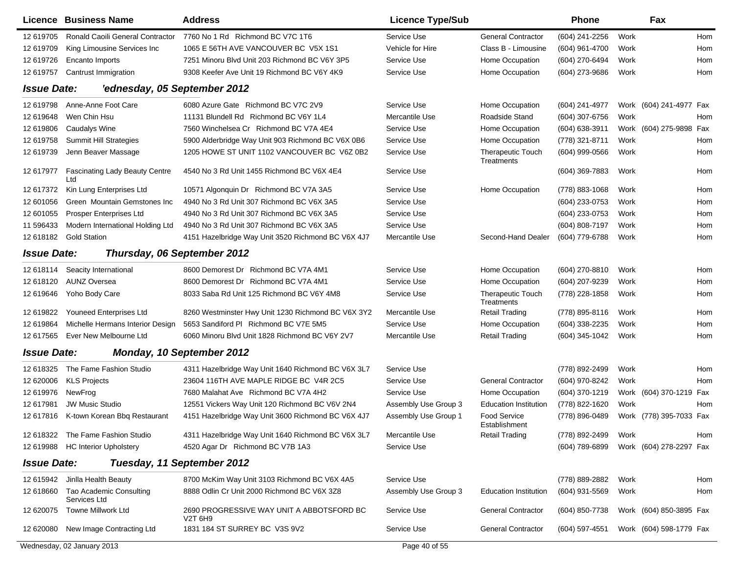| Licence | Business Name | Address | Licence Type/Sub | | Phone | | Fax | |
|---|---|---|---|---|---|---|---|---|
| 12 619705 | Ronald Caoili General Contractor | 7760 No 1 Rd Richmond BC V7C 1T6 | Service Use | General Contractor | (604) 241-2256 | Work | | Hom |
| 12 619709 | King Limousine Services Inc | 1065 E 56TH AVE VANCOUVER BC V5X 1S1 | Vehicle for Hire | Class B - Limousine | (604) 961-4700 | Work | | Hom |
| 12 619726 | Encanto Imports | 7251 Minoru Blvd Unit 203 Richmond BC V6Y 3P5 | Service Use | Home Occupation | (604) 270-6494 | Work | | Hom |
| 12 619757 | Cantrust Immigration | 9308 Keefer Ave Unit 19 Richmond BC V6Y 4K9 | Service Use | Home Occupation | (604) 273-9686 | Work | | Hom |

**Issue Date:** *'ednesday, 05 September 2012*

| Licence | Business Name | Address | Licence Type/Sub | | Phone | | Fax | |
|---|---|---|---|---|---|---|---|---|
| 12 619798 | Anne-Anne Foot Care | 6080 Azure Gate Richmond BC V7C 2V9 | Service Use | Home Occupation | (604) 241-4977 | Work | (604) 241-4977 | Fax |
| 12 619648 | Wen Chin Hsu | 11131 Blundell Rd Richmond BC V6Y 1L4 | Mercantile Use | Roadside Stand | (604) 307-6756 | Work | | Hom |
| 12 619806 | Caudalys Wine | 7560 Winchelsea Cr Richmond BC V7A 4E4 | Service Use | Home Occupation | (604) 638-3911 | Work | (604) 275-9898 | Fax |
| 12 619758 | Summit Hill Strategies | 5900 Alderbridge Way Unit 903 Richmond BC V6X 0B6 | Service Use | Home Occupation | (778) 321-8711 | Work | | Hom |
| 12 619739 | Jenn Beaver Massage | 1205 HOWE ST UNIT 1102 VANCOUVER BC V6Z 0B2 | Service Use | Therapeutic Touch Treatments | (604) 999-0566 | Work | | Hom |
| 12 617977 | Fascinating Lady Beauty Centre Ltd | 4540 No 3 Rd Unit 1455 Richmond BC V6X 4E4 | Service Use | | (604) 369-7883 | Work | | Hom |
| 12 617372 | Kin Lung Enterprises Ltd | 10571 Algonquin Dr Richmond BC V7A 3A5 | Service Use | Home Occupation | (778) 883-1068 | Work | | Hom |
| 12 601056 | Green Mountain Gemstones Inc | 4940 No 3 Rd Unit 307 Richmond BC V6X 3A5 | Service Use | | (604) 233-0753 | Work | | Hom |
| 12 601055 | Prosper Enterprises Ltd | 4940 No 3 Rd Unit 307 Richmond BC V6X 3A5 | Service Use | | (604) 233-0753 | Work | | Hom |
| 11 596433 | Modern International Holding Ltd | 4940 No 3 Rd Unit 307 Richmond BC V6X 3A5 | Service Use | | (604) 808-7197 | Work | | Hom |
| 12 618182 | Gold Station | 4151 Hazelbridge Way Unit 3520 Richmond BC V6X 4J7 | Mercantile Use | Second-Hand Dealer | (604) 779-6788 | Work | | Hom |

**Issue Date:** *Thursday, 06 September 2012*

| Licence | Business Name | Address | Licence Type/Sub | | Phone | | Fax | |
|---|---|---|---|---|---|---|---|---|
| 12 618114 | Seacity International | 8600 Demorest Dr Richmond BC V7A 4M1 | Service Use | Home Occupation | (604) 270-8810 | Work | | Hom |
| 12 618120 | AUNZ Oversea | 8600 Demorest Dr Richmond BC V7A 4M1 | Service Use | Home Occupation | (604) 207-9239 | Work | | Hom |
| 12 619646 | Yoho Body Care | 8033 Saba Rd Unit 125 Richmond BC V6Y 4M8 | Service Use | Therapeutic Touch Treatments | (778) 228-1858 | Work | | Hom |
| 12 619822 | Youneed Enterprises Ltd | 8260 Westminster Hwy Unit 1230 Richmond BC V6X 3Y2 | Mercantile Use | Retail Trading | (778) 895-8116 | Work | | Hom |
| 12 619864 | Michelle Hermans Interior Design | 5653 Sandiford Pl Richmond BC V7E 5M5 | Service Use | Home Occupation | (604) 338-2235 | Work | | Hom |
| 12 617565 | Ever New Melbourne Ltd | 6060 Minoru Blvd Unit 1828 Richmond BC V6Y 2V7 | Mercantile Use | Retail Trading | (604) 345-1042 | Work | | Hom |

**Issue Date:** *Monday, 10 September 2012*

| Licence | Business Name | Address | Licence Type/Sub | | Phone | | Fax | |
|---|---|---|---|---|---|---|---|---|
| 12 618325 | The Fame Fashion Studio | 4311 Hazelbridge Way Unit 1640 Richmond BC V6X 3L7 | Service Use | | (778) 892-2499 | Work | | Hom |
| 12 620006 | KLS Projects | 23604 116TH AVE MAPLE RIDGE BC V4R 2C5 | Service Use | General Contractor | (604) 970-8242 | Work | | Hom |
| 12 619976 | NewFrog | 7680 Malahat Ave Richmond BC V7A 4H2 | Service Use | Home Occupation | (604) 370-1219 | Work | (604) 370-1219 | Fax |
| 12 617981 | JW Music Studio | 12551 Vickers Way Unit 120 Richmond BC V6V 2N4 | Assembly Use Group 3 | Education Institution | (778) 822-1620 | Work | | Hom |
| 12 617816 | K-town Korean Bbq Restaurant | 4151 Hazelbridge Way Unit 3600 Richmond BC V6X 4J7 | Assembly Use Group 1 | Food Service Establishment | (778) 896-0489 | Work | (778) 395-7033 | Fax |
| 12 618322 | The Fame Fashion Studio | 4311 Hazelbridge Way Unit 1640 Richmond BC V6X 3L7 | Mercantile Use | Retail Trading | (778) 892-2499 | Work | | Hom |
| 12 619988 | HC Interior Upholstery | 4520 Agar Dr Richmond BC V7B 1A3 | Service Use | | (604) 789-6899 | Work | (604) 278-2297 | Fax |

**Issue Date:** *Tuesday, 11 September 2012*

| Licence | Business Name | Address | Licence Type/Sub | | Phone | | Fax | |
|---|---|---|---|---|---|---|---|---|
| 12 615942 | Jinlla Health Beauty | 8700 McKim Way Unit 3103 Richmond BC V6X 4A5 | Service Use | | (778) 889-2882 | Work | | Hom |
| 12 618660 | Tao Academic Consulting Services Ltd | 8888 Odlin Cr Unit 2000 Richmond BC V6X 3Z8 | Assembly Use Group 3 | Education Institution | (604) 931-5569 | Work | | Hom |
| 12 620075 | Towne Millwork Ltd | 2690 PROGRESSIVE WAY UNIT A ABBOTSFORD BC V2T 6H9 | Service Use | General Contractor | (604) 850-7738 | Work | (604) 850-3895 | Fax |
| 12 620080 | New Image Contracting Ltd | 1831 184 ST SURREY BC V3S 9V2 | Service Use | General Contractor | (604) 597-4551 | Work | (604) 598-1779 | Fax |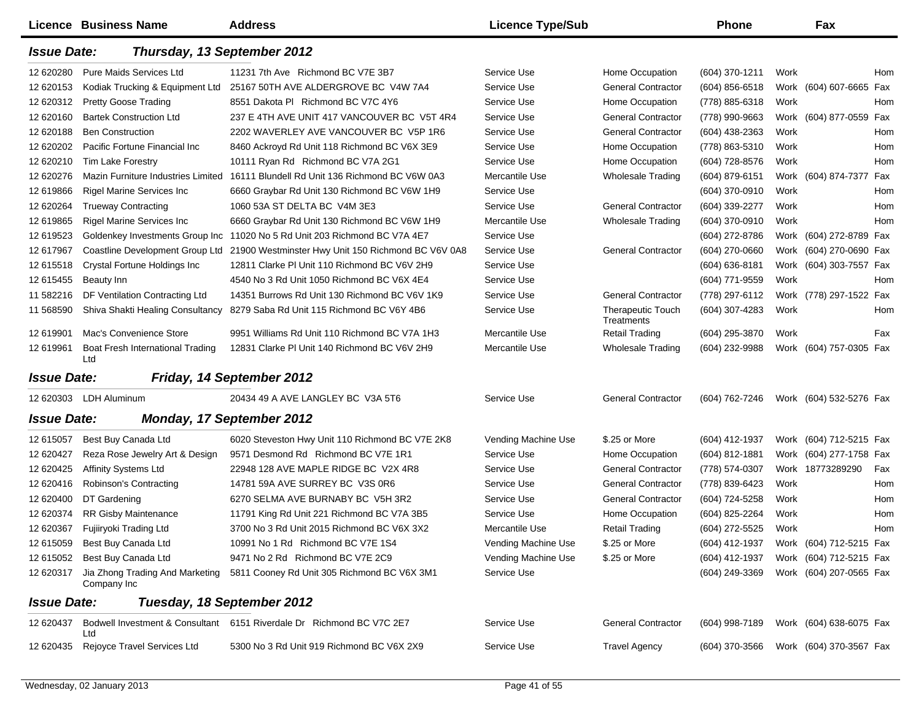| Licence | Business Name | Address | Licence Type/Sub | | Phone | | Fax | |
|---|---|---|---|---|---|---|---|---|
| ***Issue Date:*** | ***Thursday, 13 September 2012*** | | | | | | | |
| 12 620280 | Pure Maids Services Ltd | 11231 7th Ave Richmond BC V7E 3B7 | Service Use | Home Occupation | (604) 370-1211 | Work | | Hom |
| 12 620153 | Kodiak Trucking & Equipment Ltd | 25167 50TH AVE ALDERGROVE BC V4W 7A4 | Service Use | General Contractor | (604) 856-6518 | Work | (604) 607-6665 | Fax |
| 12 620312 | Pretty Goose Trading | 8551 Dakota Pl Richmond BC V7C 4Y6 | Service Use | Home Occupation | (778) 885-6318 | Work | | Hom |
| 12 620160 | Bartek Construction Ltd | 237 E 4TH AVE UNIT 417 VANCOUVER BC V5T 4R4 | Service Use | General Contractor | (778) 990-9663 | Work | (604) 877-0559 | Fax |
| 12 620188 | Ben Construction | 2202 WAVERLEY AVE VANCOUVER BC V5P 1R6 | Service Use | General Contractor | (604) 438-2363 | Work | | Hom |
| 12 620202 | Pacific Fortune Financial Inc | 8460 Ackroyd Rd Unit 118 Richmond BC V6X 3E9 | Service Use | Home Occupation | (778) 863-5310 | Work | | Hom |
| 12 620210 | Tim Lake Forestry | 10111 Ryan Rd Richmond BC V7A 2G1 | Service Use | Home Occupation | (604) 728-8576 | Work | | Hom |
| 12 620276 | Mazin Furniture Industries Limited | 16111 Blundell Rd Unit 136 Richmond BC V6W 0A3 | Mercantile Use | Wholesale Trading | (604) 879-6151 | Work | (604) 874-7377 | Fax |
| 12 619866 | Rigel Marine Services Inc | 6660 Graybar Rd Unit 130 Richmond BC V6W 1H9 | Service Use | | (604) 370-0910 | Work | | Hom |
| 12 620264 | Trueway Contracting | 1060 53A ST DELTA BC V4M 3E3 | Service Use | General Contractor | (604) 339-2277 | Work | | Hom |
| 12 619865 | Rigel Marine Services Inc | 6660 Graybar Rd Unit 130 Richmond BC V6W 1H9 | Mercantile Use | Wholesale Trading | (604) 370-0910 | Work | | Hom |
| 12 619523 | Goldenkey Investments Group Inc | 11020 No 5 Rd Unit 203 Richmond BC V7A 4E7 | Service Use | | (604) 272-8786 | Work | (604) 272-8789 | Fax |
| 12 617967 | Coastline Development Group Ltd | 21900 Westminster Hwy Unit 150 Richmond BC V6V 0A8 | Service Use | General Contractor | (604) 270-0660 | Work | (604) 270-0690 | Fax |
| 12 615518 | Crystal Fortune Holdings Inc | 12811 Clarke Pl Unit 110 Richmond BC V6V 2H9 | Service Use | | (604) 636-8181 | Work | (604) 303-7557 | Fax |
| 12 615455 | Beauty Inn | 4540 No 3 Rd Unit 1050 Richmond BC V6X 4E4 | Service Use | | (604) 771-9559 | Work | | Hom |
| 11 582216 | DF Ventilation Contracting Ltd | 14351 Burrows Rd Unit 130 Richmond BC V6V 1K9 | Service Use | General Contractor | (778) 297-6112 | Work | (778) 297-1522 | Fax |
| 11 568590 | Shiva Shakti Healing Consultancy | 8279 Saba Rd Unit 115 Richmond BC V6Y 4B6 | Service Use | Therapeutic Touch Treatments | (604) 307-4283 | Work | | Hom |
| 12 619901 | Mac's Convenience Store | 9951 Williams Rd Unit 110 Richmond BC V7A 1H3 | Mercantile Use | Retail Trading | (604) 295-3870 | Work | | Fax |
| 12 619961 | Boat Fresh International Trading Ltd | 12831 Clarke Pl Unit 140 Richmond BC V6V 2H9 | Mercantile Use | Wholesale Trading | (604) 232-9988 | Work | (604) 757-0305 | Fax |
| ***Issue Date:*** | ***Friday, 14 September 2012*** | | | | | | | |
| 12 620303 | LDH Aluminum | 20434 49 A AVE LANGLEY BC V3A 5T6 | Service Use | General Contractor | (604) 762-7246 | Work | (604) 532-5276 | Fax |
| ***Issue Date:*** | ***Monday, 17 September 2012*** | | | | | | | |
| 12 615057 | Best Buy Canada Ltd | 6020 Steveston Hwy Unit 110 Richmond BC V7E 2K8 | Vending Machine Use | $.25 or More | (604) 412-1937 | Work | (604) 712-5215 | Fax |
| 12 620427 | Reza Rose Jewelry Art & Design | 9571 Desmond Rd Richmond BC V7E 1R1 | Service Use | Home Occupation | (604) 812-1881 | Work | (604) 277-1758 | Fax |
| 12 620425 | Affinity Systems Ltd | 22948 128 AVE MAPLE RIDGE BC V2X 4R8 | Service Use | General Contractor | (778) 574-0307 | Work | 18773289290 | Fax |
| 12 620416 | Robinson's Contracting | 14781 59A AVE SURREY BC V3S 0R6 | Service Use | General Contractor | (778) 839-6423 | Work | | Hom |
| 12 620400 | DT Gardening | 6270 SELMA AVE BURNABY BC V5H 3R2 | Service Use | General Contractor | (604) 724-5258 | Work | | Hom |
| 12 620374 | RR Gisby Maintenance | 11791 King Rd Unit 221 Richmond BC V7A 3B5 | Service Use | Home Occupation | (604) 825-2264 | Work | | Hom |
| 12 620367 | Fujiiryoki Trading Ltd | 3700 No 3 Rd Unit 2015 Richmond BC V6X 3X2 | Mercantile Use | Retail Trading | (604) 272-5525 | Work | | Hom |
| 12 615059 | Best Buy Canada Ltd | 10991 No 1 Rd Richmond BC V7E 1S4 | Vending Machine Use | $.25 or More | (604) 412-1937 | Work | (604) 712-5215 | Fax |
| 12 615052 | Best Buy Canada Ltd | 9471 No 2 Rd Richmond BC V7E 2C9 | Vending Machine Use | $.25 or More | (604) 412-1937 | Work | (604) 712-5215 | Fax |
| 12 620317 | Jia Zhong Trading And Marketing Company Inc | 5811 Cooney Rd Unit 305 Richmond BC V6X 3M1 | Service Use | | (604) 249-3369 | Work | (604) 207-0565 | Fax |
| ***Issue Date:*** | ***Tuesday, 18 September 2012*** | | | | | | | |
| 12 620437 | Bodwell Investment & Consultant Ltd | 6151 Riverdale Dr Richmond BC V7C 2E7 | Service Use | General Contractor | (604) 998-7189 | Work | (604) 638-6075 | Fax |
| 12 620435 | Rejoyce Travel Services Ltd | 5300 No 3 Rd Unit 919 Richmond BC V6X 2X9 | Service Use | Travel Agency | (604) 370-3566 | Work | (604) 370-3567 | Fax |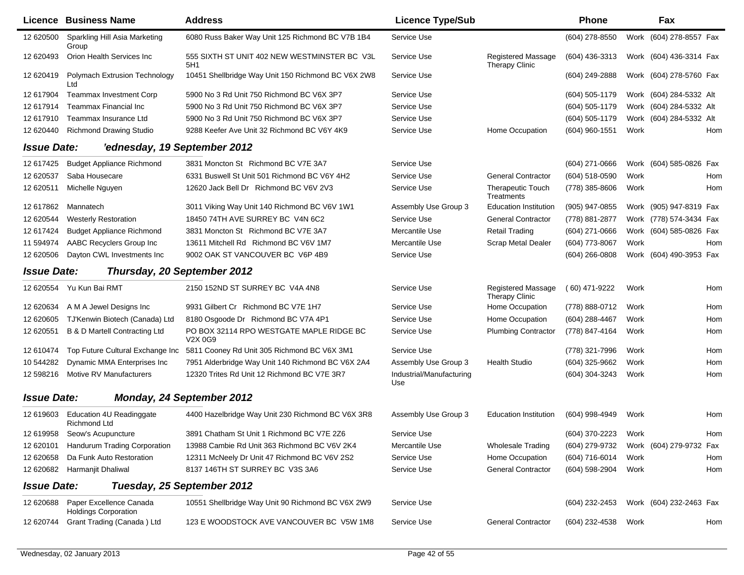| Licence | Business Name | Address | Licence Type/Sub | | Phone | | Fax | |
|---|---|---|---|---|---|---|---|---|
| 12 620500 | Sparkling Hill Asia Marketing Group | 6080 Russ Baker Way Unit 125 Richmond BC V7B 1B4 | Service Use | | (604) 278-8550 | Work | (604) 278-8557 | Fax |
| 12 620493 | Orion Health Services Inc | 555 SIXTH ST UNIT 402 NEW WESTMINSTER BC V3L 5H1 | Service Use | Registered Massage Therapy Clinic | (604) 436-3313 | Work | (604) 436-3314 | Fax |
| 12 620419 | Polymach Extrusion Technology Ltd | 10451 Shellbridge Way Unit 150 Richmond BC V6X 2W8 | Service Use | | (604) 249-2888 | Work | (604) 278-5760 | Fax |
| 12 617904 | Teammax Investment Corp | 5900 No 3 Rd Unit 750 Richmond BC V6X 3P7 | Service Use | | (604) 505-1179 | Work | (604) 284-5332 | Alt |
| 12 617914 | Teammax Financial Inc | 5900 No 3 Rd Unit 750 Richmond BC V6X 3P7 | Service Use | | (604) 505-1179 | Work | (604) 284-5332 | Alt |
| 12 617910 | Teammax Insurance Ltd | 5900 No 3 Rd Unit 750 Richmond BC V6X 3P7 | Service Use | | (604) 505-1179 | Work | (604) 284-5332 | Alt |
| 12 620440 | Richmond Drawing Studio | 9288 Keefer Ave Unit 32 Richmond BC V6Y 4K9 | Service Use | Home Occupation | (604) 960-1551 | Work | | Hom |

**Issue Date:** *'ednesday, 19 September 2012*

| Licence | Business Name | Address | Licence Type/Sub | | Phone | | Fax | |
|---|---|---|---|---|---|---|---|---|
| 12 617425 | Budget Appliance Richmond | 3831 Moncton St Richmond BC V7E 3A7 | Service Use | | (604) 271-0666 | Work | (604) 585-0826 | Fax |
| 12 620537 | Saba Housecare | 6331 Buswell St Unit 501 Richmond BC V6Y 4H2 | Service Use | General Contractor | (604) 518-0590 | Work | | Hom |
| 12 620511 | Michelle Nguyen | 12620 Jack Bell Dr Richmond BC V6V 2V3 | Service Use | Therapeutic Touch Treatments | (778) 385-8606 | Work | | Hom |
| 12 617862 | Mannatech | 3011 Viking Way Unit 140 Richmond BC V6V 1W1 | Assembly Use Group 3 | Education Institution | (905) 947-0855 | Work | (905) 947-8319 | Fax |
| 12 620544 | Westerly Restoration | 18450 74TH AVE SURREY BC V4N 6C2 | Service Use | General Contractor | (778) 881-2877 | Work | (778) 574-3434 | Fax |
| 12 617424 | Budget Appliance Richmond | 3831 Moncton St Richmond BC V7E 3A7 | Mercantile Use | Retail Trading | (604) 271-0666 | Work | (604) 585-0826 | Fax |
| 11 594974 | AABC Recyclers Group Inc | 13611 Mitchell Rd Richmond BC V6V 1M7 | Mercantile Use | Scrap Metal Dealer | (604) 773-8067 | Work | | Hom |
| 12 620506 | Dayton CWL Investments Inc | 9002 OAK ST VANCOUVER BC V6P 4B9 | Service Use | | (604) 266-0808 | Work | (604) 490-3953 | Fax |

**Issue Date:** *Thursday, 20 September 2012*

| Licence | Business Name | Address | Licence Type/Sub | | Phone | | Fax | |
|---|---|---|---|---|---|---|---|---|
| 12 620554 | Yu Kun Bai RMT | 2150 152ND ST SURREY BC V4A 4N8 | Service Use | Registered Massage Therapy Clinic | ( 60) 471-9222 | Work | | Hom |
| 12 620634 | A M A Jewel Designs Inc | 9931 Gilbert Cr Richmond BC V7E 1H7 | Service Use | Home Occupation | (778) 888-0712 | Work | | Hom |
| 12 620605 | TJ'Kenwin Biotech (Canada) Ltd | 8180 Osgoode Dr Richmond BC V7A 4P1 | Service Use | Home Occupation | (604) 288-4467 | Work | | Hom |
| 12 620551 | B & D Martell Contracting Ltd | PO BOX 32114 RPO WESTGATE MAPLE RIDGE BC V2X 0G9 | Service Use | Plumbing Contractor | (778) 847-4164 | Work | | Hom |
| 12 610474 | Top Future Cultural Exchange Inc | 5811 Cooney Rd Unit 305 Richmond BC V6X 3M1 | Service Use | | (778) 321-7996 | Work | | Hom |
| 10 544282 | Dynamic MMA Enterprises Inc | 7951 Alderbridge Way Unit 140 Richmond BC V6X 2A4 | Assembly Use Group 3 | Health Studio | (604) 325-9662 | Work | | Hom |
| 12 598216 | Motive RV Manufacturers | 12320 Trites Rd Unit 12 Richmond BC V7E 3R7 | Industrial/Manufacturing Use | | (604) 304-3243 | Work | | Hom |

**Issue Date:** *Monday, 24 September 2012*

| Licence | Business Name | Address | Licence Type/Sub | | Phone | | Fax | |
|---|---|---|---|---|---|---|---|---|
| 12 619603 | Education 4U Readinggate Richmond Ltd | 4400 Hazelbridge Way Unit 230 Richmond BC V6X 3R8 | Assembly Use Group 3 | Education Institution | (604) 998-4949 | Work | | Hom |
| 12 619958 | Seow's Acupuncture | 3891 Chatham St Unit 1 Richmond BC V7E 2Z6 | Service Use | | (604) 370-2223 | Work | | Hom |
| 12 620101 | Handurum Trading Corporation | 13988 Cambie Rd Unit 363 Richmond BC V6V 2K4 | Mercantile Use | Wholesale Trading | (604) 279-9732 | Work | (604) 279-9732 | Fax |
| 12 620658 | Da Funk Auto Restoration | 12311 McNeely Dr Unit 47 Richmond BC V6V 2S2 | Service Use | Home Occupation | (604) 716-6014 | Work | | Hom |
| 12 620682 | Harmanjit Dhaliwal | 8137 146TH ST SURREY BC V3S 3A6 | Service Use | General Contractor | (604) 598-2904 | Work | | Hom |

**Issue Date:** *Tuesday, 25 September 2012*

| Licence | Business Name | Address | Licence Type/Sub | | Phone | | Fax | |
|---|---|---|---|---|---|---|---|---|
| 12 620688 | Paper Excellence Canada Holdings Corporation | 10551 Shellbridge Way Unit 90 Richmond BC V6X 2W9 | Service Use | | (604) 232-2453 | Work | (604) 232-2463 | Fax |
| 12 620744 | Grant Trading (Canada ) Ltd | 123 E WOODSTOCK AVE VANCOUVER BC V5W 1M8 | Service Use | General Contractor | (604) 232-4538 | Work | | Hom |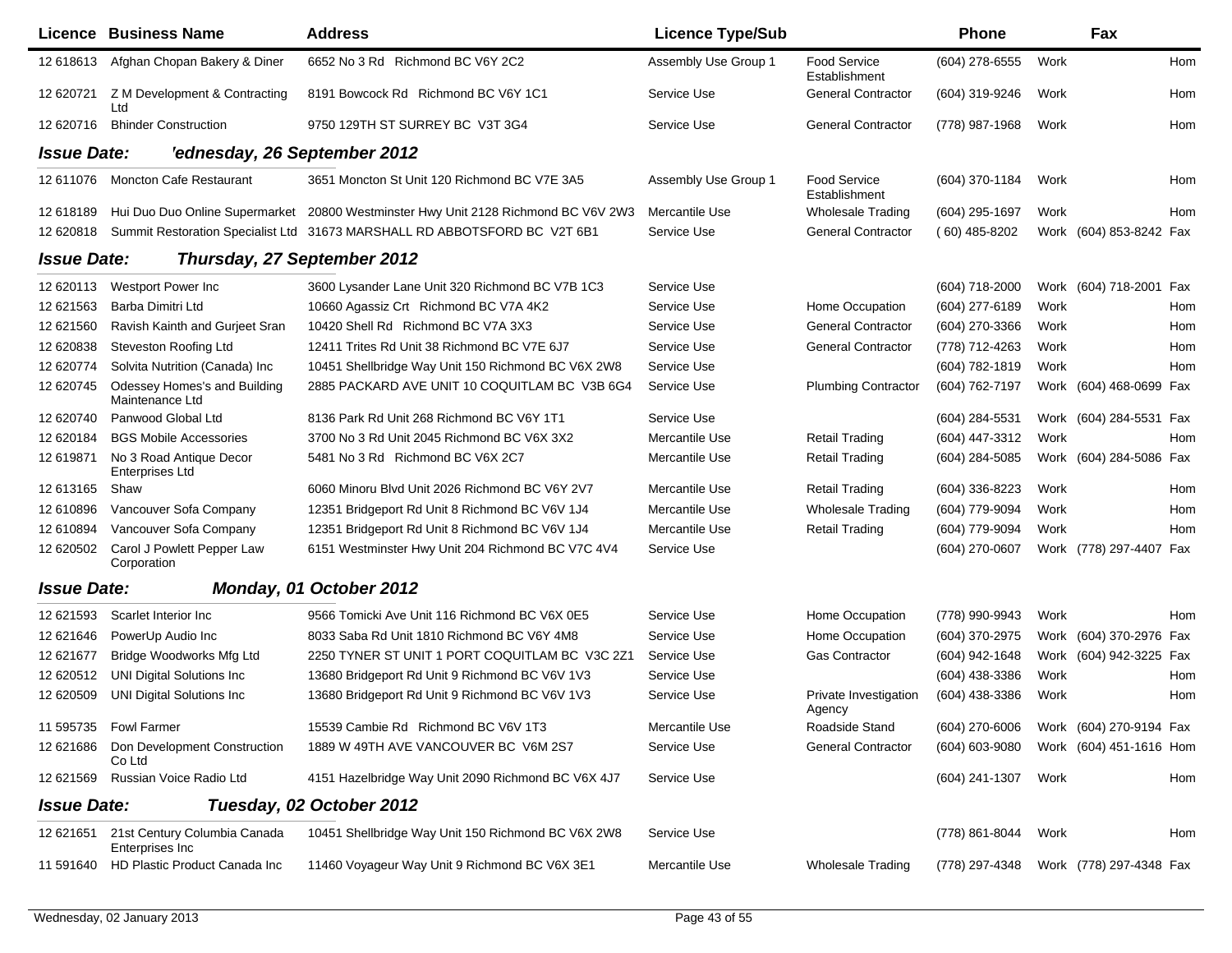| Licence | Business Name | Address | Licence Type/Sub | | Phone | | Fax | |
|---|---|---|---|---|---|---|---|---|
| 12 618613 | Afghan Chopan Bakery & Diner | 6652 No 3 Rd Richmond BC V6Y 2C2 | Assembly Use Group 1 | Food Service Establishment | (604) 278-6555 | Work | | Hom |
| 12 620721 | Z M Development & Contracting Ltd | 8191 Bowcock Rd Richmond BC V6Y 1C1 | Service Use | General Contractor | (604) 319-9246 | Work | | Hom |
| 12 620716 | Bhinder Construction | 9750 129TH ST SURREY BC V3T 3G4 | Service Use | General Contractor | (778) 987-1968 | Work | | Hom |

**Issue Date: 'ednesday, 26 September 2012**

| Licence | Business Name | Address | Licence Type/Sub | | Phone | | Fax | |
|---|---|---|---|---|---|---|---|---|
| 12 611076 | Moncton Cafe Restaurant | 3651 Moncton St Unit 120 Richmond BC V7E 3A5 | Assembly Use Group 1 | Food Service Establishment | (604) 370-1184 | Work | | Hom |
| 12 618189 | Hui Duo Duo Online Supermarket | 20800 Westminster Hwy Unit 2128 Richmond BC V6V 2W3 | Mercantile Use | Wholesale Trading | (604) 295-1697 | Work | | Hom |
| 12 620818 | Summit Restoration Specialist Ltd | 31673 MARSHALL RD ABBOTSFORD BC V2T 6B1 | Service Use | General Contractor | ( 60) 485-8202 | Work | (604) 853-8242 | Fax |

**Issue Date: Thursday, 27 September 2012**

| Licence | Business Name | Address | Licence Type/Sub | | Phone | | Fax | |
|---|---|---|---|---|---|---|---|---|
| 12 620113 | Westport Power Inc | 3600 Lysander Lane Unit 320 Richmond BC V7B 1C3 | Service Use | | (604) 718-2000 | Work | (604) 718-2001 | Fax |
| 12 621563 | Barba Dimitri Ltd | 10660 Agassiz Crt Richmond BC V7A 4K2 | Service Use | Home Occupation | (604) 277-6189 | Work | | Hom |
| 12 621560 | Ravish Kainth and Gurjeet Sran | 10420 Shell Rd Richmond BC V7A 3X3 | Service Use | General Contractor | (604) 270-3366 | Work | | Hom |
| 12 620838 | Steveston Roofing Ltd | 12411 Trites Rd Unit 38 Richmond BC V7E 6J7 | Service Use | General Contractor | (778) 712-4263 | Work | | Hom |
| 12 620774 | Solvita Nutrition (Canada) Inc | 10451 Shellbridge Way Unit 150 Richmond BC V6X 2W8 | Service Use | | (604) 782-1819 | Work | | Hom |
| 12 620745 | Odessey Homes's and Building Maintenance Ltd | 2885 PACKARD AVE UNIT 10 COQUITLAM BC V3B 6G4 | Service Use | Plumbing Contractor | (604) 762-7197 | Work | (604) 468-0699 | Fax |
| 12 620740 | Panwood Global Ltd | 8136 Park Rd Unit 268 Richmond BC V6Y 1T1 | Service Use | | (604) 284-5531 | Work | (604) 284-5531 | Fax |
| 12 620184 | BGS Mobile Accessories | 3700 No 3 Rd Unit 2045 Richmond BC V6X 3X2 | Mercantile Use | Retail Trading | (604) 447-3312 | Work | | Hom |
| 12 619871 | No 3 Road Antique Decor Enterprises Ltd | 5481 No 3 Rd Richmond BC V6X 2C7 | Mercantile Use | Retail Trading | (604) 284-5085 | Work | (604) 284-5086 | Fax |
| 12 613165 | Shaw | 6060 Minoru Blvd Unit 2026 Richmond BC V6Y 2V7 | Mercantile Use | Retail Trading | (604) 336-8223 | Work | | Hom |
| 12 610896 | Vancouver Sofa Company | 12351 Bridgeport Rd Unit 8 Richmond BC V6V 1J4 | Mercantile Use | Wholesale Trading | (604) 779-9094 | Work | | Hom |
| 12 610894 | Vancouver Sofa Company | 12351 Bridgeport Rd Unit 8 Richmond BC V6V 1J4 | Mercantile Use | Retail Trading | (604) 779-9094 | Work | | Hom |
| 12 620502 | Carol J Powlett Pepper Law Corporation | 6151 Westminster Hwy Unit 204 Richmond BC V7C 4V4 | Service Use | | (604) 270-0607 | Work | (778) 297-4407 | Fax |

**Issue Date: Monday, 01 October 2012**

| Licence | Business Name | Address | Licence Type/Sub | | Phone | | Fax | |
|---|---|---|---|---|---|---|---|---|
| 12 621593 | Scarlet Interior Inc | 9566 Tomicki Ave Unit 116 Richmond BC V6X 0E5 | Service Use | Home Occupation | (778) 990-9943 | Work | | Hom |
| 12 621646 | PowerUp Audio Inc | 8033 Saba Rd Unit 1810 Richmond BC V6Y 4M8 | Service Use | Home Occupation | (604) 370-2975 | Work | (604) 370-2976 | Fax |
| 12 621677 | Bridge Woodworks Mfg Ltd | 2250 TYNER ST UNIT 1 PORT COQUITLAM BC V3C 2Z1 | Service Use | Gas Contractor | (604) 942-1648 | Work | (604) 942-3225 | Fax |
| 12 620512 | UNI Digital Solutions Inc | 13680 Bridgeport Rd Unit 9 Richmond BC V6V 1V3 | Service Use | | (604) 438-3386 | Work | | Hom |
| 12 620509 | UNI Digital Solutions Inc | 13680 Bridgeport Rd Unit 9 Richmond BC V6V 1V3 | Service Use | Private Investigation Agency | (604) 438-3386 | Work | | Hom |
| 11 595735 | Fowl Farmer | 15539 Cambie Rd Richmond BC V6V 1T3 | Mercantile Use | Roadside Stand | (604) 270-6006 | Work | (604) 270-9194 | Fax |
| 12 621686 | Don Development Construction Co Ltd | 1889 W 49TH AVE VANCOUVER BC V6M 2S7 | Service Use | General Contractor | (604) 603-9080 | Work | (604) 451-1616 | Hom |
| 12 621569 | Russian Voice Radio Ltd | 4151 Hazelbridge Way Unit 2090 Richmond BC V6X 4J7 | Service Use | | (604) 241-1307 | Work | | Hom |

**Issue Date: Tuesday, 02 October 2012**

| Licence | Business Name | Address | Licence Type/Sub | | Phone | | Fax | |
|---|---|---|---|---|---|---|---|---|
| 12 621651 | 21st Century Columbia Canada Enterprises Inc | 10451 Shellbridge Way Unit 150 Richmond BC V6X 2W8 | Service Use | | (778) 861-8044 | Work | | Hom |
| 11 591640 | HD Plastic Product Canada Inc | 11460 Voyageur Way Unit 9 Richmond BC V6X 3E1 | Mercantile Use | Wholesale Trading | (778) 297-4348 | Work | (778) 297-4348 | Fax |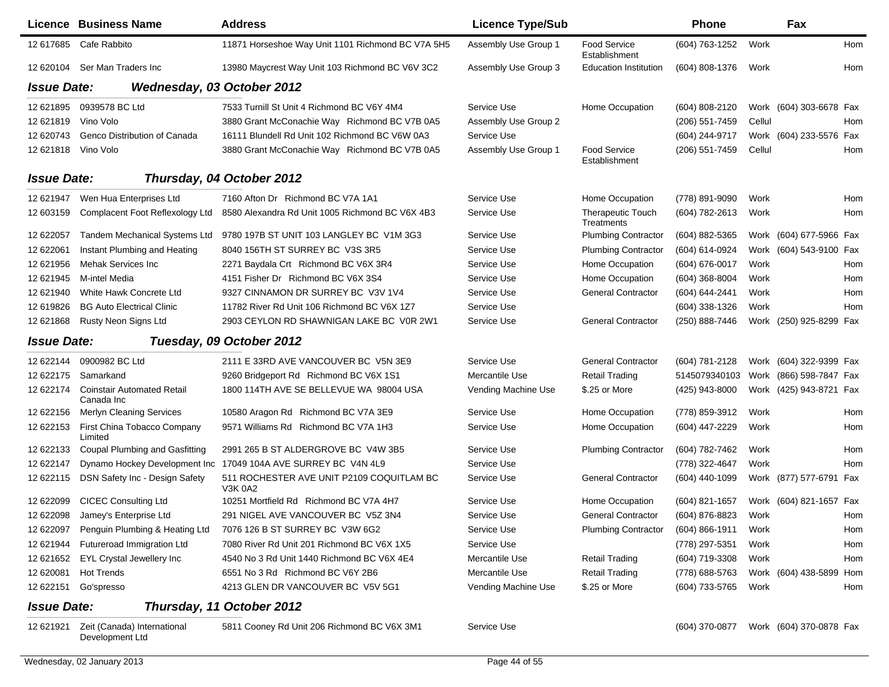| Licence | Business Name | Address | Licence Type/Sub | | Phone | | Fax | |
|---|---|---|---|---|---|---|---|---|
| 12 617685 | Cafe Rabbito | 11871 Horseshoe Way Unit 1101 Richmond BC V7A 5H5 | Assembly Use Group 1 | Food Service Establishment | (604) 763-1252 | Work | | Hom |
| 12 620104 | Ser Man Traders Inc | 13980 Maycrest Way Unit 103 Richmond BC V6V 3C2 | Assembly Use Group 3 | Education Institution | (604) 808-1376 | Work | | Hom |
| ***Issue Date:*** | ***Wednesday, 03 October 2012*** | | | | | | | |
| 12 621895 | 0939578 BC Ltd | 7533 Turnill St Unit 4 Richmond BC V6Y 4M4 | Service Use | Home Occupation | (604) 808-2120 | Work | (604) 303-6678 | Fax |
| 12 621819 | Vino Volo | 3880 Grant McConachie Way Richmond BC V7B 0A5 | Assembly Use Group 2 | | (206) 551-7459 | Cellul | | Hom |
| 12 620743 | Genco Distribution of Canada | 16111 Blundell Rd Unit 102 Richmond BC V6W 0A3 | Service Use | | (604) 244-9717 | Work | (604) 233-5576 | Fax |
| 12 621818 | Vino Volo | 3880 Grant McConachie Way Richmond BC V7B 0A5 | Assembly Use Group 1 | Food Service Establishment | (206) 551-7459 | Cellul | | Hom |
| ***Issue Date:*** | ***Thursday, 04 October 2012*** | | | | | | | |
| 12 621947 | Wen Hua Enterprises Ltd | 7160 Afton Dr Richmond BC V7A 1A1 | Service Use | Home Occupation | (778) 891-9090 | Work | | Hom |
| 12 603159 | Complacent Foot Reflexology Ltd | 8580 Alexandra Rd Unit 1005 Richmond BC V6X 4B3 | Service Use | Therapeutic Touch Treatments | (604) 782-2613 | Work | | Hom |
| 12 622057 | Tandem Mechanical Systems Ltd | 9780 197B ST UNIT 103 LANGLEY BC V1M 3G3 | Service Use | Plumbing Contractor | (604) 882-5365 | Work | (604) 677-5966 | Fax |
| 12 622061 | Instant Plumbing and Heating | 8040 156TH ST SURREY BC V3S 3R5 | Service Use | Plumbing Contractor | (604) 614-0924 | Work | (604) 543-9100 | Fax |
| 12 621956 | Mehak Services Inc | 2271 Baydala Crt Richmond BC V6X 3R4 | Service Use | Home Occupation | (604) 676-0017 | Work | | Hom |
| 12 621945 | M-intel Media | 4151 Fisher Dr Richmond BC V6X 3S4 | Service Use | Home Occupation | (604) 368-8004 | Work | | Hom |
| 12 621940 | White Hawk Concrete Ltd | 9327 CINNAMON DR SURREY BC V3V 1V4 | Service Use | General Contractor | (604) 644-2441 | Work | | Hom |
| 12 619826 | BG Auto Electrical Clinic | 11782 River Rd Unit 106 Richmond BC V6X 1Z7 | Service Use | | (604) 338-1326 | Work | | Hom |
| 12 621868 | Rusty Neon Signs Ltd | 2903 CEYLON RD SHAWNIGAN LAKE BC V0R 2W1 | Service Use | General Contractor | (250) 888-7446 | Work | (250) 925-8299 | Fax |
| ***Issue Date:*** | ***Tuesday, 09 October 2012*** | | | | | | | |
| 12 622144 | 0900982 BC Ltd | 2111 E 33RD AVE VANCOUVER BC V5N 3E9 | Service Use | General Contractor | (604) 781-2128 | Work | (604) 322-9399 | Fax |
| 12 622175 | Samarkand | 9260 Bridgeport Rd Richmond BC V6X 1S1 | Mercantile Use | Retail Trading | 5145079340103 | Work | (866) 598-7847 | Fax |
| 12 622174 | Coinstair Automated Retail Canada Inc | 1800 114TH AVE SE BELLEVUE WA 98004 USA | Vending Machine Use | $.25 or More | (425) 943-8000 | Work | (425) 943-8721 | Fax |
| 12 622156 | Merlyn Cleaning Services | 10580 Aragon Rd Richmond BC V7A 3E9 | Service Use | Home Occupation | (778) 859-3912 | Work | | Hom |
| 12 622153 | First China Tobacco Company Limited | 9571 Williams Rd Richmond BC V7A 1H3 | Service Use | Home Occupation | (604) 447-2229 | Work | | Hom |
| 12 622133 | Coupal Plumbing and Gasfitting | 2991 265 B ST ALDERGROVE BC V4W 3B5 | Service Use | Plumbing Contractor | (604) 782-7462 | Work | | Hom |
| 12 622147 | Dynamo Hockey Development Inc | 17049 104A AVE SURREY BC V4N 4L9 | Service Use | | (778) 322-4647 | Work | | Hom |
| 12 622115 | DSN Safety Inc - Design Safety | 511 ROCHESTER AVE UNIT P2109 COQUITLAM BC V3K 0A2 | Service Use | General Contractor | (604) 440-1099 | Work | (877) 577-6791 | Fax |
| 12 622099 | CICEC Consulting Ltd | 10251 Mortfield Rd Richmond BC V7A 4H7 | Service Use | Home Occupation | (604) 821-1657 | Work | (604) 821-1657 | Fax |
| 12 622098 | Jamey's Enterprise Ltd | 291 NIGEL AVE VANCOUVER BC V5Z 3N4 | Service Use | General Contractor | (604) 876-8823 | Work | | Hom |
| 12 622097 | Penguin Plumbing & Heating Ltd | 7076 126 B ST SURREY BC V3W 6G2 | Service Use | Plumbing Contractor | (604) 866-1911 | Work | | Hom |
| 12 621944 | Futureroad Immigration Ltd | 7080 River Rd Unit 201 Richmond BC V6X 1X5 | Service Use | | (778) 297-5351 | Work | | Hom |
| 12 621652 | EYL Crystal Jewellery Inc | 4540 No 3 Rd Unit 1440 Richmond BC V6X 4E4 | Mercantile Use | Retail Trading | (604) 719-3308 | Work | | Hom |
| 12 620081 | Hot Trends | 6551 No 3 Rd Richmond BC V6Y 2B6 | Mercantile Use | Retail Trading | (778) 688-5763 | Work | (604) 438-5899 | Hom |
| 12 622151 | Go'spresso | 4213 GLEN DR VANCOUVER BC V5V 5G1 | Vending Machine Use | $.25 or More | (604) 733-5765 | Work | | Hom |
| ***Issue Date:*** | ***Thursday, 11 October 2012*** | | | | | | | |
| 12 621921 | Zeit (Canada) International Development Ltd | 5811 Cooney Rd Unit 206 Richmond BC V6X 3M1 | Service Use | | (604) 370-0877 | Work | (604) 370-0878 | Fax |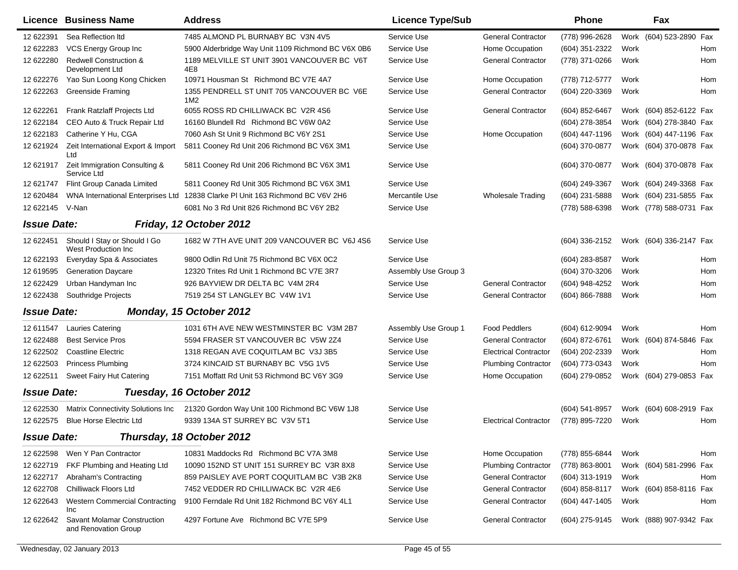| Licence | Business Name | Address | Licence Type/Sub | | Phone | | Fax | |
|---|---|---|---|---|---|---|---|---|
| 12 622391 | Sea Reflection ltd | 7485 ALMOND PL BURNABY BC V3N 4V5 | Service Use | General Contractor | (778) 996-2628 | Work | (604) 523-2890 | Fax |
| 12 622283 | VCS Energy Group Inc | 5900 Alderbridge Way Unit 1109 Richmond BC V6X 0B6 | Service Use | Home Occupation | (604) 351-2322 | Work | | Hom |
| 12 622280 | Redwell Construction & Development Ltd | 1189 MELVILLE ST UNIT 3901 VANCOUVER BC V6T 4E8 | Service Use | General Contractor | (778) 371-0266 | Work | | Hom |
| 12 622276 | Yao Sun Loong Kong Chicken | 10971 Housman St Richmond BC V7E 4A7 | Service Use | Home Occupation | (778) 712-5777 | Work | | Hom |
| 12 622263 | Greenside Framing | 1355 PENDRELL ST UNIT 705 VANCOUVER BC V6E 1M2 | Service Use | General Contractor | (604) 220-3369 | Work | | Hom |
| 12 622261 | Frank Ratzlaff Projects Ltd | 6055 ROSS RD CHILLIWACK BC V2R 4S6 | Service Use | General Contractor | (604) 852-6467 | Work | (604) 852-6122 | Fax |
| 12 622184 | CEO Auto & Truck Repair Ltd | 16160 Blundell Rd Richmond BC V6W 0A2 | Service Use | | (604) 278-3854 | Work | (604) 278-3840 | Fax |
| 12 622183 | Catherine Y Hu, CGA | 7060 Ash St Unit 9 Richmond BC V6Y 2S1 | Service Use | Home Occupation | (604) 447-1196 | Work | (604) 447-1196 | Fax |
| 12 621924 | Zeit International Export & Import Ltd | 5811 Cooney Rd Unit 206 Richmond BC V6X 3M1 | Service Use | | (604) 370-0877 | Work | (604) 370-0878 | Fax |
| 12 621917 | Zeit Immigration Consulting & Service Ltd | 5811 Cooney Rd Unit 206 Richmond BC V6X 3M1 | Service Use | | (604) 370-0877 | Work | (604) 370-0878 | Fax |
| 12 621747 | Flint Group Canada Limited | 5811 Cooney Rd Unit 305 Richmond BC V6X 3M1 | Service Use | | (604) 249-3367 | Work | (604) 249-3368 | Fax |
| 12 620484 | WNA International Enterprises Ltd | 12838 Clarke Pl Unit 163 Richmond BC V6V 2H6 | Mercantile Use | Wholesale Trading | (604) 231-5888 | Work | (604) 231-5855 | Fax |
| 12 622145 | V-Nan | 6081 No 3 Rd Unit 826 Richmond BC V6Y 2B2 | Service Use | | (778) 588-6398 | Work | (778) 588-0731 | Fax |
| **Issue Date:** | ***Friday, 12 October 2012*** | | | | | | | |
| 12 622451 | Should I Stay or Should I Go West Production Inc | 1682 W 7TH AVE UNIT 209 VANCOUVER BC V6J 4S6 | Service Use | | (604) 336-2152 | Work | (604) 336-2147 | Fax |
| 12 622193 | Everyday Spa & Associates | 9800 Odlin Rd Unit 75 Richmond BC V6X 0C2 | Service Use | | (604) 283-8587 | Work | | Hom |
| 12 619595 | Generation Daycare | 12320 Trites Rd Unit 1 Richmond BC V7E 3R7 | Assembly Use Group 3 | | (604) 370-3206 | Work | | Hom |
| 12 622429 | Urban Handyman Inc | 926 BAYVIEW DR DELTA BC V4M 2R4 | Service Use | General Contractor | (604) 948-4252 | Work | | Hom |
| 12 622438 | Southridge Projects | 7519 254 ST LANGLEY BC V4W 1V1 | Service Use | General Contractor | (604) 866-7888 | Work | | Hom |
| **Issue Date:** | ***Monday, 15 October 2012*** | | | | | | | |
| 12 611547 | Lauries Catering | 1031 6TH AVE NEW WESTMINSTER BC V3M 2B7 | Assembly Use Group 1 | Food Peddlers | (604) 612-9094 | Work | | Hom |
| 12 622488 | Best Service Pros | 5594 FRASER ST VANCOUVER BC V5W 2Z4 | Service Use | General Contractor | (604) 872-6761 | Work | (604) 874-5846 | Fax |
| 12 622502 | Coastline Electric | 1318 REGAN AVE COQUITLAM BC V3J 3B5 | Service Use | Electrical Contractor | (604) 202-2339 | Work | | Hom |
| 12 622503 | Princess Plumbing | 3724 KINCAID ST BURNABY BC V5G 1V5 | Service Use | Plumbing Contractor | (604) 773-0343 | Work | | Hom |
| 12 622511 | Sweet Fairy Hut Catering | 7151 Moffatt Rd Unit 53 Richmond BC V6Y 3G9 | Service Use | Home Occupation | (604) 279-0852 | Work | (604) 279-0853 | Fax |
| **Issue Date:** | ***Tuesday, 16 October 2012*** | | | | | | | |
| 12 622530 | Matrix Connectivity Solutions Inc | 21320 Gordon Way Unit 100 Richmond BC V6W 1J8 | Service Use | | (604) 541-8957 | Work | (604) 608-2919 | Fax |
| 12 622575 | Blue Horse Electric Ltd | 9339 134A ST SURREY BC V3V 5T1 | Service Use | Electrical Contractor | (778) 895-7220 | Work | | Hom |
| **Issue Date:** | ***Thursday, 18 October 2012*** | | | | | | | |
| 12 622598 | Wen Y Pan Contractor | 10831 Maddocks Rd Richmond BC V7A 3M8 | Service Use | Home Occupation | (778) 855-6844 | Work | | Hom |
| 12 622719 | FKF Plumbing and Heating Ltd | 10090 152ND ST UNIT 151 SURREY BC V3R 8X8 | Service Use | Plumbing Contractor | (778) 863-8001 | Work | (604) 581-2996 | Fax |
| 12 622717 | Abraham's Contracting | 859 PAISLEY AVE PORT COQUITLAM BC V3B 2K8 | Service Use | General Contractor | (604) 313-1919 | Work | | Hom |
| 12 622708 | Chilliwack Floors Ltd | 7452 VEDDER RD CHILLIWACK BC V2R 4E6 | Service Use | General Contractor | (604) 858-8117 | Work | (604) 858-8116 | Fax |
| 12 622643 | Western Commercial Contracting Inc | 9100 Ferndale Rd Unit 182 Richmond BC V6Y 4L1 | Service Use | General Contractor | (604) 447-1405 | Work | | Hom |
| 12 622642 | Savant Molamar Construction and Renovation Group | 4297 Fortune Ave Richmond BC V7E 5P9 | Service Use | General Contractor | (604) 275-9145 | Work | (888) 907-9342 | Fax |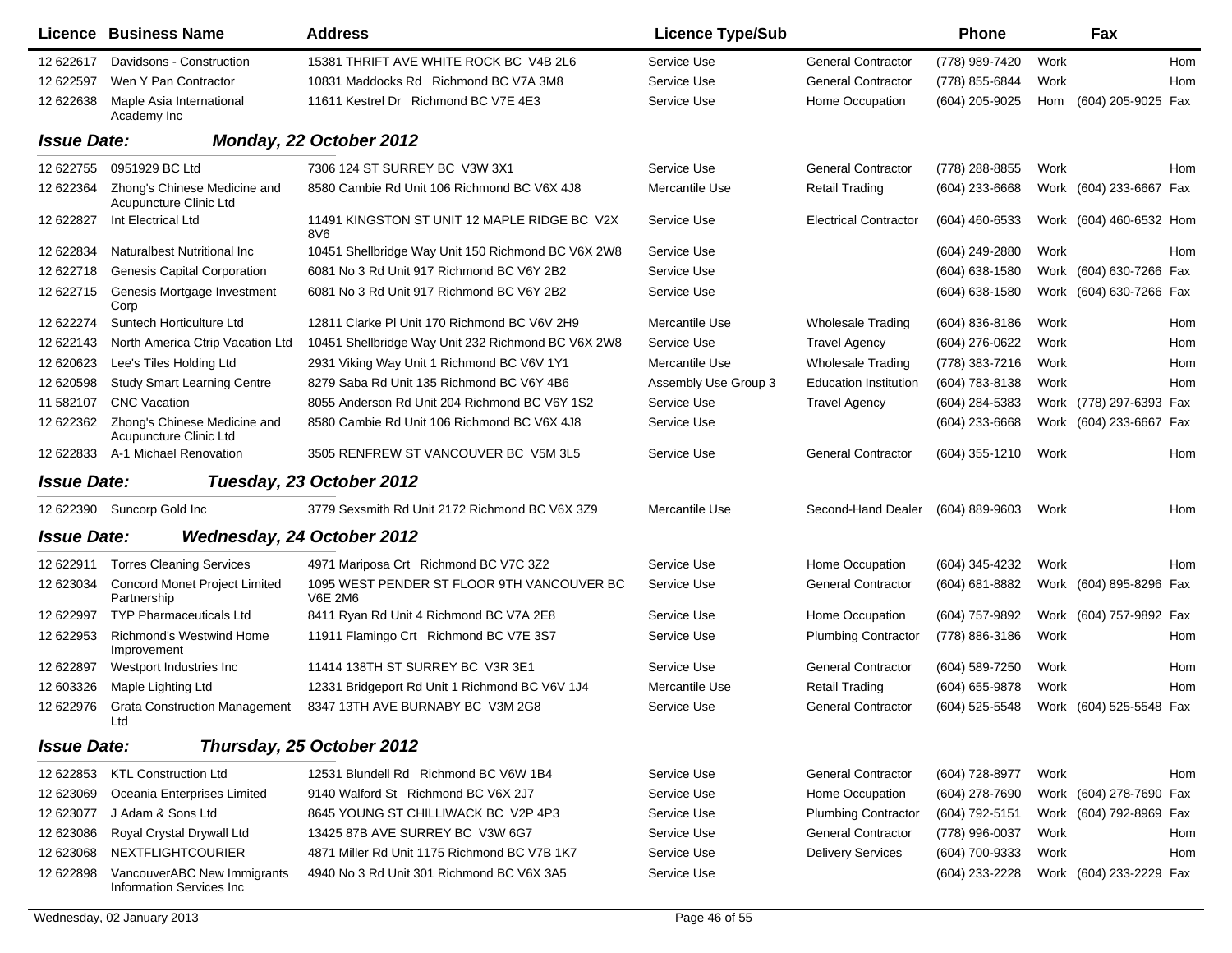| Licence | Business Name | Address | Licence Type/Sub | | Phone | | Fax | |
|---|---|---|---|---|---|---|---|---|
| 12 622617 | Davidsons - Construction | 15381 THRIFT AVE WHITE ROCK BC V4B 2L6 | Service Use | General Contractor | (778) 989-7420 | Work | | Hom |
| 12 622597 | Wen Y Pan Contractor | 10831 Maddocks Rd Richmond BC V7A 3M8 | Service Use | General Contractor | (778) 855-6844 | Work | | Hom |
| 12 622638 | Maple Asia International Academy Inc | 11611 Kestrel Dr Richmond BC V7E 4E3 | Service Use | Home Occupation | (604) 205-9025 | Hom | (604) 205-9025 | Fax |

***Issue Date: Monday, 22 October 2012***

| Licence | Business Name | Address | Licence Type/Sub | | Phone | | Fax | |
|---|---|---|---|---|---|---|---|---|
| 12 622755 | 0951929 BC Ltd | 7306 124 ST SURREY BC V3W 3X1 | Service Use | General Contractor | (778) 288-8855 | Work | | Hom |
| 12 622364 | Zhong's Chinese Medicine and Acupuncture Clinic Ltd | 8580 Cambie Rd Unit 106 Richmond BC V6X 4J8 | Mercantile Use | Retail Trading | (604) 233-6668 | Work | (604) 233-6667 | Fax |
| 12 622827 | Int Electrical Ltd | 11491 KINGSTON ST UNIT 12 MAPLE RIDGE BC V2X 8V6 | Service Use | Electrical Contractor | (604) 460-6533 | Work | (604) 460-6532 | Hom |
| 12 622834 | Naturalbest Nutritional Inc | 10451 Shellbridge Way Unit 150 Richmond BC V6X 2W8 | Service Use | | (604) 249-2880 | Work | | Hom |
| 12 622718 | Genesis Capital Corporation | 6081 No 3 Rd Unit 917 Richmond BC V6Y 2B2 | Service Use | | (604) 638-1580 | Work | (604) 630-7266 | Fax |
| 12 622715 | Genesis Mortgage Investment Corp | 6081 No 3 Rd Unit 917 Richmond BC V6Y 2B2 | Service Use | | (604) 638-1580 | Work | (604) 630-7266 | Fax |
| 12 622274 | Suntech Horticulture Ltd | 12811 Clarke Pl Unit 170 Richmond BC V6V 2H9 | Mercantile Use | Wholesale Trading | (604) 836-8186 | Work | | Hom |
| 12 622143 | North America Ctrip Vacation Ltd | 10451 Shellbridge Way Unit 232 Richmond BC V6X 2W8 | Service Use | Travel Agency | (604) 276-0622 | Work | | Hom |
| 12 620623 | Lee's Tiles Holding Ltd | 2931 Viking Way Unit 1 Richmond BC V6V 1Y1 | Mercantile Use | Wholesale Trading | (778) 383-7216 | Work | | Hom |
| 12 620598 | Study Smart Learning Centre | 8279 Saba Rd Unit 135 Richmond BC V6Y 4B6 | Assembly Use Group 3 | Education Institution | (604) 783-8138 | Work | | Hom |
| 11 582107 | CNC Vacation | 8055 Anderson Rd Unit 204 Richmond BC V6Y 1S2 | Service Use | Travel Agency | (604) 284-5383 | Work | (778) 297-6393 | Fax |
| 12 622362 | Zhong's Chinese Medicine and Acupuncture Clinic Ltd | 8580 Cambie Rd Unit 106 Richmond BC V6X 4J8 | Service Use | | (604) 233-6668 | Work | (604) 233-6667 | Fax |
| 12 622833 | A-1 Michael Renovation | 3505 RENFREW ST VANCOUVER BC V5M 3L5 | Service Use | General Contractor | (604) 355-1210 | Work | | Hom |

***Issue Date: Tuesday, 23 October 2012***

| Licence | Business Name | Address | Licence Type/Sub | | Phone | | Fax | |
|---|---|---|---|---|---|---|---|---|
| 12 622390 | Suncorp Gold Inc | 3779 Sexsmith Rd Unit 2172 Richmond BC V6X 3Z9 | Mercantile Use | Second-Hand Dealer | (604) 889-9603 | Work | | Hom |

***Issue Date: Wednesday, 24 October 2012***

| Licence | Business Name | Address | Licence Type/Sub | | Phone | | Fax | |
|---|---|---|---|---|---|---|---|---|
| 12 622911 | Torres Cleaning Services | 4971 Mariposa Crt Richmond BC V7C 3Z2 | Service Use | Home Occupation | (604) 345-4232 | Work | | Hom |
| 12 623034 | Concord Monet Project Limited Partnership | 1095 WEST PENDER ST FLOOR 9TH VANCOUVER BC V6E 2M6 | Service Use | General Contractor | (604) 681-8882 | Work | (604) 895-8296 | Fax |
| 12 622997 | TYP Pharmaceuticals Ltd | 8411 Ryan Rd Unit 4 Richmond BC V7A 2E8 | Service Use | Home Occupation | (604) 757-9892 | Work | (604) 757-9892 | Fax |
| 12 622953 | Richmond's Westwind Home Improvement | 11911 Flamingo Crt Richmond BC V7E 3S7 | Service Use | Plumbing Contractor | (778) 886-3186 | Work | | Hom |
| 12 622897 | Westport Industries Inc | 11414 138TH ST SURREY BC V3R 3E1 | Service Use | General Contractor | (604) 589-7250 | Work | | Hom |
| 12 603326 | Maple Lighting Ltd | 12331 Bridgeport Rd Unit 1 Richmond BC V6V 1J4 | Mercantile Use | Retail Trading | (604) 655-9878 | Work | | Hom |
| 12 622976 | Grata Construction Management Ltd | 8347 13TH AVE BURNABY BC V3M 2G8 | Service Use | General Contractor | (604) 525-5548 | Work | (604) 525-5548 | Fax |

***Issue Date: Thursday, 25 October 2012***

| Licence | Business Name | Address | Licence Type/Sub | | Phone | | Fax | |
|---|---|---|---|---|---|---|---|---|
| 12 622853 | KTL Construction Ltd | 12531 Blundell Rd Richmond BC V6W 1B4 | Service Use | General Contractor | (604) 728-8977 | Work | | Hom |
| 12 623069 | Oceania Enterprises Limited | 9140 Walford St Richmond BC V6X 2J7 | Service Use | Home Occupation | (604) 278-7690 | Work | (604) 278-7690 | Fax |
| 12 623077 | J Adam & Sons Ltd | 8645 YOUNG ST CHILLIWACK BC V2P 4P3 | Service Use | Plumbing Contractor | (604) 792-5151 | Work | (604) 792-8969 | Fax |
| 12 623086 | Royal Crystal Drywall Ltd | 13425 87B AVE SURREY BC V3W 6G7 | Service Use | General Contractor | (778) 996-0037 | Work | | Hom |
| 12 623068 | NEXTFLIGHTCOURIER | 4871 Miller Rd Unit 1175 Richmond BC V7B 1K7 | Service Use | Delivery Services | (604) 700-9333 | Work | | Hom |
| 12 622898 | VancouverABC New Immigrants Information Services Inc | 4940 No 3 Rd Unit 301 Richmond BC V6X 3A5 | Service Use | | (604) 233-2228 | Work | (604) 233-2229 | Fax |

Wednesday, 02 January 2013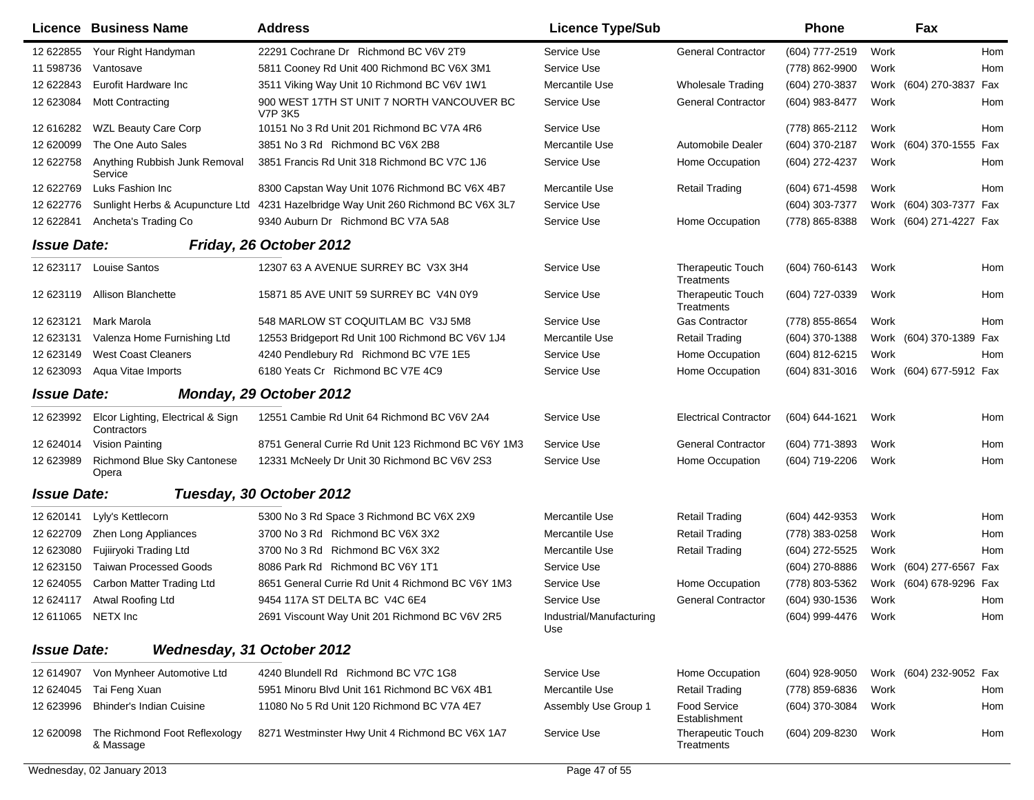| Licence | Business Name | Address | Licence Type/Sub | | Phone | | Fax | |
|---|---|---|---|---|---|---|---|---|
| 12 622855 | Your Right Handyman | 22291 Cochrane Dr Richmond BC V6V 2T9 | Service Use | General Contractor | (604) 777-2519 | Work | | Hom |
| 11 598736 | Vantosave | 5811 Cooney Rd Unit 400 Richmond BC V6X 3M1 | Service Use | | (778) 862-9900 | Work | | Hom |
| 12 622843 | Eurofit Hardware Inc | 3511 Viking Way Unit 10 Richmond BC V6V 1W1 | Mercantile Use | Wholesale Trading | (604) 270-3837 | Work | (604) 270-3837 | Fax |
| 12 623084 | Mott Contracting | 900 WEST 17TH ST UNIT 7 NORTH VANCOUVER BC V7P 3K5 | Service Use | General Contractor | (604) 983-8477 | Work | | Hom |
| 12 616282 | WZL Beauty Care Corp | 10151 No 3 Rd Unit 201 Richmond BC V7A 4R6 | Service Use | | (778) 865-2112 | Work | | Hom |
| 12 620099 | The One Auto Sales | 3851 No 3 Rd Richmond BC V6X 2B8 | Mercantile Use | Automobile Dealer | (604) 370-2187 | Work | (604) 370-1555 | Fax |
| 12 622758 | Anything Rubbish Junk Removal Service | 3851 Francis Rd Unit 318 Richmond BC V7C 1J6 | Service Use | Home Occupation | (604) 272-4237 | Work | | Hom |
| 12 622769 | Luks Fashion Inc | 8300 Capstan Way Unit 1076 Richmond BC V6X 4B7 | Mercantile Use | Retail Trading | (604) 671-4598 | Work | | Hom |
| 12 622776 | Sunlight Herbs & Acupuncture Ltd | 4231 Hazelbridge Way Unit 260 Richmond BC V6X 3L7 | Service Use | | (604) 303-7377 | Work | (604) 303-7377 | Fax |
| 12 622841 | Ancheta's Trading Co | 9340 Auburn Dr Richmond BC V7A 5A8 | Service Use | Home Occupation | (778) 865-8388 | Work | (604) 271-4227 | Fax |

***Issue Date: Friday, 26 October 2012***

| Licence | Business Name | Address | Licence Type/Sub | | Phone | | Fax | |
|---|---|---|---|---|---|---|---|---|
| 12 623117 | Louise Santos | 12307 63 A AVENUE SURREY BC V3X 3H4 | Service Use | Therapeutic Touch Treatments | (604) 760-6143 | Work | | Hom |
| 12 623119 | Allison Blanchette | 15871 85 AVE UNIT 59 SURREY BC V4N 0Y9 | Service Use | Therapeutic Touch Treatments | (604) 727-0339 | Work | | Hom |
| 12 623121 | Mark Marola | 548 MARLOW ST COQUITLAM BC V3J 5M8 | Service Use | Gas Contractor | (778) 855-8654 | Work | | Hom |
| 12 623131 | Valenza Home Furnishing Ltd | 12553 Bridgeport Rd Unit 100 Richmond BC V6V 1J4 | Mercantile Use | Retail Trading | (604) 370-1388 | Work | (604) 370-1389 | Fax |
| 12 623149 | West Coast Cleaners | 4240 Pendlebury Rd Richmond BC V7E 1E5 | Service Use | Home Occupation | (604) 812-6215 | Work | | Hom |
| 12 623093 | Aqua Vitae Imports | 6180 Yeats Cr Richmond BC V7E 4C9 | Service Use | Home Occupation | (604) 831-3016 | Work | (604) 677-5912 | Fax |

***Issue Date: Monday, 29 October 2012***

| Licence | Business Name | Address | Licence Type/Sub | | Phone | | Fax | |
|---|---|---|---|---|---|---|---|---|
| 12 623992 | Elcor Lighting, Electrical & Sign Contractors | 12551 Cambie Rd Unit 64 Richmond BC V6V 2A4 | Service Use | Electrical Contractor | (604) 644-1621 | Work | | Hom |
| 12 624014 | Vision Painting | 8751 General Currie Rd Unit 123 Richmond BC V6Y 1M3 | Service Use | General Contractor | (604) 771-3893 | Work | | Hom |
| 12 623989 | Richmond Blue Sky Cantonese Opera | 12331 McNeely Dr Unit 30 Richmond BC V6V 2S3 | Service Use | Home Occupation | (604) 719-2206 | Work | | Hom |

***Issue Date: Tuesday, 30 October 2012***

| Licence | Business Name | Address | Licence Type/Sub | | Phone | | Fax | |
|---|---|---|---|---|---|---|---|---|
| 12 620141 | Lyly's Kettlecorn | 5300 No 3 Rd Space 3 Richmond BC V6X 2X9 | Mercantile Use | Retail Trading | (604) 442-9353 | Work | | Hom |
| 12 622709 | Zhen Long Appliances | 3700 No 3 Rd Richmond BC V6X 3X2 | Mercantile Use | Retail Trading | (778) 383-0258 | Work | | Hom |
| 12 623080 | Fujiiryoki Trading Ltd | 3700 No 3 Rd Richmond BC V6X 3X2 | Mercantile Use | Retail Trading | (604) 272-5525 | Work | | Hom |
| 12 623150 | Taiwan Processed Goods | 8086 Park Rd Richmond BC V6Y 1T1 | Service Use | | (604) 270-8886 | Work | (604) 277-6567 | Fax |
| 12 624055 | Carbon Matter Trading Ltd | 8651 General Currie Rd Unit 4 Richmond BC V6Y 1M3 | Service Use | Home Occupation | (778) 803-5362 | Work | (604) 678-9296 | Fax |
| 12 624117 | Atwal Roofing Ltd | 9454 117A ST DELTA BC V4C 6E4 | Service Use | General Contractor | (604) 930-1536 | Work | | Hom |
| 12 611065 | NETX Inc | 2691 Viscount Way Unit 201 Richmond BC V6V 2R5 | Industrial/Manufacturing Use | | (604) 999-4476 | Work | | Hom |

***Issue Date: Wednesday, 31 October 2012***

| Licence | Business Name | Address | Licence Type/Sub | | Phone | | Fax | |
|---|---|---|---|---|---|---|---|---|
| 12 614907 | Von Mynheer Automotive Ltd | 4240 Blundell Rd Richmond BC V7C 1G8 | Service Use | Home Occupation | (604) 928-9050 | Work | (604) 232-9052 | Fax |
| 12 624045 | Tai Feng Xuan | 5951 Minoru Blvd Unit 161 Richmond BC V6X 4B1 | Mercantile Use | Retail Trading | (778) 859-6836 | Work | | Hom |
| 12 623996 | Bhinder's Indian Cuisine | 11080 No 5 Rd Unit 120 Richmond BC V7A 4E7 | Assembly Use Group 1 | Food Service Establishment | (604) 370-3084 | Work | | Hom |
| 12 620098 | The Richmond Foot Reflexology & Massage | 8271 Westminster Hwy Unit 4 Richmond BC V6X 1A7 | Service Use | Therapeutic Touch Treatments | (604) 209-8230 | Work | | Hom |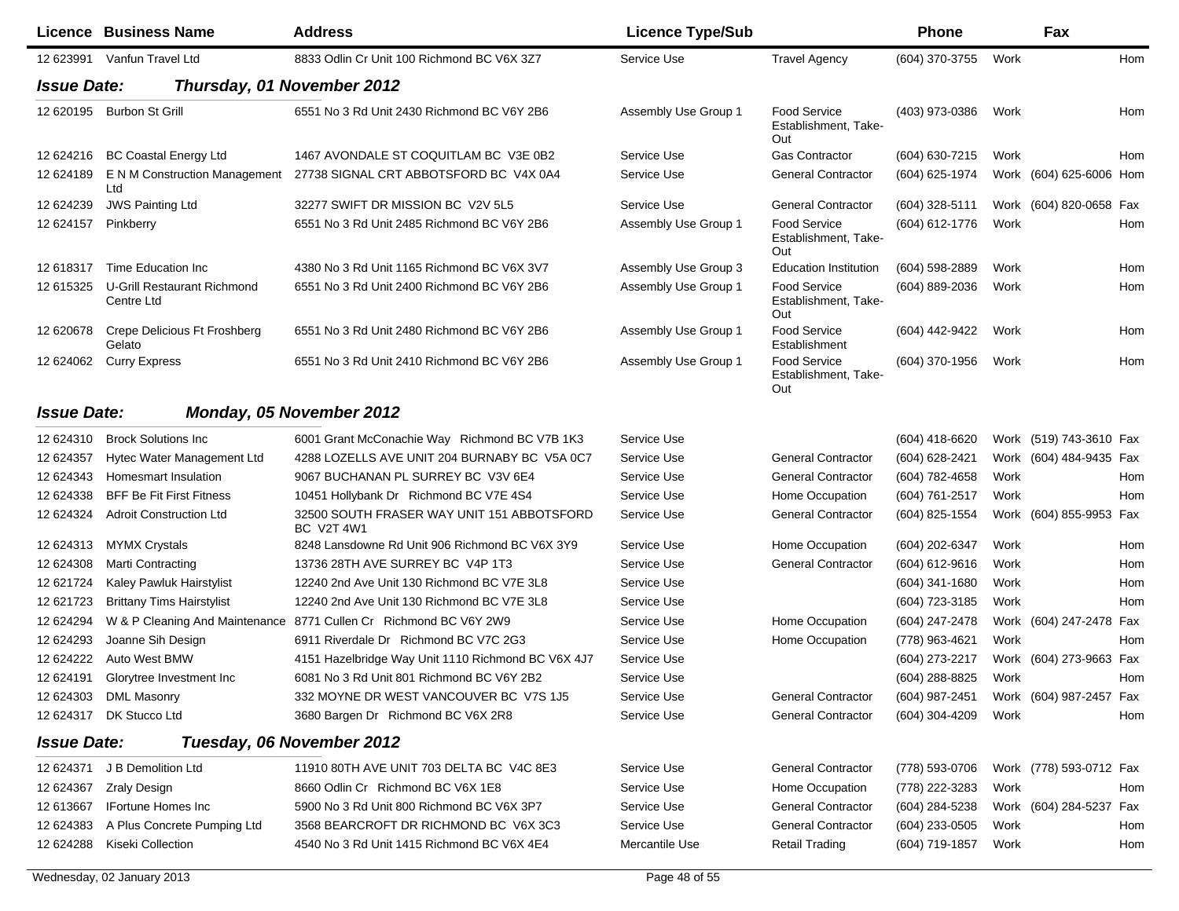| Licence | Business Name | Address | Licence Type/Sub | | Phone | | Fax | |
|---|---|---|---|---|---|---|---|---|
| 12 623991 | Vanfun Travel Ltd | 8833 Odlin Cr Unit 100 Richmond BC V6X 3Z7 | Service Use | Travel Agency | (604) 370-3755 | Work | | Hom |

***Issue Date: Thursday, 01 November 2012***

| Licence | Business Name | Address | Licence Type/Sub | | Phone | | Fax | |
|---|---|---|---|---|---|---|---|---|
| 12 620195 | Burbon St Grill | 6551 No 3 Rd Unit 2430 Richmond BC V6Y 2B6 | Assembly Use Group 1 | Food Service Establishment, Take-Out | (403) 973-0386 | Work | | Hom |
| 12 624216 | BC Coastal Energy Ltd | 1467 AVONDALE ST COQUITLAM BC V3E 0B2 | Service Use | Gas Contractor | (604) 630-7215 | Work | | Hom |
| 12 624189 | E N M Construction Management Ltd | 27738 SIGNAL CRT ABBOTSFORD BC V4X 0A4 | Service Use | General Contractor | (604) 625-1974 | Work | (604) 625-6006 | Hom |
| 12 624239 | JWS Painting Ltd | 32277 SWIFT DR MISSION BC V2V 5L5 | Service Use | General Contractor | (604) 328-5111 | Work | (604) 820-0658 | Fax |
| 12 624157 | Pinkberry | 6551 No 3 Rd Unit 2485 Richmond BC V6Y 2B6 | Assembly Use Group 1 | Food Service Establishment, Take-Out | (604) 612-1776 | Work | | Hom |
| 12 618317 | Time Education Inc | 4380 No 3 Rd Unit 1165 Richmond BC V6X 3V7 | Assembly Use Group 3 | Education Institution | (604) 598-2889 | Work | | Hom |
| 12 615325 | U-Grill Restaurant Richmond Centre Ltd | 6551 No 3 Rd Unit 2400 Richmond BC V6Y 2B6 | Assembly Use Group 1 | Food Service Establishment, Take-Out | (604) 889-2036 | Work | | Hom |
| 12 620678 | Crepe Delicious Ft Froshberg Gelato | 6551 No 3 Rd Unit 2480 Richmond BC V6Y 2B6 | Assembly Use Group 1 | Food Service Establishment | (604) 442-9422 | Work | | Hom |
| 12 624062 | Curry Express | 6551 No 3 Rd Unit 2410 Richmond BC V6Y 2B6 | Assembly Use Group 1 | Food Service Establishment, Take-Out | (604) 370-1956 | Work | | Hom |

***Issue Date: Monday, 05 November 2012***

| Licence | Business Name | Address | Licence Type/Sub | | Phone | | Fax | |
|---|---|---|---|---|---|---|---|---|
| 12 624310 | Brock Solutions Inc | 6001 Grant McConachie Way Richmond BC V7B 1K3 | Service Use | | (604) 418-6620 | Work | (519) 743-3610 | Fax |
| 12 624357 | Hytec Water Management Ltd | 4288 LOZELLS AVE UNIT 204 BURNABY BC V5A 0C7 | Service Use | General Contractor | (604) 628-2421 | Work | (604) 484-9435 | Fax |
| 12 624343 | Homesmart Insulation | 9067 BUCHANAN PL SURREY BC V3V 6E4 | Service Use | General Contractor | (604) 782-4658 | Work | | Hom |
| 12 624338 | BFF Be Fit First Fitness | 10451 Hollybank Dr Richmond BC V7E 4S4 | Service Use | Home Occupation | (604) 761-2517 | Work | | Hom |
| 12 624324 | Adroit Construction Ltd | 32500 SOUTH FRASER WAY UNIT 151 ABBOTSFORD BC V2T 4W1 | Service Use | General Contractor | (604) 825-1554 | Work | (604) 855-9953 | Fax |
| 12 624313 | MYMX Crystals | 8248 Lansdowne Rd Unit 906 Richmond BC V6X 3Y9 | Service Use | Home Occupation | (604) 202-6347 | Work | | Hom |
| 12 624308 | Marti Contracting | 13736 28TH AVE SURREY BC V4P 1T3 | Service Use | General Contractor | (604) 612-9616 | Work | | Hom |
| 12 621724 | Kaley Pawluk Hairstylist | 12240 2nd Ave Unit 130 Richmond BC V7E 3L8 | Service Use | | (604) 341-1680 | Work | | Hom |
| 12 621723 | Brittany Tims Hairstylist | 12240 2nd Ave Unit 130 Richmond BC V7E 3L8 | Service Use | | (604) 723-3185 | Work | | Hom |
| 12 624294 | W & P Cleaning And Maintenance | 8771 Cullen Cr Richmond BC V6Y 2W9 | Service Use | Home Occupation | (604) 247-2478 | Work | (604) 247-2478 | Fax |
| 12 624293 | Joanne Sih Design | 6911 Riverdale Dr Richmond BC V7C 2G3 | Service Use | Home Occupation | (778) 963-4621 | Work | | Hom |
| 12 624222 | Auto West BMW | 4151 Hazelbridge Way Unit 1110 Richmond BC V6X 4J7 | Service Use | | (604) 273-2217 | Work | (604) 273-9663 | Fax |
| 12 624191 | Glorytree Investment Inc | 6081 No 3 Rd Unit 801 Richmond BC V6Y 2B2 | Service Use | | (604) 288-8825 | Work | | Hom |
| 12 624303 | DML Masonry | 332 MOYNE DR WEST VANCOUVER BC V7S 1J5 | Service Use | General Contractor | (604) 987-2451 | Work | (604) 987-2457 | Fax |
| 12 624317 | DK Stucco Ltd | 3680 Bargen Dr Richmond BC V6X 2R8 | Service Use | General Contractor | (604) 304-4209 | Work | | Hom |

***Issue Date: Tuesday, 06 November 2012***

| Licence | Business Name | Address | Licence Type/Sub | | Phone | | Fax | |
|---|---|---|---|---|---|---|---|---|
| 12 624371 | J B Demolition Ltd | 11910 80TH AVE UNIT 703 DELTA BC V4C 8E3 | Service Use | General Contractor | (778) 593-0706 | Work | (778) 593-0712 | Fax |
| 12 624367 | Zraly Design | 8660 Odlin Cr Richmond BC V6X 1E8 | Service Use | Home Occupation | (778) 222-3283 | Work | | Hom |
| 12 613667 | IFortune Homes Inc | 5900 No 3 Rd Unit 800 Richmond BC V6X 3P7 | Service Use | General Contractor | (604) 284-5238 | Work | (604) 284-5237 | Fax |
| 12 624383 | A Plus Concrete Pumping Ltd | 3568 BEARCROFT DR RICHMOND BC V6X 3C3 | Service Use | General Contractor | (604) 233-0505 | Work | | Hom |
| 12 624288 | Kiseki Collection | 4540 No 3 Rd Unit 1415 Richmond BC V6X 4E4 | Mercantile Use | Retail Trading | (604) 719-1857 | Work | | Hom |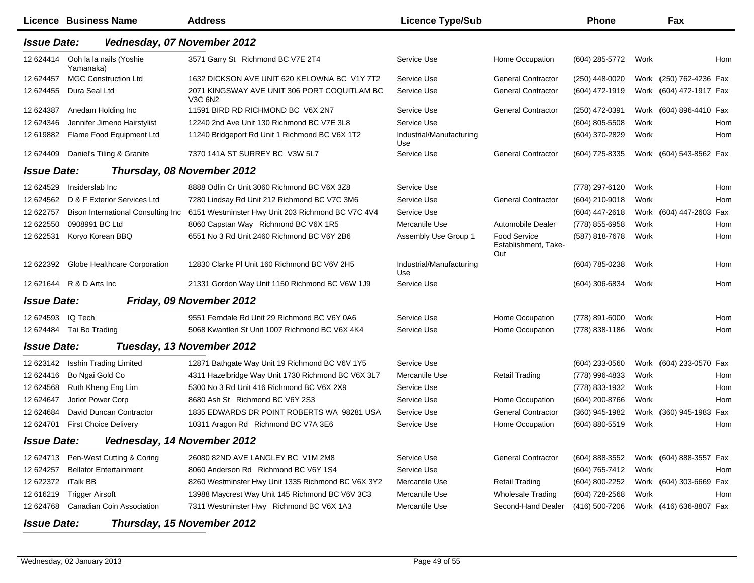| Licence | Business Name | Address | Licence Type/Sub | | Phone | | Fax | |
|---|---|---|---|---|---|---|---|---|
| **Issue Date:** | ***Wednesday, 07 November 2012*** | | | | | | | |
| 12 624414 | Ooh la la nails (Yoshie Yamanaka) | 3571 Garry St Richmond BC V7E 2T4 | Service Use | Home Occupation | (604) 285-5772 | Work | | Hom |
| 12 624457 | MGC Construction Ltd | 1632 DICKSON AVE UNIT 620 KELOWNA BC V1Y 7T2 | Service Use | General Contractor | (250) 448-0020 | Work | (250) 762-4236 | Fax |
| 12 624455 | Dura Seal Ltd | 2071 KINGSWAY AVE UNIT 306 PORT COQUITLAM BC V3C 6N2 | Service Use | General Contractor | (604) 472-1919 | Work | (604) 472-1917 | Fax |
| 12 624387 | Anedam Holding Inc | 11591 BIRD RD RICHMOND BC V6X 2N7 | Service Use | General Contractor | (250) 472-0391 | Work | (604) 896-4410 | Fax |
| 12 624346 | Jennifer Jimeno Hairstylist | 12240 2nd Ave Unit 130 Richmond BC V7E 3L8 | Service Use | | (604) 805-5508 | Work | | Hom |
| 12 619882 | Flame Food Equipment Ltd | 11240 Bridgeport Rd Unit 1 Richmond BC V6X 1T2 | Industrial/Manufacturing Use | | (604) 370-2829 | Work | | Hom |
| 12 624409 | Daniel's Tiling & Granite | 7370 141A ST SURREY BC V3W 5L7 | Service Use | General Contractor | (604) 725-8335 | Work | (604) 543-8562 | Fax |
| **Issue Date:** | ***Thursday, 08 November 2012*** | | | | | | | |
| 12 624529 | Insiderslab Inc | 8888 Odlin Cr Unit 3060 Richmond BC V6X 3Z8 | Service Use | | (778) 297-6120 | Work | | Hom |
| 12 624562 | D & F Exterior Services Ltd | 7280 Lindsay Rd Unit 212 Richmond BC V7C 3M6 | Service Use | General Contractor | (604) 210-9018 | Work | | Hom |
| 12 622757 | Bison International Consulting Inc | 6151 Westminster Hwy Unit 203 Richmond BC V7C 4V4 | Service Use | | (604) 447-2618 | Work | (604) 447-2603 | Fax |
| 12 622550 | 0908991 BC Ltd | 8060 Capstan Way Richmond BC V6X 1R5 | Mercantile Use | Automobile Dealer | (778) 855-6958 | Work | | Hom |
| 12 622531 | Koryo Korean BBQ | 6551 No 3 Rd Unit 2460 Richmond BC V6Y 2B6 | Assembly Use Group 1 | Food Service Establishment, Take-Out | (587) 818-7678 | Work | | Hom |
| 12 622392 | Globe Healthcare Corporation | 12830 Clarke Pl Unit 160 Richmond BC V6V 2H5 | Industrial/Manufacturing Use | | (604) 785-0238 | Work | | Hom |
| 12 621644 | R & D Arts Inc | 21331 Gordon Way Unit 1150 Richmond BC V6W 1J9 | Service Use | | (604) 306-6834 | Work | | Hom |
| **Issue Date:** | ***Friday, 09 November 2012*** | | | | | | | |
| 12 624593 | IQ Tech | 9551 Ferndale Rd Unit 29 Richmond BC V6Y 0A6 | Service Use | Home Occupation | (778) 891-6000 | Work | | Hom |
| 12 624484 | Tai Bo Trading | 5068 Kwantlen St Unit 1007 Richmond BC V6X 4K4 | Service Use | Home Occupation | (778) 838-1186 | Work | | Hom |
| **Issue Date:** | ***Tuesday, 13 November 2012*** | | | | | | | |
| 12 623142 | Isshin Trading Limited | 12871 Bathgate Way Unit 19 Richmond BC V6V 1Y5 | Service Use | | (604) 233-0560 | Work | (604) 233-0570 | Fax |
| 12 624416 | Bo Ngai Gold Co | 4311 Hazelbridge Way Unit 1730 Richmond BC V6X 3L7 | Mercantile Use | Retail Trading | (778) 996-4833 | Work | | Hom |
| 12 624568 | Ruth Kheng Eng Lim | 5300 No 3 Rd Unit 416 Richmond BC V6X 2X9 | Service Use | | (778) 833-1932 | Work | | Hom |
| 12 624647 | Jorlot Power Corp | 8680 Ash St Richmond BC V6Y 2S3 | Service Use | Home Occupation | (604) 200-8766 | Work | | Hom |
| 12 624684 | David Duncan Contractor | 1835 EDWARDS DR POINT ROBERTS WA 98281 USA | Service Use | General Contractor | (360) 945-1982 | Work | (360) 945-1983 | Fax |
| 12 624701 | First Choice Delivery | 10311 Aragon Rd Richmond BC V7A 3E6 | Service Use | Home Occupation | (604) 880-5519 | Work | | Hom |
| **Issue Date:** | ***Wednesday, 14 November 2012*** | | | | | | | |
| 12 624713 | Pen-West Cutting & Coring | 26080 82ND AVE LANGLEY BC V1M 2M8 | Service Use | General Contractor | (604) 888-3552 | Work | (604) 888-3557 | Fax |
| 12 624257 | Bellator Entertainment | 8060 Anderson Rd Richmond BC V6Y 1S4 | Service Use | | (604) 765-7412 | Work | | Hom |
| 12 622372 | iTalk BB | 8260 Westminster Hwy Unit 1335 Richmond BC V6X 3Y2 | Mercantile Use | Retail Trading | (604) 800-2252 | Work | (604) 303-6669 | Fax |
| 12 616219 | Trigger Airsoft | 13988 Maycrest Way Unit 145 Richmond BC V6V 3C3 | Mercantile Use | Wholesale Trading | (604) 728-2568 | Work | | Hom |
| 12 624768 | Canadian Coin Association | 7311 Westminster Hwy Richmond BC V6X 1A3 | Mercantile Use | Second-Hand Dealer | (416) 500-7206 | Work | (416) 636-8807 | Fax |
| **Issue Date:** | ***Thursday, 15 November 2012*** | | | | | | | |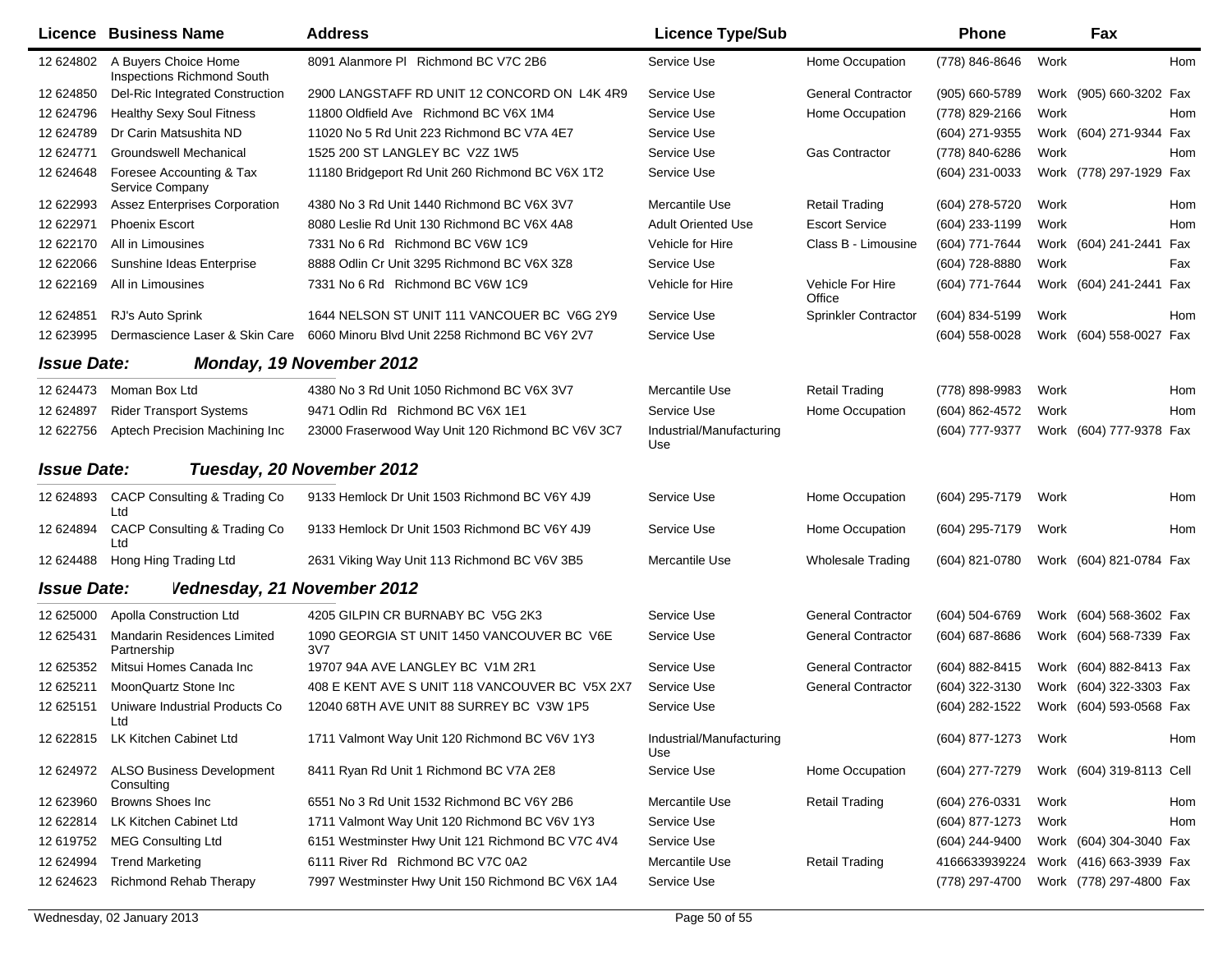| Licence | Business Name | Address | Licence Type/Sub | | Phone | | Fax | |
|---|---|---|---|---|---|---|---|---|
| 12 624802 | A Buyers Choice Home Inspections Richmond South | 8091 Alanmore Pl Richmond BC V7C 2B6 | Service Use | Home Occupation | (778) 846-8646 | Work | | Hom |
| 12 624850 | Del-Ric Integrated Construction | 2900 LANGSTAFF RD UNIT 12 CONCORD ON L4K 4R9 | Service Use | General Contractor | (905) 660-5789 | Work | (905) 660-3202 | Fax |
| 12 624796 | Healthy Sexy Soul Fitness | 11800 Oldfield Ave Richmond BC V6X 1M4 | Service Use | Home Occupation | (778) 829-2166 | Work | | Hom |
| 12 624789 | Dr Carin Matsushita ND | 11020 No 5 Rd Unit 223 Richmond BC V7A 4E7 | Service Use | | (604) 271-9355 | Work | (604) 271-9344 | Fax |
| 12 624771 | Groundswell Mechanical | 1525 200 ST LANGLEY BC V2Z 1W5 | Service Use | Gas Contractor | (778) 840-6286 | Work | | Hom |
| 12 624648 | Foresee Accounting & Tax Service Company | 11180 Bridgeport Rd Unit 260 Richmond BC V6X 1T2 | Service Use | | (604) 231-0033 | Work | (778) 297-1929 | Fax |
| 12 622993 | Assez Enterprises Corporation | 4380 No 3 Rd Unit 1440 Richmond BC V6X 3V7 | Mercantile Use | Retail Trading | (604) 278-5720 | Work | | Hom |
| 12 622971 | Phoenix Escort | 8080 Leslie Rd Unit 130 Richmond BC V6X 4A8 | Adult Oriented Use | Escort Service | (604) 233-1199 | Work | | Hom |
| 12 622170 | All in Limousines | 7331 No 6 Rd Richmond BC V6W 1C9 | Vehicle for Hire | Class B - Limousine | (604) 771-7644 | Work | (604) 241-2441 | Fax |
| 12 622066 | Sunshine Ideas Enterprise | 8888 Odlin Cr Unit 3295 Richmond BC V6X 3Z8 | Service Use | | (604) 728-8880 | Work | | Fax |
| 12 622169 | All in Limousines | 7331 No 6 Rd Richmond BC V6W 1C9 | Vehicle for Hire | Vehicle For Hire Office | (604) 771-7644 | Work | (604) 241-2441 | Fax |
| 12 624851 | RJ's Auto Sprink | 1644 NELSON ST UNIT 111 VANCOUER BC V6G 2Y9 | Service Use | Sprinkler Contractor | (604) 834-5199 | Work | | Hom |
| 12 623995 | Dermascience Laser & Skin Care | 6060 Minoru Blvd Unit 2258 Richmond BC V6Y 2V7 | Service Use | | (604) 558-0028 | Work | (604) 558-0027 | Fax |

***Issue Date: Monday, 19 November 2012***

| Licence | Business Name | Address | Licence Type/Sub | | Phone | | Fax | |
|---|---|---|---|---|---|---|---|---|
| 12 624473 | Moman Box Ltd | 4380 No 3 Rd Unit 1050 Richmond BC V6X 3V7 | Mercantile Use | Retail Trading | (778) 898-9983 | Work | | Hom |
| 12 624897 | Rider Transport Systems | 9471 Odlin Rd Richmond BC V6X 1E1 | Service Use | Home Occupation | (604) 862-4572 | Work | | Hom |
| 12 622756 | Aptech Precision Machining Inc | 23000 Fraserwood Way Unit 120 Richmond BC V6V 3C7 | Industrial/Manufacturing Use | | (604) 777-9377 | Work | (604) 777-9378 | Fax |

***Issue Date: Tuesday, 20 November 2012***

| Licence | Business Name | Address | Licence Type/Sub | | Phone | | Fax | |
|---|---|---|---|---|---|---|---|---|
| 12 624893 | CACP Consulting & Trading Co Ltd | 9133 Hemlock Dr Unit 1503 Richmond BC V6Y 4J9 | Service Use | Home Occupation | (604) 295-7179 | Work | | Hom |
| 12 624894 | CACP Consulting & Trading Co Ltd | 9133 Hemlock Dr Unit 1503 Richmond BC V6Y 4J9 | Service Use | Home Occupation | (604) 295-7179 | Work | | Hom |
| 12 624488 | Hong Hing Trading Ltd | 2631 Viking Way Unit 113 Richmond BC V6V 3B5 | Mercantile Use | Wholesale Trading | (604) 821-0780 | Work | (604) 821-0784 | Fax |

***Issue Date: Wednesday, 21 November 2012***

| Licence | Business Name | Address | Licence Type/Sub | | Phone | | Fax | |
|---|---|---|---|---|---|---|---|---|
| 12 625000 | Apolla Construction Ltd | 4205 GILPIN CR BURNABY BC V5G 2K3 | Service Use | General Contractor | (604) 504-6769 | Work | (604) 568-3602 | Fax |
| 12 625431 | Mandarin Residences Limited Partnership | 1090 GEORGIA ST UNIT 1450 VANCOUVER BC V6E 3V7 | Service Use | General Contractor | (604) 687-8686 | Work | (604) 568-7339 | Fax |
| 12 625352 | Mitsui Homes Canada Inc | 19707 94A AVE LANGLEY BC V1M 2R1 | Service Use | General Contractor | (604) 882-8415 | Work | (604) 882-8413 | Fax |
| 12 625211 | MoonQuartz Stone Inc | 408 E KENT AVE S UNIT 118 VANCOUVER BC V5X 2X7 | Service Use | General Contractor | (604) 322-3130 | Work | (604) 322-3303 | Fax |
| 12 625151 | Uniware Industrial Products Co Ltd | 12040 68TH AVE UNIT 88 SURREY BC V3W 1P5 | Service Use | | (604) 282-1522 | Work | (604) 593-0568 | Fax |
| 12 622815 | LK Kitchen Cabinet Ltd | 1711 Valmont Way Unit 120 Richmond BC V6V 1Y3 | Industrial/Manufacturing Use | | (604) 877-1273 | Work | | Hom |
| 12 624972 | ALSO Business Development Consulting | 8411 Ryan Rd Unit 1 Richmond BC V7A 2E8 | Service Use | Home Occupation | (604) 277-7279 | Work | (604) 319-8113 | Cell |
| 12 623960 | Browns Shoes Inc | 6551 No 3 Rd Unit 1532 Richmond BC V6Y 2B6 | Mercantile Use | Retail Trading | (604) 276-0331 | Work | | Hom |
| 12 622814 | LK Kitchen Cabinet Ltd | 1711 Valmont Way Unit 120 Richmond BC V6V 1Y3 | Service Use | | (604) 877-1273 | Work | | Hom |
| 12 619752 | MEG Consulting Ltd | 6151 Westminster Hwy Unit 121 Richmond BC V7C 4V4 | Service Use | | (604) 244-9400 | Work | (604) 304-3040 | Fax |
| 12 624994 | Trend Marketing | 6111 River Rd Richmond BC V7C 0A2 | Mercantile Use | Retail Trading | 4166633939224 | Work | (416) 663-3939 | Fax |
| 12 624623 | Richmond Rehab Therapy | 7997 Westminster Hwy Unit 150 Richmond BC V6X 1A4 | Service Use | | (778) 297-4700 | Work | (778) 297-4800 | Fax |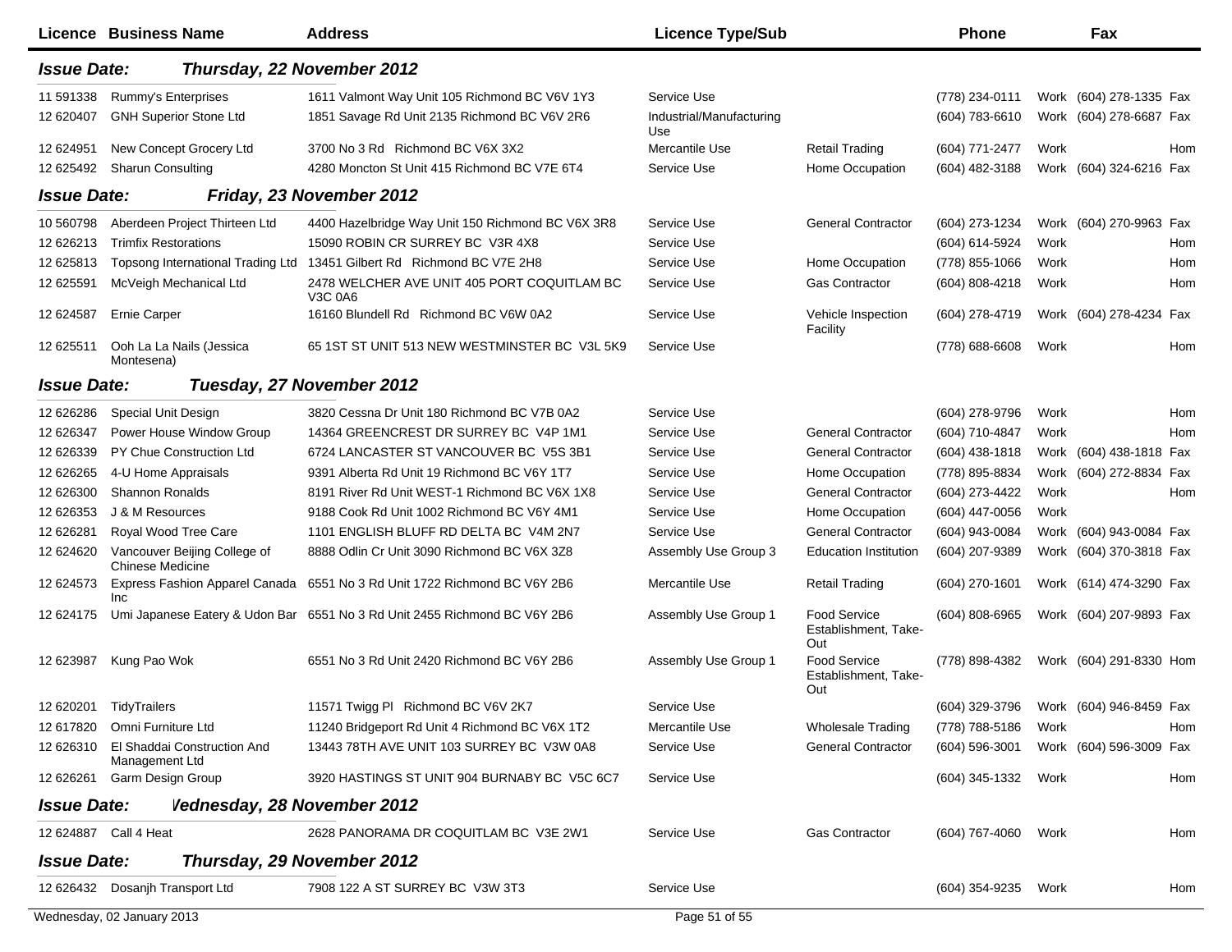| Licence | Business Name | Address | Licence Type/Sub | | Phone | | Fax | |
|---|---|---|---|---|---|---|---|---|
| ***Issue Date:*** | ***Thursday, 22 November 2012*** | | | | | | | |
| 11 591338 | Rummy's Enterprises | 1611 Valmont Way Unit 105 Richmond BC V6V 1Y3 | Service Use | | (778) 234-0111 | Work | (604) 278-1335 | Fax |
| 12 620407 | GNH Superior Stone Ltd | 1851 Savage Rd Unit 2135 Richmond BC V6V 2R6 | Industrial/Manufacturing Use | | (604) 783-6610 | Work | (604) 278-6687 | Fax |
| 12 624951 | New Concept Grocery Ltd | 3700 No 3 Rd Richmond BC V6X 3X2 | Mercantile Use | Retail Trading | (604) 771-2477 | Work | | Hom |
| 12 625492 | Sharun Consulting | 4280 Moncton St Unit 415 Richmond BC V7E 6T4 | Service Use | Home Occupation | (604) 482-3188 | Work | (604) 324-6216 | Fax |
| ***Issue Date:*** | ***Friday, 23 November 2012*** | | | | | | | |
| 10 560798 | Aberdeen Project Thirteen Ltd | 4400 Hazelbridge Way Unit 150 Richmond BC V6X 3R8 | Service Use | General Contractor | (604) 273-1234 | Work | (604) 270-9963 | Fax |
| 12 626213 | Trimfix Restorations | 15090 ROBIN CR SURREY BC V3R 4X8 | Service Use | | (604) 614-5924 | Work | | Hom |
| 12 625813 | Topsong International Trading Ltd | 13451 Gilbert Rd Richmond BC V7E 2H8 | Service Use | Home Occupation | (778) 855-1066 | Work | | Hom |
| 12 625591 | McVeigh Mechanical Ltd | 2478 WELCHER AVE UNIT 405 PORT COQUITLAM BC V3C 0A6 | Service Use | Gas Contractor | (604) 808-4218 | Work | | Hom |
| 12 624587 | Ernie Carper | 16160 Blundell Rd Richmond BC V6W 0A2 | Service Use | Vehicle Inspection Facility | (604) 278-4719 | Work | (604) 278-4234 | Fax |
| 12 625511 | Ooh La La Nails (Jessica Montesena) | 65 1ST ST UNIT 513 NEW WESTMINSTER BC V3L 5K9 | Service Use | | (778) 688-6608 | Work | | Hom |
| ***Issue Date:*** | ***Tuesday, 27 November 2012*** | | | | | | | |
| 12 626286 | Special Unit Design | 3820 Cessna Dr Unit 180 Richmond BC V7B 0A2 | Service Use | | (604) 278-9796 | Work | | Hom |
| 12 626347 | Power House Window Group | 14364 GREENCREST DR SURREY BC V4P 1M1 | Service Use | General Contractor | (604) 710-4847 | Work | | Hom |
| 12 626339 | PY Chue Construction Ltd | 6724 LANCASTER ST VANCOUVER BC V5S 3B1 | Service Use | General Contractor | (604) 438-1818 | Work | (604) 438-1818 | Fax |
| 12 626265 | 4-U Home Appraisals | 9391 Alberta Rd Unit 19 Richmond BC V6Y 1T7 | Service Use | Home Occupation | (778) 895-8834 | Work | (604) 272-8834 | Fax |
| 12 626300 | Shannon Ronalds | 8191 River Rd Unit WEST-1 Richmond BC V6X 1X8 | Service Use | General Contractor | (604) 273-4422 | Work | | Hom |
| 12 626353 | J & M Resources | 9188 Cook Rd Unit 1002 Richmond BC V6Y 4M1 | Service Use | Home Occupation | (604) 447-0056 | Work | | |
| 12 626281 | Royal Wood Tree Care | 1101 ENGLISH BLUFF RD DELTA BC V4M 2N7 | Service Use | General Contractor | (604) 943-0084 | Work | (604) 943-0084 | Fax |
| 12 624620 | Vancouver Beijing College of Chinese Medicine | 8888 Odlin Cr Unit 3090 Richmond BC V6X 3Z8 | Assembly Use Group 3 | Education Institution | (604) 207-9389 | Work | (604) 370-3818 | Fax |
| 12 624573 | Express Fashion Apparel Canada Inc | 6551 No 3 Rd Unit 1722 Richmond BC V6Y 2B6 | Mercantile Use | Retail Trading | (604) 270-1601 | Work | (614) 474-3290 | Fax |
| 12 624175 | Umi Japanese Eatery & Udon Bar | 6551 No 3 Rd Unit 2455 Richmond BC V6Y 2B6 | Assembly Use Group 1 | Food Service Establishment, Take-Out | (604) 808-6965 | Work | (604) 207-9893 | Fax |
| 12 623987 | Kung Pao Wok | 6551 No 3 Rd Unit 2420 Richmond BC V6Y 2B6 | Assembly Use Group 1 | Food Service Establishment, Take-Out | (778) 898-4382 | Work | (604) 291-8330 | Hom |
| 12 620201 | TidyTrailers | 11571 Twigg Pl Richmond BC V6V 2K7 | Service Use | | (604) 329-3796 | Work | (604) 946-8459 | Fax |
| 12 617820 | Omni Furniture Ltd | 11240 Bridgeport Rd Unit 4 Richmond BC V6X 1T2 | Mercantile Use | Wholesale Trading | (778) 788-5186 | Work | | Hom |
| 12 626310 | El Shaddai Construction And Management Ltd | 13443 78TH AVE UNIT 103 SURREY BC V3W 0A8 | Service Use | General Contractor | (604) 596-3001 | Work | (604) 596-3009 | Fax |
| 12 626261 | Garm Design Group | 3920 HASTINGS ST UNIT 904 BURNABY BC V5C 6C7 | Service Use | | (604) 345-1332 | Work | | Hom |
| ***Issue Date:*** | ***Wednesday, 28 November 2012*** | | | | | | | |
| 12 624887 | Call 4 Heat | 2628 PANORAMA DR COQUITLAM BC V3E 2W1 | Service Use | Gas Contractor | (604) 767-4060 | Work | | Hom |
| ***Issue Date:*** | ***Thursday, 29 November 2012*** | | | | | | | |
| 12 626432 | Dosanjh Transport Ltd | 7908 122 A ST SURREY BC V3W 3T3 | Service Use | | (604) 354-9235 | Work | | Hom |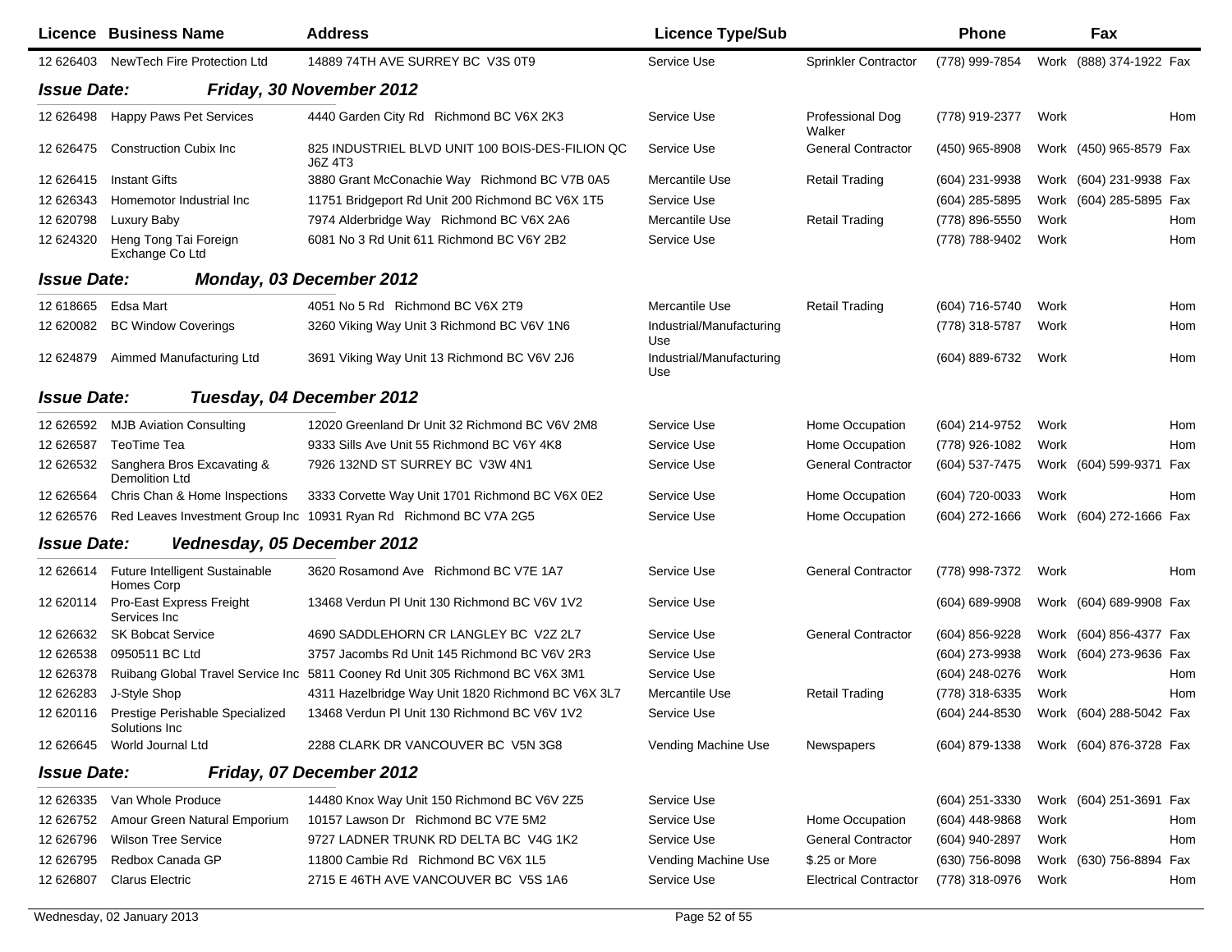| Licence | Business Name | Address | Licence Type/Sub | | Phone | | Fax | |
|---|---|---|---|---|---|---|---|---|
| 12 626403 | NewTech Fire Protection Ltd | 14889 74TH AVE SURREY BC V3S 0T9 | Service Use | Sprinkler Contractor | (778) 999-7854 | Work | (888) 374-1922 | Fax |

**Issue Date: Friday, 30 November 2012**

| Licence | Business Name | Address | Licence Type/Sub | | Phone | | Fax | |
|---|---|---|---|---|---|---|---|---|
| 12 626498 | Happy Paws Pet Services | 4440 Garden City Rd Richmond BC V6X 2K3 | Service Use | Professional Dog Walker | (778) 919-2377 | Work | | Hom |
| 12 626475 | Construction Cubix Inc | 825 INDUSTRIEL BLVD UNIT 100 BOIS-DES-FILION QC J6Z 4T3 | Service Use | General Contractor | (450) 965-8908 | Work | (450) 965-8579 | Fax |
| 12 626415 | Instant Gifts | 3880 Grant McConachie Way Richmond BC V7B 0A5 | Mercantile Use | Retail Trading | (604) 231-9938 | Work | (604) 231-9938 | Fax |
| 12 626343 | Homemotor Industrial Inc | 11751 Bridgeport Rd Unit 200 Richmond BC V6X 1T5 | Service Use | | (604) 285-5895 | Work | (604) 285-5895 | Fax |
| 12 620798 | Luxury Baby | 7974 Alderbridge Way Richmond BC V6X 2A6 | Mercantile Use | Retail Trading | (778) 896-5550 | Work | | Hom |
| 12 624320 | Heng Tong Tai Foreign Exchange Co Ltd | 6081 No 3 Rd Unit 611 Richmond BC V6Y 2B2 | Service Use | | (778) 788-9402 | Work | | Hom |

**Issue Date: Monday, 03 December 2012**

| Licence | Business Name | Address | Licence Type/Sub | | Phone | | Fax | |
|---|---|---|---|---|---|---|---|---|
| 12 618665 | Edsa Mart | 4051 No 5 Rd Richmond BC V6X 2T9 | Mercantile Use | Retail Trading | (604) 716-5740 | Work | | Hom |
| 12 620082 | BC Window Coverings | 3260 Viking Way Unit 3 Richmond BC V6V 1N6 | Industrial/Manufacturing Use | | (778) 318-5787 | Work | | Hom |
| 12 624879 | Aimmed Manufacturing Ltd | 3691 Viking Way Unit 13 Richmond BC V6V 2J6 | Industrial/Manufacturing Use | | (604) 889-6732 | Work | | Hom |

**Issue Date: Tuesday, 04 December 2012**

| Licence | Business Name | Address | Licence Type/Sub | | Phone | | Fax | |
|---|---|---|---|---|---|---|---|---|
| 12 626592 | MJB Aviation Consulting | 12020 Greenland Dr Unit 32 Richmond BC V6V 2M8 | Service Use | Home Occupation | (604) 214-9752 | Work | | Hom |
| 12 626587 | TeoTime Tea | 9333 Sills Ave Unit 55 Richmond BC V6Y 4K8 | Service Use | Home Occupation | (778) 926-1082 | Work | | Hom |
| 12 626532 | Sanghera Bros Excavating & Demolition Ltd | 7926 132ND ST SURREY BC V3W 4N1 | Service Use | General Contractor | (604) 537-7475 | Work | (604) 599-9371 | Fax |
| 12 626564 | Chris Chan & Home Inspections | 3333 Corvette Way Unit 1701 Richmond BC V6X 0E2 | Service Use | Home Occupation | (604) 720-0033 | Work | | Hom |
| 12 626576 | Red Leaves Investment Group Inc | 10931 Ryan Rd Richmond BC V7A 2G5 | Service Use | Home Occupation | (604) 272-1666 | Work | (604) 272-1666 | Fax |

**Issue Date: Wednesday, 05 December 2012**

| Licence | Business Name | Address | Licence Type/Sub | | Phone | | Fax | |
|---|---|---|---|---|---|---|---|---|
| 12 626614 | Future Intelligent Sustainable Homes Corp | 3620 Rosamond Ave Richmond BC V7E 1A7 | Service Use | General Contractor | (778) 998-7372 | Work | | Hom |
| 12 620114 | Pro-East Express Freight Services Inc | 13468 Verdun Pl Unit 130 Richmond BC V6V 1V2 | Service Use | | (604) 689-9908 | Work | (604) 689-9908 | Fax |
| 12 626632 | SK Bobcat Service | 4690 SADDLEHORN CR LANGLEY BC V2Z 2L7 | Service Use | General Contractor | (604) 856-9228 | Work | (604) 856-4377 | Fax |
| 12 626538 | 0950511 BC Ltd | 3757 Jacombs Rd Unit 145 Richmond BC V6V 2R3 | Service Use | | (604) 273-9938 | Work | (604) 273-9636 | Fax |
| 12 626378 | Ruibang Global Travel Service Inc | 5811 Cooney Rd Unit 305 Richmond BC V6X 3M1 | Service Use | | (604) 248-0276 | Work | | Hom |
| 12 626283 | J-Style Shop | 4311 Hazelbridge Way Unit 1820 Richmond BC V6X 3L7 | Mercantile Use | Retail Trading | (778) 318-6335 | Work | | Hom |
| 12 620116 | Prestige Perishable Specialized Solutions Inc | 13468 Verdun Pl Unit 130 Richmond BC V6V 1V2 | Service Use | | (604) 244-8530 | Work | (604) 288-5042 | Fax |
| 12 626645 | World Journal Ltd | 2288 CLARK DR VANCOUVER BC V5N 3G8 | Vending Machine Use | Newspapers | (604) 879-1338 | Work | (604) 876-3728 | Fax |

**Issue Date: Friday, 07 December 2012**

| Licence | Business Name | Address | Licence Type/Sub | | Phone | | Fax | |
|---|---|---|---|---|---|---|---|---|
| 12 626335 | Van Whole Produce | 14480 Knox Way Unit 150 Richmond BC V6V 2Z5 | Service Use | | (604) 251-3330 | Work | (604) 251-3691 | Fax |
| 12 626752 | Amour Green Natural Emporium | 10157 Lawson Dr Richmond BC V7E 5M2 | Service Use | Home Occupation | (604) 448-9868 | Work | | Hom |
| 12 626796 | Wilson Tree Service | 9727 LADNER TRUNK RD DELTA BC V4G 1K2 | Service Use | General Contractor | (604) 940-2897 | Work | | Hom |
| 12 626795 | Redbox Canada GP | 11800 Cambie Rd Richmond BC V6X 1L5 | Vending Machine Use | $.25 or More | (630) 756-8098 | Work | (630) 756-8894 | Fax |
| 12 626807 | Clarus Electric | 2715 E 46TH AVE VANCOUVER BC V5S 1A6 | Service Use | Electrical Contractor | (778) 318-0976 | Work | | Hom |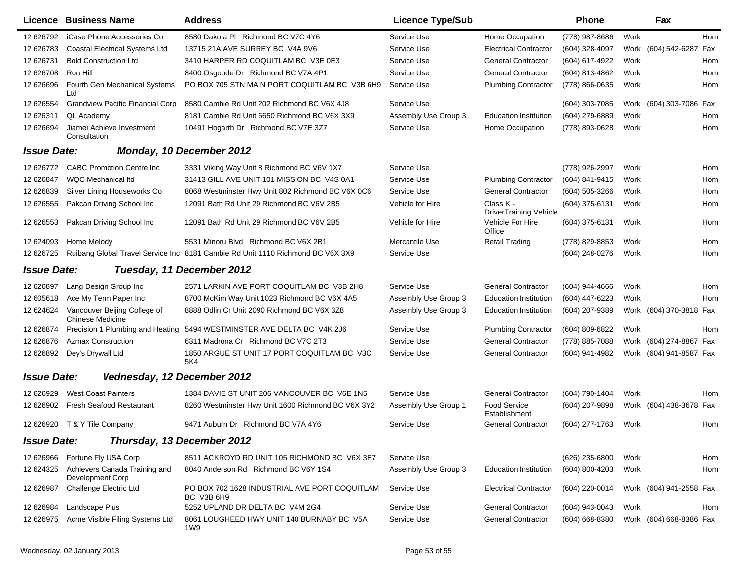| Licence | Business Name | Address | Licence Type/Sub | | Phone | | Fax | |
|---|---|---|---|---|---|---|---|---|
| 12 626792 | iCase Phone Accessories Co | 8580 Dakota Pl Richmond BC V7C 4Y6 | Service Use | Home Occupation | (778) 987-8686 | Work | | Hom |
| 12 626783 | Coastal Electrical Systems Ltd | 13715 21A AVE SURREY BC V4A 9V6 | Service Use | Electrical Contractor | (604) 328-4097 | Work | (604) 542-6287 | Fax |
| 12 626731 | Bold Construction Ltd | 3410 HARPER RD COQUITLAM BC V3E 0E3 | Service Use | General Contractor | (604) 617-4922 | Work | | Hom |
| 12 626708 | Ron Hill | 8400 Osgoode Dr Richmond BC V7A 4P1 | Service Use | General Contractor | (604) 813-4862 | Work | | Hom |
| 12 626696 | Fourth Gen Mechanical Systems Ltd | PO BOX 705 STN MAIN PORT COQUITLAM BC V3B 6H9 | Service Use | Plumbing Contractor | (778) 866-0635 | Work | | Hom |
| 12 626554 | Grandview Pacific Financial Corp | 8580 Cambie Rd Unit 202 Richmond BC V6X 4J8 | Service Use | | (604) 303-7085 | Work | (604) 303-7086 | Fax |
| 12 626311 | QL Academy | 8181 Cambie Rd Unit 6650 Richmond BC V6X 3X9 | Assembly Use Group 3 | Education Institution | (604) 279-6889 | Work | | Hom |
| 12 626694 | Jiamei Achieve Investment Consultation | 10491 Hogarth Dr Richmond BC V7E 3Z7 | Service Use | Home Occupation | (778) 893-0628 | Work | | Hom |

**Issue Date:** ***Monday, 10 December 2012***

| Licence | Business Name | Address | Licence Type/Sub | | Phone | | Fax | |
|---|---|---|---|---|---|---|---|---|
| 12 626772 | CABC Promotion Centre Inc | 3331 Viking Way Unit 8 Richmond BC V6V 1X7 | Service Use | | (778) 926-2997 | Work | | Hom |
| 12 626847 | WQC Mechanical ltd | 31413 GILL AVE UNIT 101 MISSION BC V4S 0A1 | Service Use | Plumbing Contractor | (604) 841-9415 | Work | | Hom |
| 12 626839 | Silver Lining Houseworks Co | 8068 Westminster Hwy Unit 802 Richmond BC V6X 0C6 | Service Use | General Contractor | (604) 505-3266 | Work | | Hom |
| 12 626555 | Pakcan Driving School Inc | 12091 Bath Rd Unit 29 Richmond BC V6V 2B5 | Vehicle for Hire | Class K - DriverTraining Vehicle | (604) 375-6131 | Work | | Hom |
| 12 626553 | Pakcan Driving School Inc | 12091 Bath Rd Unit 29 Richmond BC V6V 2B5 | Vehicle for Hire | Vehicle For Hire Office | (604) 375-6131 | Work | | Hom |
| 12 624093 | Home Melody | 5531 Minoru Blvd Richmond BC V6X 2B1 | Mercantile Use | Retail Trading | (778) 829-8853 | Work | | Hom |
| 12 626725 | Ruibang Global Travel Service Inc | 8181 Cambie Rd Unit 1110 Richmond BC V6X 3X9 | Service Use | | (604) 248-0276 | Work | | Hom |

**Issue Date:** ***Tuesday, 11 December 2012***

| Licence | Business Name | Address | Licence Type/Sub | | Phone | | Fax | |
|---|---|---|---|---|---|---|---|---|
| 12 626897 | Lang Design Group Inc | 2571 LARKIN AVE PORT COQUITLAM BC V3B 2H8 | Service Use | General Contractor | (604) 944-4666 | Work | | Hom |
| 12 605618 | Ace My Term Paper Inc | 8700 McKim Way Unit 1023 Richmond BC V6X 4A5 | Assembly Use Group 3 | Education Institution | (604) 447-6223 | Work | | Hom |
| 12 624624 | Vancouver Beijing College of Chinese Medicine | 8888 Odlin Cr Unit 2090 Richmond BC V6X 3Z8 | Assembly Use Group 3 | Education Institution | (604) 207-9389 | Work | (604) 370-3818 | Fax |
| 12 626874 | Precision 1 Plumbing and Heating | 5494 WESTMINSTER AVE DELTA BC V4K 2J6 | Service Use | Plumbing Contractor | (604) 809-6822 | Work | | Hom |
| 12 626876 | Azmax Construction | 6311 Madrona Cr Richmond BC V7C 2T3 | Service Use | General Contractor | (778) 885-7088 | Work | (604) 274-8867 | Fax |
| 12 626892 | Dey's Drywall Ltd | 1850 ARGUE ST UNIT 17 PORT COQUITLAM BC V3C 5K4 | Service Use | General Contractor | (604) 941-4982 | Work | (604) 941-8587 | Fax |

**Issue Date:** ***Wednesday, 12 December 2012***

| Licence | Business Name | Address | Licence Type/Sub | | Phone | | Fax | |
|---|---|---|---|---|---|---|---|---|
| 12 626929 | West Coast Painters | 1384 DAVIE ST UNIT 206 VANCOUVER BC V6E 1N5 | Service Use | General Contractor | (604) 790-1404 | Work | | Hom |
| 12 626902 | Fresh Seafood Restaurant | 8260 Westminster Hwy Unit 1600 Richmond BC V6X 3Y2 | Assembly Use Group 1 | Food Service Establishment | (604) 207-9898 | Work | (604) 438-3678 | Fax |
| 12 626920 | T & Y Tile Company | 9471 Auburn Dr Richmond BC V7A 4Y6 | Service Use | General Contractor | (604) 277-1763 | Work | | Hom |

**Issue Date:** ***Thursday, 13 December 2012***

| Licence | Business Name | Address | Licence Type/Sub | | Phone | | Fax | |
|---|---|---|---|---|---|---|---|---|
| 12 626966 | Fortune Fly USA Corp | 8511 ACKROYD RD UNIT 105 RICHMOND BC V6X 3E7 | Service Use | | (626) 235-6800 | Work | | Hom |
| 12 624325 | Achievers Canada Training and Development Corp | 8040 Anderson Rd Richmond BC V6Y 1S4 | Assembly Use Group 3 | Education Institution | (604) 800-4203 | Work | | Hom |
| 12 626987 | Challenge Electric Ltd | PO BOX 702 1628 INDUSTRIAL AVE PORT COQUITLAM BC V3B 6H9 | Service Use | Electrical Contractor | (604) 220-0014 | Work | (604) 941-2558 | Fax |
| 12 626984 | Landscape Plus | 5252 UPLAND DR DELTA BC V4M 2G4 | Service Use | General Contractor | (604) 943-0043 | Work | | Hom |
| 12 626975 | Acme Visible Filing Systems Ltd | 8061 LOUGHEED HWY UNIT 140 BURNABY BC V5A 1W9 | Service Use | General Contractor | (604) 668-8380 | Work | (604) 668-8386 | Fax |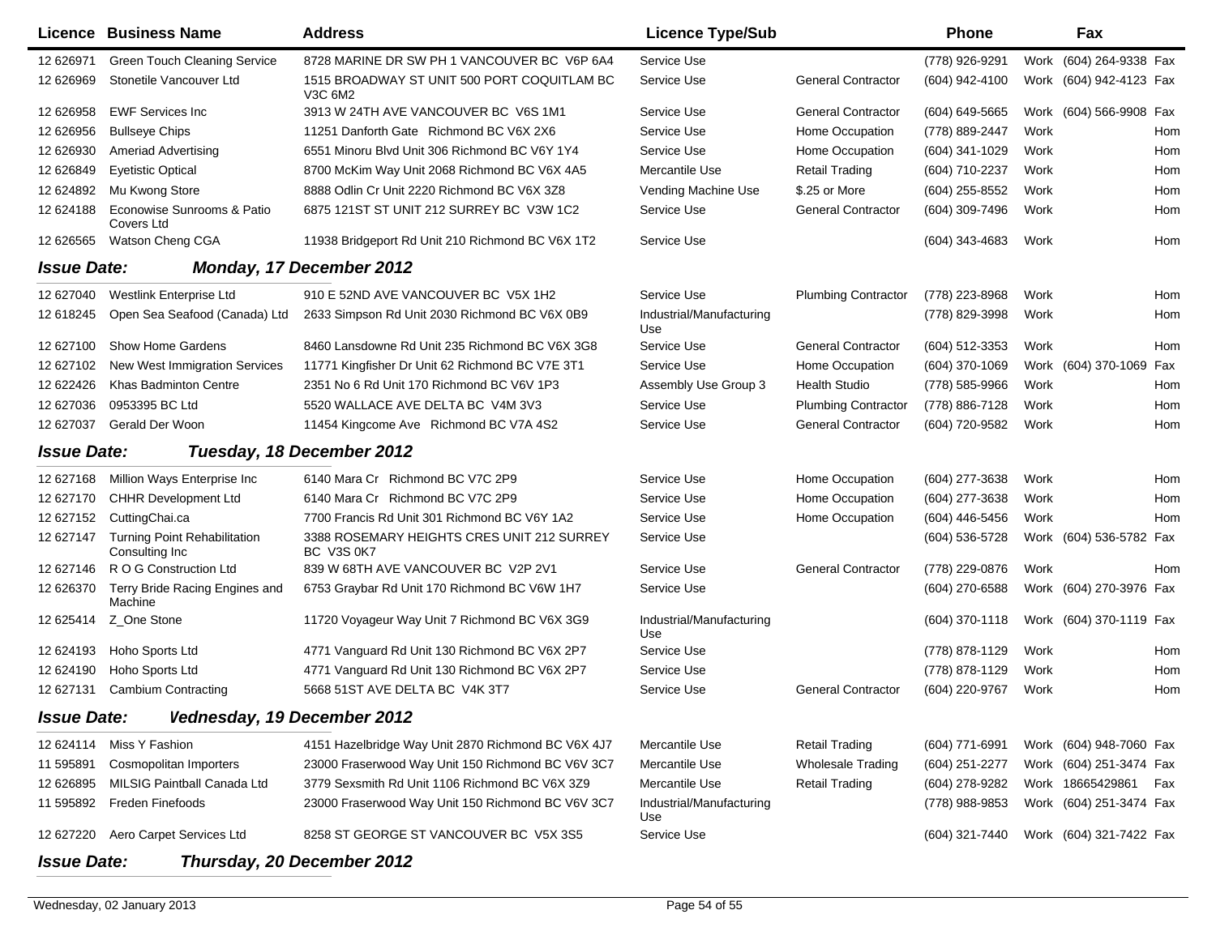| Licence | Business Name | Address | Licence Type/Sub | | Phone | | Fax | |
|---|---|---|---|---|---|---|---|---|
| 12 626971 | Green Touch Cleaning Service | 8728 MARINE DR SW PH 1 VANCOUVER BC V6P 6A4 | Service Use | | (778) 926-9291 | Work | (604) 264-9338 | Fax |
| 12 626969 | Stonetile Vancouver Ltd | 1515 BROADWAY ST UNIT 500 PORT COQUITLAM BC V3C 6M2 | Service Use | General Contractor | (604) 942-4100 | Work | (604) 942-4123 | Fax |
| 12 626958 | EWF Services Inc | 3913 W 24TH AVE VANCOUVER BC V6S 1M1 | Service Use | General Contractor | (604) 649-5665 | Work | (604) 566-9908 | Fax |
| 12 626956 | Bullseye Chips | 11251 Danforth Gate Richmond BC V6X 2X6 | Service Use | Home Occupation | (778) 889-2447 | Work | | Hom |
| 12 626930 | Ameriad Advertising | 6551 Minoru Blvd Unit 306 Richmond BC V6Y 1Y4 | Service Use | Home Occupation | (604) 341-1029 | Work | | Hom |
| 12 626849 | Eyetistic Optical | 8700 McKim Way Unit 2068 Richmond BC V6X 4A5 | Mercantile Use | Retail Trading | (604) 710-2237 | Work | | Hom |
| 12 624892 | Mu Kwong Store | 8888 Odlin Cr Unit 2220 Richmond BC V6X 3Z8 | Vending Machine Use | $.25 or More | (604) 255-8552 | Work | | Hom |
| 12 624188 | Econowise Sunrooms & Patio Covers Ltd | 6875 121ST ST UNIT 212 SURREY BC V3W 1C2 | Service Use | General Contractor | (604) 309-7496 | Work | | Hom |
| 12 626565 | Watson Cheng CGA | 11938 Bridgeport Rd Unit 210 Richmond BC V6X 1T2 | Service Use | | (604) 343-4683 | Work | | Hom |

***Issue Date: Monday, 17 December 2012***

| Licence | Business Name | Address | Licence Type/Sub | | Phone | | Fax | |
|---|---|---|---|---|---|---|---|---|
| 12 627040 | Westlink Enterprise Ltd | 910 E 52ND AVE VANCOUVER BC V5X 1H2 | Service Use | Plumbing Contractor | (778) 223-8968 | Work | | Hom |
| 12 618245 | Open Sea Seafood (Canada) Ltd | 2633 Simpson Rd Unit 2030 Richmond BC V6X 0B9 | Industrial/Manufacturing Use | | (778) 829-3998 | Work | | Hom |
| 12 627100 | Show Home Gardens | 8460 Lansdowne Rd Unit 235 Richmond BC V6X 3G8 | Service Use | General Contractor | (604) 512-3353 | Work | | Hom |
| 12 627102 | New West Immigration Services | 11771 Kingfisher Dr Unit 62 Richmond BC V7E 3T1 | Service Use | Home Occupation | (604) 370-1069 | Work | (604) 370-1069 | Fax |
| 12 622426 | Khas Badminton Centre | 2351 No 6 Rd Unit 170 Richmond BC V6V 1P3 | Assembly Use Group 3 | Health Studio | (778) 585-9966 | Work | | Hom |
| 12 627036 | 0953395 BC Ltd | 5520 WALLACE AVE DELTA BC V4M 3V3 | Service Use | Plumbing Contractor | (778) 886-7128 | Work | | Hom |
| 12 627037 | Gerald Der Woon | 11454 Kingcome Ave Richmond BC V7A 4S2 | Service Use | General Contractor | (604) 720-9582 | Work | | Hom |

***Issue Date: Tuesday, 18 December 2012***

| Licence | Business Name | Address | Licence Type/Sub | | Phone | | Fax | |
|---|---|---|---|---|---|---|---|---|
| 12 627168 | Million Ways Enterprise Inc | 6140 Mara Cr Richmond BC V7C 2P9 | Service Use | Home Occupation | (604) 277-3638 | Work | | Hom |
| 12 627170 | CHHR Development Ltd | 6140 Mara Cr Richmond BC V7C 2P9 | Service Use | Home Occupation | (604) 277-3638 | Work | | Hom |
| 12 627152 | CuttingChai.ca | 7700 Francis Rd Unit 301 Richmond BC V6Y 1A2 | Service Use | Home Occupation | (604) 446-5456 | Work | | Hom |
| 12 627147 | Turning Point Rehabilitation Consulting Inc | 3388 ROSEMARY HEIGHTS CRES UNIT 212 SURREY BC V3S 0K7 | Service Use | | (604) 536-5728 | Work | (604) 536-5782 | Fax |
| 12 627146 | R O G Construction Ltd | 839 W 68TH AVE VANCOUVER BC V2P 2V1 | Service Use | General Contractor | (778) 229-0876 | Work | | Hom |
| 12 626370 | Terry Bride Racing Engines and Machine | 6753 Graybar Rd Unit 170 Richmond BC V6W 1H7 | Service Use | | (604) 270-6588 | Work | (604) 270-3976 | Fax |
| 12 625414 | Z_One Stone | 11720 Voyageur Way Unit 7 Richmond BC V6X 3G9 | Industrial/Manufacturing Use | | (604) 370-1118 | Work | (604) 370-1119 | Fax |
| 12 624193 | Hoho Sports Ltd | 4771 Vanguard Rd Unit 130 Richmond BC V6X 2P7 | Service Use | | (778) 878-1129 | Work | | Hom |
| 12 624190 | Hoho Sports Ltd | 4771 Vanguard Rd Unit 130 Richmond BC V6X 2P7 | Service Use | | (778) 878-1129 | Work | | Hom |
| 12 627131 | Cambium Contracting | 5668 51ST AVE DELTA BC V4K 3T7 | Service Use | General Contractor | (604) 220-9767 | Work | | Hom |

***Issue Date: Wednesday, 19 December 2012***

| Licence | Business Name | Address | Licence Type/Sub | | Phone | | Fax | |
|---|---|---|---|---|---|---|---|---|
| 12 624114 | Miss Y Fashion | 4151 Hazelbridge Way Unit 2870 Richmond BC V6X 4J7 | Mercantile Use | Retail Trading | (604) 771-6991 | Work | (604) 948-7060 | Fax |
| 11 595891 | Cosmopolitan Importers | 23000 Fraserwood Way Unit 150 Richmond BC V6V 3C7 | Mercantile Use | Wholesale Trading | (604) 251-2277 | Work | (604) 251-3474 | Fax |
| 12 626895 | MILSIG Paintball Canada Ltd | 3779 Sexsmith Rd Unit 1106 Richmond BC V6X 3Z9 | Mercantile Use | Retail Trading | (604) 278-9282 | Work | 18665429861 | Fax |
| 11 595892 | Freden Finefoods | 23000 Fraserwood Way Unit 150 Richmond BC V6V 3C7 | Industrial/Manufacturing Use | | (778) 988-9853 | Work | (604) 251-3474 | Fax |
| 12 627220 | Aero Carpet Services Ltd | 8258 ST GEORGE ST VANCOUVER BC V5X 3S5 | Service Use | | (604) 321-7440 | Work | (604) 321-7422 | Fax |

***Issue Date: Thursday, 20 December 2012***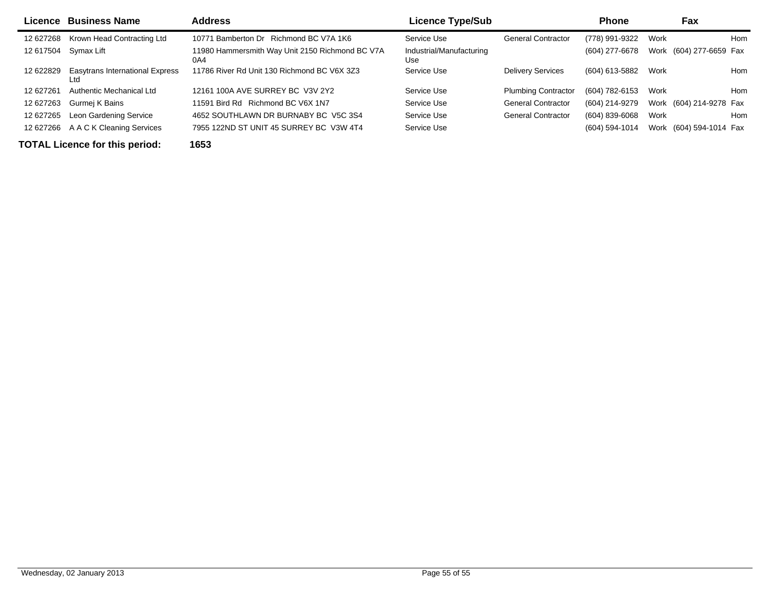| Licence | Business Name | Address | Licence Type/Sub | | Phone | | Fax | |
|---|---|---|---|---|---|---|---|---|
| 12 627268 | Krown Head Contracting Ltd | 10771 Bamberton Dr Richmond BC V7A 1K6 | Service Use | General Contractor | (778) 991-9322 | Work | | Hom |
| 12 617504 | Symax Lift | 11980 Hammersmith Way Unit 2150 Richmond BC V7A 0A4 | Industrial/Manufacturing Use | | (604) 277-6678 | Work | (604) 277-6659 | Fax |
| 12 622829 | Easytrans International Express Ltd | 11786 River Rd Unit 130 Richmond BC V6X 3Z3 | Service Use | Delivery Services | (604) 613-5882 | Work | | Hom |
| 12 627261 | Authentic Mechanical Ltd | 12161 100A AVE SURREY BC V3V 2Y2 | Service Use | Plumbing Contractor | (604) 782-6153 | Work | | Hom |
| 12 627263 | Gurmej K Bains | 11591 Bird Rd Richmond BC V6X 1N7 | Service Use | General Contractor | (604) 214-9279 | Work | (604) 214-9278 | Fax |
| 12 627265 | Leon Gardening Service | 4652 SOUTHLAWN DR BURNABY BC V5C 3S4 | Service Use | General Contractor | (604) 839-6068 | Work | | Hom |
| 12 627266 | A A C K Cleaning Services | 7955 122ND ST UNIT 45 SURREY BC V3W 4T4 | Service Use | | (604) 594-1014 | Work | (604) 594-1014 | Fax |

**TOTAL Licence for this period: 1653**

Wednesday, 02 January 2013